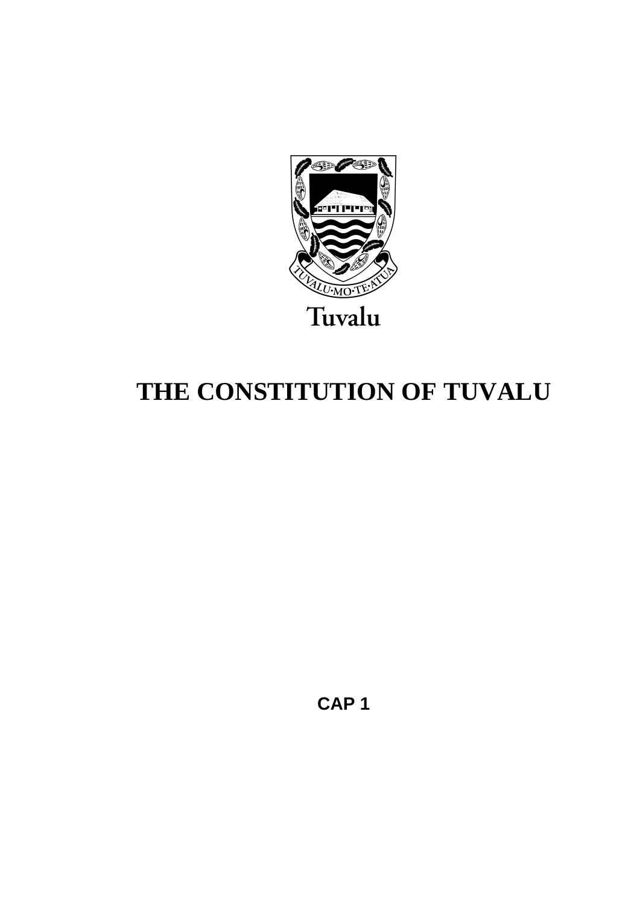TUVALU·MO·TE·ATUA

Tuvalu

# THE CONSTITUTION OF TUVALU

**CAP 1**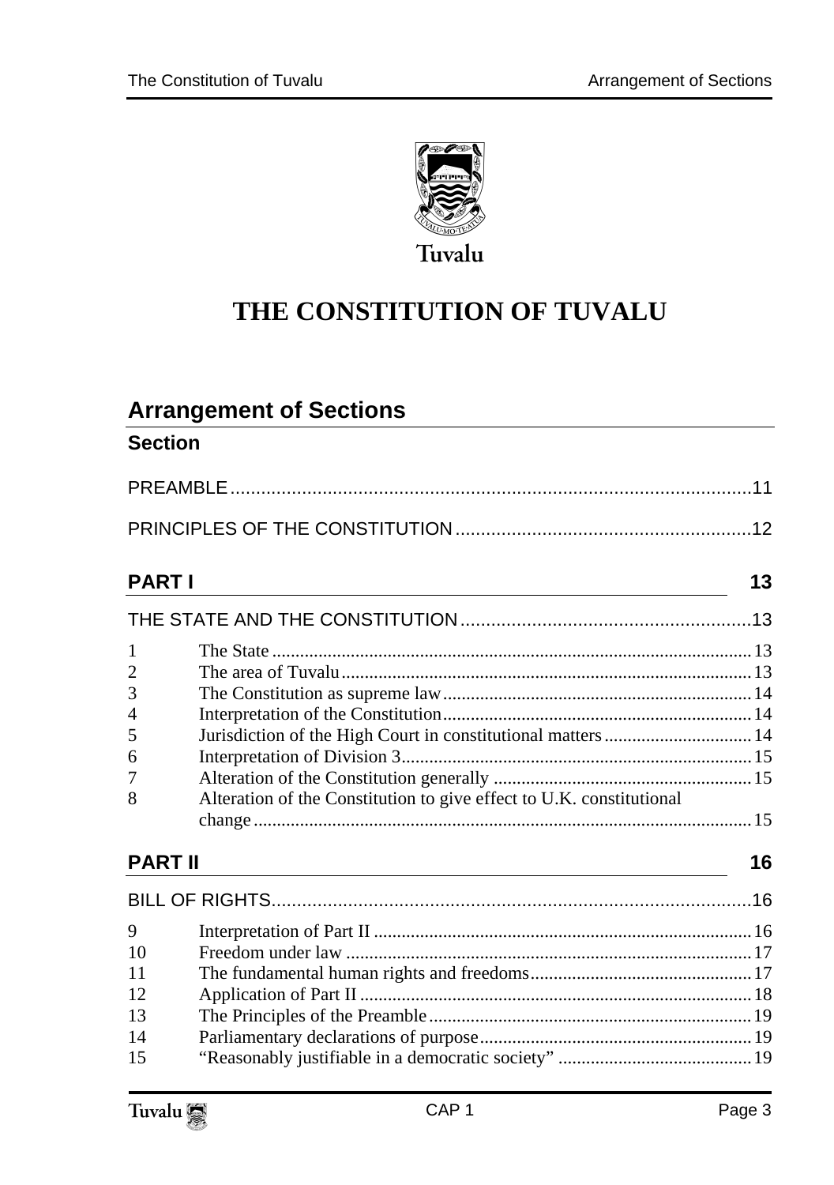Tuvalu

# THE CONSTITUTION OF TUVALU

## Arrangement of Sections

### Section

PREAMBLE ..... 11

PRINCIPLES OF THE CONSTITUTION ..... 12

### PART I 13

THE STATE AND THE CONSTITUTION ..... 13

| | | |
|---|---|---|
| 1 | The State | 13 |
| 2 | The area of Tuvalu | 13 |
| 3 | The Constitution as supreme law | 14 |
| 4 | Interpretation of the Constitution | 14 |
| 5 | Jurisdiction of the High Court in constitutional matters | 14 |
| 6 | Interpretation of Division 3 | 15 |
| 7 | Alteration of the Constitution generally | 15 |
| 8 | Alteration of the Constitution to give effect to U.K. constitutional change | 15 |

### PART II 16

BILL OF RIGHTS ..... 16

| | | |
|---|---|---|
| 9 | Interpretation of Part II | 16 |
| 10 | Freedom under law | 17 |
| 11 | The fundamental human rights and freedoms | 17 |
| 12 | Application of Part II | 18 |
| 13 | The Principles of the Preamble | 19 |
| 14 | Parliamentary declarations of purpose | 19 |
| 15 | “Reasonably justifiable in a democratic society” | 19 |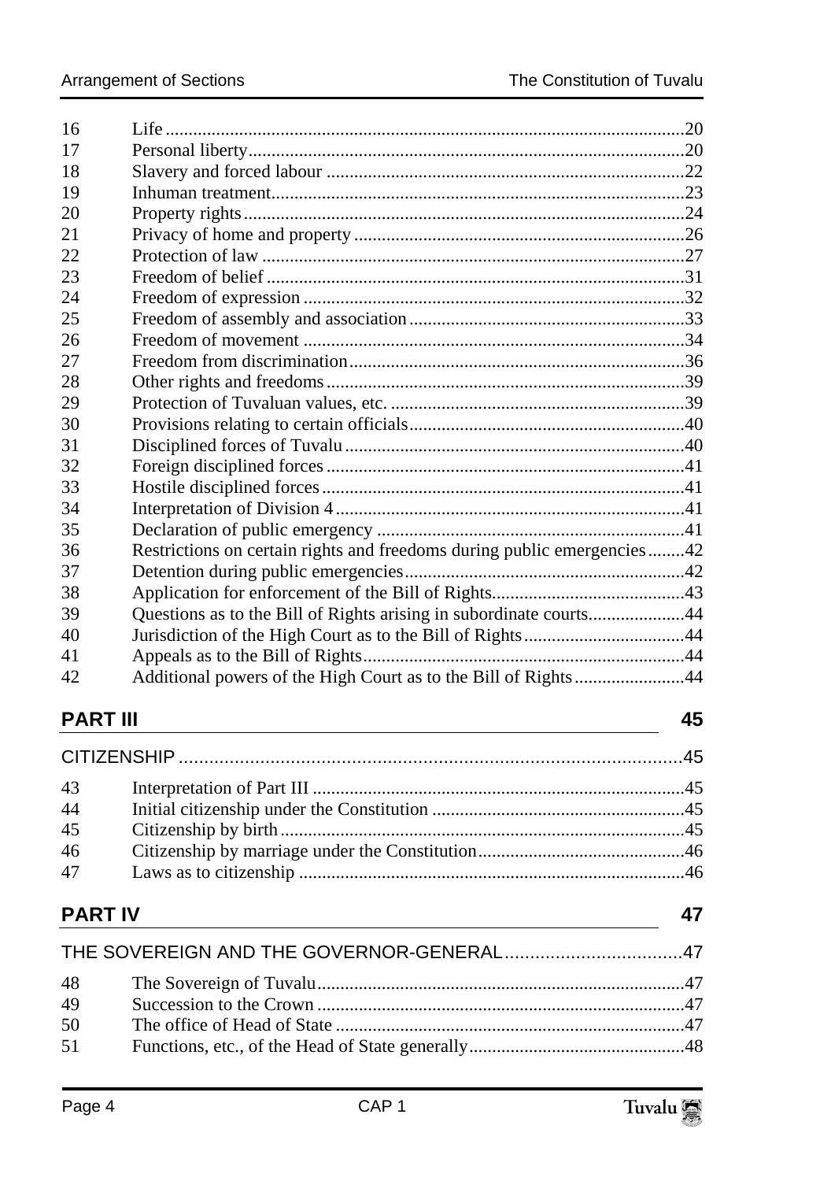| | | |
|---|---|---|
| 16 | Life | 20 |
| 17 | Personal liberty | 20 |
| 18 | Slavery and forced labour | 22 |
| 19 | Inhuman treatment | 23 |
| 20 | Property rights | 24 |
| 21 | Privacy of home and property | 26 |
| 22 | Protection of law | 27 |
| 23 | Freedom of belief | 31 |
| 24 | Freedom of expression | 32 |
| 25 | Freedom of assembly and association | 33 |
| 26 | Freedom of movement | 34 |
| 27 | Freedom from discrimination | 36 |
| 28 | Other rights and freedoms | 39 |
| 29 | Protection of Tuvaluan values, etc. | 39 |
| 30 | Provisions relating to certain officials | 40 |
| 31 | Disciplined forces of Tuvalu | 40 |
| 32 | Foreign disciplined forces | 41 |
| 33 | Hostile disciplined forces | 41 |
| 34 | Interpretation of Division 4 | 41 |
| 35 | Declaration of public emergency | 41 |
| 36 | Restrictions on certain rights and freedoms during public emergencies | 42 |
| 37 | Detention during public emergencies | 42 |
| 38 | Application for enforcement of the Bill of Rights | 43 |
| 39 | Questions as to the Bill of Rights arising in subordinate courts | 44 |
| 40 | Jurisdiction of the High Court as to the Bill of Rights | 44 |
| 41 | Appeals as to the Bill of Rights | 44 |
| 42 | Additional powers of the High Court as to the Bill of Rights | 44 |

## PART III 45

CITIZENSHIP 45

| | | |
|---|---|---|
| 43 | Interpretation of Part III | 45 |
| 44 | Initial citizenship under the Constitution | 45 |
| 45 | Citizenship by birth | 45 |
| 46 | Citizenship by marriage under the Constitution | 46 |
| 47 | Laws as to citizenship | 46 |

## PART IV 47

THE SOVEREIGN AND THE GOVERNOR-GENERAL 47

| | | |
|---|---|---|
| 48 | The Sovereign of Tuvalu | 47 |
| 49 | Succession to the Crown | 47 |
| 50 | The office of Head of State | 47 |
| 51 | Functions, etc., of the Head of State generally | 48 |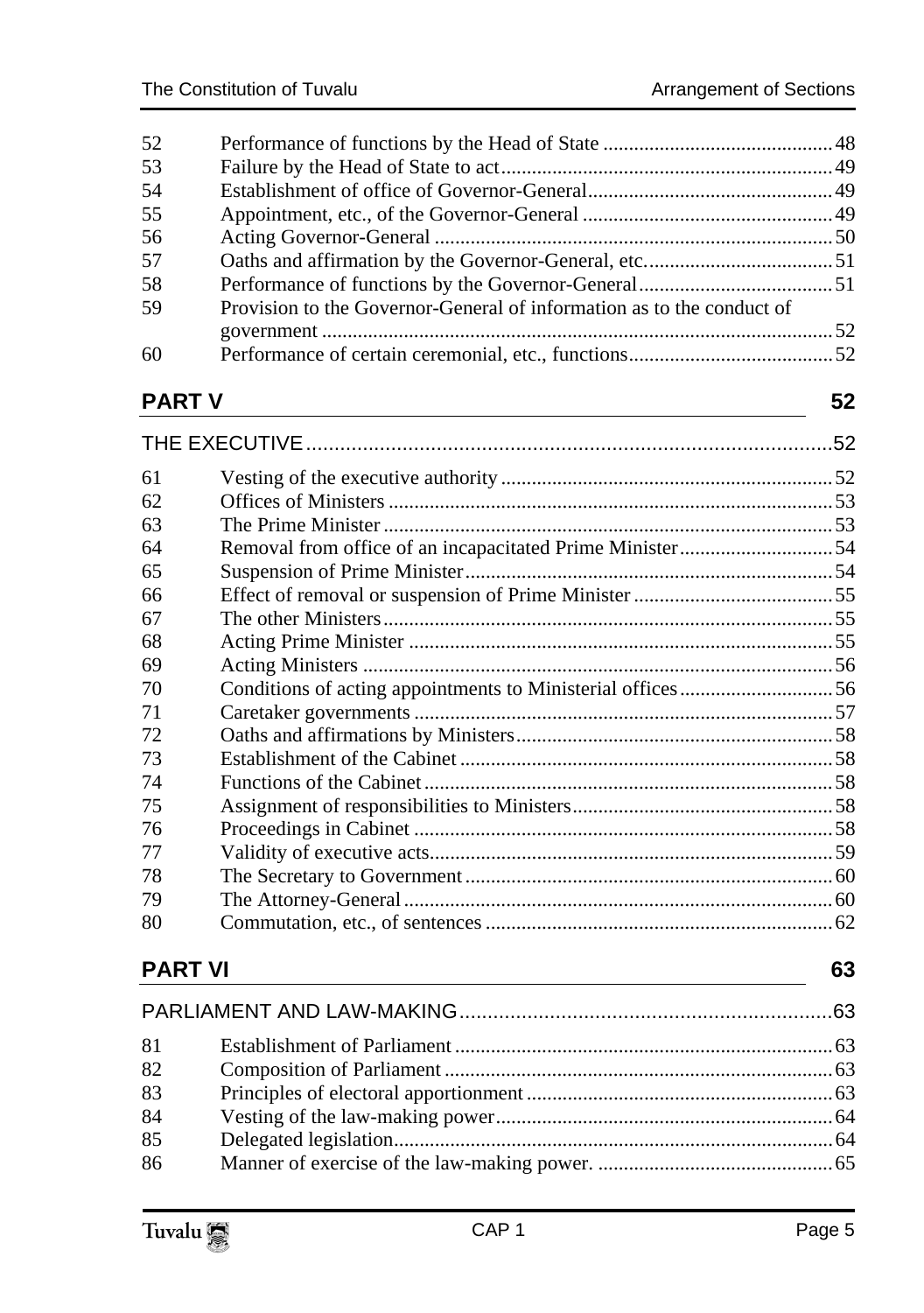| | | |
|---|---|---|
| 52 | Performance of functions by the Head of State | 48 |
| 53 | Failure by the Head of State to act | 49 |
| 54 | Establishment of office of Governor-General | 49 |
| 55 | Appointment, etc., of the Governor-General | 49 |
| 56 | Acting Governor-General | 50 |
| 57 | Oaths and affirmation by the Governor-General, etc. | 51 |
| 58 | Performance of functions by the Governor-General | 51 |
| 59 | Provision to the Governor-General of information as to the conduct of government | 52 |
| 60 | Performance of certain ceremonial, etc., functions | 52 |

## PART V — 52

### THE EXECUTIVE — 52

| | | |
|---|---|---|
| 61 | Vesting of the executive authority | 52 |
| 62 | Offices of Ministers | 53 |
| 63 | The Prime Minister | 53 |
| 64 | Removal from office of an incapacitated Prime Minister | 54 |
| 65 | Suspension of Prime Minister | 54 |
| 66 | Effect of removal or suspension of Prime Minister | 55 |
| 67 | The other Ministers | 55 |
| 68 | Acting Prime Minister | 55 |
| 69 | Acting Ministers | 56 |
| 70 | Conditions of acting appointments to Ministerial offices | 56 |
| 71 | Caretaker governments | 57 |
| 72 | Oaths and affirmations by Ministers | 58 |
| 73 | Establishment of the Cabinet | 58 |
| 74 | Functions of the Cabinet | 58 |
| 75 | Assignment of responsibilities to Ministers | 58 |
| 76 | Proceedings in Cabinet | 58 |
| 77 | Validity of executive acts | 59 |
| 78 | The Secretary to Government | 60 |
| 79 | The Attorney-General | 60 |
| 80 | Commutation, etc., of sentences | 62 |

## PART VI — 63

### PARLIAMENT AND LAW-MAKING — 63

| | | |
|---|---|---|
| 81 | Establishment of Parliament | 63 |
| 82 | Composition of Parliament | 63 |
| 83 | Principles of electoral apportionment | 63 |
| 84 | Vesting of the law-making power | 64 |
| 85 | Delegated legislation | 64 |
| 86 | Manner of exercise of the law-making power. | 65 |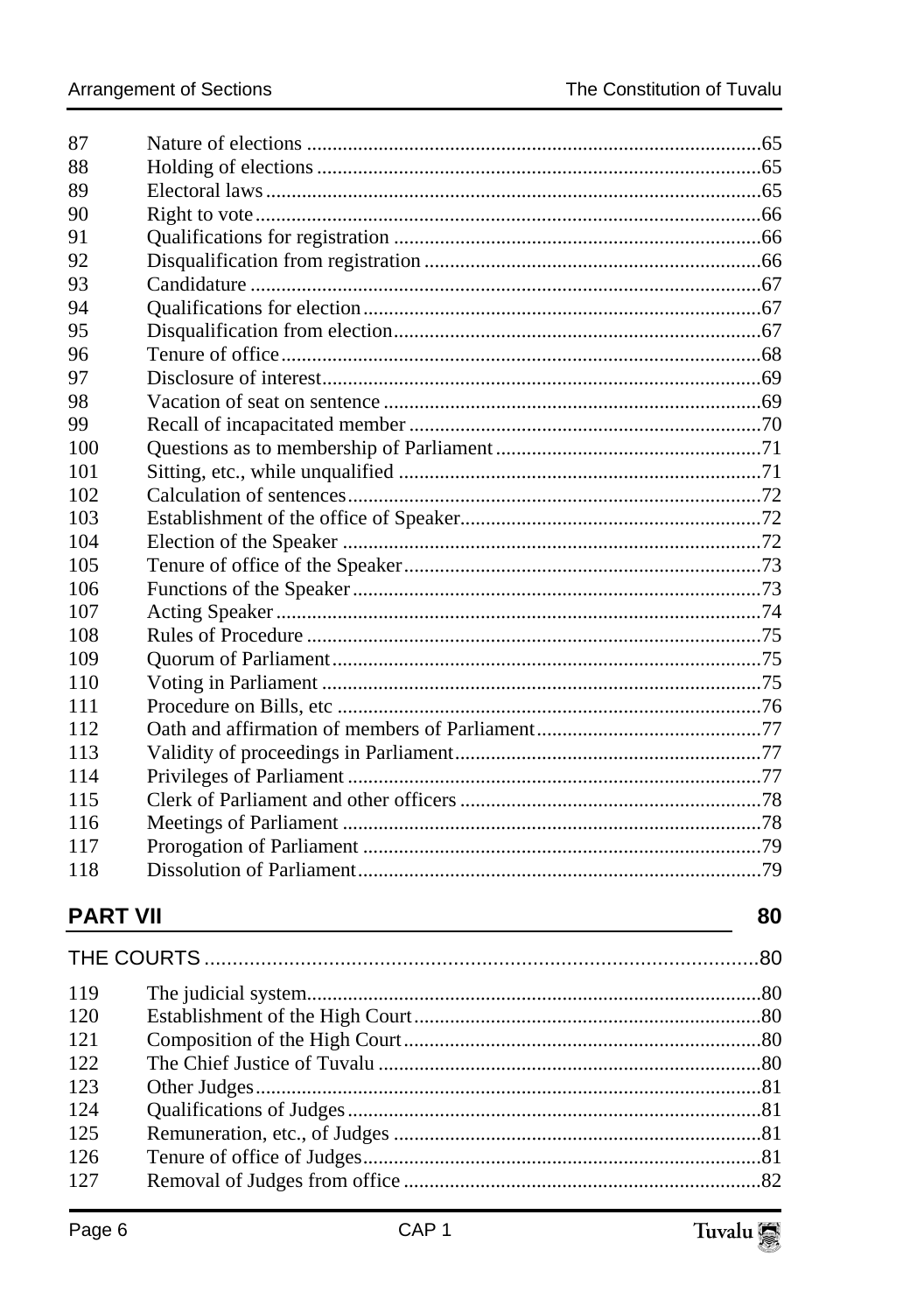| | | |
|---|---|---|
| 87 | Nature of elections | 65 |
| 88 | Holding of elections | 65 |
| 89 | Electoral laws | 65 |
| 90 | Right to vote | 66 |
| 91 | Qualifications for registration | 66 |
| 92 | Disqualification from registration | 66 |
| 93 | Candidature | 67 |
| 94 | Qualifications for election | 67 |
| 95 | Disqualification from election | 67 |
| 96 | Tenure of office | 68 |
| 97 | Disclosure of interest | 69 |
| 98 | Vacation of seat on sentence | 69 |
| 99 | Recall of incapacitated member | 70 |
| 100 | Questions as to membership of Parliament | 71 |
| 101 | Sitting, etc., while unqualified | 71 |
| 102 | Calculation of sentences | 72 |
| 103 | Establishment of the office of Speaker | 72 |
| 104 | Election of the Speaker | 72 |
| 105 | Tenure of office of the Speaker | 73 |
| 106 | Functions of the Speaker | 73 |
| 107 | Acting Speaker | 74 |
| 108 | Rules of Procedure | 75 |
| 109 | Quorum of Parliament | 75 |
| 110 | Voting in Parliament | 75 |
| 111 | Procedure on Bills, etc | 76 |
| 112 | Oath and affirmation of members of Parliament | 77 |
| 113 | Validity of proceedings in Parliament | 77 |
| 114 | Privileges of Parliament | 77 |
| 115 | Clerk of Parliament and other officers | 78 |
| 116 | Meetings of Parliament | 78 |
| 117 | Prorogation of Parliament | 79 |
| 118 | Dissolution of Parliament | 79 |

## PART VII 80

THE COURTS ..... 80

| | | |
|---|---|---|
| 119 | The judicial system | 80 |
| 120 | Establishment of the High Court | 80 |
| 121 | Composition of the High Court | 80 |
| 122 | The Chief Justice of Tuvalu | 80 |
| 123 | Other Judges | 81 |
| 124 | Qualifications of Judges | 81 |
| 125 | Remuneration, etc., of Judges | 81 |
| 126 | Tenure of office of Judges | 81 |
| 127 | Removal of Judges from office | 82 |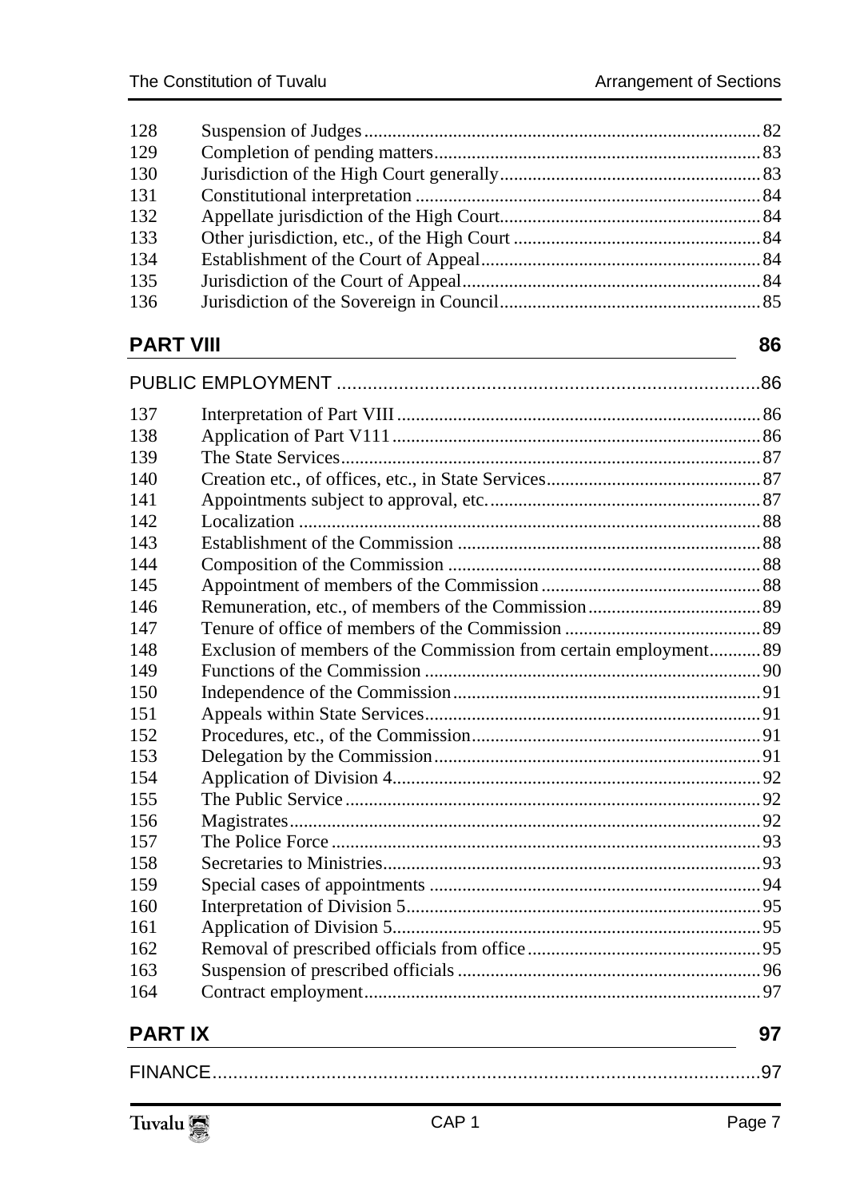| | | |
|---|---|---|
| 128 | Suspension of Judges | 82 |
| 129 | Completion of pending matters | 83 |
| 130 | Jurisdiction of the High Court generally | 83 |
| 131 | Constitutional interpretation | 84 |
| 132 | Appellate jurisdiction of the High Court | 84 |
| 133 | Other jurisdiction, etc., of the High Court | 84 |
| 134 | Establishment of the Court of Appeal | 84 |
| 135 | Jurisdiction of the Court of Appeal | 84 |
| 136 | Jurisdiction of the Sovereign in Council | 85 |

## PART VIII 86

PUBLIC EMPLOYMENT 86

| | | |
|---|---|---|
| 137 | Interpretation of Part VIII | 86 |
| 138 | Application of Part V111 | 86 |
| 139 | The State Services | 87 |
| 140 | Creation etc., of offices, etc., in State Services | 87 |
| 141 | Appointments subject to approval, etc. | 87 |
| 142 | Localization | 88 |
| 143 | Establishment of the Commission | 88 |
| 144 | Composition of the Commission | 88 |
| 145 | Appointment of members of the Commission | 88 |
| 146 | Remuneration, etc., of members of the Commission | 89 |
| 147 | Tenure of office of members of the Commission | 89 |
| 148 | Exclusion of members of the Commission from certain employment | 89 |
| 149 | Functions of the Commission | 90 |
| 150 | Independence of the Commission | 91 |
| 151 | Appeals within State Services | 91 |
| 152 | Procedures, etc., of the Commission | 91 |
| 153 | Delegation by the Commission | 91 |
| 154 | Application of Division 4 | 92 |
| 155 | The Public Service | 92 |
| 156 | Magistrates | 92 |
| 157 | The Police Force | 93 |
| 158 | Secretaries to Ministries | 93 |
| 159 | Special cases of appointments | 94 |
| 160 | Interpretation of Division 5 | 95 |
| 161 | Application of Division 5 | 95 |
| 162 | Removal of prescribed officials from office | 95 |
| 163 | Suspension of prescribed officials | 96 |
| 164 | Contract employment | 97 |

## PART IX 97

FINANCE 97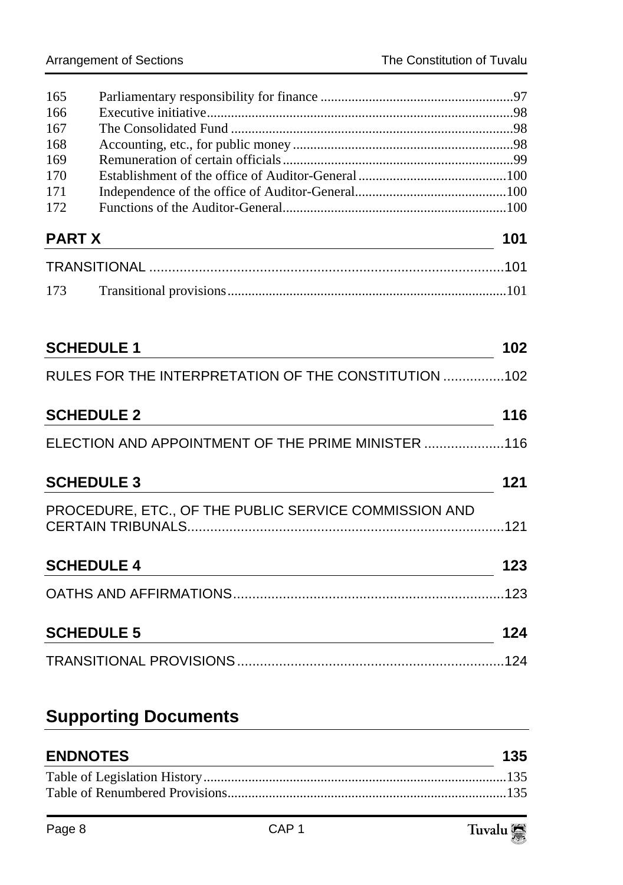| | | |
|---|---|---|
| 165 | Parliamentary responsibility for finance | 97 |
| 166 | Executive initiative | 98 |
| 167 | The Consolidated Fund | 98 |
| 168 | Accounting, etc., for public money | 98 |
| 169 | Remuneration of certain officials | 99 |
| 170 | Establishment of the office of Auditor-General | 100 |
| 171 | Independence of the office of Auditor-General | 100 |
| 172 | Functions of the Auditor-General | 100 |

## PART X 101

TRANSITIONAL ..... 101

| | | |
|---|---|---|
| 173 | Transitional provisions | 101 |

## SCHEDULE 1 102

RULES FOR THE INTERPRETATION OF THE CONSTITUTION ..... 102

## SCHEDULE 2 116

ELECTION AND APPOINTMENT OF THE PRIME MINISTER ..... 116

## SCHEDULE 3 121

PROCEDURE, ETC., OF THE PUBLIC SERVICE COMMISSION AND CERTAIN TRIBUNALS ..... 121

## SCHEDULE 4 123

OATHS AND AFFIRMATIONS ..... 123

## SCHEDULE 5 124

TRANSITIONAL PROVISIONS ..... 124

# Supporting Documents

## ENDNOTES 135

Table of Legislation History ..... 135
Table of Renumbered Provisions ..... 135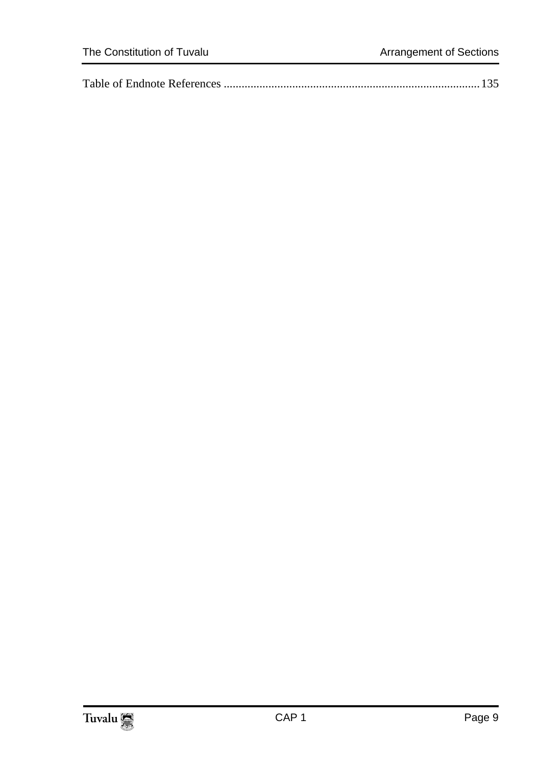Table of Endnote References ..................................................................................... 135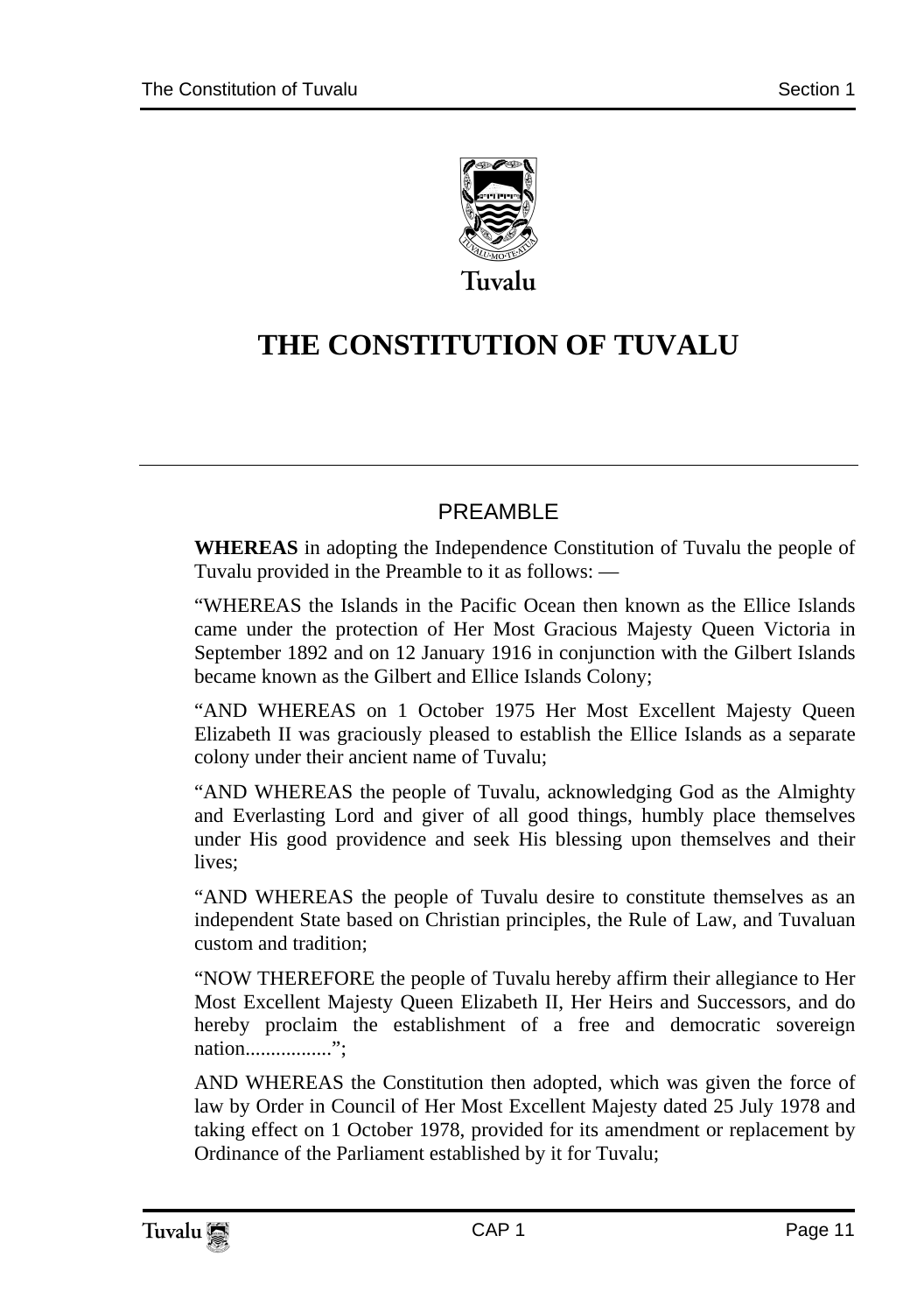Tuvalu

# THE CONSTITUTION OF TUVALU

## PREAMBLE

**WHEREAS** in adopting the Independence Constitution of Tuvalu the people of Tuvalu provided in the Preamble to it as follows: —

"WHEREAS the Islands in the Pacific Ocean then known as the Ellice Islands came under the protection of Her Most Gracious Majesty Queen Victoria in September 1892 and on 12 January 1916 in conjunction with the Gilbert Islands became known as the Gilbert and Ellice Islands Colony;

"AND WHEREAS on 1 October 1975 Her Most Excellent Majesty Queen Elizabeth II was graciously pleased to establish the Ellice Islands as a separate colony under their ancient name of Tuvalu;

"AND WHEREAS the people of Tuvalu, acknowledging God as the Almighty and Everlasting Lord and giver of all good things, humbly place themselves under His good providence and seek His blessing upon themselves and their lives;

"AND WHEREAS the people of Tuvalu desire to constitute themselves as an independent State based on Christian principles, the Rule of Law, and Tuvaluan custom and tradition;

"NOW THEREFORE the people of Tuvalu hereby affirm their allegiance to Her Most Excellent Majesty Queen Elizabeth II, Her Heirs and Successors, and do hereby proclaim the establishment of a free and democratic sovereign nation................";

AND WHEREAS the Constitution then adopted, which was given the force of law by Order in Council of Her Most Excellent Majesty dated 25 July 1978 and taking effect on 1 October 1978, provided for its amendment or replacement by Ordinance of the Parliament established by it for Tuvalu;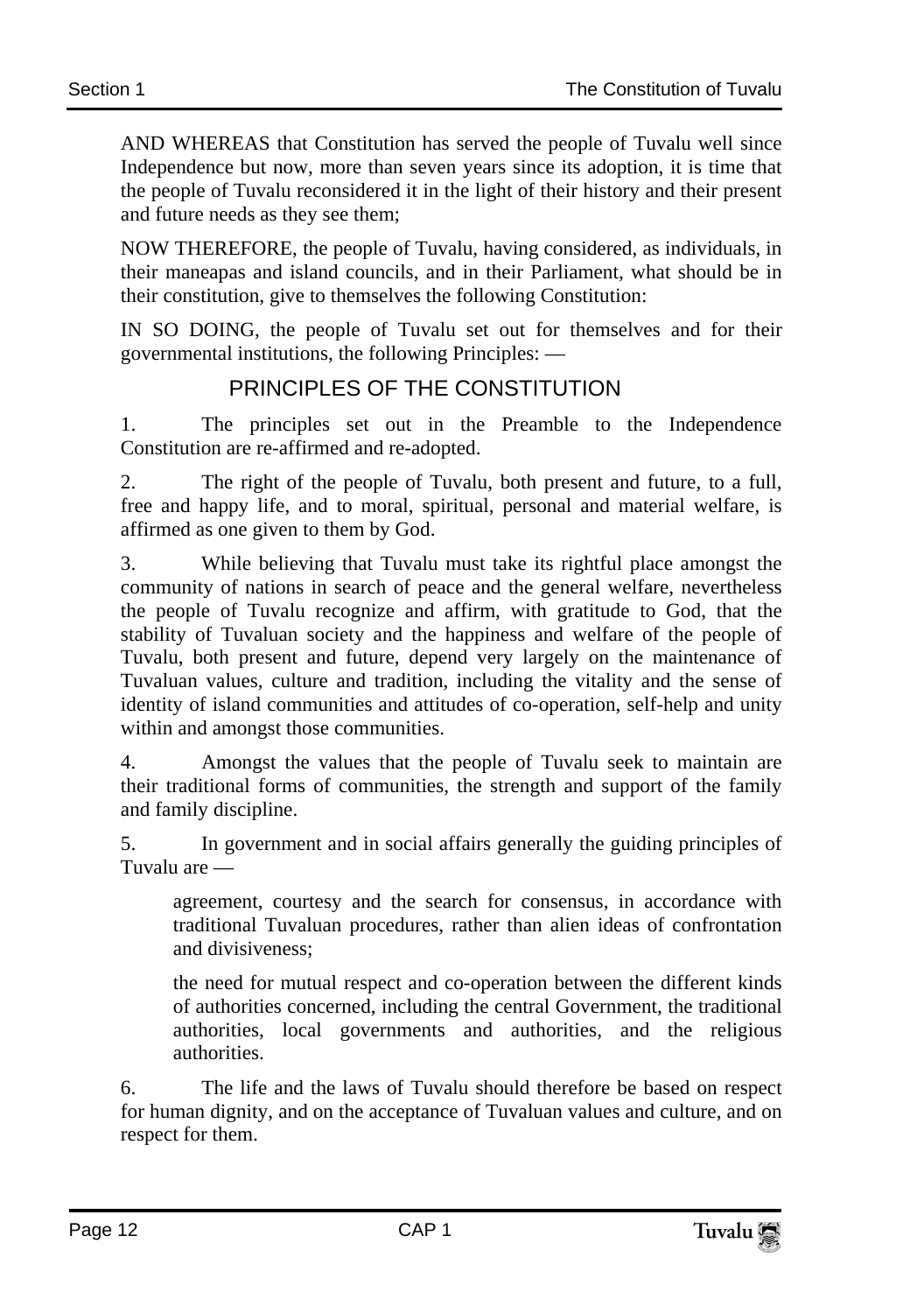AND WHEREAS that Constitution has served the people of Tuvalu well since Independence but now, more than seven years since its adoption, it is time that the people of Tuvalu reconsidered it in the light of their history and their present and future needs as they see them;

NOW THEREFORE, the people of Tuvalu, having considered, as individuals, in their maneapas and island councils, and in their Parliament, what should be in their constitution, give to themselves the following Constitution:

IN SO DOING, the people of Tuvalu set out for themselves and for their governmental institutions, the following Principles: —

## PRINCIPLES OF THE CONSTITUTION

1. The principles set out in the Preamble to the Independence Constitution are re-affirmed and re-adopted.

2. The right of the people of Tuvalu, both present and future, to a full, free and happy life, and to moral, spiritual, personal and material welfare, is affirmed as one given to them by God.

3. While believing that Tuvalu must take its rightful place amongst the community of nations in search of peace and the general welfare, nevertheless the people of Tuvalu recognize and affirm, with gratitude to God, that the stability of Tuvaluan society and the happiness and welfare of the people of Tuvalu, both present and future, depend very largely on the maintenance of Tuvaluan values, culture and tradition, including the vitality and the sense of identity of island communities and attitudes of co-operation, self-help and unity within and amongst those communities.

4. Amongst the values that the people of Tuvalu seek to maintain are their traditional forms of communities, the strength and support of the family and family discipline.

5. In government and in social affairs generally the guiding principles of Tuvalu are —

> agreement, courtesy and the search for consensus, in accordance with traditional Tuvaluan procedures, rather than alien ideas of confrontation and divisiveness;
>
> the need for mutual respect and co-operation between the different kinds of authorities concerned, including the central Government, the traditional authorities, local governments and authorities, and the religious authorities.

6. The life and the laws of Tuvalu should therefore be based on respect for human dignity, and on the acceptance of Tuvaluan values and culture, and on respect for them.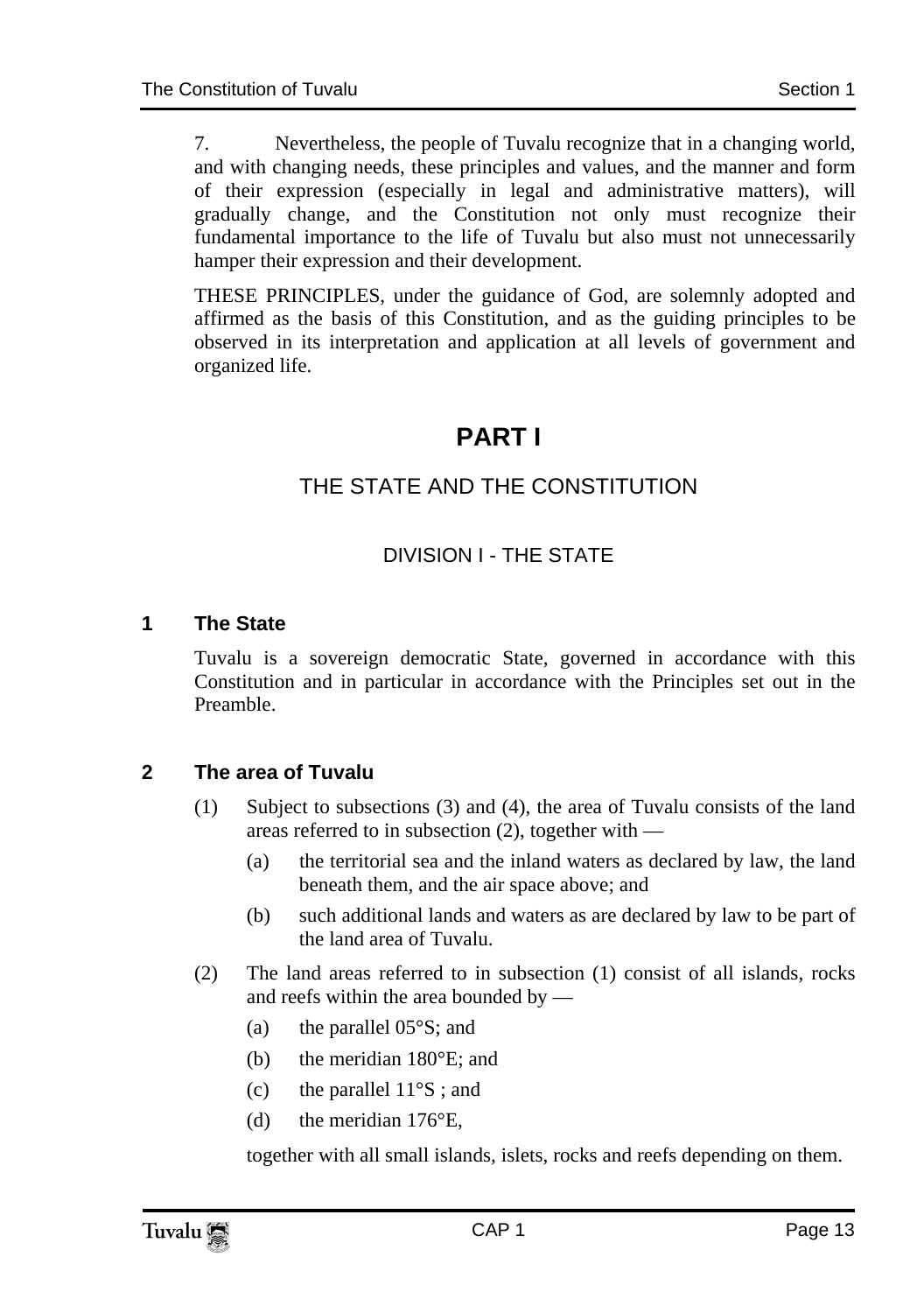7. Nevertheless, the people of Tuvalu recognize that in a changing world, and with changing needs, these principles and values, and the manner and form of their expression (especially in legal and administrative matters), will gradually change, and the Constitution not only must recognize their fundamental importance to the life of Tuvalu but also must not unnecessarily hamper their expression and their development.

THESE PRINCIPLES, under the guidance of God, are solemnly adopted and affirmed as the basis of this Constitution, and as the guiding principles to be observed in its interpretation and application at all levels of government and organized life.

# PART I

## THE STATE AND THE CONSTITUTION

### DIVISION I - THE STATE

#### 1 The State

Tuvalu is a sovereign democratic State, governed in accordance with this Constitution and in particular in accordance with the Principles set out in the Preamble.

#### 2 The area of Tuvalu

(1) Subject to subsections (3) and (4), the area of Tuvalu consists of the land areas referred to in subsection (2), together with —

(a) the territorial sea and the inland waters as declared by law, the land beneath them, and the air space above; and

(b) such additional lands and waters as are declared by law to be part of the land area of Tuvalu.

(2) The land areas referred to in subsection (1) consist of all islands, rocks and reefs within the area bounded by —

(a) the parallel 05°S; and

(b) the meridian 180°E; and

(c) the parallel 11°S ; and

(d) the meridian 176°E,

together with all small islands, islets, rocks and reefs depending on them.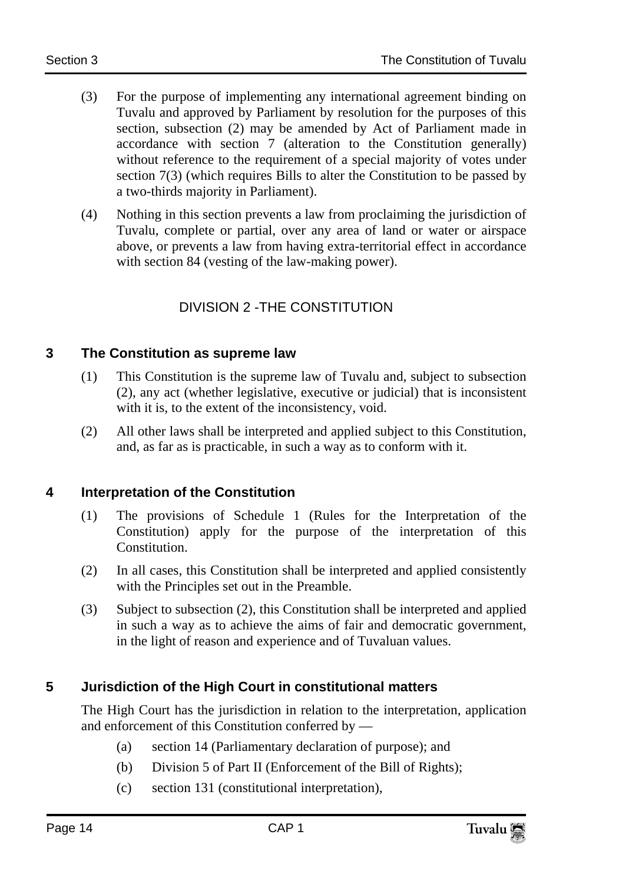(3) For the purpose of implementing any international agreement binding on Tuvalu and approved by Parliament by resolution for the purposes of this section, subsection (2) may be amended by Act of Parliament made in accordance with section 7 (alteration to the Constitution generally) without reference to the requirement of a special majority of votes under section 7(3) (which requires Bills to alter the Constitution to be passed by a two-thirds majority in Parliament).

(4) Nothing in this section prevents a law from proclaiming the jurisdiction of Tuvalu, complete or partial, over any area of land or water or airspace above, or prevents a law from having extra-territorial effect in accordance with section 84 (vesting of the law-making power).

## DIVISION 2 -THE CONSTITUTION

### 3 The Constitution as supreme law

(1) This Constitution is the supreme law of Tuvalu and, subject to subsection (2), any act (whether legislative, executive or judicial) that is inconsistent with it is, to the extent of the inconsistency, void.

(2) All other laws shall be interpreted and applied subject to this Constitution, and, as far as is practicable, in such a way as to conform with it.

### 4 Interpretation of the Constitution

(1) The provisions of Schedule 1 (Rules for the Interpretation of the Constitution) apply for the purpose of the interpretation of this Constitution.

(2) In all cases, this Constitution shall be interpreted and applied consistently with the Principles set out in the Preamble.

(3) Subject to subsection (2), this Constitution shall be interpreted and applied in such a way as to achieve the aims of fair and democratic government, in the light of reason and experience and of Tuvaluan values.

### 5 Jurisdiction of the High Court in constitutional matters

The High Court has the jurisdiction in relation to the interpretation, application and enforcement of this Constitution conferred by —

(a) section 14 (Parliamentary declaration of purpose); and

(b) Division 5 of Part II (Enforcement of the Bill of Rights);

(c) section 131 (constitutional interpretation),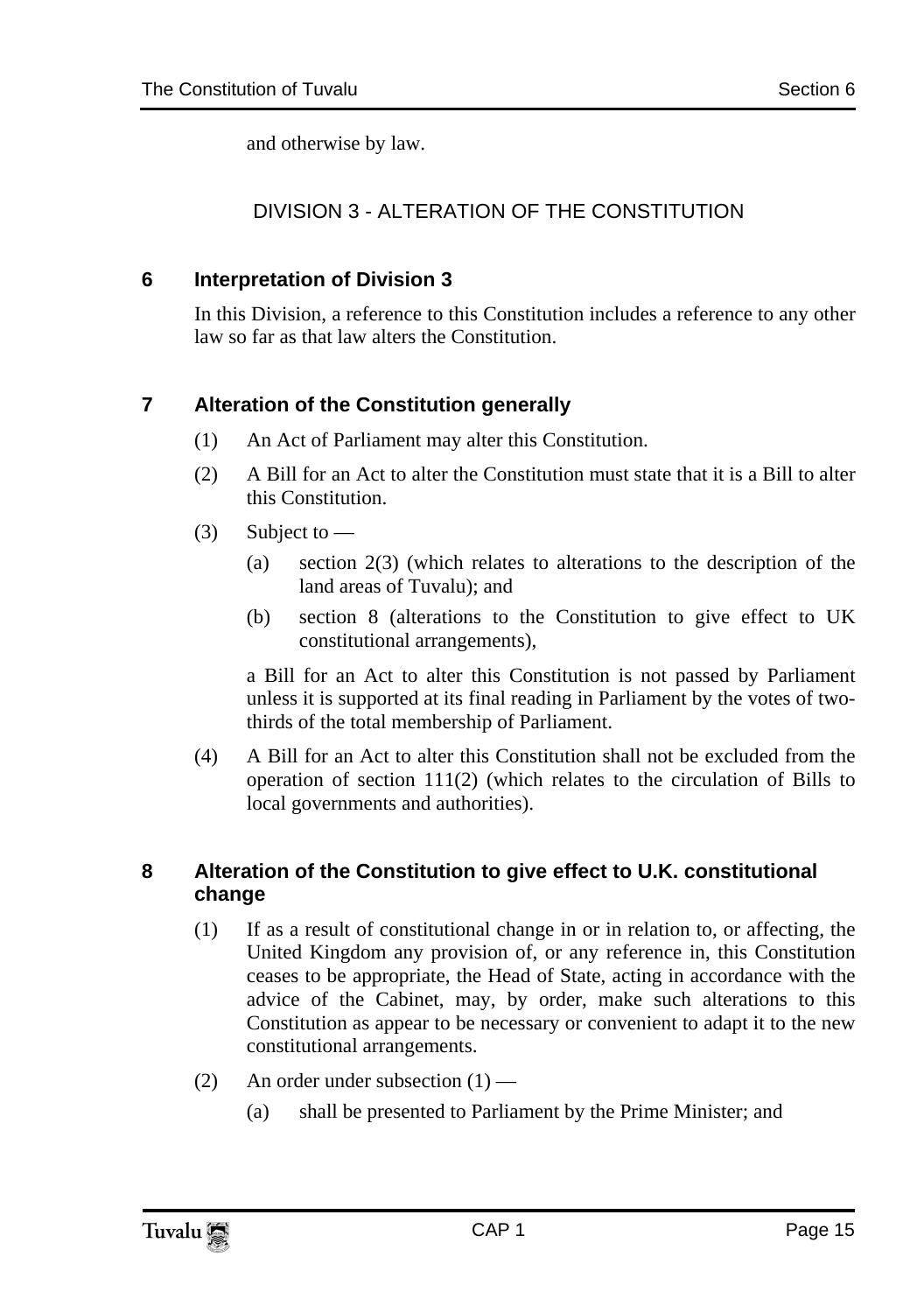and otherwise by law.

## DIVISION 3 - ALTERATION OF THE CONSTITUTION

### 6 Interpretation of Division 3

In this Division, a reference to this Constitution includes a reference to any other law so far as that law alters the Constitution.

### 7 Alteration of the Constitution generally

(1) An Act of Parliament may alter this Constitution.

(2) A Bill for an Act to alter the Constitution must state that it is a Bill to alter this Constitution.

(3) Subject to —

(a) section 2(3) (which relates to alterations to the description of the land areas of Tuvalu); and

(b) section 8 (alterations to the Constitution to give effect to UK constitutional arrangements),

a Bill for an Act to alter this Constitution is not passed by Parliament unless it is supported at its final reading in Parliament by the votes of two-thirds of the total membership of Parliament.

(4) A Bill for an Act to alter this Constitution shall not be excluded from the operation of section 111(2) (which relates to the circulation of Bills to local governments and authorities).

### 8 Alteration of the Constitution to give effect to U.K. constitutional change

(1) If as a result of constitutional change in or in relation to, or affecting, the United Kingdom any provision of, or any reference in, this Constitution ceases to be appropriate, the Head of State, acting in accordance with the advice of the Cabinet, may, by order, make such alterations to this Constitution as appear to be necessary or convenient to adapt it to the new constitutional arrangements.

(2) An order under subsection (1) —

(a) shall be presented to Parliament by the Prime Minister; and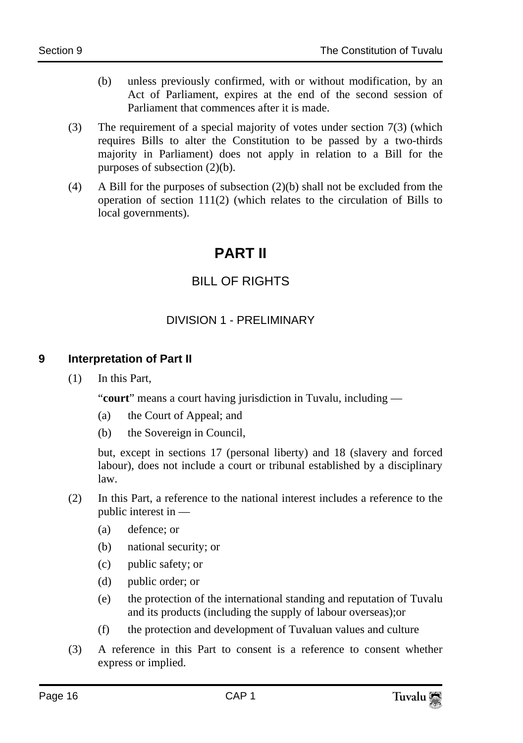(b) unless previously confirmed, with or without modification, by an Act of Parliament, expires at the end of the second session of Parliament that commences after it is made.

(3) The requirement of a special majority of votes under section 7(3) (which requires Bills to alter the Constitution to be passed by a two-thirds majority in Parliament) does not apply in relation to a Bill for the purposes of subsection (2)(b).

(4) A Bill for the purposes of subsection (2)(b) shall not be excluded from the operation of section 111(2) (which relates to the circulation of Bills to local governments).

# PART II

## BILL OF RIGHTS

### DIVISION 1 - PRELIMINARY

#### 9 Interpretation of Part II

(1) In this Part,

"**court**" means a court having jurisdiction in Tuvalu, including —

(a) the Court of Appeal; and

(b) the Sovereign in Council,

but, except in sections 17 (personal liberty) and 18 (slavery and forced labour), does not include a court or tribunal established by a disciplinary law.

(2) In this Part, a reference to the national interest includes a reference to the public interest in —

(a) defence; or

(b) national security; or

(c) public safety; or

(d) public order; or

(e) the protection of the international standing and reputation of Tuvalu and its products (including the supply of labour overseas);or

(f) the protection and development of Tuvaluan values and culture

(3) A reference in this Part to consent is a reference to consent whether express or implied.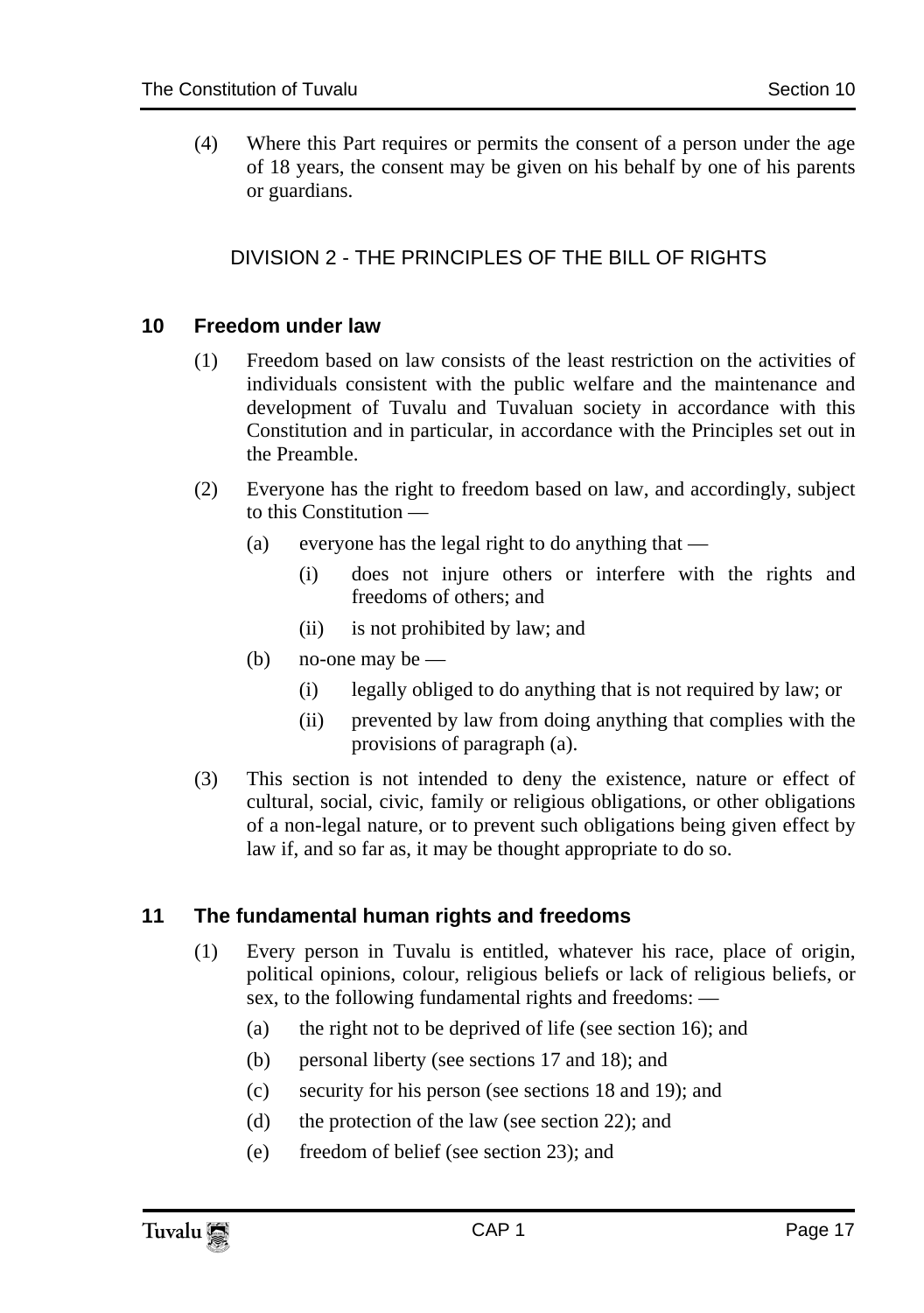(4) Where this Part requires or permits the consent of a person under the age of 18 years, the consent may be given on his behalf by one of his parents or guardians.

## DIVISION 2 - THE PRINCIPLES OF THE BILL OF RIGHTS

### 10 Freedom under law

(1) Freedom based on law consists of the least restriction on the activities of individuals consistent with the public welfare and the maintenance and development of Tuvalu and Tuvaluan society in accordance with this Constitution and in particular, in accordance with the Principles set out in the Preamble.

(2) Everyone has the right to freedom based on law, and accordingly, subject to this Constitution —

- (a) everyone has the legal right to do anything that —
  - (i) does not injure others or interfere with the rights and freedoms of others; and
  - (ii) is not prohibited by law; and
- (b) no-one may be —
  - (i) legally obliged to do anything that is not required by law; or
  - (ii) prevented by law from doing anything that complies with the provisions of paragraph (a).

(3) This section is not intended to deny the existence, nature or effect of cultural, social, civic, family or religious obligations, or other obligations of a non-legal nature, or to prevent such obligations being given effect by law if, and so far as, it may be thought appropriate to do so.

### 11 The fundamental human rights and freedoms

(1) Every person in Tuvalu is entitled, whatever his race, place of origin, political opinions, colour, religious beliefs or lack of religious beliefs, or sex, to the following fundamental rights and freedoms: —

- (a) the right not to be deprived of life (see section 16); and
- (b) personal liberty (see sections 17 and 18); and
- (c) security for his person (see sections 18 and 19); and
- (d) the protection of the law (see section 22); and
- (e) freedom of belief (see section 23); and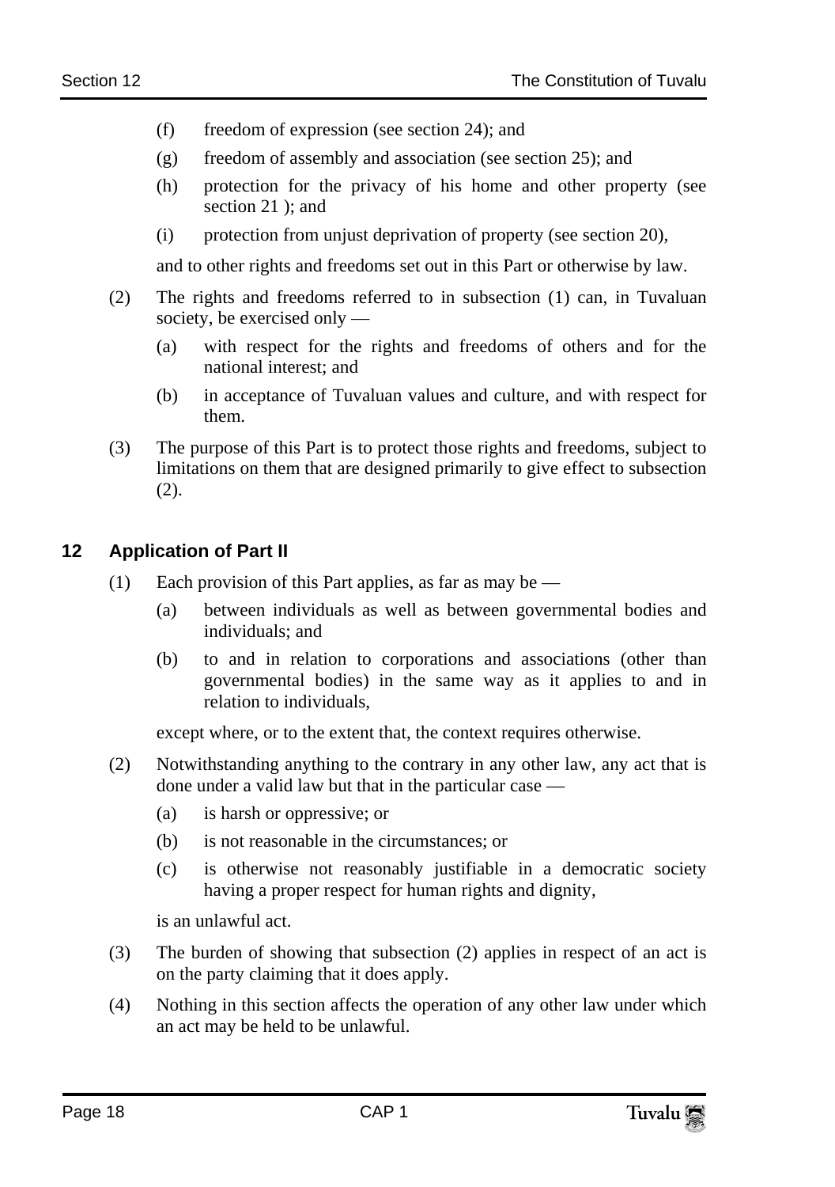(f) freedom of expression (see section 24); and

(g) freedom of assembly and association (see section 25); and

(h) protection for the privacy of his home and other property (see section 21 ); and

(i) protection from unjust deprivation of property (see section 20),

and to other rights and freedoms set out in this Part or otherwise by law.

(2) The rights and freedoms referred to in subsection (1) can, in Tuvaluan society, be exercised only —

(a) with respect for the rights and freedoms of others and for the national interest; and

(b) in acceptance of Tuvaluan values and culture, and with respect for them.

(3) The purpose of this Part is to protect those rights and freedoms, subject to limitations on them that are designed primarily to give effect to subsection (2).

## 12 Application of Part II

(1) Each provision of this Part applies, as far as may be —

(a) between individuals as well as between governmental bodies and individuals; and

(b) to and in relation to corporations and associations (other than governmental bodies) in the same way as it applies to and in relation to individuals,

except where, or to the extent that, the context requires otherwise.

(2) Notwithstanding anything to the contrary in any other law, any act that is done under a valid law but that in the particular case —

(a) is harsh or oppressive; or

(b) is not reasonable in the circumstances; or

(c) is otherwise not reasonably justifiable in a democratic society having a proper respect for human rights and dignity,

is an unlawful act.

(3) The burden of showing that subsection (2) applies in respect of an act is on the party claiming that it does apply.

(4) Nothing in this section affects the operation of any other law under which an act may be held to be unlawful.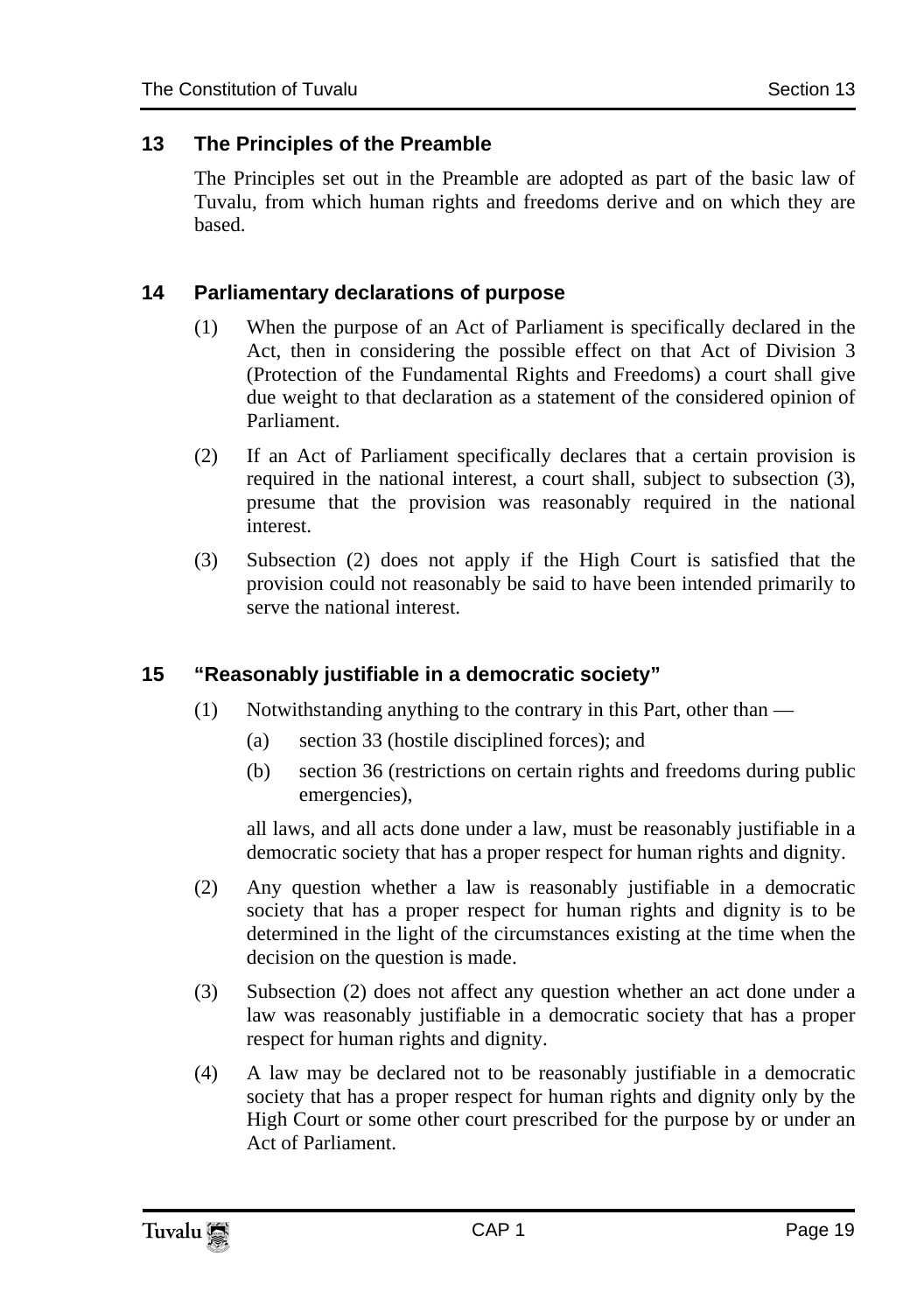### 13 The Principles of the Preamble

The Principles set out in the Preamble are adopted as part of the basic law of Tuvalu, from which human rights and freedoms derive and on which they are based.

### 14 Parliamentary declarations of purpose

(1) When the purpose of an Act of Parliament is specifically declared in the Act, then in considering the possible effect on that Act of Division 3 (Protection of the Fundamental Rights and Freedoms) a court shall give due weight to that declaration as a statement of the considered opinion of Parliament.

(2) If an Act of Parliament specifically declares that a certain provision is required in the national interest, a court shall, subject to subsection (3), presume that the provision was reasonably required in the national interest.

(3) Subsection (2) does not apply if the High Court is satisfied that the provision could not reasonably be said to have been intended primarily to serve the national interest.

### 15 "Reasonably justifiable in a democratic society"

(1) Notwithstanding anything to the contrary in this Part, other than —

- (a) section 33 (hostile disciplined forces); and
- (b) section 36 (restrictions on certain rights and freedoms during public emergencies),

all laws, and all acts done under a law, must be reasonably justifiable in a democratic society that has a proper respect for human rights and dignity.

(2) Any question whether a law is reasonably justifiable in a democratic society that has a proper respect for human rights and dignity is to be determined in the light of the circumstances existing at the time when the decision on the question is made.

(3) Subsection (2) does not affect any question whether an act done under a law was reasonably justifiable in a democratic society that has a proper respect for human rights and dignity.

(4) A law may be declared not to be reasonably justifiable in a democratic society that has a proper respect for human rights and dignity only by the High Court or some other court prescribed for the purpose by or under an Act of Parliament.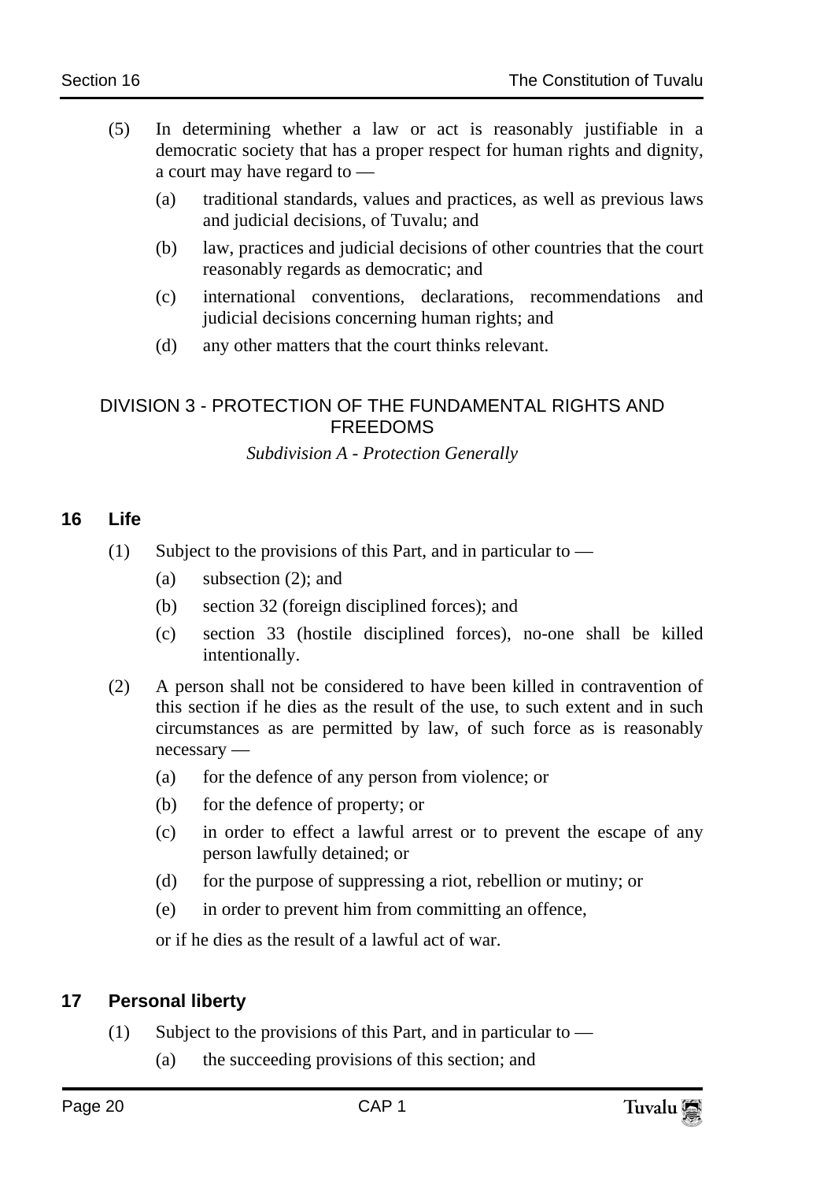(5) In determining whether a law or act is reasonably justifiable in a democratic society that has a proper respect for human rights and dignity, a court may have regard to —

(a) traditional standards, values and practices, as well as previous laws and judicial decisions, of Tuvalu; and

(b) law, practices and judicial decisions of other countries that the court reasonably regards as democratic; and

(c) international conventions, declarations, recommendations and judicial decisions concerning human rights; and

(d) any other matters that the court thinks relevant.

## DIVISION 3 - PROTECTION OF THE FUNDAMENTAL RIGHTS AND FREEDOMS

*Subdivision A - Protection Generally*

### 16 Life

(1) Subject to the provisions of this Part, and in particular to —

(a) subsection (2); and

(b) section 32 (foreign disciplined forces); and

(c) section 33 (hostile disciplined forces), no-one shall be killed intentionally.

(2) A person shall not be considered to have been killed in contravention of this section if he dies as the result of the use, to such extent and in such circumstances as are permitted by law, of such force as is reasonably necessary —

(a) for the defence of any person from violence; or

(b) for the defence of property; or

(c) in order to effect a lawful arrest or to prevent the escape of any person lawfully detained; or

(d) for the purpose of suppressing a riot, rebellion or mutiny; or

(e) in order to prevent him from committing an offence,

or if he dies as the result of a lawful act of war.

### 17 Personal liberty

(1) Subject to the provisions of this Part, and in particular to —

(a) the succeeding provisions of this section; and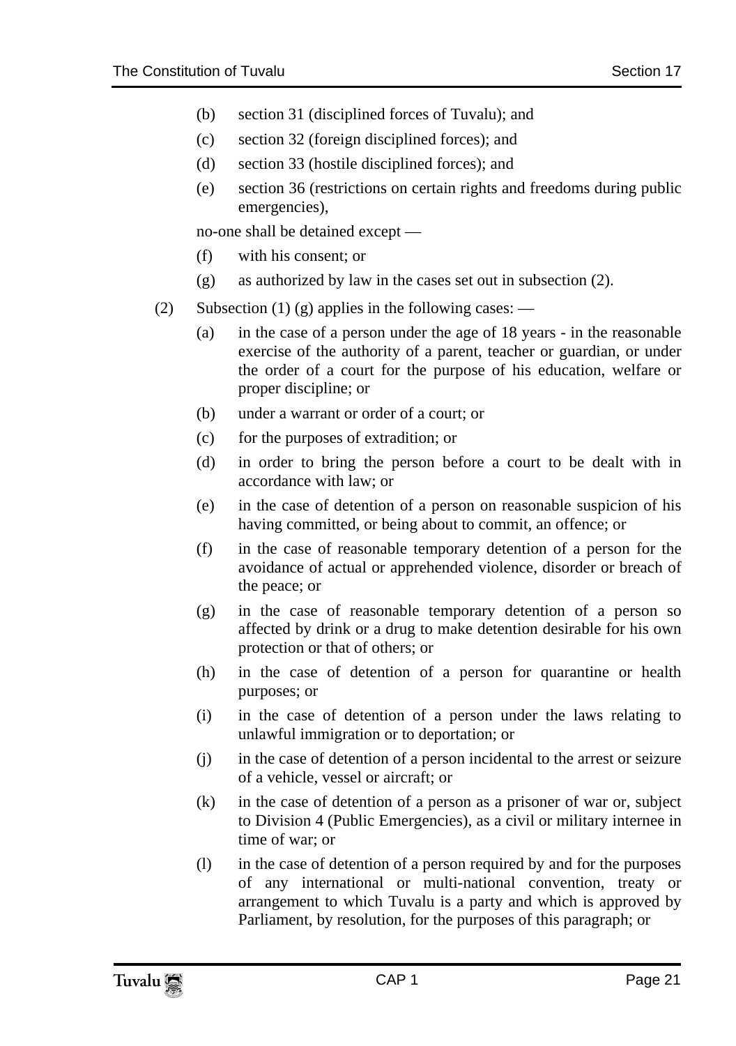(b) section 31 (disciplined forces of Tuvalu); and

(c) section 32 (foreign disciplined forces); and

(d) section 33 (hostile disciplined forces); and

(e) section 36 (restrictions on certain rights and freedoms during public emergencies),

no-one shall be detained except —

(f) with his consent; or

(g) as authorized by law in the cases set out in subsection (2).

(2) Subsection (1) (g) applies in the following cases: —

(a) in the case of a person under the age of 18 years - in the reasonable exercise of the authority of a parent, teacher or guardian, or under the order of a court for the purpose of his education, welfare or proper discipline; or

(b) under a warrant or order of a court; or

(c) for the purposes of extradition; or

(d) in order to bring the person before a court to be dealt with in accordance with law; or

(e) in the case of detention of a person on reasonable suspicion of his having committed, or being about to commit, an offence; or

(f) in the case of reasonable temporary detention of a person for the avoidance of actual or apprehended violence, disorder or breach of the peace; or

(g) in the case of reasonable temporary detention of a person so affected by drink or a drug to make detention desirable for his own protection or that of others; or

(h) in the case of detention of a person for quarantine or health purposes; or

(i) in the case of detention of a person under the laws relating to unlawful immigration or to deportation; or

(j) in the case of detention of a person incidental to the arrest or seizure of a vehicle, vessel or aircraft; or

(k) in the case of detention of a person as a prisoner of war or, subject to Division 4 (Public Emergencies), as a civil or military internee in time of war; or

(l) in the case of detention of a person required by and for the purposes of any international or multi-national convention, treaty or arrangement to which Tuvalu is a party and which is approved by Parliament, by resolution, for the purposes of this paragraph; or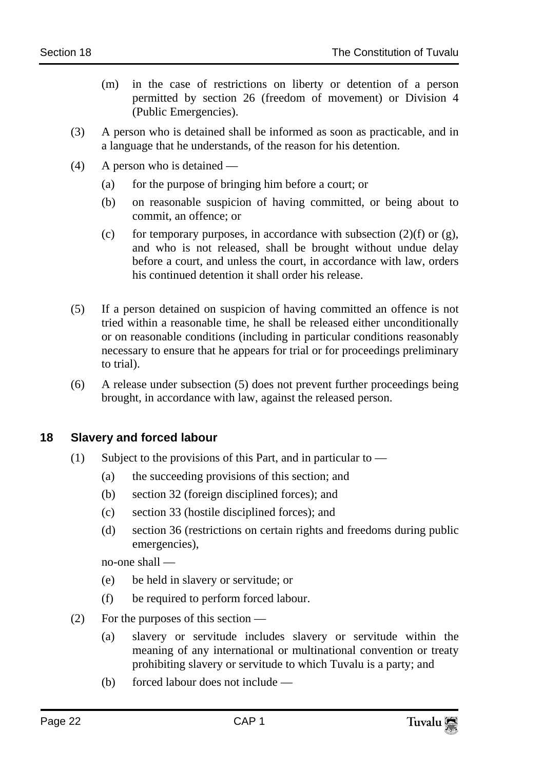(m) in the case of restrictions on liberty or detention of a person permitted by section 26 (freedom of movement) or Division 4 (Public Emergencies).

(3) A person who is detained shall be informed as soon as practicable, and in a language that he understands, of the reason for his detention.

(4) A person who is detained —

(a) for the purpose of bringing him before a court; or

(b) on reasonable suspicion of having committed, or being about to commit, an offence; or

(c) for temporary purposes, in accordance with subsection (2)(f) or (g), and who is not released, shall be brought without undue delay before a court, and unless the court, in accordance with law, orders his continued detention it shall order his release.

(5) If a person detained on suspicion of having committed an offence is not tried within a reasonable time, he shall be released either unconditionally or on reasonable conditions (including in particular conditions reasonably necessary to ensure that he appears for trial or for proceedings preliminary to trial).

(6) A release under subsection (5) does not prevent further proceedings being brought, in accordance with law, against the released person.

## 18 Slavery and forced labour

(1) Subject to the provisions of this Part, and in particular to —

(a) the succeeding provisions of this section; and

(b) section 32 (foreign disciplined forces); and

(c) section 33 (hostile disciplined forces); and

(d) section 36 (restrictions on certain rights and freedoms during public emergencies),

no-one shall —

(e) be held in slavery or servitude; or

(f) be required to perform forced labour.

(2) For the purposes of this section —

(a) slavery or servitude includes slavery or servitude within the meaning of any international or multinational convention or treaty prohibiting slavery or servitude to which Tuvalu is a party; and

(b) forced labour does not include —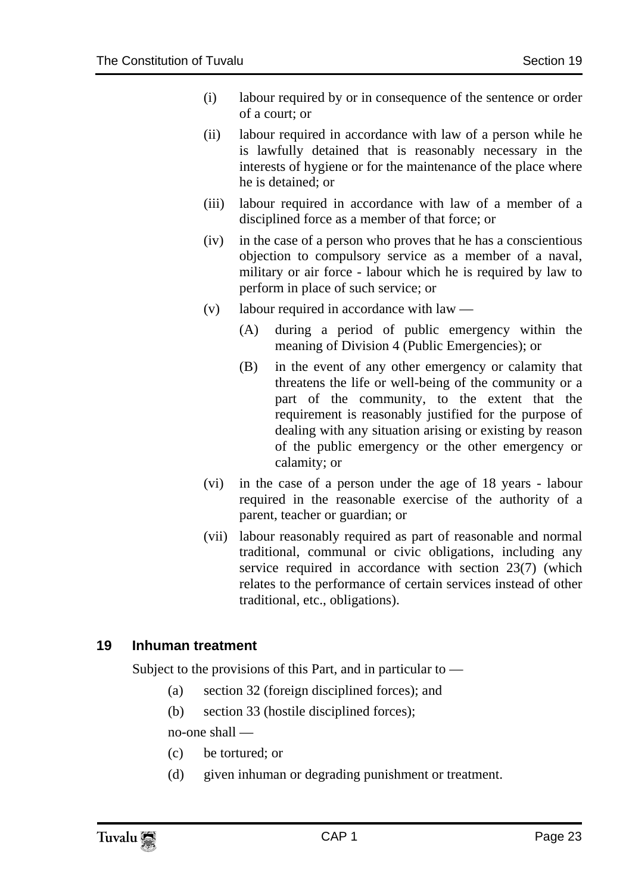(i) labour required by or in consequence of the sentence or order of a court; or

(ii) labour required in accordance with law of a person while he is lawfully detained that is reasonably necessary in the interests of hygiene or for the maintenance of the place where he is detained; or

(iii) labour required in accordance with law of a member of a disciplined force as a member of that force; or

(iv) in the case of a person who proves that he has a conscientious objection to compulsory service as a member of a naval, military or air force - labour which he is required by law to perform in place of such service; or

(v) labour required in accordance with law —

  (A) during a period of public emergency within the meaning of Division 4 (Public Emergencies); or

  (B) in the event of any other emergency or calamity that threatens the life or well-being of the community or a part of the community, to the extent that the requirement is reasonably justified for the purpose of dealing with any situation arising or existing by reason of the public emergency or the other emergency or calamity; or

(vi) in the case of a person under the age of 18 years - labour required in the reasonable exercise of the authority of a parent, teacher or guardian; or

(vii) labour reasonably required as part of reasonable and normal traditional, communal or civic obligations, including any service required in accordance with section 23(7) (which relates to the performance of certain services instead of other traditional, etc., obligations).

### 19 Inhuman treatment

Subject to the provisions of this Part, and in particular to —

(a) section 32 (foreign disciplined forces); and

(b) section 33 (hostile disciplined forces);

no-one shall —

(c) be tortured; or

(d) given inhuman or degrading punishment or treatment.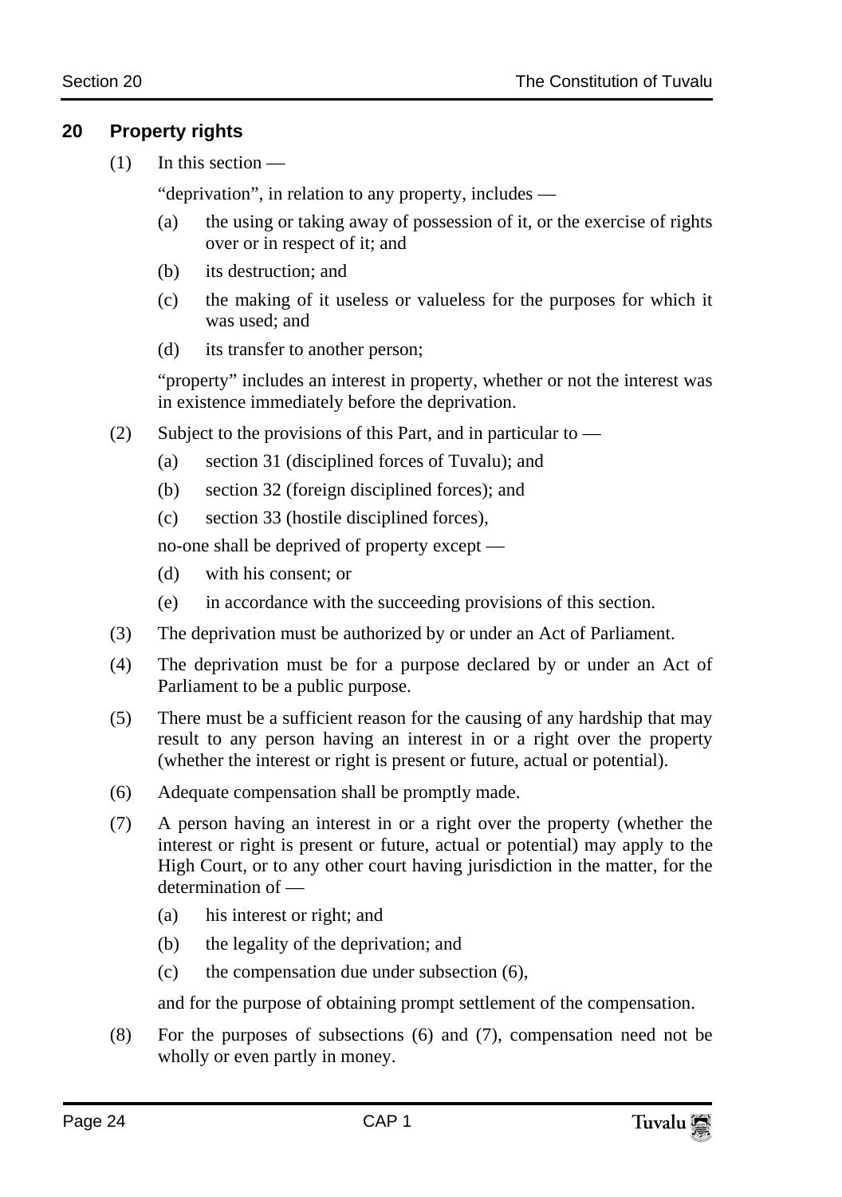## 20 Property rights

(1) In this section —

"deprivation", in relation to any property, includes —

(a) the using or taking away of possession of it, or the exercise of rights over or in respect of it; and

(b) its destruction; and

(c) the making of it useless or valueless for the purposes for which it was used; and

(d) its transfer to another person;

"property" includes an interest in property, whether or not the interest was in existence immediately before the deprivation.

(2) Subject to the provisions of this Part, and in particular to —

(a) section 31 (disciplined forces of Tuvalu); and

(b) section 32 (foreign disciplined forces); and

(c) section 33 (hostile disciplined forces),

no-one shall be deprived of property except —

(d) with his consent; or

(e) in accordance with the succeeding provisions of this section.

(3) The deprivation must be authorized by or under an Act of Parliament.

(4) The deprivation must be for a purpose declared by or under an Act of Parliament to be a public purpose.

(5) There must be a sufficient reason for the causing of any hardship that may result to any person having an interest in or a right over the property (whether the interest or right is present or future, actual or potential).

(6) Adequate compensation shall be promptly made.

(7) A person having an interest in or a right over the property (whether the interest or right is present or future, actual or potential) may apply to the High Court, or to any other court having jurisdiction in the matter, for the determination of —

(a) his interest or right; and

(b) the legality of the deprivation; and

(c) the compensation due under subsection (6),

and for the purpose of obtaining prompt settlement of the compensation.

(8) For the purposes of subsections (6) and (7), compensation need not be wholly or even partly in money.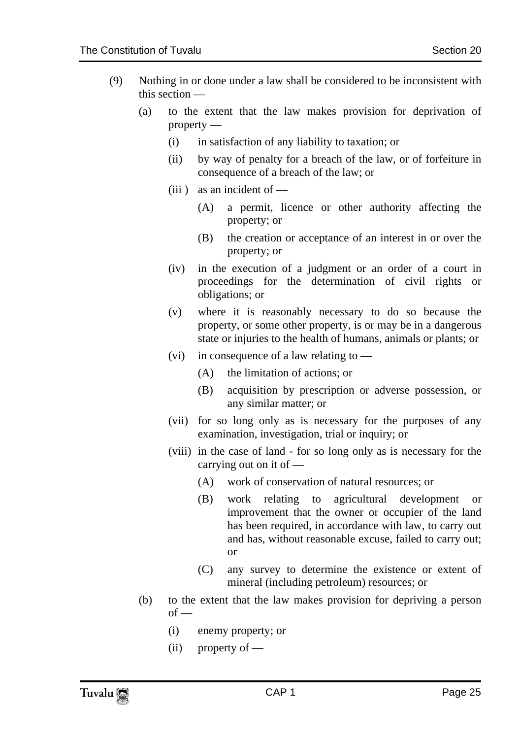(9) Nothing in or done under a law shall be considered to be inconsistent with this section —

(a) to the extent that the law makes provision for deprivation of property —

(i) in satisfaction of any liability to taxation; or

(ii) by way of penalty for a breach of the law, or of forfeiture in consequence of a breach of the law; or

(iii ) as an incident of —

(A) a permit, licence or other authority affecting the property; or

(B) the creation or acceptance of an interest in or over the property; or

(iv) in the execution of a judgment or an order of a court in proceedings for the determination of civil rights or obligations; or

(v) where it is reasonably necessary to do so because the property, or some other property, is or may be in a dangerous state or injuries to the health of humans, animals or plants; or

(vi) in consequence of a law relating to —

(A) the limitation of actions; or

(B) acquisition by prescription or adverse possession, or any similar matter; or

(vii) for so long only as is necessary for the purposes of any examination, investigation, trial or inquiry; or

(viii) in the case of land - for so long only as is necessary for the carrying out on it of —

(A) work of conservation of natural resources; or

(B) work relating to agricultural development or improvement that the owner or occupier of the land has been required, in accordance with law, to carry out and has, without reasonable excuse, failed to carry out; or

(C) any survey to determine the existence or extent of mineral (including petroleum) resources; or

(b) to the extent that the law makes provision for depriving a person of —

(i) enemy property; or

(ii) property of —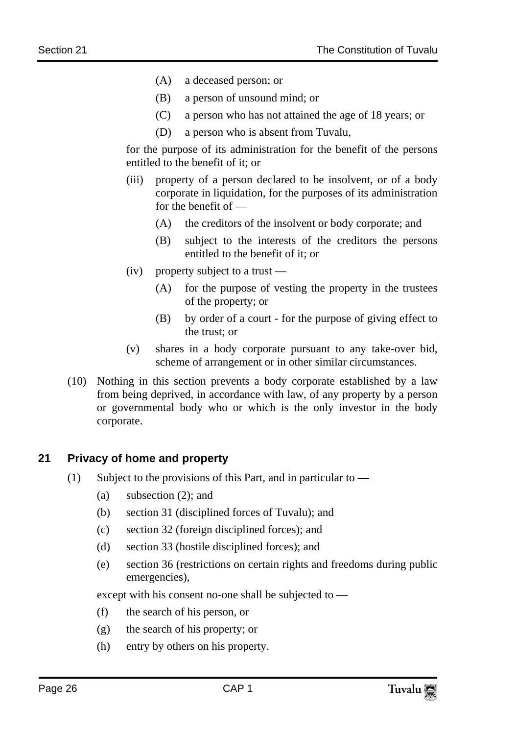(A) a deceased person; or

(B) a person of unsound mind; or

(C) a person who has not attained the age of 18 years; or

(D) a person who is absent from Tuvalu,

for the purpose of its administration for the benefit of the persons entitled to the benefit of it; or

(iii) property of a person declared to be insolvent, or of a body corporate in liquidation, for the purposes of its administration for the benefit of —

(A) the creditors of the insolvent or body corporate; and

(B) subject to the interests of the creditors the persons entitled to the benefit of it; or

(iv) property subject to a trust —

(A) for the purpose of vesting the property in the trustees of the property; or

(B) by order of a court - for the purpose of giving effect to the trust; or

(v) shares in a body corporate pursuant to any take-over bid, scheme of arrangement or in other similar circumstances.

(10) Nothing in this section prevents a body corporate established by a law from being deprived, in accordance with law, of any property by a person or governmental body who or which is the only investor in the body corporate.

## 21 Privacy of home and property

(1) Subject to the provisions of this Part, and in particular to —

(a) subsection (2); and

(b) section 31 (disciplined forces of Tuvalu); and

(c) section 32 (foreign disciplined forces); and

(d) section 33 (hostile disciplined forces); and

(e) section 36 (restrictions on certain rights and freedoms during public emergencies),

except with his consent no-one shall be subjected to —

(f) the search of his person, or

(g) the search of his property; or

(h) entry by others on his property.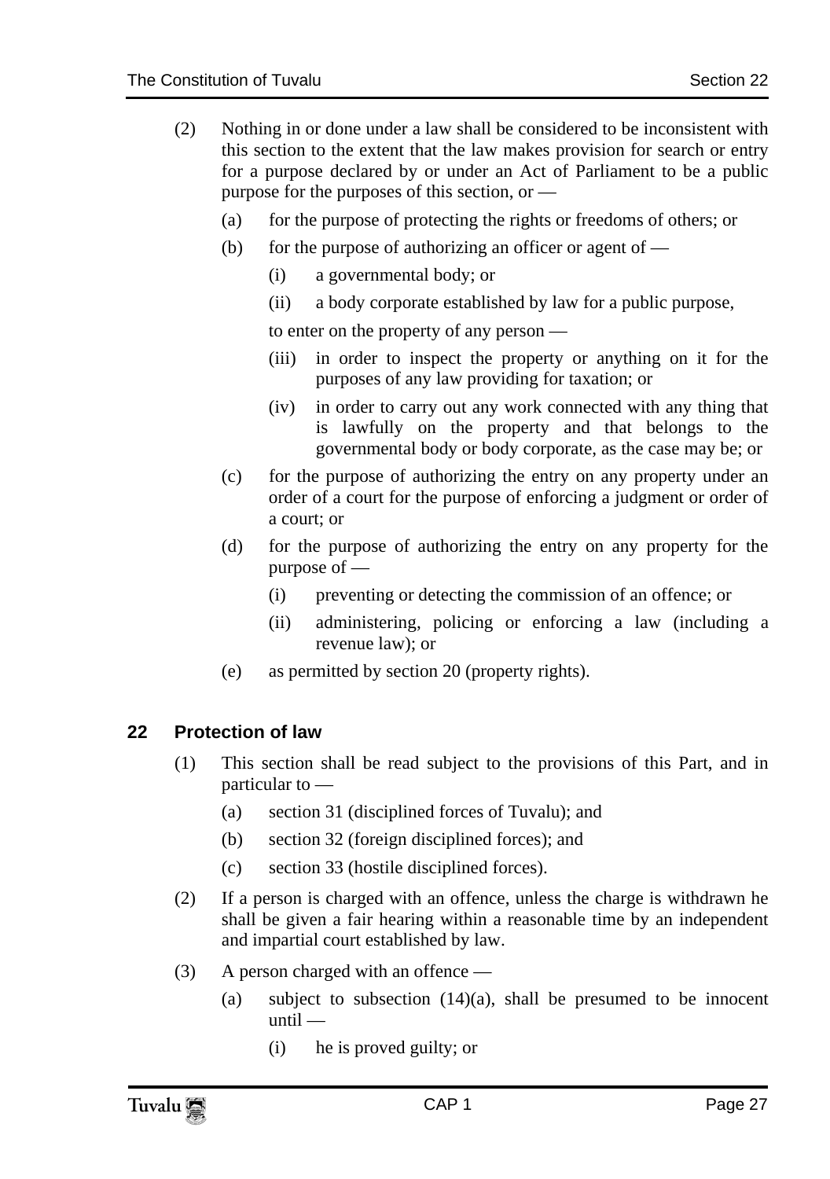(2) Nothing in or done under a law shall be considered to be inconsistent with this section to the extent that the law makes provision for search or entry for a purpose declared by or under an Act of Parliament to be a public purpose for the purposes of this section, or —

(a) for the purpose of protecting the rights or freedoms of others; or

(b) for the purpose of authorizing an officer or agent of —

(i) a governmental body; or

(ii) a body corporate established by law for a public purpose,

to enter on the property of any person —

(iii) in order to inspect the property or anything on it for the purposes of any law providing for taxation; or

(iv) in order to carry out any work connected with any thing that is lawfully on the property and that belongs to the governmental body or body corporate, as the case may be; or

(c) for the purpose of authorizing the entry on any property under an order of a court for the purpose of enforcing a judgment or order of a court; or

(d) for the purpose of authorizing the entry on any property for the purpose of —

(i) preventing or detecting the commission of an offence; or

(ii) administering, policing or enforcing a law (including a revenue law); or

(e) as permitted by section 20 (property rights).

## 22 Protection of law

(1) This section shall be read subject to the provisions of this Part, and in particular to —

(a) section 31 (disciplined forces of Tuvalu); and

(b) section 32 (foreign disciplined forces); and

(c) section 33 (hostile disciplined forces).

(2) If a person is charged with an offence, unless the charge is withdrawn he shall be given a fair hearing within a reasonable time by an independent and impartial court established by law.

(3) A person charged with an offence —

(a) subject to subsection (14)(a), shall be presumed to be innocent until —

(i) he is proved guilty; or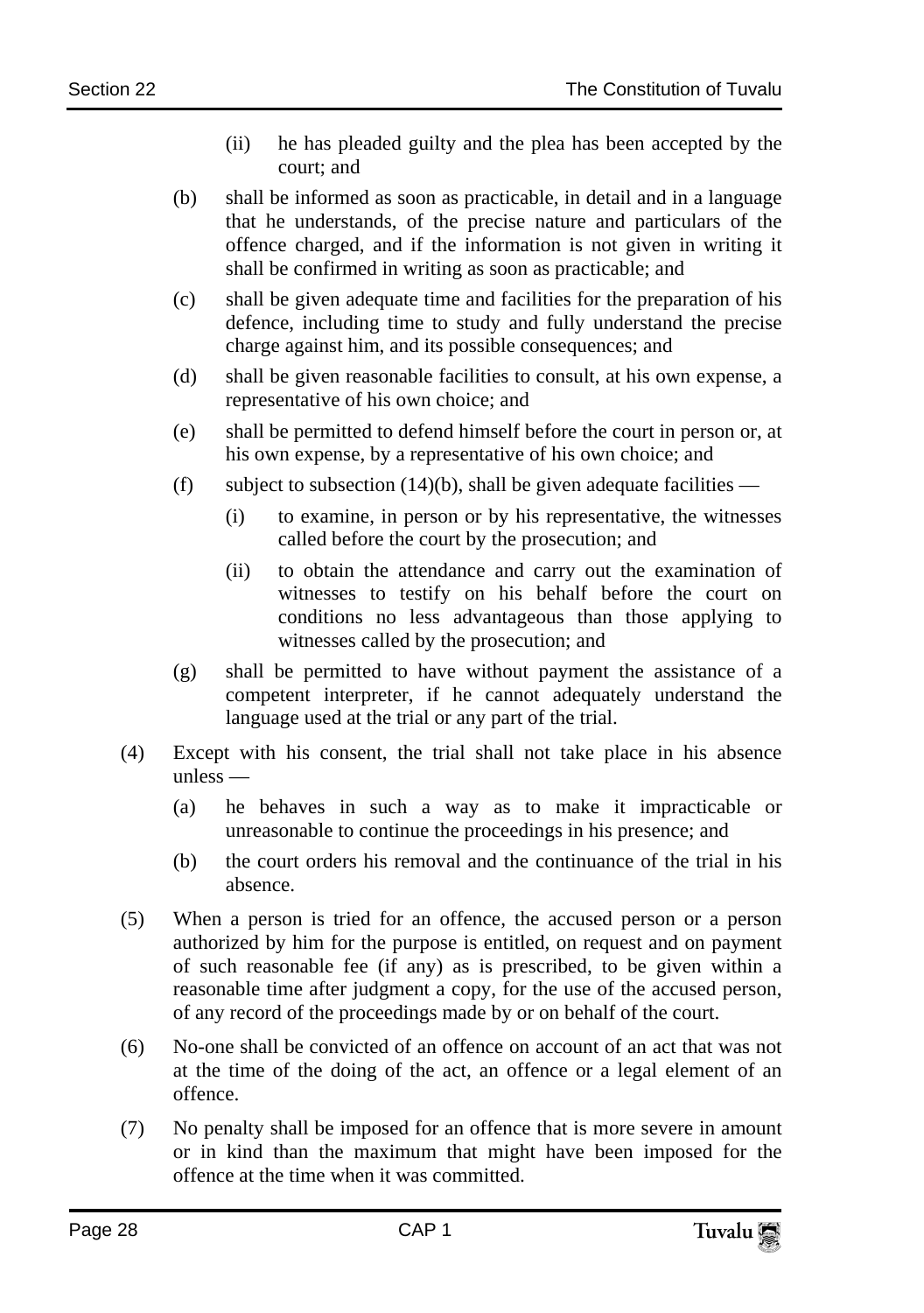(ii) he has pleaded guilty and the plea has been accepted by the court; and

(b) shall be informed as soon as practicable, in detail and in a language that he understands, of the precise nature and particulars of the offence charged, and if the information is not given in writing it shall be confirmed in writing as soon as practicable; and

(c) shall be given adequate time and facilities for the preparation of his defence, including time to study and fully understand the precise charge against him, and its possible consequences; and

(d) shall be given reasonable facilities to consult, at his own expense, a representative of his own choice; and

(e) shall be permitted to defend himself before the court in person or, at his own expense, by a representative of his own choice; and

(f) subject to subsection (14)(b), shall be given adequate facilities —

(i) to examine, in person or by his representative, the witnesses called before the court by the prosecution; and

(ii) to obtain the attendance and carry out the examination of witnesses to testify on his behalf before the court on conditions no less advantageous than those applying to witnesses called by the prosecution; and

(g) shall be permitted to have without payment the assistance of a competent interpreter, if he cannot adequately understand the language used at the trial or any part of the trial.

(4) Except with his consent, the trial shall not take place in his absence unless —

(a) he behaves in such a way as to make it impracticable or unreasonable to continue the proceedings in his presence; and

(b) the court orders his removal and the continuance of the trial in his absence.

(5) When a person is tried for an offence, the accused person or a person authorized by him for the purpose is entitled, on request and on payment of such reasonable fee (if any) as is prescribed, to be given within a reasonable time after judgment a copy, for the use of the accused person, of any record of the proceedings made by or on behalf of the court.

(6) No-one shall be convicted of an offence on account of an act that was not at the time of the doing of the act, an offence or a legal element of an offence.

(7) No penalty shall be imposed for an offence that is more severe in amount or in kind than the maximum that might have been imposed for the offence at the time when it was committed.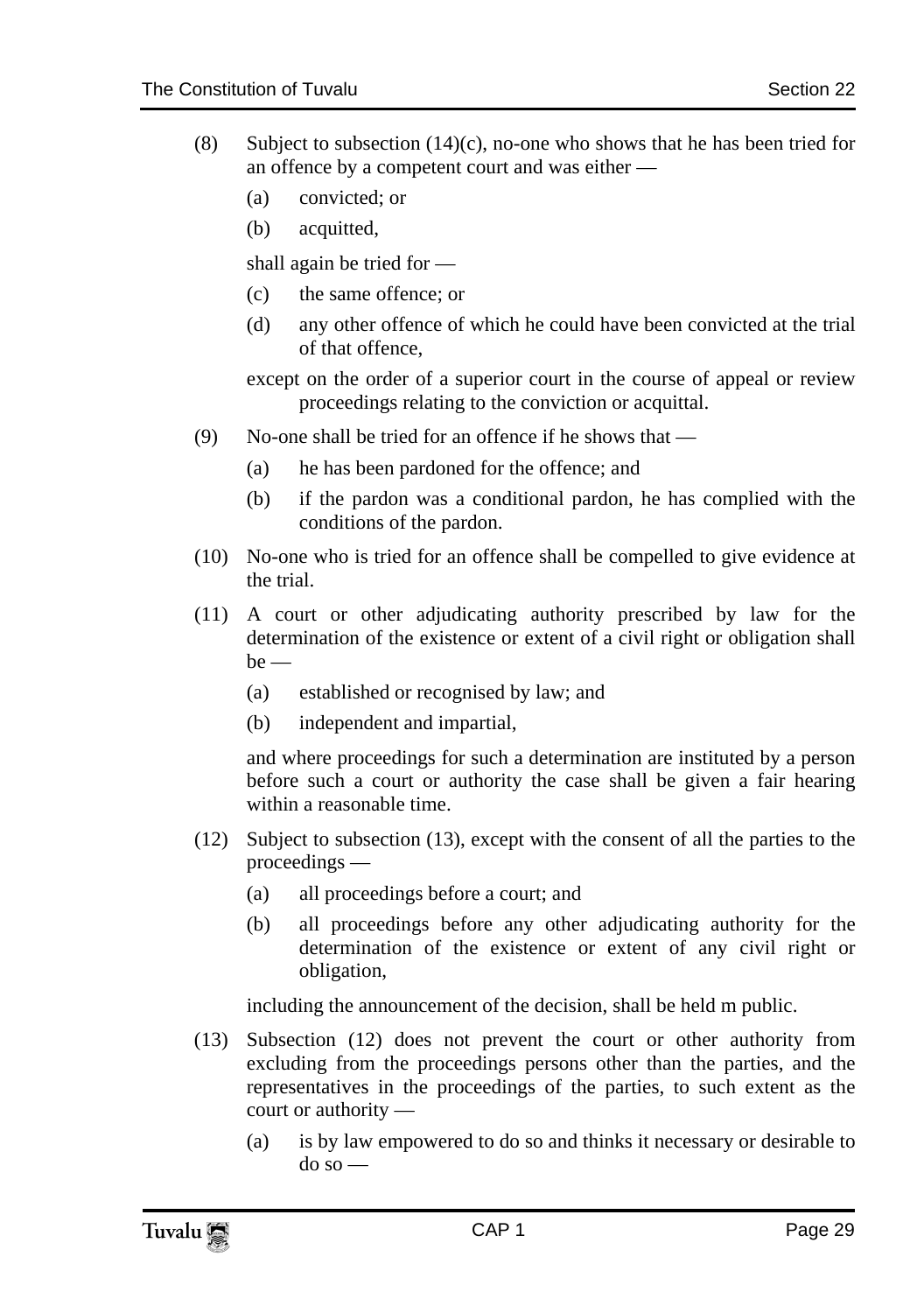(8) Subject to subsection (14)(c), no-one who shows that he has been tried for an offence by a competent court and was either —

- (a) convicted; or
- (b) acquitted,

shall again be tried for —

- (c) the same offence; or
- (d) any other offence of which he could have been convicted at the trial of that offence,

except on the order of a superior court in the course of appeal or review proceedings relating to the conviction or acquittal.

(9) No-one shall be tried for an offence if he shows that —

- (a) he has been pardoned for the offence; and
- (b) if the pardon was a conditional pardon, he has complied with the conditions of the pardon.

(10) No-one who is tried for an offence shall be compelled to give evidence at the trial.

(11) A court or other adjudicating authority prescribed by law for the determination of the existence or extent of a civil right or obligation shall be —

- (a) established or recognised by law; and
- (b) independent and impartial,

and where proceedings for such a determination are instituted by a person before such a court or authority the case shall be given a fair hearing within a reasonable time.

(12) Subject to subsection (13), except with the consent of all the parties to the proceedings —

- (a) all proceedings before a court; and
- (b) all proceedings before any other adjudicating authority for the determination of the existence or extent of any civil right or obligation,

including the announcement of the decision, shall be held m public.

(13) Subsection (12) does not prevent the court or other authority from excluding from the proceedings persons other than the parties, and the representatives in the proceedings of the parties, to such extent as the court or authority —

- (a) is by law empowered to do so and thinks it necessary or desirable to do so —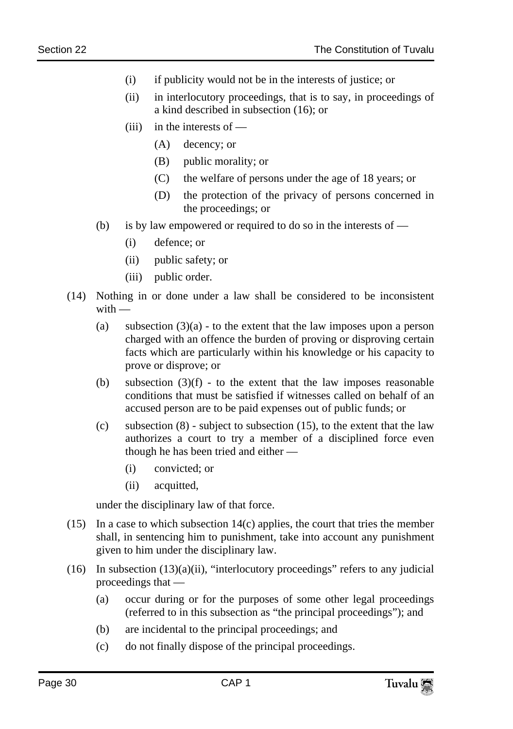(i) if publicity would not be in the interests of justice; or

(ii) in interlocutory proceedings, that is to say, in proceedings of a kind described in subsection (16); or

(iii) in the interests of —

(A) decency; or

(B) public morality; or

(C) the welfare of persons under the age of 18 years; or

(D) the protection of the privacy of persons concerned in the proceedings; or

(b) is by law empowered or required to do so in the interests of —

(i) defence; or

(ii) public safety; or

(iii) public order.

(14) Nothing in or done under a law shall be considered to be inconsistent with —

(a) subsection (3)(a) - to the extent that the law imposes upon a person charged with an offence the burden of proving or disproving certain facts which are particularly within his knowledge or his capacity to prove or disprove; or

(b) subsection (3)(f) - to the extent that the law imposes reasonable conditions that must be satisfied if witnesses called on behalf of an accused person are to be paid expenses out of public funds; or

(c) subsection (8) - subject to subsection (15), to the extent that the law authorizes a court to try a member of a disciplined force even though he has been tried and either —

(i) convicted; or

(ii) acquitted,

under the disciplinary law of that force.

(15) In a case to which subsection 14(c) applies, the court that tries the member shall, in sentencing him to punishment, take into account any punishment given to him under the disciplinary law.

(16) In subsection (13)(a)(ii), "interlocutory proceedings" refers to any judicial proceedings that —

(a) occur during or for the purposes of some other legal proceedings (referred to in this subsection as "the principal proceedings"); and

(b) are incidental to the principal proceedings; and

(c) do not finally dispose of the principal proceedings.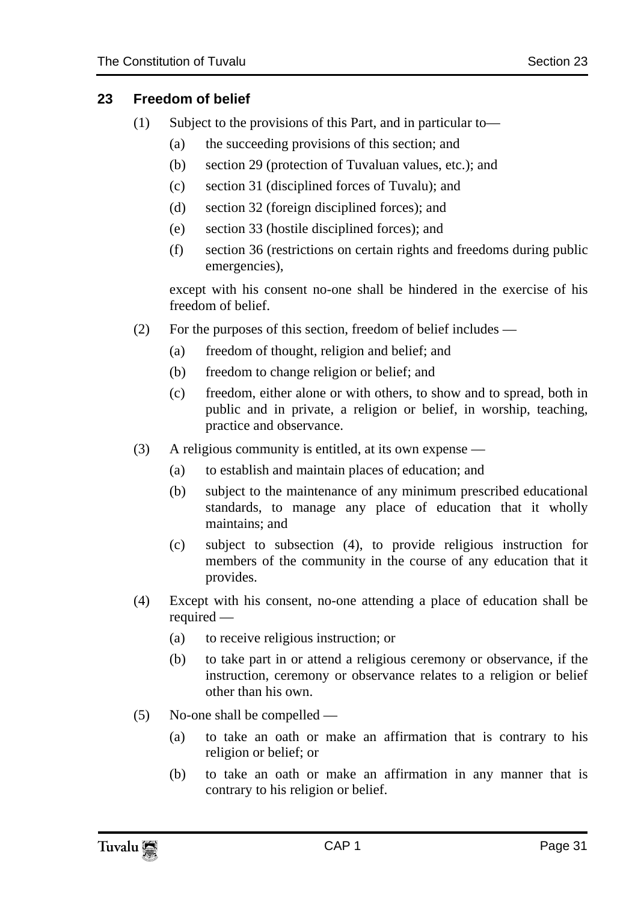## 23 Freedom of belief

(1) Subject to the provisions of this Part, and in particular to—

(a) the succeeding provisions of this section; and

(b) section 29 (protection of Tuvaluan values, etc.); and

(c) section 31 (disciplined forces of Tuvalu); and

(d) section 32 (foreign disciplined forces); and

(e) section 33 (hostile disciplined forces); and

(f) section 36 (restrictions on certain rights and freedoms during public emergencies),

except with his consent no-one shall be hindered in the exercise of his freedom of belief.

(2) For the purposes of this section, freedom of belief includes —

(a) freedom of thought, religion and belief; and

(b) freedom to change religion or belief; and

(c) freedom, either alone or with others, to show and to spread, both in public and in private, a religion or belief, in worship, teaching, practice and observance.

(3) A religious community is entitled, at its own expense —

(a) to establish and maintain places of education; and

(b) subject to the maintenance of any minimum prescribed educational standards, to manage any place of education that it wholly maintains; and

(c) subject to subsection (4), to provide religious instruction for members of the community in the course of any education that it provides.

(4) Except with his consent, no-one attending a place of education shall be required —

(a) to receive religious instruction; or

(b) to take part in or attend a religious ceremony or observance, if the instruction, ceremony or observance relates to a religion or belief other than his own.

(5) No-one shall be compelled —

(a) to take an oath or make an affirmation that is contrary to his religion or belief; or

(b) to take an oath or make an affirmation in any manner that is contrary to his religion or belief.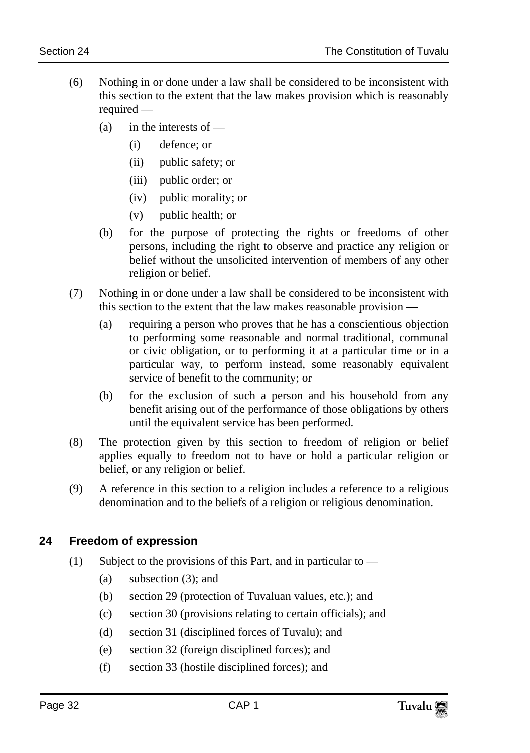(6) Nothing in or done under a law shall be considered to be inconsistent with this section to the extent that the law makes provision which is reasonably required —

  (a) in the interests of —

    (i) defence; or

    (ii) public safety; or

    (iii) public order; or

    (iv) public morality; or

    (v) public health; or

  (b) for the purpose of protecting the rights or freedoms of other persons, including the right to observe and practice any religion or belief without the unsolicited intervention of members of any other religion or belief.

(7) Nothing in or done under a law shall be considered to be inconsistent with this section to the extent that the law makes reasonable provision —

  (a) requiring a person who proves that he has a conscientious objection to performing some reasonable and normal traditional, communal or civic obligation, or to performing it at a particular time or in a particular way, to perform instead, some reasonably equivalent service of benefit to the community; or

  (b) for the exclusion of such a person and his household from any benefit arising out of the performance of those obligations by others until the equivalent service has been performed.

(8) The protection given by this section to freedom of religion or belief applies equally to freedom not to have or hold a particular religion or belief, or any religion or belief.

(9) A reference in this section to a religion includes a reference to a religious denomination and to the beliefs of a religion or religious denomination.

### 24 Freedom of expression

(1) Subject to the provisions of this Part, and in particular to —

  (a) subsection (3); and

  (b) section 29 (protection of Tuvaluan values, etc.); and

  (c) section 30 (provisions relating to certain officials); and

  (d) section 31 (disciplined forces of Tuvalu); and

  (e) section 32 (foreign disciplined forces); and

  (f) section 33 (hostile disciplined forces); and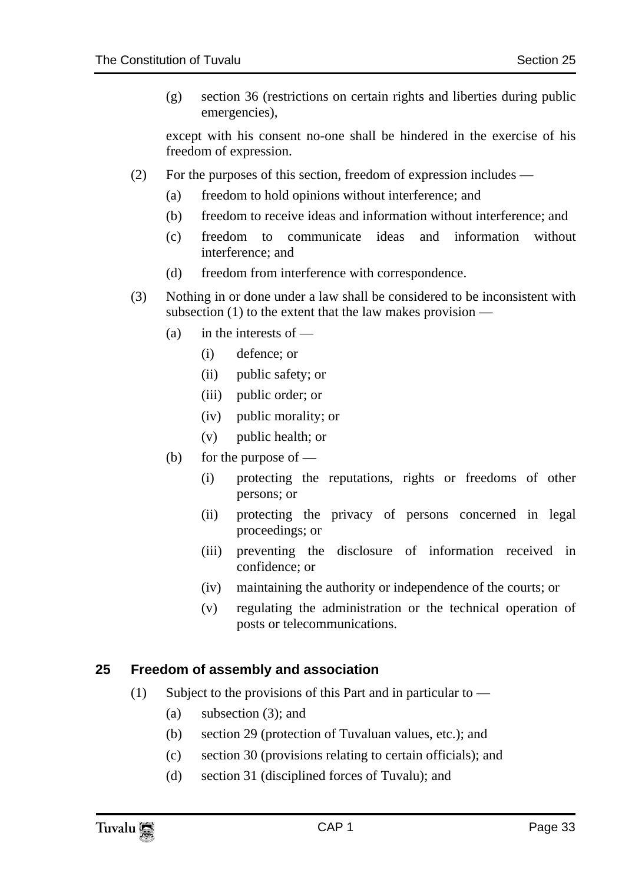(g) section 36 (restrictions on certain rights and liberties during public emergencies),

except with his consent no-one shall be hindered in the exercise of his freedom of expression.

(2) For the purposes of this section, freedom of expression includes —

(a) freedom to hold opinions without interference; and

(b) freedom to receive ideas and information without interference; and

(c) freedom to communicate ideas and information without interference; and

(d) freedom from interference with correspondence.

(3) Nothing in or done under a law shall be considered to be inconsistent with subsection (1) to the extent that the law makes provision —

(a) in the interests of —

(i) defence; or

(ii) public safety; or

(iii) public order; or

(iv) public morality; or

(v) public health; or

(b) for the purpose of —

(i) protecting the reputations, rights or freedoms of other persons; or

(ii) protecting the privacy of persons concerned in legal proceedings; or

(iii) preventing the disclosure of information received in confidence; or

(iv) maintaining the authority or independence of the courts; or

(v) regulating the administration or the technical operation of posts or telecommunications.

## 25 Freedom of assembly and association

(1) Subject to the provisions of this Part and in particular to —

(a) subsection (3); and

(b) section 29 (protection of Tuvaluan values, etc.); and

(c) section 30 (provisions relating to certain officials); and

(d) section 31 (disciplined forces of Tuvalu); and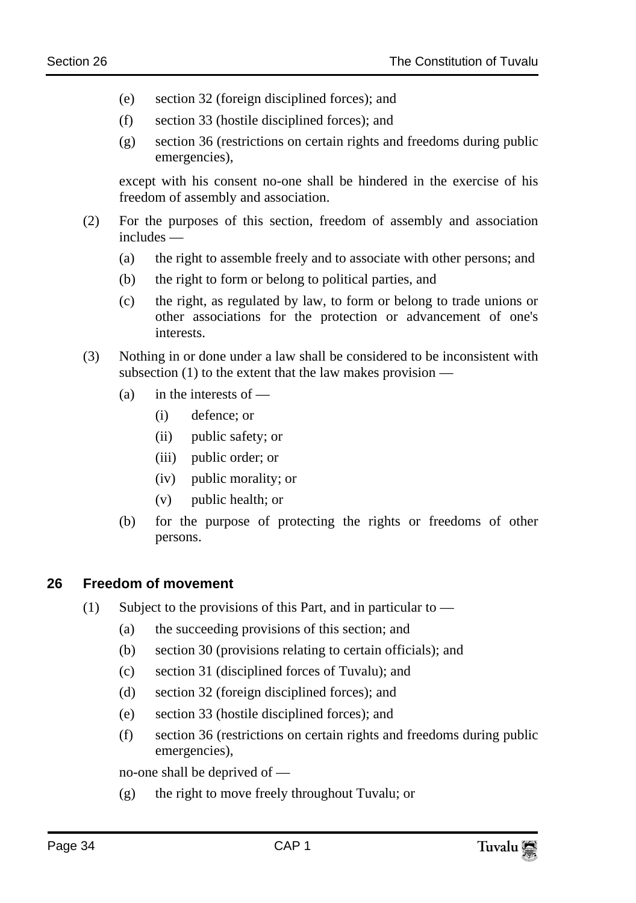(e) section 32 (foreign disciplined forces); and

(f) section 33 (hostile disciplined forces); and

(g) section 36 (restrictions on certain rights and freedoms during public emergencies),

except with his consent no-one shall be hindered in the exercise of his freedom of assembly and association.

(2) For the purposes of this section, freedom of assembly and association includes —

(a) the right to assemble freely and to associate with other persons; and

(b) the right to form or belong to political parties, and

(c) the right, as regulated by law, to form or belong to trade unions or other associations for the protection or advancement of one's interests.

(3) Nothing in or done under a law shall be considered to be inconsistent with subsection (1) to the extent that the law makes provision —

(a) in the interests of —

(i) defence; or

(ii) public safety; or

(iii) public order; or

(iv) public morality; or

(v) public health; or

(b) for the purpose of protecting the rights or freedoms of other persons.

## 26 Freedom of movement

(1) Subject to the provisions of this Part, and in particular to —

(a) the succeeding provisions of this section; and

(b) section 30 (provisions relating to certain officials); and

(c) section 31 (disciplined forces of Tuvalu); and

(d) section 32 (foreign disciplined forces); and

(e) section 33 (hostile disciplined forces); and

(f) section 36 (restrictions on certain rights and freedoms during public emergencies),

no-one shall be deprived of —

(g) the right to move freely throughout Tuvalu; or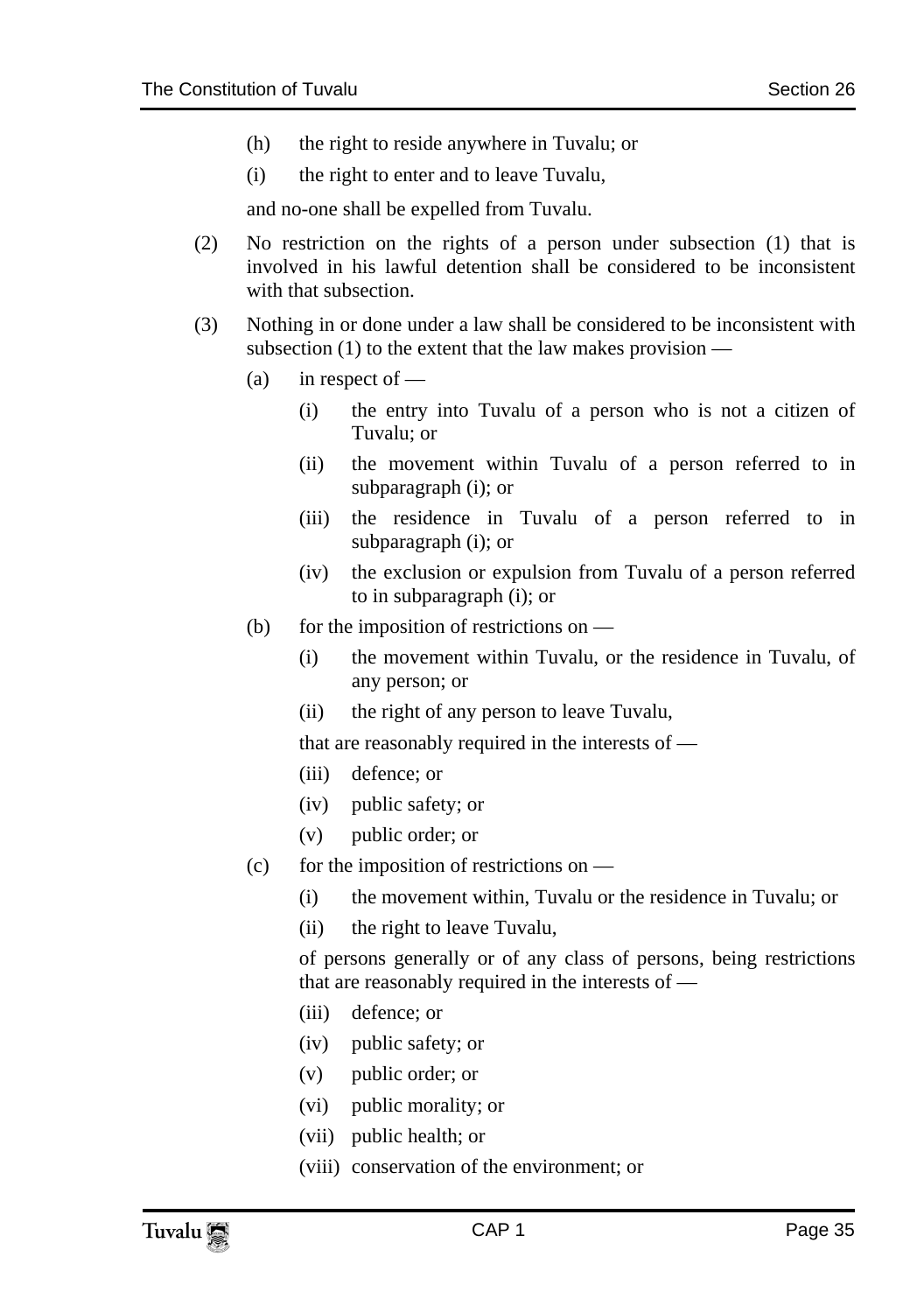(h) the right to reside anywhere in Tuvalu; or

(i) the right to enter and to leave Tuvalu,

and no-one shall be expelled from Tuvalu.

(2) No restriction on the rights of a person under subsection (1) that is involved in his lawful detention shall be considered to be inconsistent with that subsection.

(3) Nothing in or done under a law shall be considered to be inconsistent with subsection (1) to the extent that the law makes provision —

(a) in respect of —

(i) the entry into Tuvalu of a person who is not a citizen of Tuvalu; or

(ii) the movement within Tuvalu of a person referred to in subparagraph (i); or

(iii) the residence in Tuvalu of a person referred to in subparagraph (i); or

(iv) the exclusion or expulsion from Tuvalu of a person referred to in subparagraph (i); or

(b) for the imposition of restrictions on —

(i) the movement within Tuvalu, or the residence in Tuvalu, of any person; or

(ii) the right of any person to leave Tuvalu,

that are reasonably required in the interests of —

(iii) defence; or

(iv) public safety; or

(v) public order; or

(c) for the imposition of restrictions on —

(i) the movement within, Tuvalu or the residence in Tuvalu; or

(ii) the right to leave Tuvalu,

of persons generally or of any class of persons, being restrictions that are reasonably required in the interests of —

(iii) defence; or

(iv) public safety; or

(v) public order; or

(vi) public morality; or

(vii) public health; or

(viii) conservation of the environment; or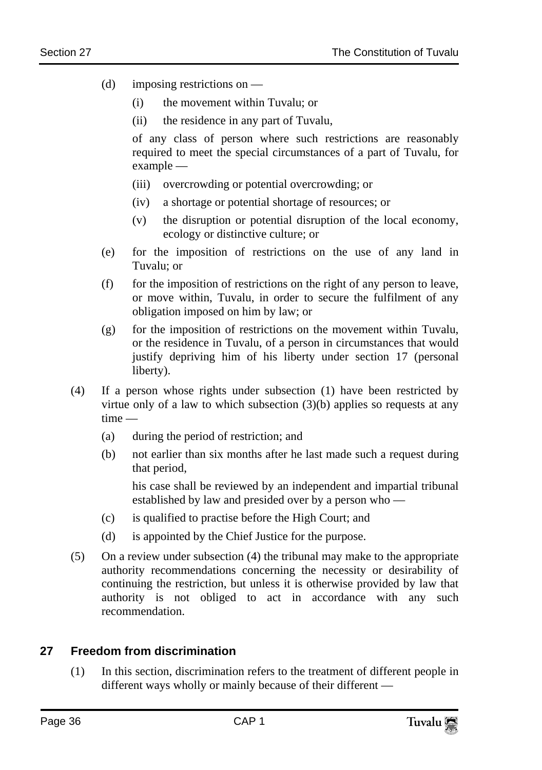(d) imposing restrictions on —

   (i) the movement within Tuvalu; or

   (ii) the residence in any part of Tuvalu,

   of any class of person where such restrictions are reasonably required to meet the special circumstances of a part of Tuvalu, for example —

   (iii) overcrowding or potential overcrowding; or

   (iv) a shortage or potential shortage of resources; or

   (v) the disruption or potential disruption of the local economy, ecology or distinctive culture; or

(e) for the imposition of restrictions on the use of any land in Tuvalu; or

(f) for the imposition of restrictions on the right of any person to leave, or move within, Tuvalu, in order to secure the fulfilment of any obligation imposed on him by law; or

(g) for the imposition of restrictions on the movement within Tuvalu, or the residence in Tuvalu, of a person in circumstances that would justify depriving him of his liberty under section 17 (personal liberty).

(4) If a person whose rights under subsection (1) have been restricted by virtue only of a law to which subsection (3)(b) applies so requests at any time —

(a) during the period of restriction; and

(b) not earlier than six months after he last made such a request during that period,

   his case shall be reviewed by an independent and impartial tribunal established by law and presided over by a person who —

(c) is qualified to practise before the High Court; and

(d) is appointed by the Chief Justice for the purpose.

(5) On a review under subsection (4) the tribunal may make to the appropriate authority recommendations concerning the necessity or desirability of continuing the restriction, but unless it is otherwise provided by law that authority is not obliged to act in accordance with any such recommendation.

## 27 Freedom from discrimination

(1) In this section, discrimination refers to the treatment of different people in different ways wholly or mainly because of their different —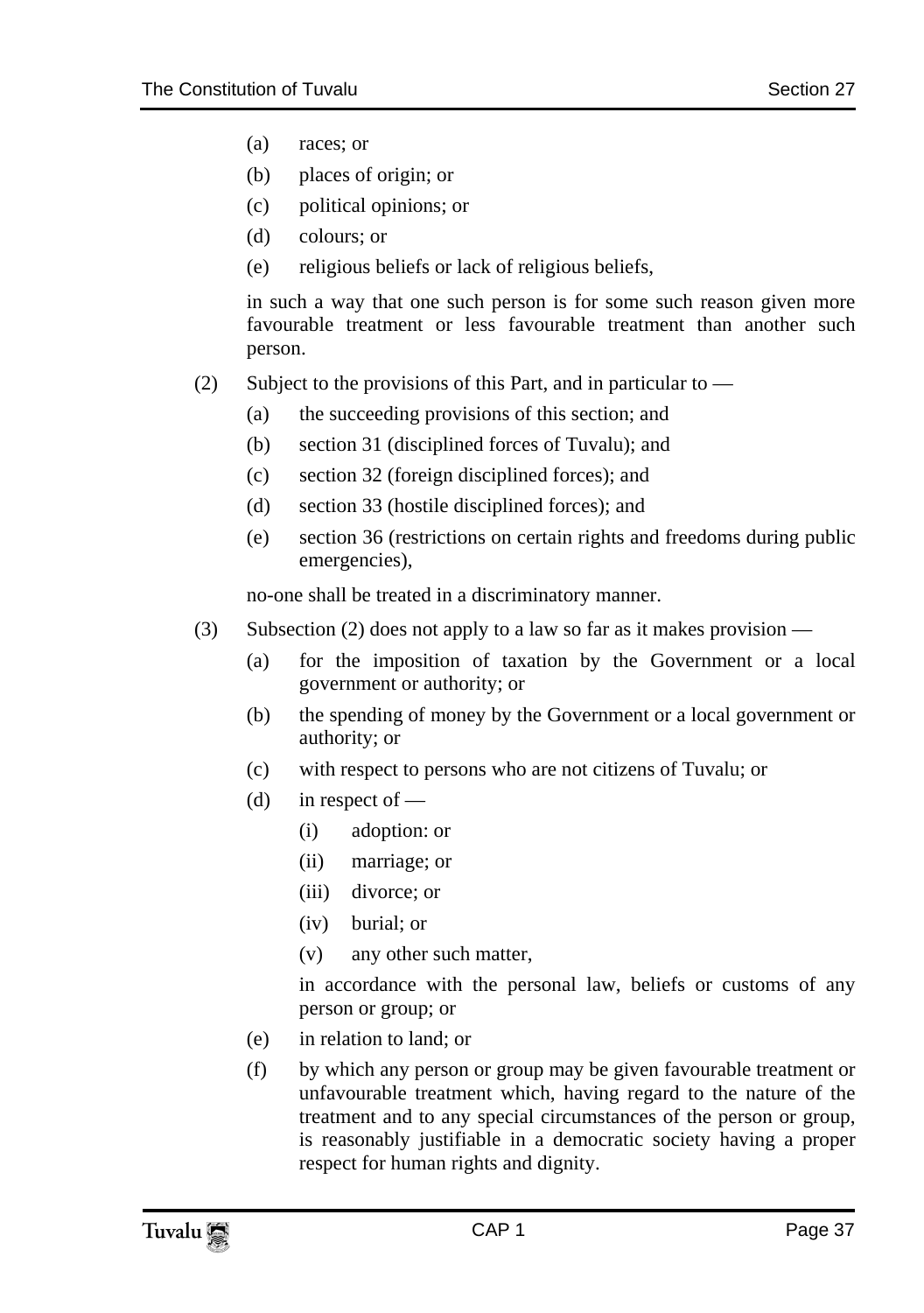(a) races; or

(b) places of origin; or

(c) political opinions; or

(d) colours; or

(e) religious beliefs or lack of religious beliefs,

in such a way that one such person is for some such reason given more favourable treatment or less favourable treatment than another such person.

(2) Subject to the provisions of this Part, and in particular to —

(a) the succeeding provisions of this section; and

(b) section 31 (disciplined forces of Tuvalu); and

(c) section 32 (foreign disciplined forces); and

(d) section 33 (hostile disciplined forces); and

(e) section 36 (restrictions on certain rights and freedoms during public emergencies),

no-one shall be treated in a discriminatory manner.

(3) Subsection (2) does not apply to a law so far as it makes provision —

(a) for the imposition of taxation by the Government or a local government or authority; or

(b) the spending of money by the Government or a local government or authority; or

(c) with respect to persons who are not citizens of Tuvalu; or

(d) in respect of —

(i) adoption: or

(ii) marriage; or

(iii) divorce; or

(iv) burial; or

(v) any other such matter,

in accordance with the personal law, beliefs or customs of any person or group; or

(e) in relation to land; or

(f) by which any person or group may be given favourable treatment or unfavourable treatment which, having regard to the nature of the treatment and to any special circumstances of the person or group, is reasonably justifiable in a democratic society having a proper respect for human rights and dignity.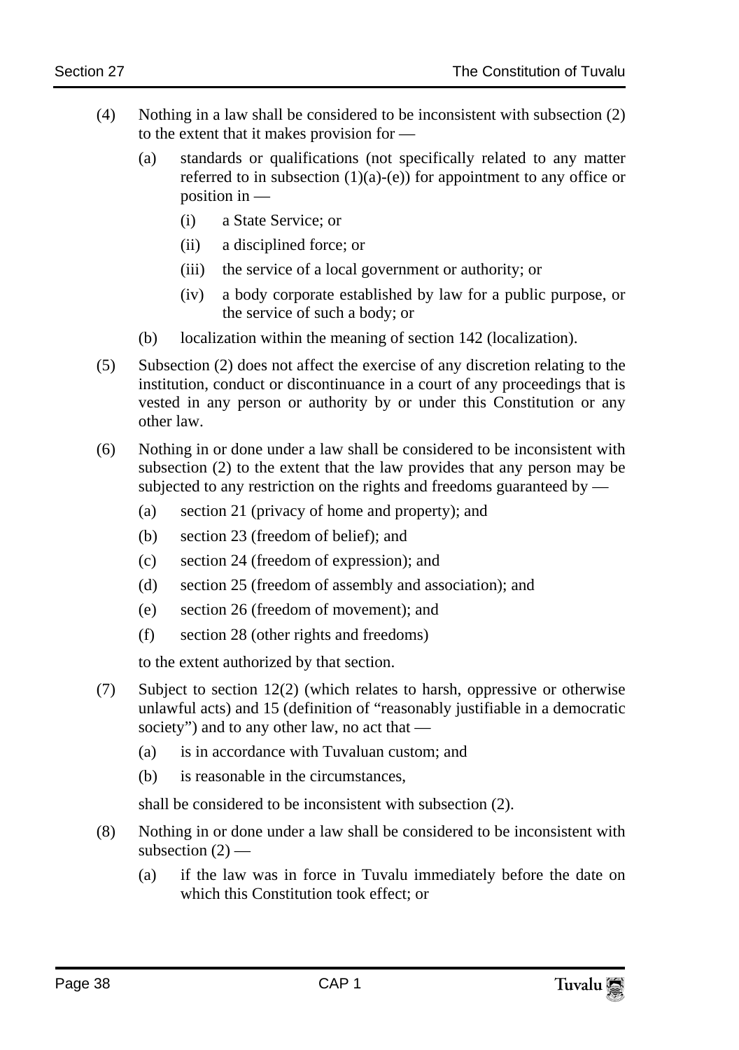(4) Nothing in a law shall be considered to be inconsistent with subsection (2) to the extent that it makes provision for —

   (a) standards or qualifications (not specifically related to any matter referred to in subsection (1)(a)-(e)) for appointment to any office or position in —

      (i) a State Service; or

      (ii) a disciplined force; or

      (iii) the service of a local government or authority; or

      (iv) a body corporate established by law for a public purpose, or the service of such a body; or

   (b) localization within the meaning of section 142 (localization).

(5) Subsection (2) does not affect the exercise of any discretion relating to the institution, conduct or discontinuance in a court of any proceedings that is vested in any person or authority by or under this Constitution or any other law.

(6) Nothing in or done under a law shall be considered to be inconsistent with subsection (2) to the extent that the law provides that any person may be subjected to any restriction on the rights and freedoms guaranteed by —

   (a) section 21 (privacy of home and property); and

   (b) section 23 (freedom of belief); and

   (c) section 24 (freedom of expression); and

   (d) section 25 (freedom of assembly and association); and

   (e) section 26 (freedom of movement); and

   (f) section 28 (other rights and freedoms)

   to the extent authorized by that section.

(7) Subject to section 12(2) (which relates to harsh, oppressive or otherwise unlawful acts) and 15 (definition of "reasonably justifiable in a democratic society") and to any other law, no act that —

   (a) is in accordance with Tuvaluan custom; and

   (b) is reasonable in the circumstances,

   shall be considered to be inconsistent with subsection (2).

(8) Nothing in or done under a law shall be considered to be inconsistent with subsection (2) —

   (a) if the law was in force in Tuvalu immediately before the date on which this Constitution took effect; or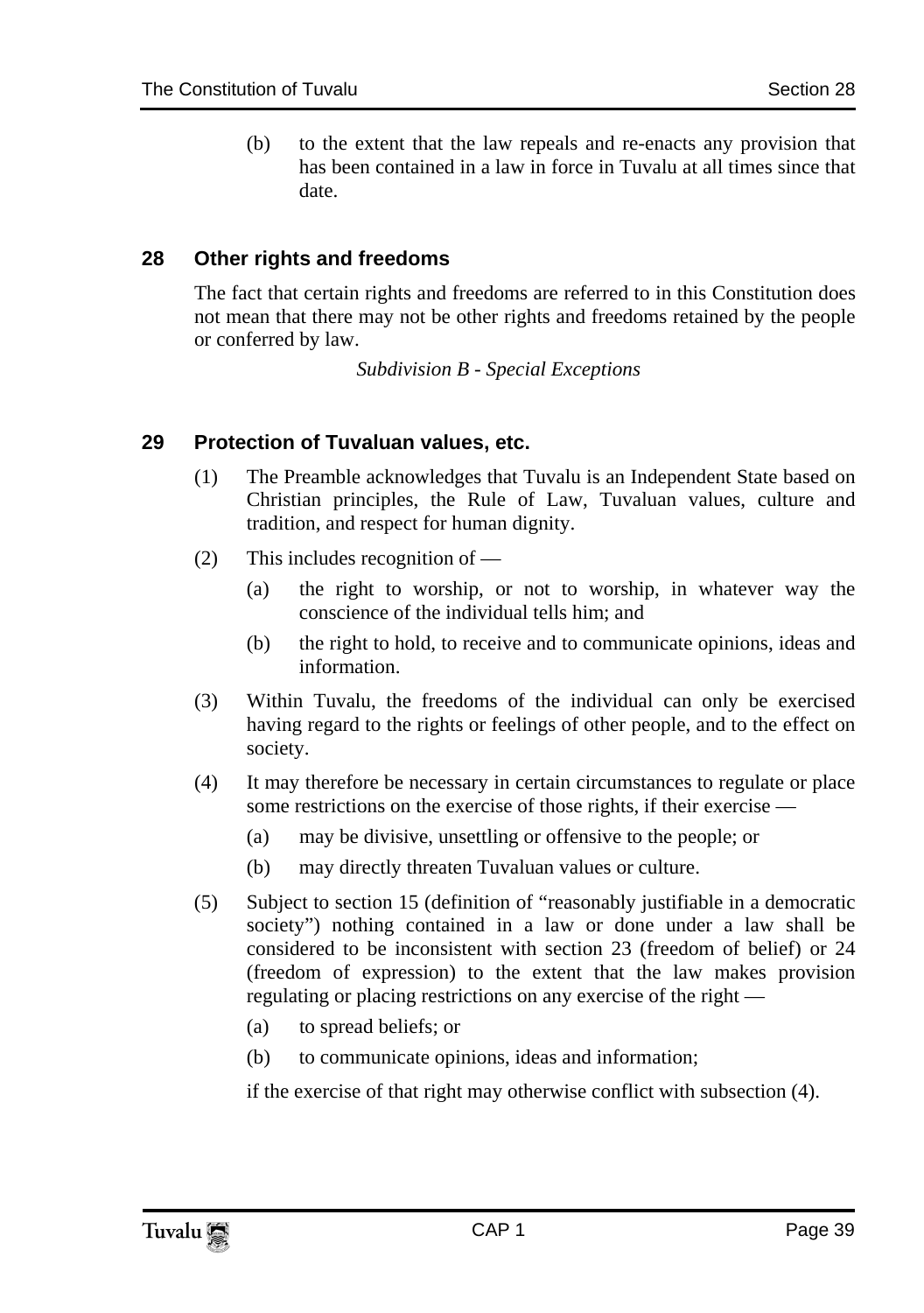(b) to the extent that the law repeals and re-enacts any provision that has been contained in a law in force in Tuvalu at all times since that date.

## 28 Other rights and freedoms

The fact that certain rights and freedoms are referred to in this Constitution does not mean that there may not be other rights and freedoms retained by the people or conferred by law.

*Subdivision B - Special Exceptions*

## 29 Protection of Tuvaluan values, etc.

(1) The Preamble acknowledges that Tuvalu is an Independent State based on Christian principles, the Rule of Law, Tuvaluan values, culture and tradition, and respect for human dignity.

(2) This includes recognition of —

(a) the right to worship, or not to worship, in whatever way the conscience of the individual tells him; and

(b) the right to hold, to receive and to communicate opinions, ideas and information.

(3) Within Tuvalu, the freedoms of the individual can only be exercised having regard to the rights or feelings of other people, and to the effect on society.

(4) It may therefore be necessary in certain circumstances to regulate or place some restrictions on the exercise of those rights, if their exercise —

(a) may be divisive, unsettling or offensive to the people; or

(b) may directly threaten Tuvaluan values or culture.

(5) Subject to section 15 (definition of "reasonably justifiable in a democratic society") nothing contained in a law or done under a law shall be considered to be inconsistent with section 23 (freedom of belief) or 24 (freedom of expression) to the extent that the law makes provision regulating or placing restrictions on any exercise of the right —

(a) to spread beliefs; or

(b) to communicate opinions, ideas and information;

if the exercise of that right may otherwise conflict with subsection (4).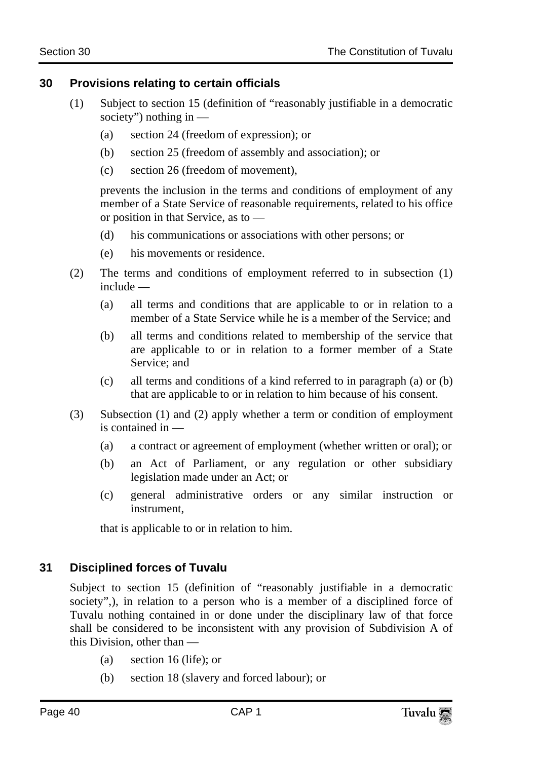### 30 Provisions relating to certain officials

(1) Subject to section 15 (definition of "reasonably justifiable in a democratic society") nothing in —

(a) section 24 (freedom of expression); or

(b) section 25 (freedom of assembly and association); or

(c) section 26 (freedom of movement),

prevents the inclusion in the terms and conditions of employment of any member of a State Service of reasonable requirements, related to his office or position in that Service, as to —

(d) his communications or associations with other persons; or

(e) his movements or residence.

(2) The terms and conditions of employment referred to in subsection (1) include —

(a) all terms and conditions that are applicable to or in relation to a member of a State Service while he is a member of the Service; and

(b) all terms and conditions related to membership of the service that are applicable to or in relation to a former member of a State Service; and

(c) all terms and conditions of a kind referred to in paragraph (a) or (b) that are applicable to or in relation to him because of his consent.

(3) Subsection (1) and (2) apply whether a term or condition of employment is contained in —

(a) a contract or agreement of employment (whether written or oral); or

(b) an Act of Parliament, or any regulation or other subsidiary legislation made under an Act; or

(c) general administrative orders or any similar instruction or instrument,

that is applicable to or in relation to him.

### 31 Disciplined forces of Tuvalu

Subject to section 15 (definition of "reasonably justifiable in a democratic society",), in relation to a person who is a member of a disciplined force of Tuvalu nothing contained in or done under the disciplinary law of that force shall be considered to be inconsistent with any provision of Subdivision A of this Division, other than —

(a) section 16 (life); or

(b) section 18 (slavery and forced labour); or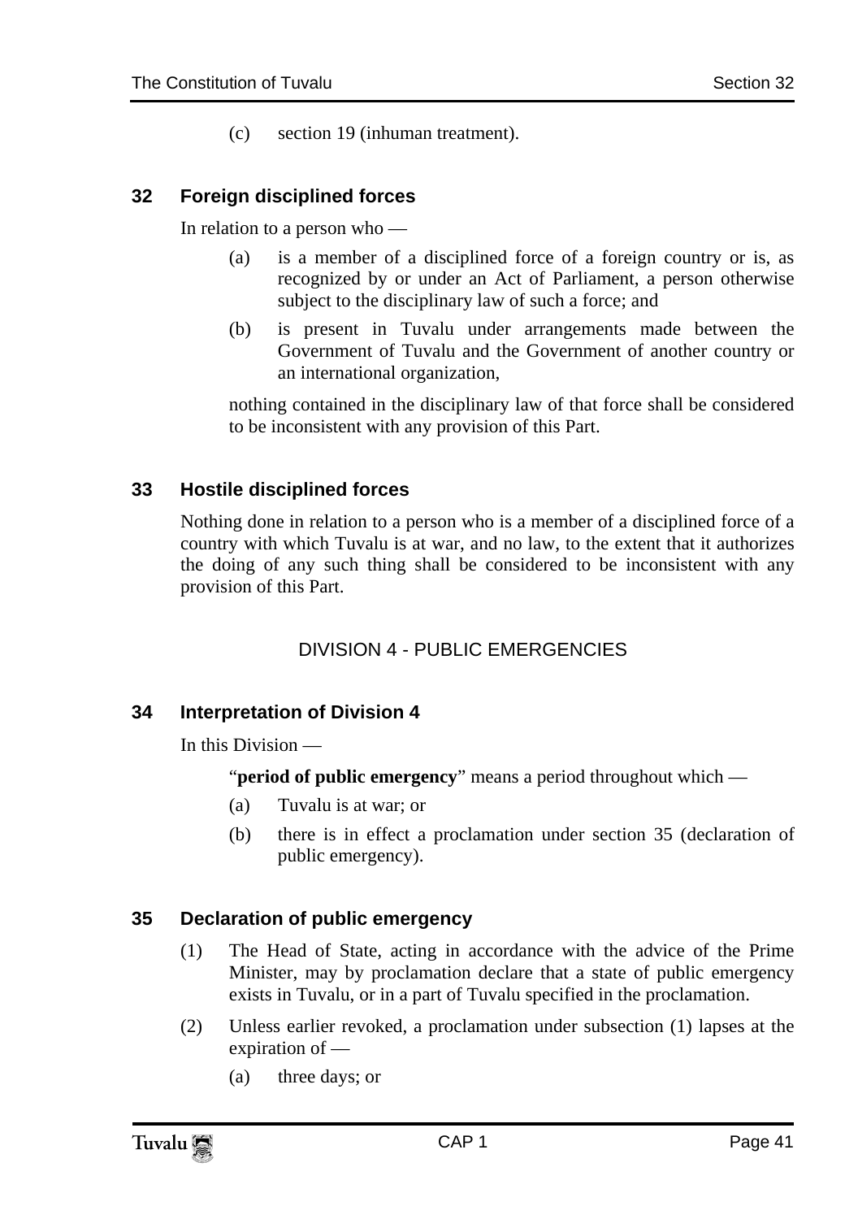(c) section 19 (inhuman treatment).

### 32 Foreign disciplined forces

In relation to a person who —

(a) is a member of a disciplined force of a foreign country or is, as recognized by or under an Act of Parliament, a person otherwise subject to the disciplinary law of such a force; and

(b) is present in Tuvalu under arrangements made between the Government of Tuvalu and the Government of another country or an international organization,

nothing contained in the disciplinary law of that force shall be considered to be inconsistent with any provision of this Part.

### 33 Hostile disciplined forces

Nothing done in relation to a person who is a member of a disciplined force of a country with which Tuvalu is at war, and no law, to the extent that it authorizes the doing of any such thing shall be considered to be inconsistent with any provision of this Part.

## DIVISION 4 - PUBLIC EMERGENCIES

### 34 Interpretation of Division 4

In this Division —

"**period of public emergency**" means a period throughout which —

(a) Tuvalu is at war; or

(b) there is in effect a proclamation under section 35 (declaration of public emergency).

### 35 Declaration of public emergency

(1) The Head of State, acting in accordance with the advice of the Prime Minister, may by proclamation declare that a state of public emergency exists in Tuvalu, or in a part of Tuvalu specified in the proclamation.

(2) Unless earlier revoked, a proclamation under subsection (1) lapses at the expiration of —

(a) three days; or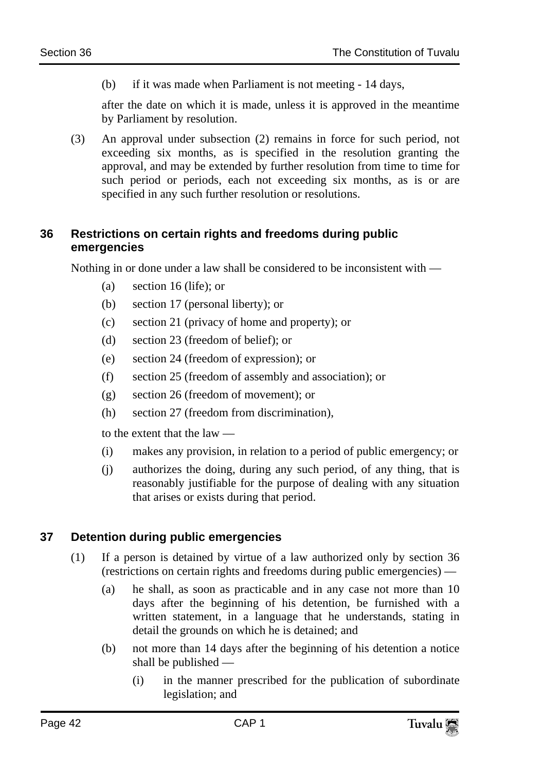(b) if it was made when Parliament is not meeting - 14 days,

after the date on which it is made, unless it is approved in the meantime by Parliament by resolution.

(3) An approval under subsection (2) remains in force for such period, not exceeding six months, as is specified in the resolution granting the approval, and may be extended by further resolution from time to time for such period or periods, each not exceeding six months, as is or are specified in any such further resolution or resolutions.

### 36 Restrictions on certain rights and freedoms during public emergencies

Nothing in or done under a law shall be considered to be inconsistent with —

(a) section 16 (life); or

(b) section 17 (personal liberty); or

(c) section 21 (privacy of home and property); or

(d) section 23 (freedom of belief); or

(e) section 24 (freedom of expression); or

(f) section 25 (freedom of assembly and association); or

(g) section 26 (freedom of movement); or

(h) section 27 (freedom from discrimination),

to the extent that the law —

(i) makes any provision, in relation to a period of public emergency; or

(j) authorizes the doing, during any such period, of any thing, that is reasonably justifiable for the purpose of dealing with any situation that arises or exists during that period.

### 37 Detention during public emergencies

(1) If a person is detained by virtue of a law authorized only by section 36 (restrictions on certain rights and freedoms during public emergencies) —

(a) he shall, as soon as practicable and in any case not more than 10 days after the beginning of his detention, be furnished with a written statement, in a language that he understands, stating in detail the grounds on which he is detained; and

(b) not more than 14 days after the beginning of his detention a notice shall be published —

(i) in the manner prescribed for the publication of subordinate legislation; and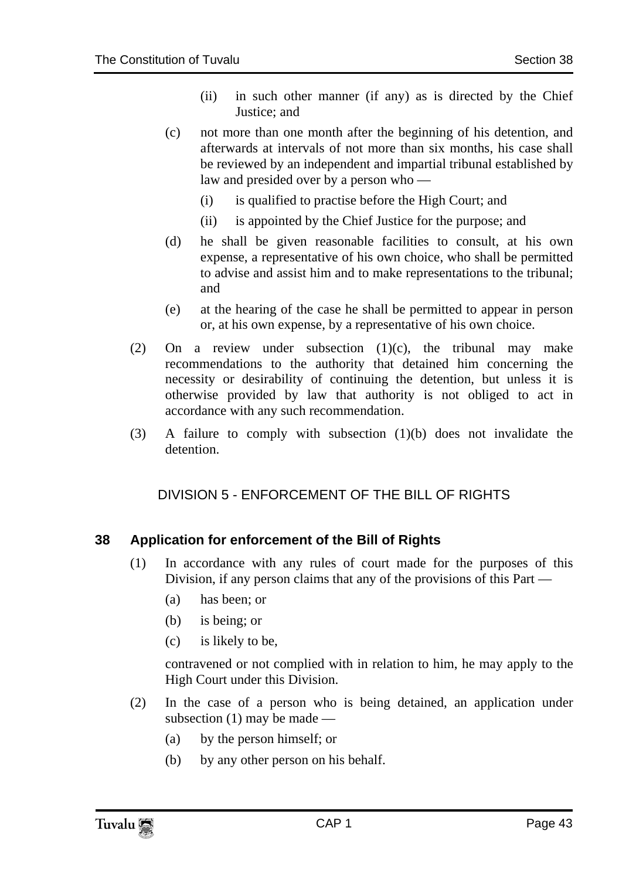(ii) in such other manner (if any) as is directed by the Chief Justice; and

(c) not more than one month after the beginning of his detention, and afterwards at intervals of not more than six months, his case shall be reviewed by an independent and impartial tribunal established by law and presided over by a person who —

(i) is qualified to practise before the High Court; and

(ii) is appointed by the Chief Justice for the purpose; and

(d) he shall be given reasonable facilities to consult, at his own expense, a representative of his own choice, who shall be permitted to advise and assist him and to make representations to the tribunal; and

(e) at the hearing of the case he shall be permitted to appear in person or, at his own expense, by a representative of his own choice.

(2) On a review under subsection (1)(c), the tribunal may make recommendations to the authority that detained him concerning the necessity or desirability of continuing the detention, but unless it is otherwise provided by law that authority is not obliged to act in accordance with any such recommendation.

(3) A failure to comply with subsection (1)(b) does not invalidate the detention.

## DIVISION 5 - ENFORCEMENT OF THE BILL OF RIGHTS

### 38 Application for enforcement of the Bill of Rights

(1) In accordance with any rules of court made for the purposes of this Division, if any person claims that any of the provisions of this Part —

(a) has been; or

(b) is being; or

(c) is likely to be,

contravened or not complied with in relation to him, he may apply to the High Court under this Division.

(2) In the case of a person who is being detained, an application under subsection (1) may be made —

(a) by the person himself; or

(b) by any other person on his behalf.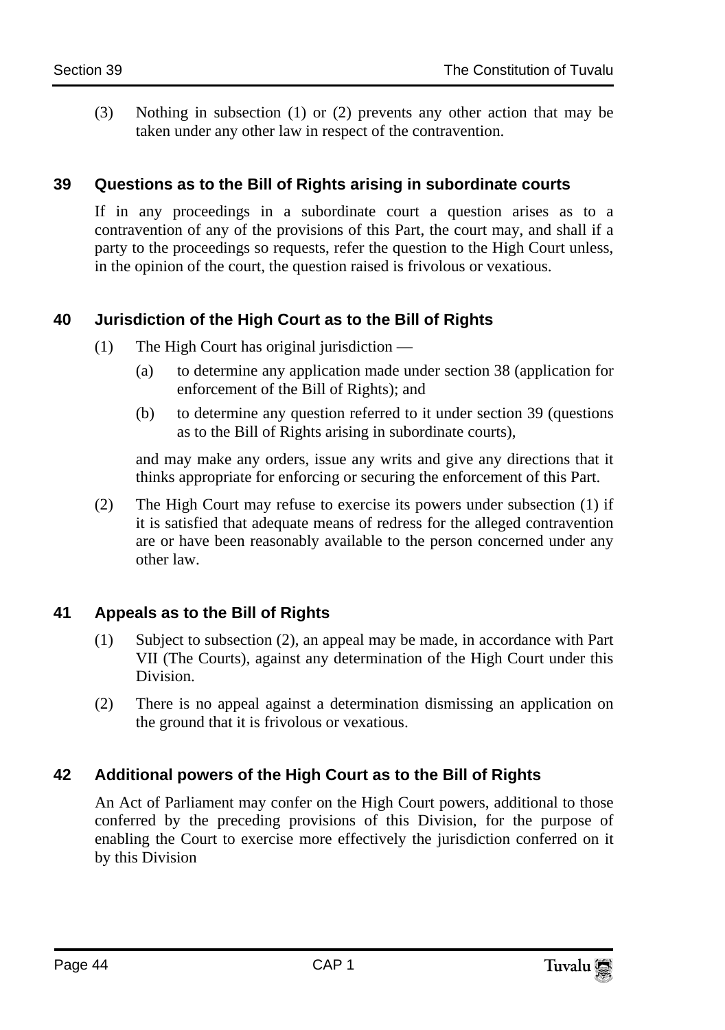(3) Nothing in subsection (1) or (2) prevents any other action that may be taken under any other law in respect of the contravention.

### 39 Questions as to the Bill of Rights arising in subordinate courts

If in any proceedings in a subordinate court a question arises as to a contravention of any of the provisions of this Part, the court may, and shall if a party to the proceedings so requests, refer the question to the High Court unless, in the opinion of the court, the question raised is frivolous or vexatious.

### 40 Jurisdiction of the High Court as to the Bill of Rights

(1) The High Court has original jurisdiction —

(a) to determine any application made under section 38 (application for enforcement of the Bill of Rights); and

(b) to determine any question referred to it under section 39 (questions as to the Bill of Rights arising in subordinate courts),

and may make any orders, issue any writs and give any directions that it thinks appropriate for enforcing or securing the enforcement of this Part.

(2) The High Court may refuse to exercise its powers under subsection (1) if it is satisfied that adequate means of redress for the alleged contravention are or have been reasonably available to the person concerned under any other law.

### 41 Appeals as to the Bill of Rights

(1) Subject to subsection (2), an appeal may be made, in accordance with Part VII (The Courts), against any determination of the High Court under this Division.

(2) There is no appeal against a determination dismissing an application on the ground that it is frivolous or vexatious.

### 42 Additional powers of the High Court as to the Bill of Rights

An Act of Parliament may confer on the High Court powers, additional to those conferred by the preceding provisions of this Division, for the purpose of enabling the Court to exercise more effectively the jurisdiction conferred on it by this Division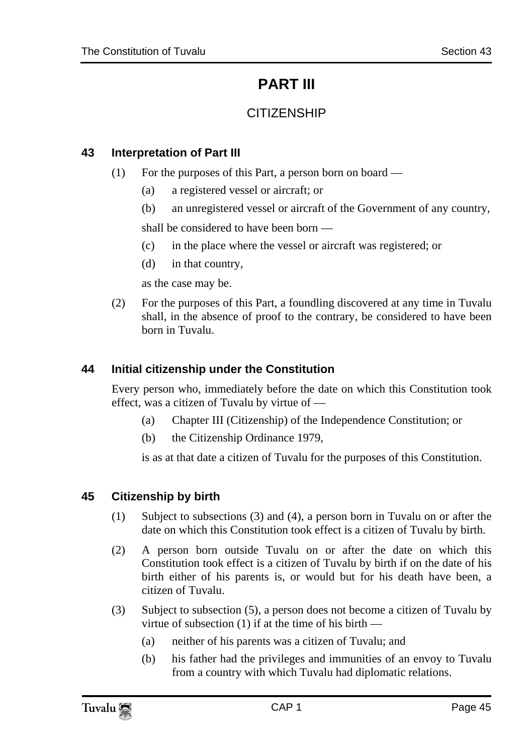# PART III

## CITIZENSHIP

### 43 Interpretation of Part III

(1) For the purposes of this Part, a person born on board —

(a) a registered vessel or aircraft; or

(b) an unregistered vessel or aircraft of the Government of any country,

shall be considered to have been born —

(c) in the place where the vessel or aircraft was registered; or

(d) in that country,

as the case may be.

(2) For the purposes of this Part, a foundling discovered at any time in Tuvalu shall, in the absence of proof to the contrary, be considered to have been born in Tuvalu.

### 44 Initial citizenship under the Constitution

Every person who, immediately before the date on which this Constitution took effect, was a citizen of Tuvalu by virtue of —

(a) Chapter III (Citizenship) of the Independence Constitution; or

(b) the Citizenship Ordinance 1979,

is as at that date a citizen of Tuvalu for the purposes of this Constitution.

### 45 Citizenship by birth

(1) Subject to subsections (3) and (4), a person born in Tuvalu on or after the date on which this Constitution took effect is a citizen of Tuvalu by birth.

(2) A person born outside Tuvalu on or after the date on which this Constitution took effect is a citizen of Tuvalu by birth if on the date of his birth either of his parents is, or would but for his death have been, a citizen of Tuvalu.

(3) Subject to subsection (5), a person does not become a citizen of Tuvalu by virtue of subsection (1) if at the time of his birth —

(a) neither of his parents was a citizen of Tuvalu; and

(b) his father had the privileges and immunities of an envoy to Tuvalu from a country with which Tuvalu had diplomatic relations.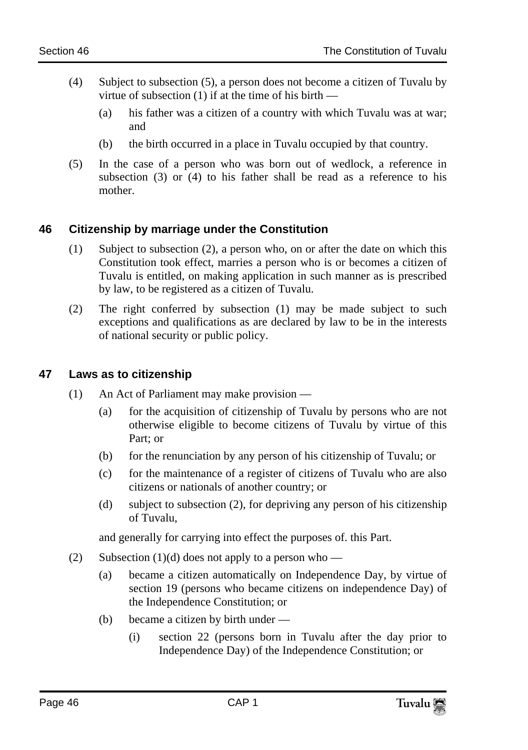(4) Subject to subsection (5), a person does not become a citizen of Tuvalu by virtue of subsection (1) if at the time of his birth —

(a) his father was a citizen of a country with which Tuvalu was at war; and

(b) the birth occurred in a place in Tuvalu occupied by that country.

(5) In the case of a person who was born out of wedlock, a reference in subsection (3) or (4) to his father shall be read as a reference to his mother.

## 46 Citizenship by marriage under the Constitution

(1) Subject to subsection (2), a person who, on or after the date on which this Constitution took effect, marries a person who is or becomes a citizen of Tuvalu is entitled, on making application in such manner as is prescribed by law, to be registered as a citizen of Tuvalu.

(2) The right conferred by subsection (1) may be made subject to such exceptions and qualifications as are declared by law to be in the interests of national security or public policy.

## 47 Laws as to citizenship

(1) An Act of Parliament may make provision —

(a) for the acquisition of citizenship of Tuvalu by persons who are not otherwise eligible to become citizens of Tuvalu by virtue of this Part; or

(b) for the renunciation by any person of his citizenship of Tuvalu; or

(c) for the maintenance of a register of citizens of Tuvalu who are also citizens or nationals of another country; or

(d) subject to subsection (2), for depriving any person of his citizenship of Tuvalu,

and generally for carrying into effect the purposes of. this Part.

(2) Subsection (1)(d) does not apply to a person who —

(a) became a citizen automatically on Independence Day, by virtue of section 19 (persons who became citizens on independence Day) of the Independence Constitution; or

(b) became a citizen by birth under —

(i) section 22 (persons born in Tuvalu after the day prior to Independence Day) of the Independence Constitution; or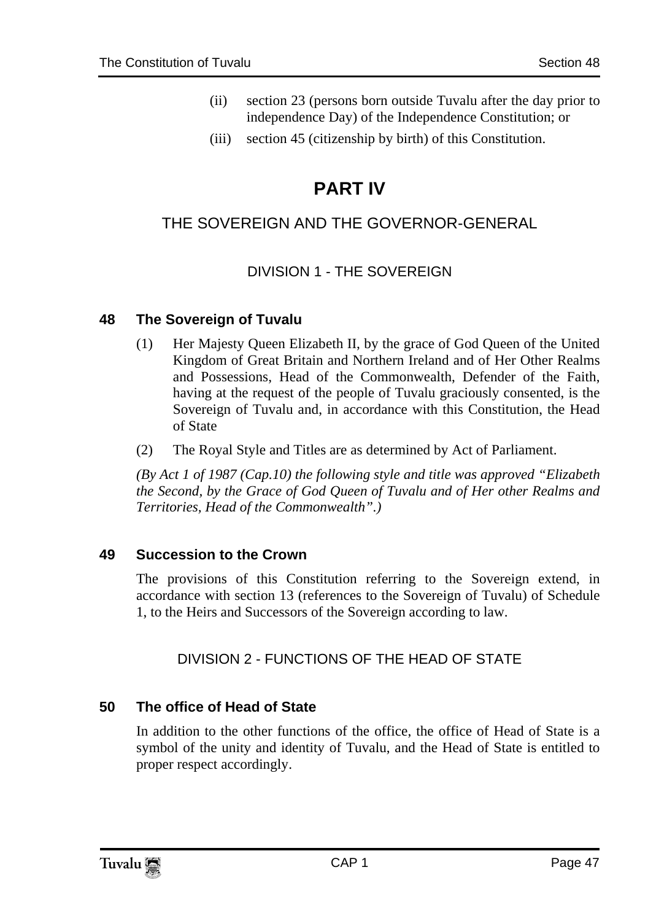(ii) section 23 (persons born outside Tuvalu after the day prior to independence Day) of the Independence Constitution; or

(iii) section 45 (citizenship by birth) of this Constitution.

# PART IV

## THE SOVEREIGN AND THE GOVERNOR-GENERAL

### DIVISION 1 - THE SOVEREIGN

### 48 The Sovereign of Tuvalu

(1) Her Majesty Queen Elizabeth II, by the grace of God Queen of the United Kingdom of Great Britain and Northern Ireland and of Her Other Realms and Possessions, Head of the Commonwealth, Defender of the Faith, having at the request of the people of Tuvalu graciously consented, is the Sovereign of Tuvalu and, in accordance with this Constitution, the Head of State

(2) The Royal Style and Titles are as determined by Act of Parliament.

*(By Act 1 of 1987 (Cap.10) the following style and title was approved "Elizabeth the Second, by the Grace of God Queen of Tuvalu and of Her other Realms and Territories, Head of the Commonwealth".)*

### 49 Succession to the Crown

The provisions of this Constitution referring to the Sovereign extend, in accordance with section 13 (references to the Sovereign of Tuvalu) of Schedule 1, to the Heirs and Successors of the Sovereign according to law.

### DIVISION 2 - FUNCTIONS OF THE HEAD OF STATE

### 50 The office of Head of State

In addition to the other functions of the office, the office of Head of State is a symbol of the unity and identity of Tuvalu, and the Head of State is entitled to proper respect accordingly.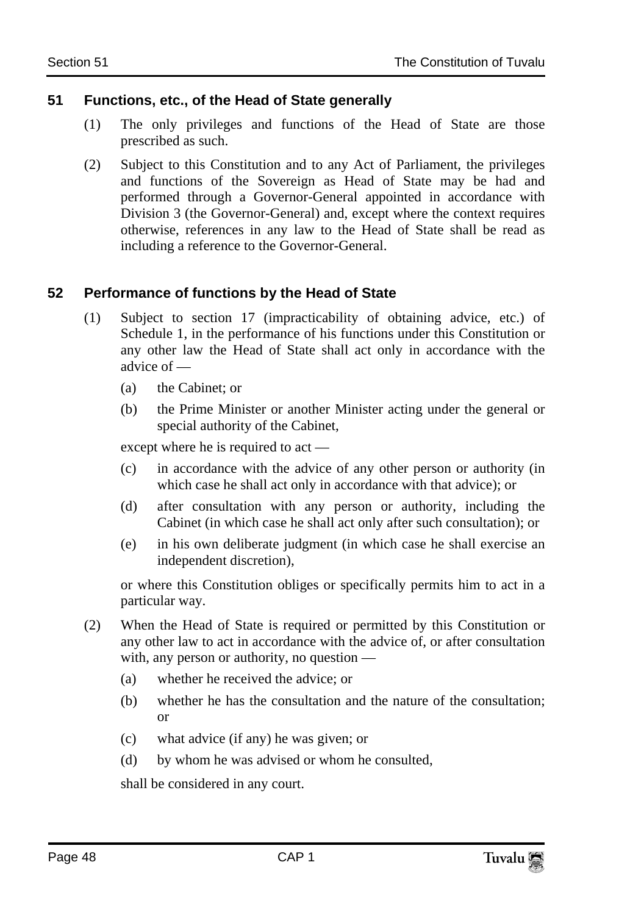### 51 Functions, etc., of the Head of State generally

(1) The only privileges and functions of the Head of State are those prescribed as such.

(2) Subject to this Constitution and to any Act of Parliament, the privileges and functions of the Sovereign as Head of State may be had and performed through a Governor-General appointed in accordance with Division 3 (the Governor-General) and, except where the context requires otherwise, references in any law to the Head of State shall be read as including a reference to the Governor-General.

### 52 Performance of functions by the Head of State

(1) Subject to section 17 (impracticability of obtaining advice, etc.) of Schedule 1, in the performance of his functions under this Constitution or any other law the Head of State shall act only in accordance with the advice of —

- (a) the Cabinet; or
- (b) the Prime Minister or another Minister acting under the general or special authority of the Cabinet,

except where he is required to act —

- (c) in accordance with the advice of any other person or authority (in which case he shall act only in accordance with that advice); or
- (d) after consultation with any person or authority, including the Cabinet (in which case he shall act only after such consultation); or
- (e) in his own deliberate judgment (in which case he shall exercise an independent discretion),

or where this Constitution obliges or specifically permits him to act in a particular way.

(2) When the Head of State is required or permitted by this Constitution or any other law to act in accordance with the advice of, or after consultation with, any person or authority, no question —

- (a) whether he received the advice; or
- (b) whether he has the consultation and the nature of the consultation; or
- (c) what advice (if any) he was given; or
- (d) by whom he was advised or whom he consulted,

shall be considered in any court.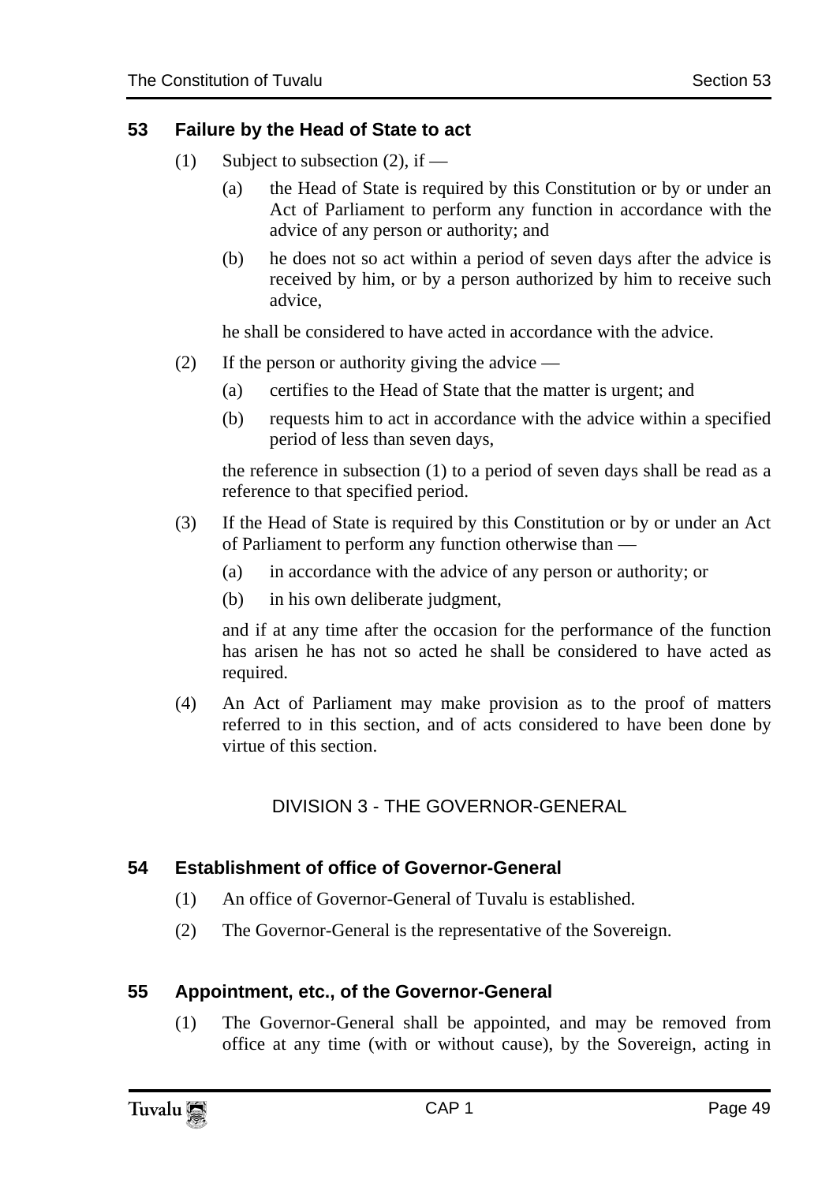### 53 Failure by the Head of State to act

(1) Subject to subsection (2), if —

(a) the Head of State is required by this Constitution or by or under an Act of Parliament to perform any function in accordance with the advice of any person or authority; and

(b) he does not so act within a period of seven days after the advice is received by him, or by a person authorized by him to receive such advice,

he shall be considered to have acted in accordance with the advice.

(2) If the person or authority giving the advice —

(a) certifies to the Head of State that the matter is urgent; and

(b) requests him to act in accordance with the advice within a specified period of less than seven days,

the reference in subsection (1) to a period of seven days shall be read as a reference to that specified period.

(3) If the Head of State is required by this Constitution or by or under an Act of Parliament to perform any function otherwise than —

(a) in accordance with the advice of any person or authority; or

(b) in his own deliberate judgment,

and if at any time after the occasion for the performance of the function has arisen he has not so acted he shall be considered to have acted as required.

(4) An Act of Parliament may make provision as to the proof of matters referred to in this section, and of acts considered to have been done by virtue of this section.

## DIVISION 3 - THE GOVERNOR-GENERAL

### 54 Establishment of office of Governor-General

(1) An office of Governor-General of Tuvalu is established.

(2) The Governor-General is the representative of the Sovereign.

### 55 Appointment, etc., of the Governor-General

(1) The Governor-General shall be appointed, and may be removed from office at any time (with or without cause), by the Sovereign, acting in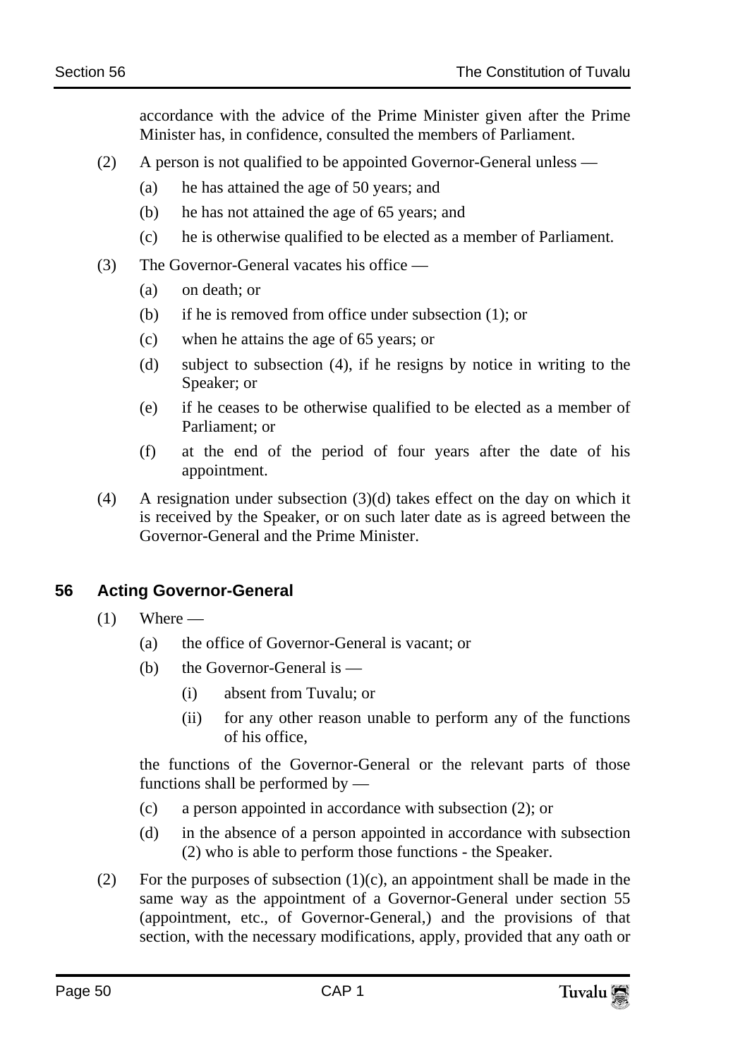accordance with the advice of the Prime Minister given after the Prime Minister has, in confidence, consulted the members of Parliament.

(2) A person is not qualified to be appointed Governor-General unless —

(a) he has attained the age of 50 years; and

(b) he has not attained the age of 65 years; and

(c) he is otherwise qualified to be elected as a member of Parliament.

(3) The Governor-General vacates his office —

(a) on death; or

(b) if he is removed from office under subsection (1); or

(c) when he attains the age of 65 years; or

(d) subject to subsection (4), if he resigns by notice in writing to the Speaker; or

(e) if he ceases to be otherwise qualified to be elected as a member of Parliament; or

(f) at the end of the period of four years after the date of his appointment.

(4) A resignation under subsection (3)(d) takes effect on the day on which it is received by the Speaker, or on such later date as is agreed between the Governor-General and the Prime Minister.

## 56 Acting Governor-General

(1) Where —

(a) the office of Governor-General is vacant; or

(b) the Governor-General is —

(i) absent from Tuvalu; or

(ii) for any other reason unable to perform any of the functions of his office,

the functions of the Governor-General or the relevant parts of those functions shall be performed by —

(c) a person appointed in accordance with subsection (2); or

(d) in the absence of a person appointed in accordance with subsection (2) who is able to perform those functions - the Speaker.

(2) For the purposes of subsection (1)(c), an appointment shall be made in the same way as the appointment of a Governor-General under section 55 (appointment, etc., of Governor-General,) and the provisions of that section, with the necessary modifications, apply, provided that any oath or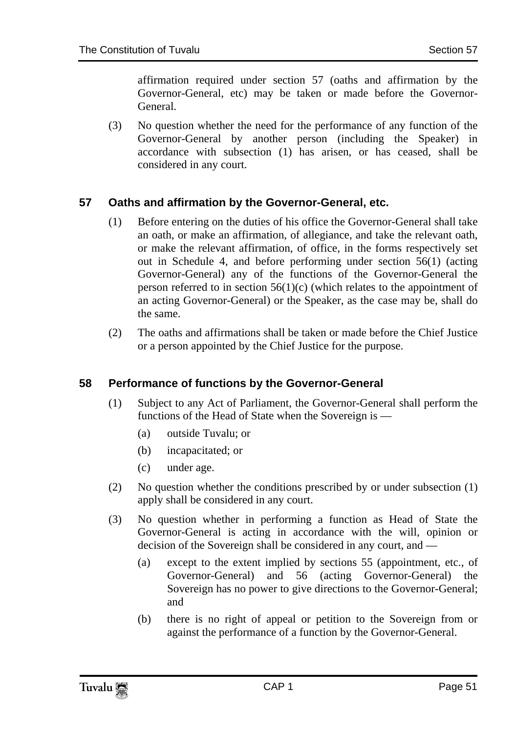affirmation required under section 57 (oaths and affirmation by the Governor-General, etc) may be taken or made before the Governor-General.

(3) No question whether the need for the performance of any function of the Governor-General by another person (including the Speaker) in accordance with subsection (1) has arisen, or has ceased, shall be considered in any court.

### 57 Oaths and affirmation by the Governor-General, etc.

(1) Before entering on the duties of his office the Governor-General shall take an oath, or make an affirmation, of allegiance, and take the relevant oath, or make the relevant affirmation, of office, in the forms respectively set out in Schedule 4, and before performing under section 56(1) (acting Governor-General) any of the functions of the Governor-General the person referred to in section 56(1)(c) (which relates to the appointment of an acting Governor-General) or the Speaker, as the case may be, shall do the same.

(2) The oaths and affirmations shall be taken or made before the Chief Justice or a person appointed by the Chief Justice for the purpose.

### 58 Performance of functions by the Governor-General

(1) Subject to any Act of Parliament, the Governor-General shall perform the functions of the Head of State when the Sovereign is —

(a) outside Tuvalu; or

(b) incapacitated; or

(c) under age.

(2) No question whether the conditions prescribed by or under subsection (1) apply shall be considered in any court.

(3) No question whether in performing a function as Head of State the Governor-General is acting in accordance with the will, opinion or decision of the Sovereign shall be considered in any court, and —

(a) except to the extent implied by sections 55 (appointment, etc., of Governor-General) and 56 (acting Governor-General) the Sovereign has no power to give directions to the Governor-General; and

(b) there is no right of appeal or petition to the Sovereign from or against the performance of a function by the Governor-General.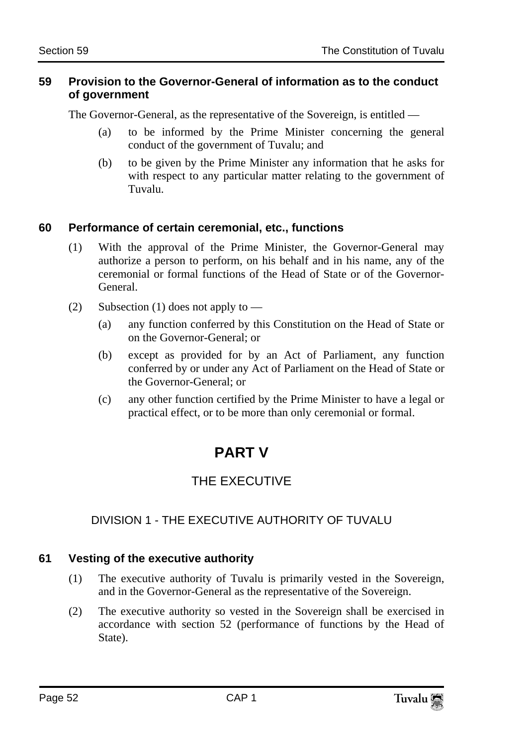### 59 Provision to the Governor-General of information as to the conduct of government

The Governor-General, as the representative of the Sovereign, is entitled —

(a) to be informed by the Prime Minister concerning the general conduct of the government of Tuvalu; and

(b) to be given by the Prime Minister any information that he asks for with respect to any particular matter relating to the government of Tuvalu.

### 60 Performance of certain ceremonial, etc., functions

(1) With the approval of the Prime Minister, the Governor-General may authorize a person to perform, on his behalf and in his name, any of the ceremonial or formal functions of the Head of State or of the Governor-General.

(2) Subsection (1) does not apply to —

(a) any function conferred by this Constitution on the Head of State or on the Governor-General; or

(b) except as provided for by an Act of Parliament, any function conferred by or under any Act of Parliament on the Head of State or the Governor-General; or

(c) any other function certified by the Prime Minister to have a legal or practical effect, or to be more than only ceremonial or formal.

# PART V

## THE EXECUTIVE

## DIVISION 1 - THE EXECUTIVE AUTHORITY OF TUVALU

### 61 Vesting of the executive authority

(1) The executive authority of Tuvalu is primarily vested in the Sovereign, and in the Governor-General as the representative of the Sovereign.

(2) The executive authority so vested in the Sovereign shall be exercised in accordance with section 52 (performance of functions by the Head of State).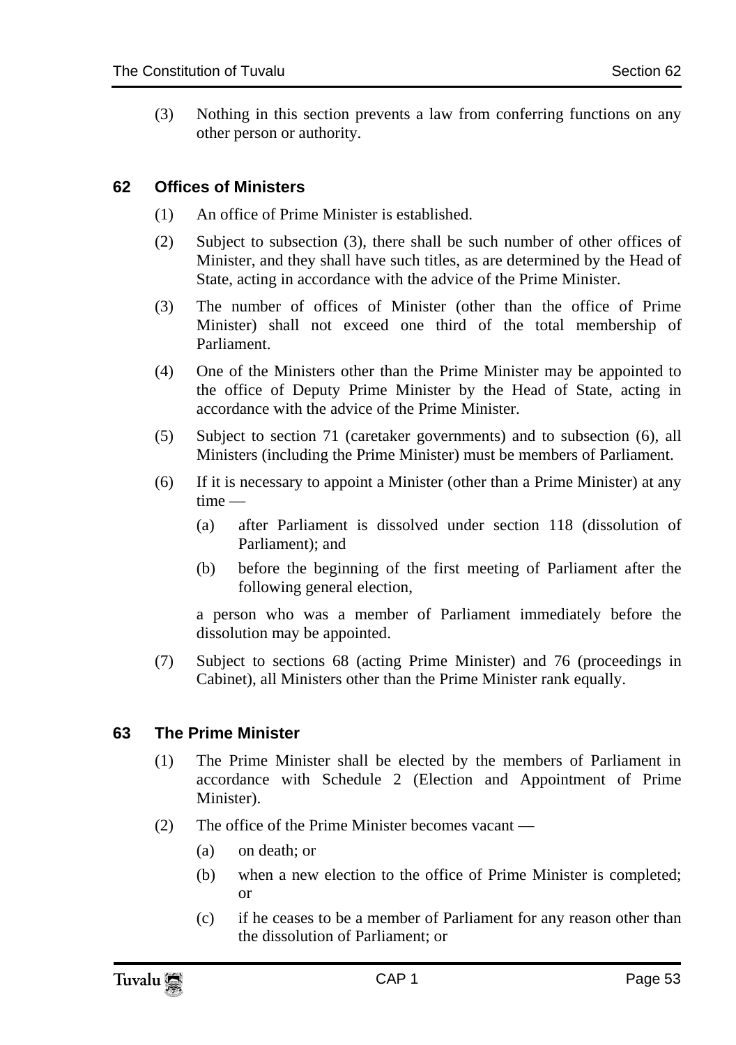(3) Nothing in this section prevents a law from conferring functions on any other person or authority.

### 62 Offices of Ministers

(1) An office of Prime Minister is established.

(2) Subject to subsection (3), there shall be such number of other offices of Minister, and they shall have such titles, as are determined by the Head of State, acting in accordance with the advice of the Prime Minister.

(3) The number of offices of Minister (other than the office of Prime Minister) shall not exceed one third of the total membership of Parliament.

(4) One of the Ministers other than the Prime Minister may be appointed to the office of Deputy Prime Minister by the Head of State, acting in accordance with the advice of the Prime Minister.

(5) Subject to section 71 (caretaker governments) and to subsection (6), all Ministers (including the Prime Minister) must be members of Parliament.

(6) If it is necessary to appoint a Minister (other than a Prime Minister) at any time —

(a) after Parliament is dissolved under section 118 (dissolution of Parliament); and

(b) before the beginning of the first meeting of Parliament after the following general election,

a person who was a member of Parliament immediately before the dissolution may be appointed.

(7) Subject to sections 68 (acting Prime Minister) and 76 (proceedings in Cabinet), all Ministers other than the Prime Minister rank equally.

### 63 The Prime Minister

(1) The Prime Minister shall be elected by the members of Parliament in accordance with Schedule 2 (Election and Appointment of Prime Minister).

(2) The office of the Prime Minister becomes vacant —

(a) on death; or

(b) when a new election to the office of Prime Minister is completed; or

(c) if he ceases to be a member of Parliament for any reason other than the dissolution of Parliament; or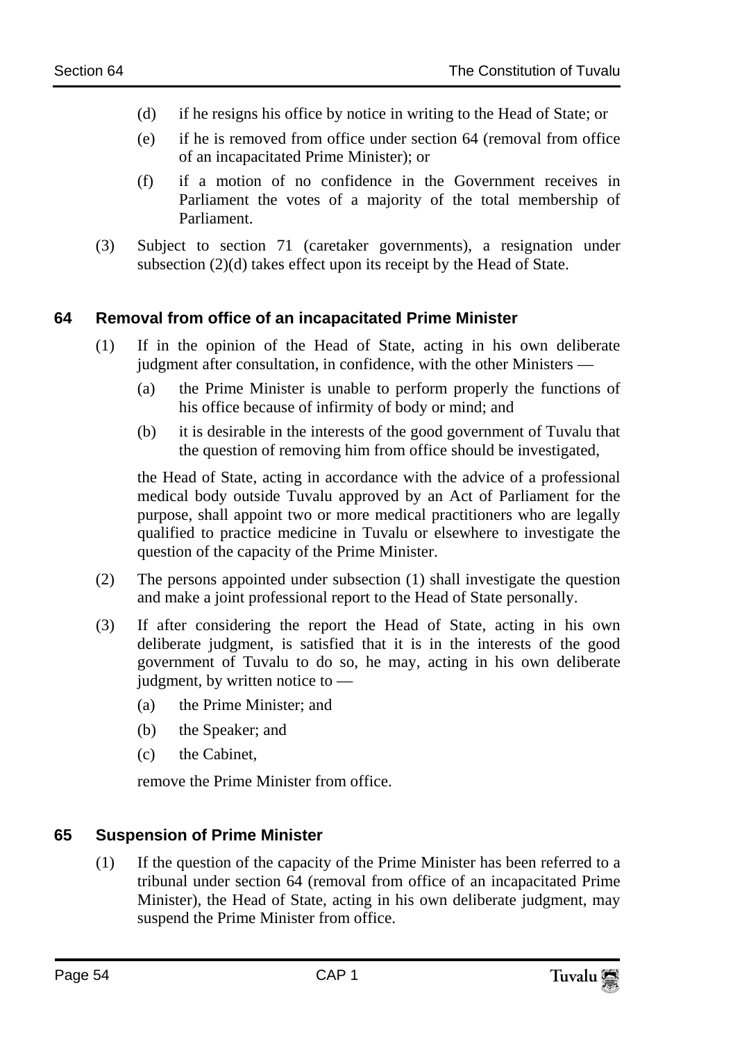(d) if he resigns his office by notice in writing to the Head of State; or

(e) if he is removed from office under section 64 (removal from office of an incapacitated Prime Minister); or

(f) if a motion of no confidence in the Government receives in Parliament the votes of a majority of the total membership of Parliament.

(3) Subject to section 71 (caretaker governments), a resignation under subsection (2)(d) takes effect upon its receipt by the Head of State.

## 64 Removal from office of an incapacitated Prime Minister

(1) If in the opinion of the Head of State, acting in his own deliberate judgment after consultation, in confidence, with the other Ministers —

(a) the Prime Minister is unable to perform properly the functions of his office because of infirmity of body or mind; and

(b) it is desirable in the interests of the good government of Tuvalu that the question of removing him from office should be investigated,

the Head of State, acting in accordance with the advice of a professional medical body outside Tuvalu approved by an Act of Parliament for the purpose, shall appoint two or more medical practitioners who are legally qualified to practice medicine in Tuvalu or elsewhere to investigate the question of the capacity of the Prime Minister.

(2) The persons appointed under subsection (1) shall investigate the question and make a joint professional report to the Head of State personally.

(3) If after considering the report the Head of State, acting in his own deliberate judgment, is satisfied that it is in the interests of the good government of Tuvalu to do so, he may, acting in his own deliberate judgment, by written notice to —

(a) the Prime Minister; and

(b) the Speaker; and

(c) the Cabinet,

remove the Prime Minister from office.

## 65 Suspension of Prime Minister

(1) If the question of the capacity of the Prime Minister has been referred to a tribunal under section 64 (removal from office of an incapacitated Prime Minister), the Head of State, acting in his own deliberate judgment, may suspend the Prime Minister from office.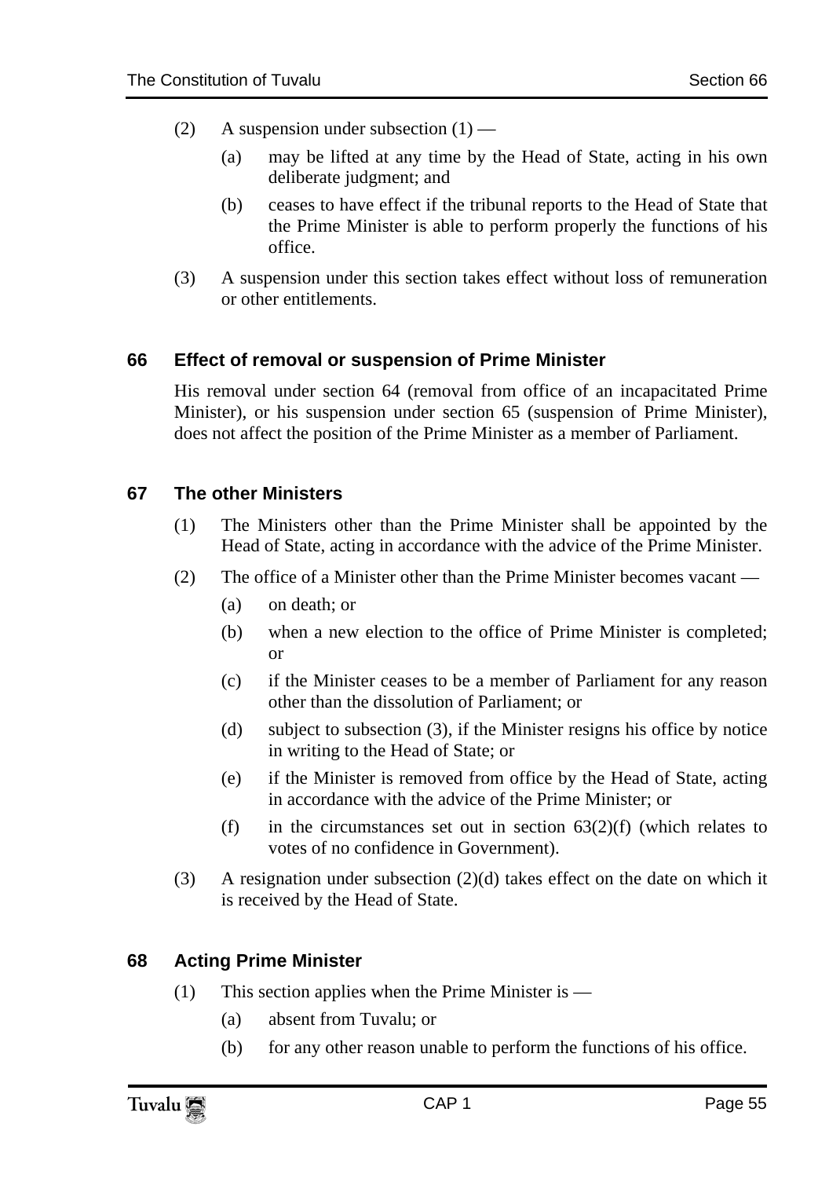(2) A suspension under subsection (1) —

  (a) may be lifted at any time by the Head of State, acting in his own deliberate judgment; and

  (b) ceases to have effect if the tribunal reports to the Head of State that the Prime Minister is able to perform properly the functions of his office.

(3) A suspension under this section takes effect without loss of remuneration or other entitlements.

## 66 Effect of removal or suspension of Prime Minister

His removal under section 64 (removal from office of an incapacitated Prime Minister), or his suspension under section 65 (suspension of Prime Minister), does not affect the position of the Prime Minister as a member of Parliament.

## 67 The other Ministers

(1) The Ministers other than the Prime Minister shall be appointed by the Head of State, acting in accordance with the advice of the Prime Minister.

(2) The office of a Minister other than the Prime Minister becomes vacant —

  (a) on death; or

  (b) when a new election to the office of Prime Minister is completed; or

  (c) if the Minister ceases to be a member of Parliament for any reason other than the dissolution of Parliament; or

  (d) subject to subsection (3), if the Minister resigns his office by notice in writing to the Head of State; or

  (e) if the Minister is removed from office by the Head of State, acting in accordance with the advice of the Prime Minister; or

  (f) in the circumstances set out in section 63(2)(f) (which relates to votes of no confidence in Government).

(3) A resignation under subsection (2)(d) takes effect on the date on which it is received by the Head of State.

## 68 Acting Prime Minister

(1) This section applies when the Prime Minister is —

  (a) absent from Tuvalu; or

  (b) for any other reason unable to perform the functions of his office.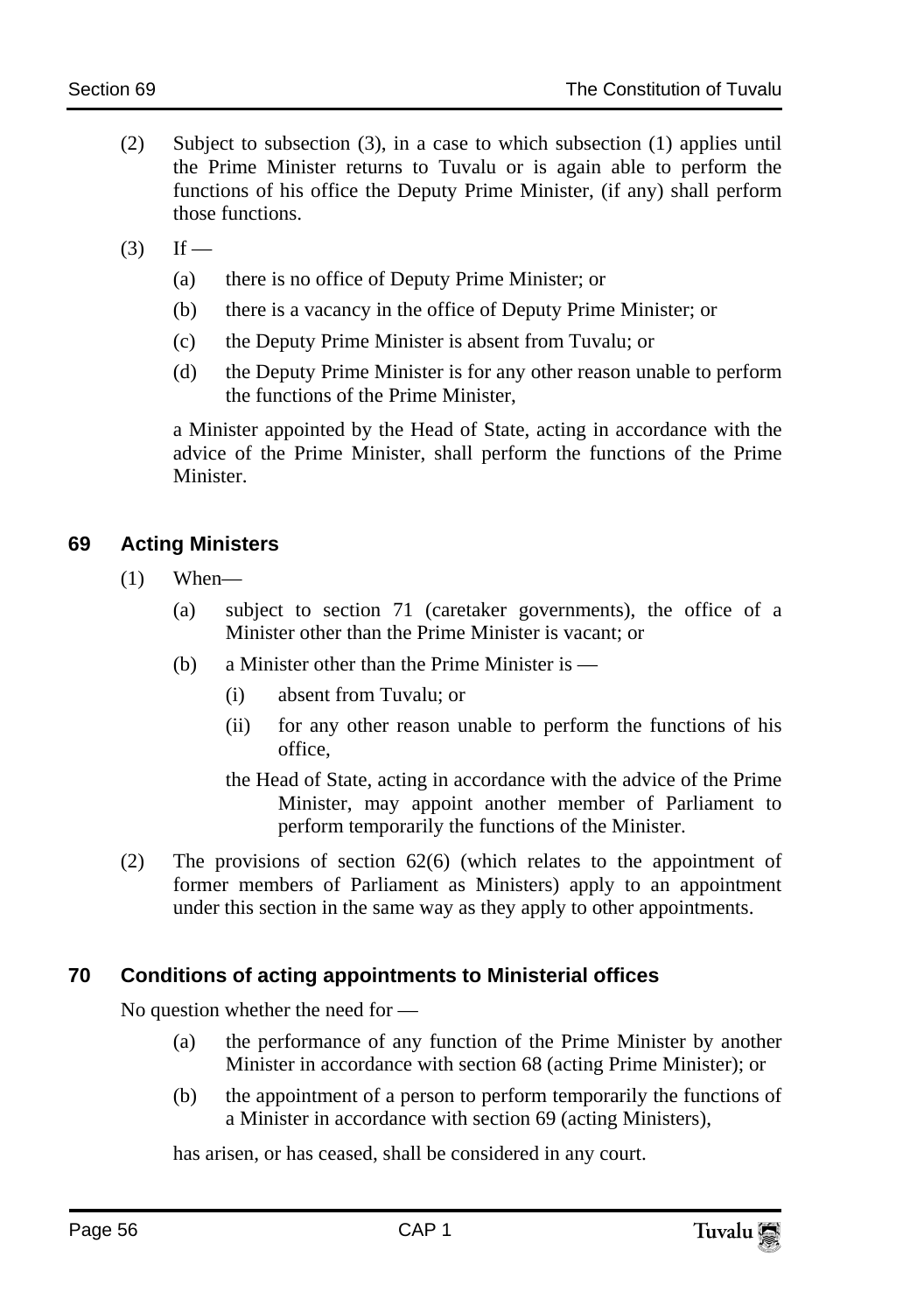(2) Subject to subsection (3), in a case to which subsection (1) applies until the Prime Minister returns to Tuvalu or is again able to perform the functions of his office the Deputy Prime Minister, (if any) shall perform those functions.

(3) If —

  (a) there is no office of Deputy Prime Minister; or

  (b) there is a vacancy in the office of Deputy Prime Minister; or

  (c) the Deputy Prime Minister is absent from Tuvalu; or

  (d) the Deputy Prime Minister is for any other reason unable to perform the functions of the Prime Minister,

a Minister appointed by the Head of State, acting in accordance with the advice of the Prime Minister, shall perform the functions of the Prime Minister.

## 69 Acting Ministers

(1) When—

  (a) subject to section 71 (caretaker governments), the office of a Minister other than the Prime Minister is vacant; or

  (b) a Minister other than the Prime Minister is —

    (i) absent from Tuvalu; or

    (ii) for any other reason unable to perform the functions of his office,

  the Head of State, acting in accordance with the advice of the Prime Minister, may appoint another member of Parliament to perform temporarily the functions of the Minister.

(2) The provisions of section 62(6) (which relates to the appointment of former members of Parliament as Ministers) apply to an appointment under this section in the same way as they apply to other appointments.

## 70 Conditions of acting appointments to Ministerial offices

No question whether the need for —

  (a) the performance of any function of the Prime Minister by another Minister in accordance with section 68 (acting Prime Minister); or

  (b) the appointment of a person to perform temporarily the functions of a Minister in accordance with section 69 (acting Ministers),

has arisen, or has ceased, shall be considered in any court.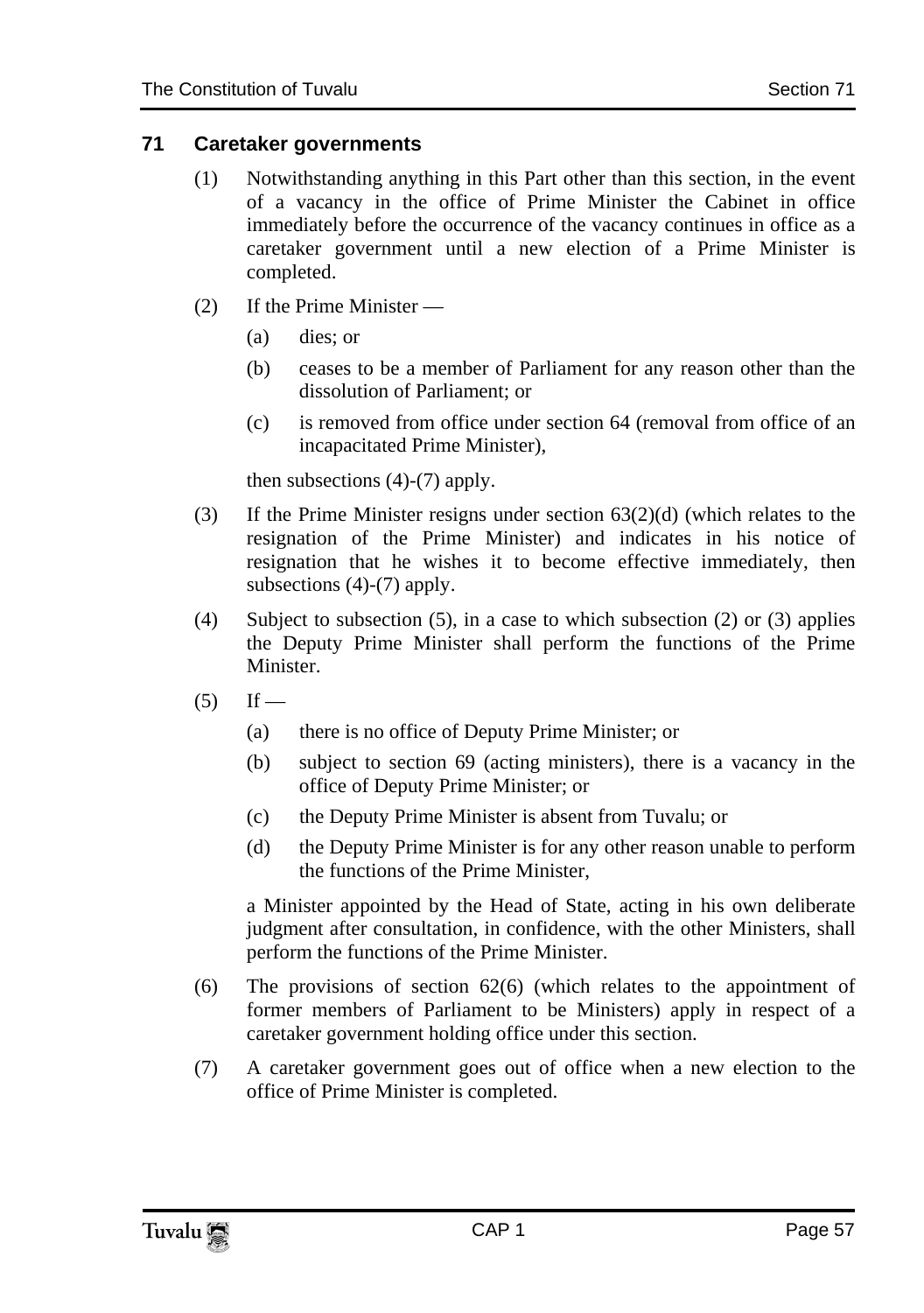## 71 Caretaker governments

(1) Notwithstanding anything in this Part other than this section, in the event of a vacancy in the office of Prime Minister the Cabinet in office immediately before the occurrence of the vacancy continues in office as a caretaker government until a new election of a Prime Minister is completed.

(2) If the Prime Minister —

- (a) dies; or
- (b) ceases to be a member of Parliament for any reason other than the dissolution of Parliament; or
- (c) is removed from office under section 64 (removal from office of an incapacitated Prime Minister),

then subsections (4)-(7) apply.

(3) If the Prime Minister resigns under section 63(2)(d) (which relates to the resignation of the Prime Minister) and indicates in his notice of resignation that he wishes it to become effective immediately, then subsections (4)-(7) apply.

(4) Subject to subsection (5), in a case to which subsection (2) or (3) applies the Deputy Prime Minister shall perform the functions of the Prime Minister.

(5) If —

- (a) there is no office of Deputy Prime Minister; or
- (b) subject to section 69 (acting ministers), there is a vacancy in the office of Deputy Prime Minister; or
- (c) the Deputy Prime Minister is absent from Tuvalu; or
- (d) the Deputy Prime Minister is for any other reason unable to perform the functions of the Prime Minister,

a Minister appointed by the Head of State, acting in his own deliberate judgment after consultation, in confidence, with the other Ministers, shall perform the functions of the Prime Minister.

(6) The provisions of section 62(6) (which relates to the appointment of former members of Parliament to be Ministers) apply in respect of a caretaker government holding office under this section.

(7) A caretaker government goes out of office when a new election to the office of Prime Minister is completed.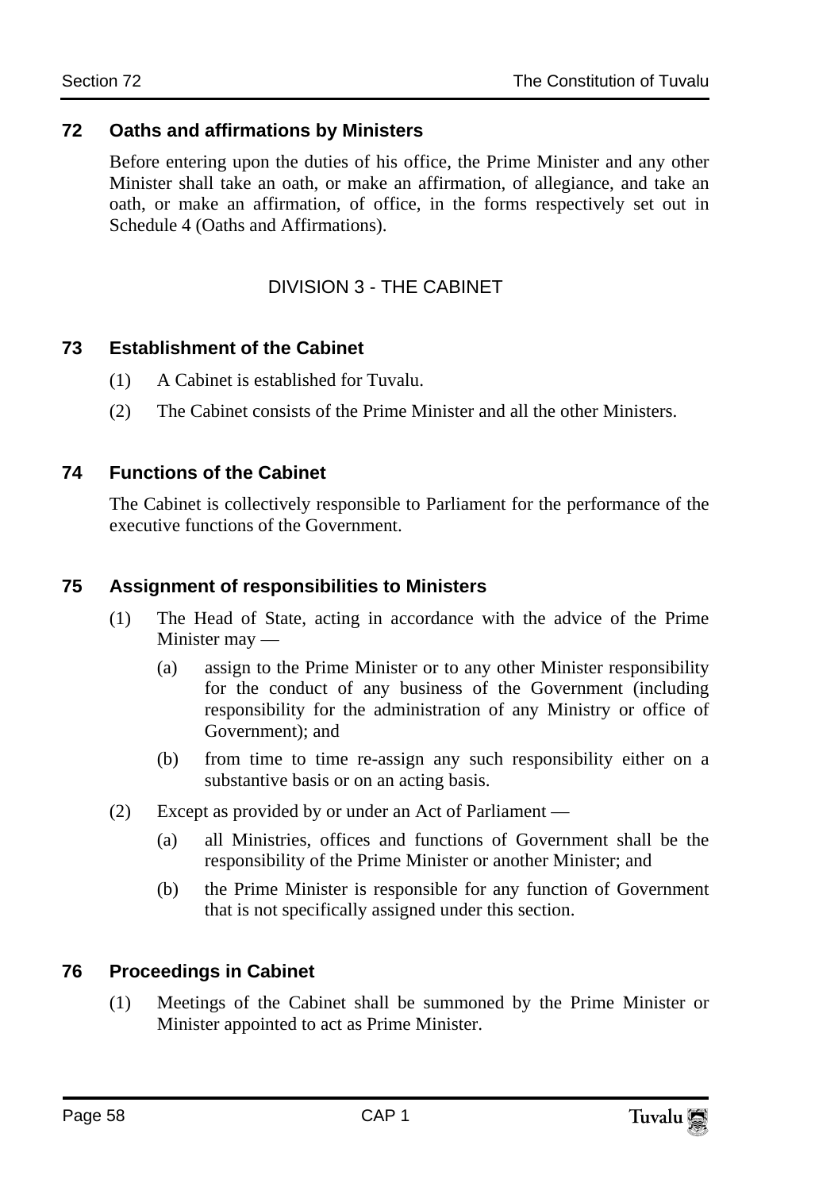### 72 Oaths and affirmations by Ministers

Before entering upon the duties of his office, the Prime Minister and any other Minister shall take an oath, or make an affirmation, of allegiance, and take an oath, or make an affirmation, of office, in the forms respectively set out in Schedule 4 (Oaths and Affirmations).

## DIVISION 3 - THE CABINET

### 73 Establishment of the Cabinet

(1) A Cabinet is established for Tuvalu.

(2) The Cabinet consists of the Prime Minister and all the other Ministers.

### 74 Functions of the Cabinet

The Cabinet is collectively responsible to Parliament for the performance of the executive functions of the Government.

### 75 Assignment of responsibilities to Ministers

(1) The Head of State, acting in accordance with the advice of the Prime Minister may —

- (a) assign to the Prime Minister or to any other Minister responsibility for the conduct of any business of the Government (including responsibility for the administration of any Ministry or office of Government); and
- (b) from time to time re-assign any such responsibility either on a substantive basis or on an acting basis.

(2) Except as provided by or under an Act of Parliament —

- (a) all Ministries, offices and functions of Government shall be the responsibility of the Prime Minister or another Minister; and
- (b) the Prime Minister is responsible for any function of Government that is not specifically assigned under this section.

### 76 Proceedings in Cabinet

(1) Meetings of the Cabinet shall be summoned by the Prime Minister or Minister appointed to act as Prime Minister.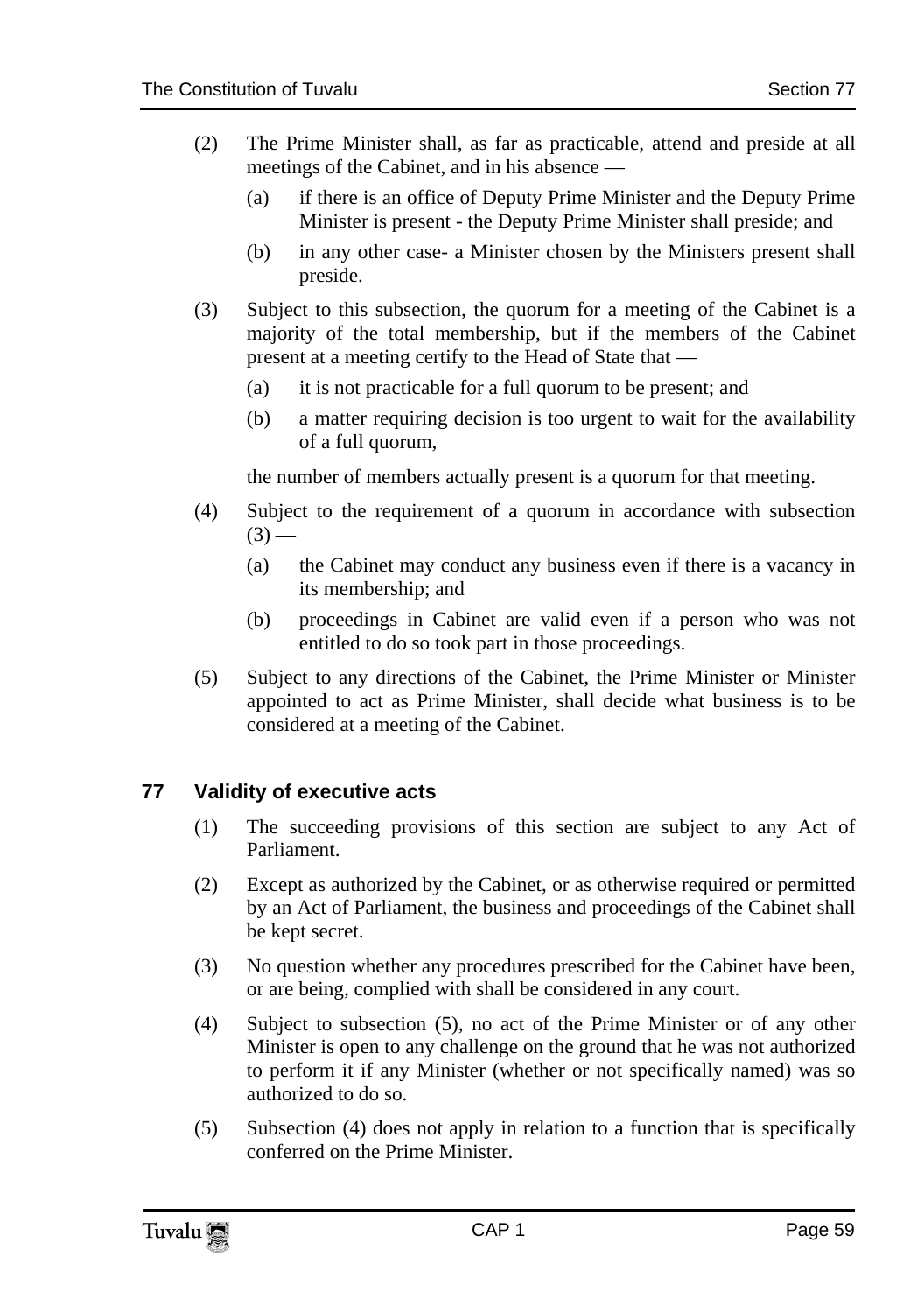(2) The Prime Minister shall, as far as practicable, attend and preside at all meetings of the Cabinet, and in his absence —

(a) if there is an office of Deputy Prime Minister and the Deputy Prime Minister is present - the Deputy Prime Minister shall preside; and

(b) in any other case- a Minister chosen by the Ministers present shall preside.

(3) Subject to this subsection, the quorum for a meeting of the Cabinet is a majority of the total membership, but if the members of the Cabinet present at a meeting certify to the Head of State that —

(a) it is not practicable for a full quorum to be present; and

(b) a matter requiring decision is too urgent to wait for the availability of a full quorum,

the number of members actually present is a quorum for that meeting.

(4) Subject to the requirement of a quorum in accordance with subsection (3) —

(a) the Cabinet may conduct any business even if there is a vacancy in its membership; and

(b) proceedings in Cabinet are valid even if a person who was not entitled to do so took part in those proceedings.

(5) Subject to any directions of the Cabinet, the Prime Minister or Minister appointed to act as Prime Minister, shall decide what business is to be considered at a meeting of the Cabinet.

### 77 Validity of executive acts

(1) The succeeding provisions of this section are subject to any Act of Parliament.

(2) Except as authorized by the Cabinet, or as otherwise required or permitted by an Act of Parliament, the business and proceedings of the Cabinet shall be kept secret.

(3) No question whether any procedures prescribed for the Cabinet have been, or are being, complied with shall be considered in any court.

(4) Subject to subsection (5), no act of the Prime Minister or of any other Minister is open to any challenge on the ground that he was not authorized to perform it if any Minister (whether or not specifically named) was so authorized to do so.

(5) Subsection (4) does not apply in relation to a function that is specifically conferred on the Prime Minister.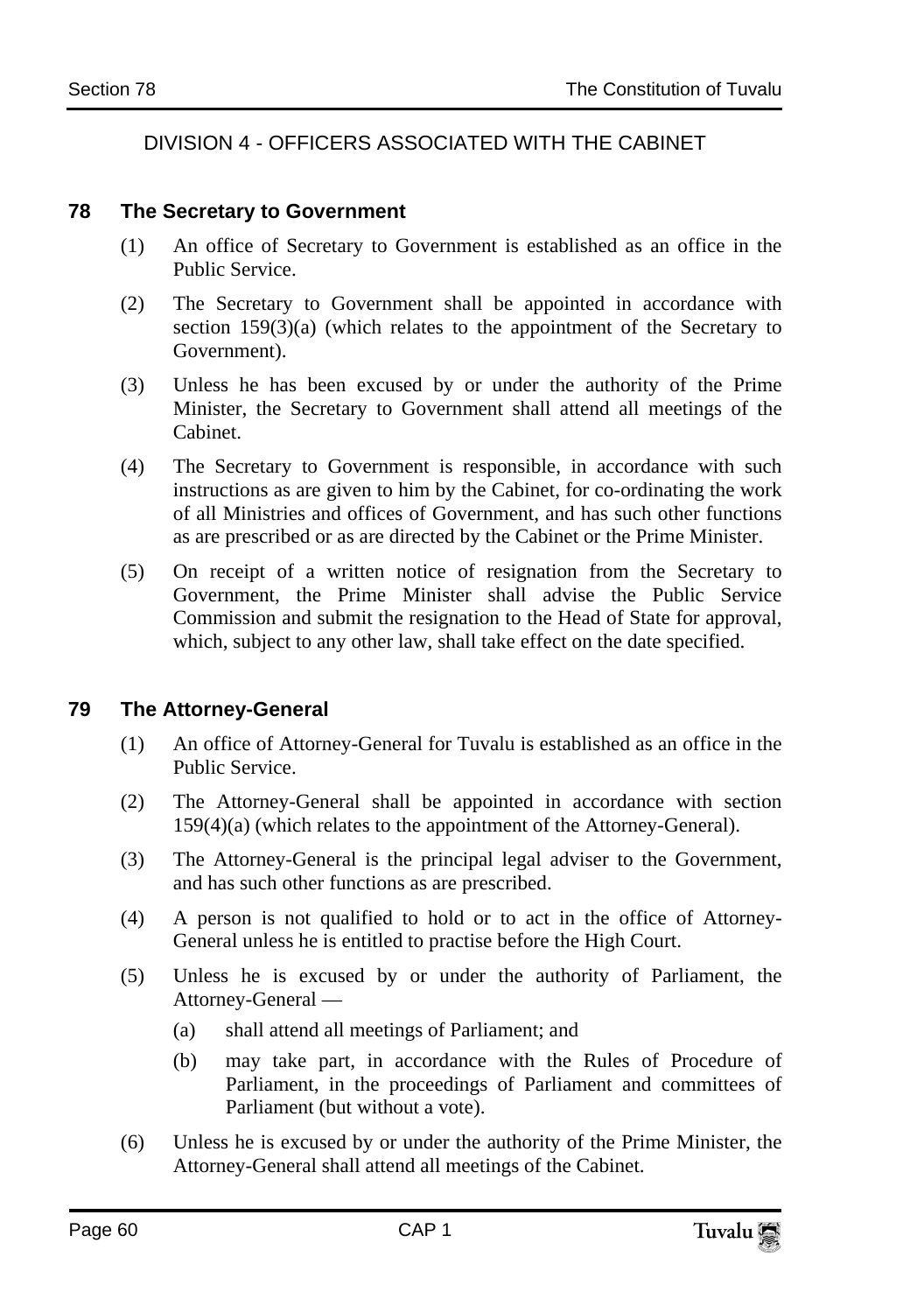## DIVISION 4 - OFFICERS ASSOCIATED WITH THE CABINET

### 78 The Secretary to Government

(1) An office of Secretary to Government is established as an office in the Public Service.

(2) The Secretary to Government shall be appointed in accordance with section 159(3)(a) (which relates to the appointment of the Secretary to Government).

(3) Unless he has been excused by or under the authority of the Prime Minister, the Secretary to Government shall attend all meetings of the Cabinet.

(4) The Secretary to Government is responsible, in accordance with such instructions as are given to him by the Cabinet, for co-ordinating the work of all Ministries and offices of Government, and has such other functions as are prescribed or as are directed by the Cabinet or the Prime Minister.

(5) On receipt of a written notice of resignation from the Secretary to Government, the Prime Minister shall advise the Public Service Commission and submit the resignation to the Head of State for approval, which, subject to any other law, shall take effect on the date specified.

### 79 The Attorney-General

(1) An office of Attorney-General for Tuvalu is established as an office in the Public Service.

(2) The Attorney-General shall be appointed in accordance with section 159(4)(a) (which relates to the appointment of the Attorney-General).

(3) The Attorney-General is the principal legal adviser to the Government, and has such other functions as are prescribed.

(4) A person is not qualified to hold or to act in the office of Attorney-General unless he is entitled to practise before the High Court.

(5) Unless he is excused by or under the authority of Parliament, the Attorney-General —

(a) shall attend all meetings of Parliament; and

(b) may take part, in accordance with the Rules of Procedure of Parliament, in the proceedings of Parliament and committees of Parliament (but without a vote).

(6) Unless he is excused by or under the authority of the Prime Minister, the Attorney-General shall attend all meetings of the Cabinet.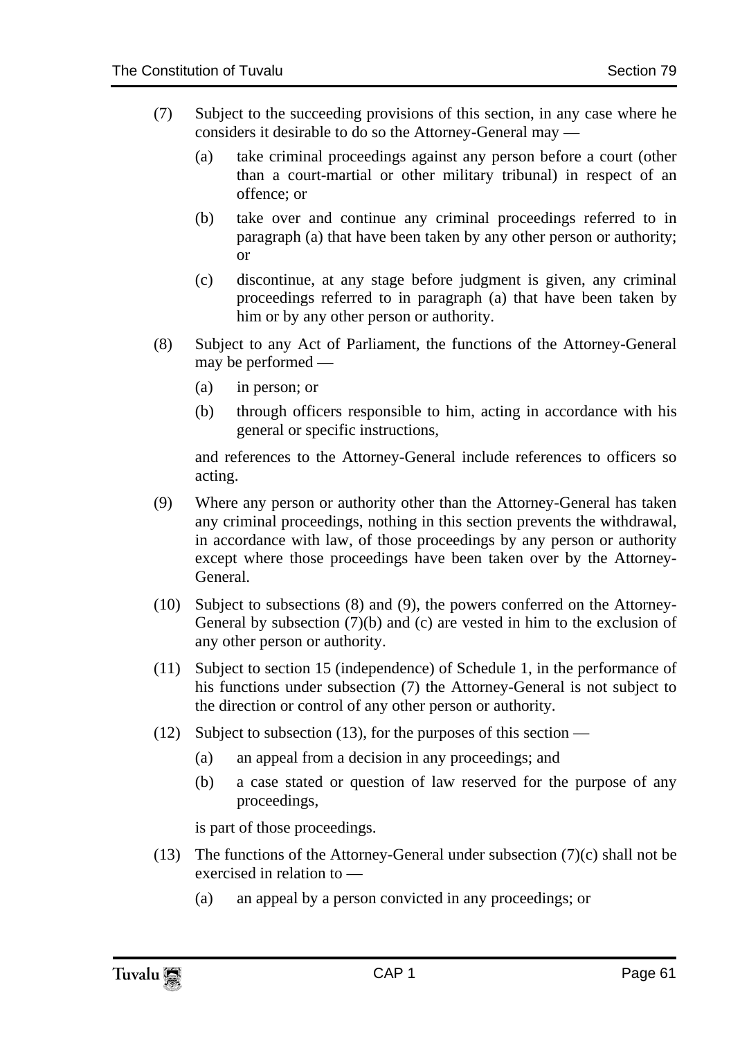(7) Subject to the succeeding provisions of this section, in any case where he considers it desirable to do so the Attorney-General may —

  (a) take criminal proceedings against any person before a court (other than a court-martial or other military tribunal) in respect of an offence; or

  (b) take over and continue any criminal proceedings referred to in paragraph (a) that have been taken by any other person or authority; or

  (c) discontinue, at any stage before judgment is given, any criminal proceedings referred to in paragraph (a) that have been taken by him or by any other person or authority.

(8) Subject to any Act of Parliament, the functions of the Attorney-General may be performed —

  (a) in person; or

  (b) through officers responsible to him, acting in accordance with his general or specific instructions,

and references to the Attorney-General include references to officers so acting.

(9) Where any person or authority other than the Attorney-General has taken any criminal proceedings, nothing in this section prevents the withdrawal, in accordance with law, of those proceedings by any person or authority except where those proceedings have been taken over by the Attorney-General.

(10) Subject to subsections (8) and (9), the powers conferred on the Attorney-General by subsection (7)(b) and (c) are vested in him to the exclusion of any other person or authority.

(11) Subject to section 15 (independence) of Schedule 1, in the performance of his functions under subsection (7) the Attorney-General is not subject to the direction or control of any other person or authority.

(12) Subject to subsection (13), for the purposes of this section —

  (a) an appeal from a decision in any proceedings; and

  (b) a case stated or question of law reserved for the purpose of any proceedings,

is part of those proceedings.

(13) The functions of the Attorney-General under subsection (7)(c) shall not be exercised in relation to —

  (a) an appeal by a person convicted in any proceedings; or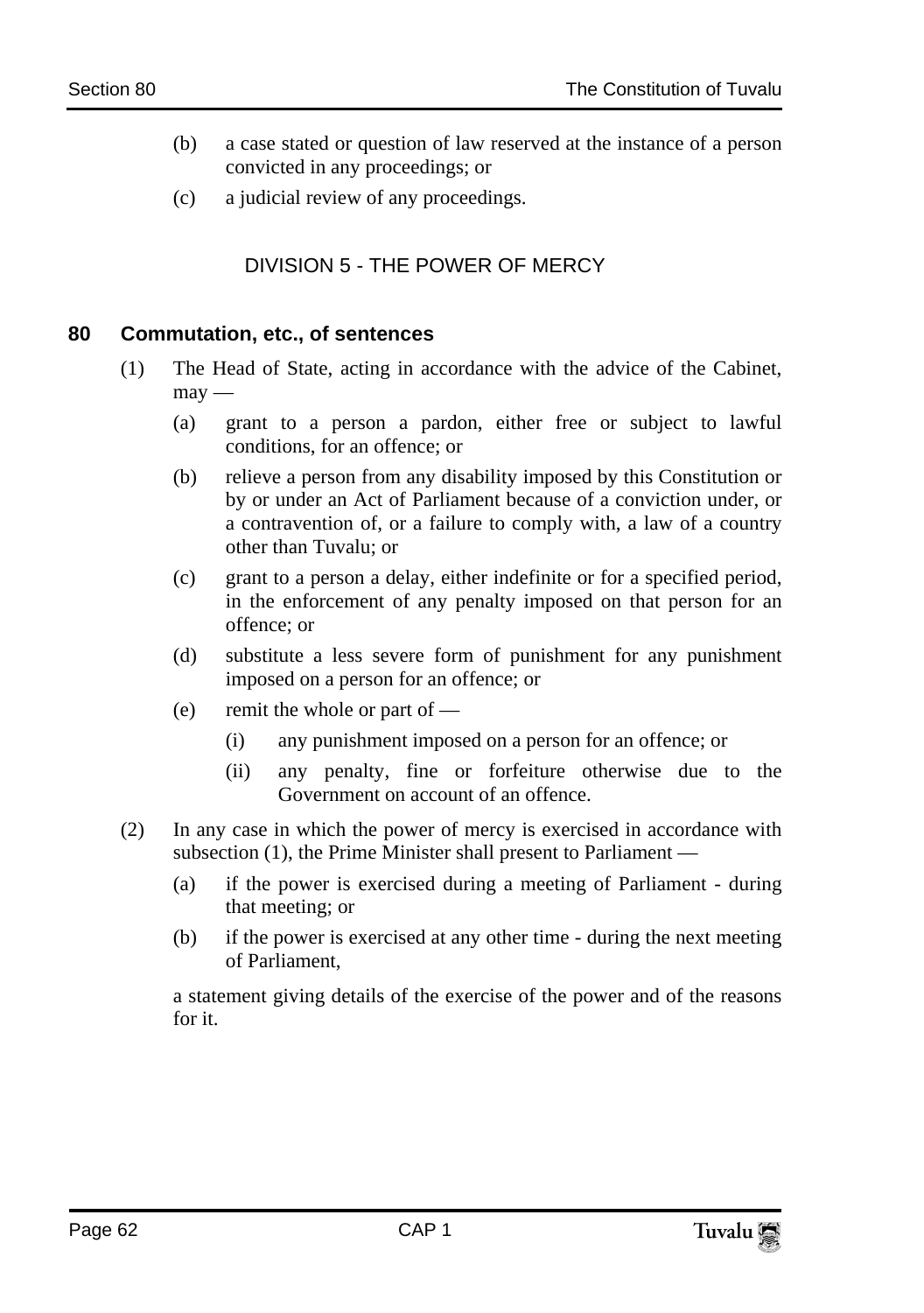(b) a case stated or question of law reserved at the instance of a person convicted in any proceedings; or

(c) a judicial review of any proceedings.

### DIVISION 5 - THE POWER OF MERCY

## 80 Commutation, etc., of sentences

(1) The Head of State, acting in accordance with the advice of the Cabinet, may —

  (a) grant to a person a pardon, either free or subject to lawful conditions, for an offence; or

  (b) relieve a person from any disability imposed by this Constitution or by or under an Act of Parliament because of a conviction under, or a contravention of, or a failure to comply with, a law of a country other than Tuvalu; or

  (c) grant to a person a delay, either indefinite or for a specified period, in the enforcement of any penalty imposed on that person for an offence; or

  (d) substitute a less severe form of punishment for any punishment imposed on a person for an offence; or

  (e) remit the whole or part of —

    (i) any punishment imposed on a person for an offence; or

    (ii) any penalty, fine or forfeiture otherwise due to the Government on account of an offence.

(2) In any case in which the power of mercy is exercised in accordance with subsection (1), the Prime Minister shall present to Parliament —

  (a) if the power is exercised during a meeting of Parliament - during that meeting; or

  (b) if the power is exercised at any other time - during the next meeting of Parliament,

a statement giving details of the exercise of the power and of the reasons for it.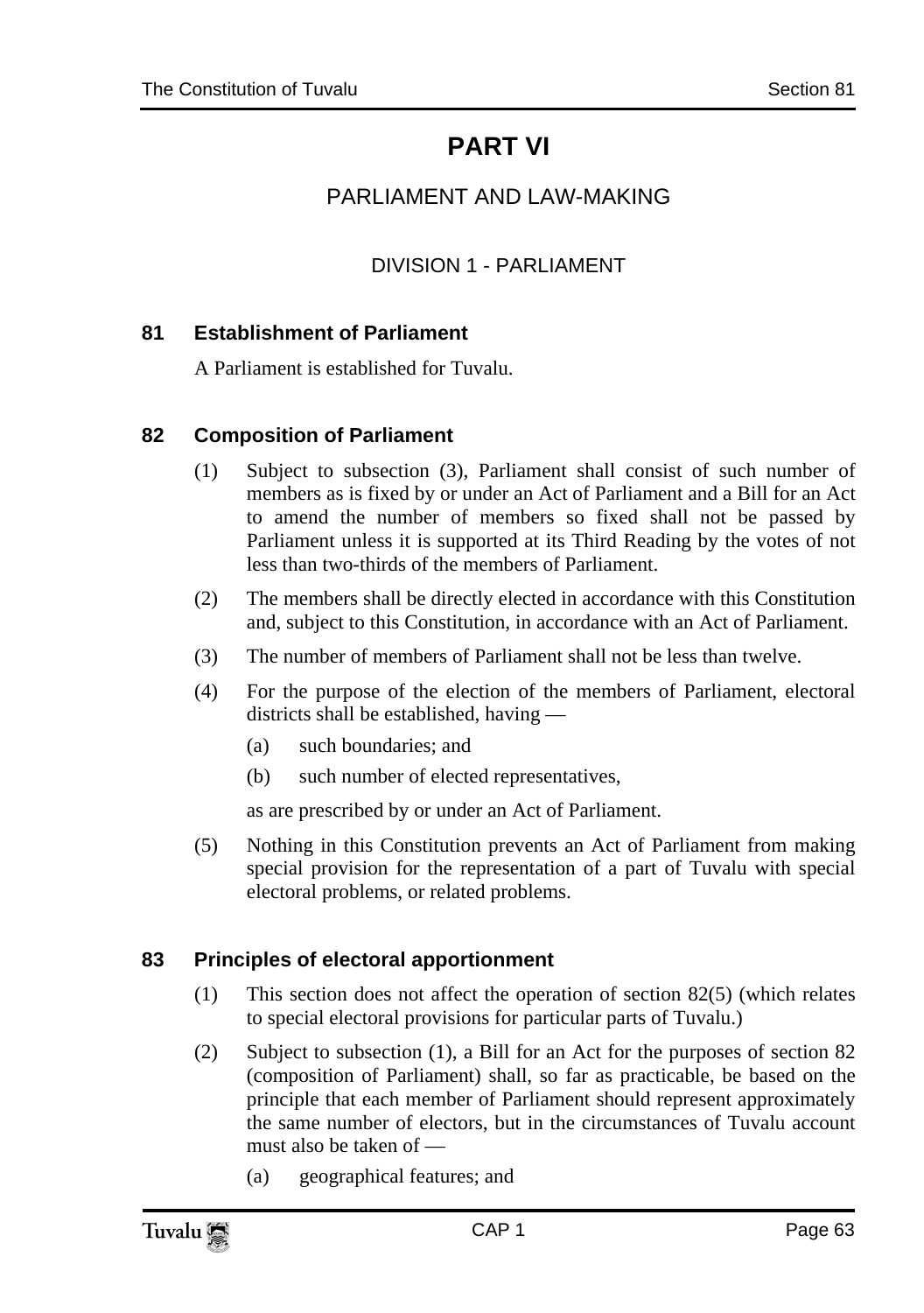# PART VI

## PARLIAMENT AND LAW-MAKING

### DIVISION 1 - PARLIAMENT

**81 Establishment of Parliament**

A Parliament is established for Tuvalu.

**82 Composition of Parliament**

(1) Subject to subsection (3), Parliament shall consist of such number of members as is fixed by or under an Act of Parliament and a Bill for an Act to amend the number of members so fixed shall not be passed by Parliament unless it is supported at its Third Reading by the votes of not less than two-thirds of the members of Parliament.

(2) The members shall be directly elected in accordance with this Constitution and, subject to this Constitution, in accordance with an Act of Parliament.

(3) The number of members of Parliament shall not be less than twelve.

(4) For the purpose of the election of the members of Parliament, electoral districts shall be established, having —

(a) such boundaries; and

(b) such number of elected representatives,

as are prescribed by or under an Act of Parliament.

(5) Nothing in this Constitution prevents an Act of Parliament from making special provision for the representation of a part of Tuvalu with special electoral problems, or related problems.

**83 Principles of electoral apportionment**

(1) This section does not affect the operation of section 82(5) (which relates to special electoral provisions for particular parts of Tuvalu.)

(2) Subject to subsection (1), a Bill for an Act for the purposes of section 82 (composition of Parliament) shall, so far as practicable, be based on the principle that each member of Parliament should represent approximately the same number of electors, but in the circumstances of Tuvalu account must also be taken of —

(a) geographical features; and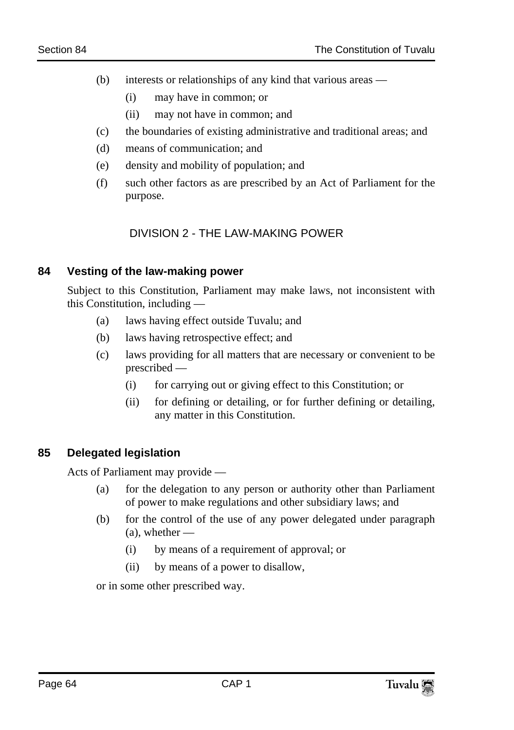(b) interests or relationships of any kind that various areas —

  (i) may have in common; or

  (ii) may not have in common; and

(c) the boundaries of existing administrative and traditional areas; and

(d) means of communication; and

(e) density and mobility of population; and

(f) such other factors as are prescribed by an Act of Parliament for the purpose.

## DIVISION 2 - THE LAW-MAKING POWER

### 84 Vesting of the law-making power

Subject to this Constitution, Parliament may make laws, not inconsistent with this Constitution, including —

(a) laws having effect outside Tuvalu; and

(b) laws having retrospective effect; and

(c) laws providing for all matters that are necessary or convenient to be prescribed —

  (i) for carrying out or giving effect to this Constitution; or

  (ii) for defining or detailing, or for further defining or detailing, any matter in this Constitution.

### 85 Delegated legislation

Acts of Parliament may provide —

(a) for the delegation to any person or authority other than Parliament of power to make regulations and other subsidiary laws; and

(b) for the control of the use of any power delegated under paragraph (a), whether —

  (i) by means of a requirement of approval; or

  (ii) by means of a power to disallow,

or in some other prescribed way.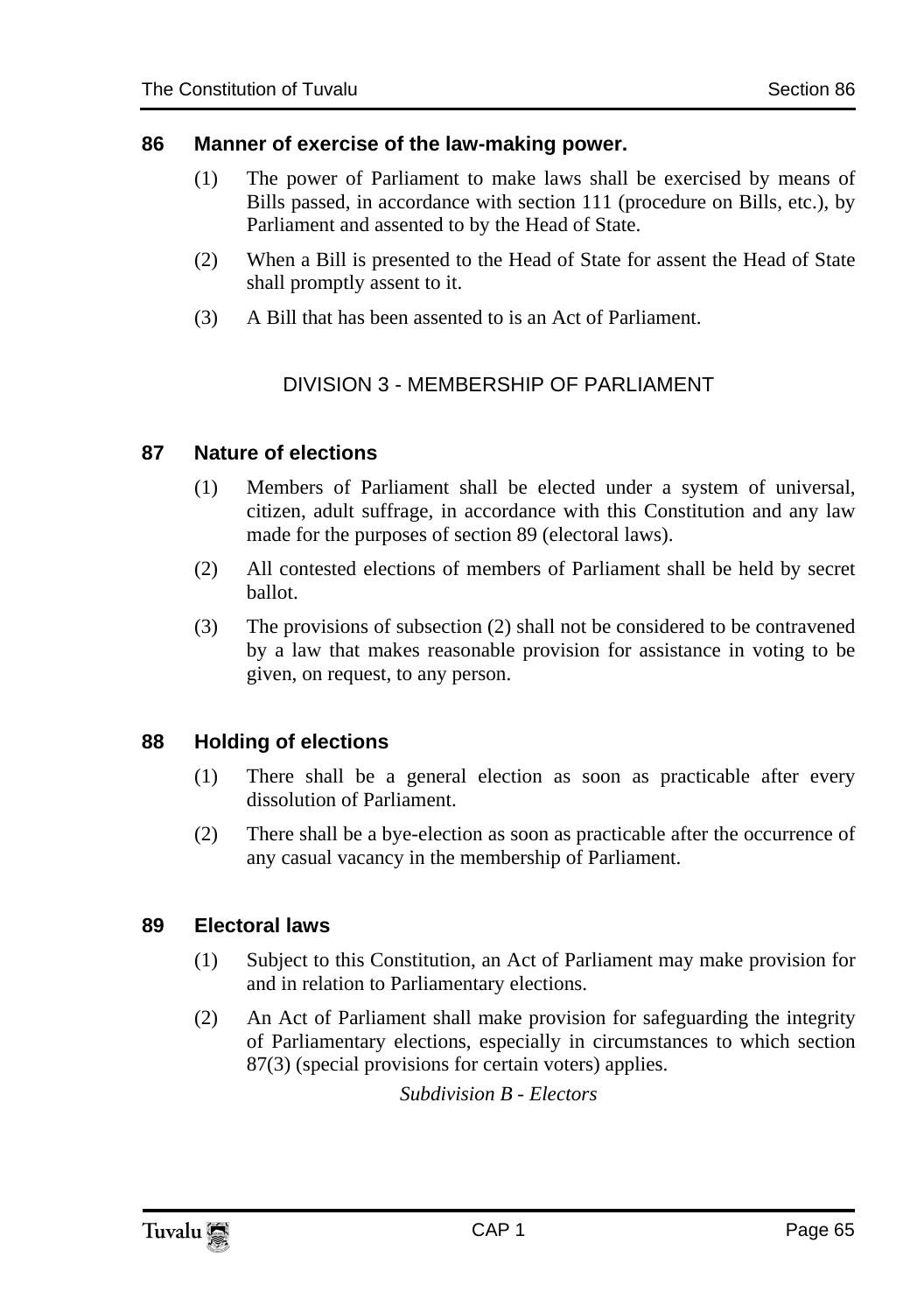### 86 Manner of exercise of the law-making power.

(1) The power of Parliament to make laws shall be exercised by means of Bills passed, in accordance with section 111 (procedure on Bills, etc.), by Parliament and assented to by the Head of State.

(2) When a Bill is presented to the Head of State for assent the Head of State shall promptly assent to it.

(3) A Bill that has been assented to is an Act of Parliament.

## DIVISION 3 - MEMBERSHIP OF PARLIAMENT

### 87 Nature of elections

(1) Members of Parliament shall be elected under a system of universal, citizen, adult suffrage, in accordance with this Constitution and any law made for the purposes of section 89 (electoral laws).

(2) All contested elections of members of Parliament shall be held by secret ballot.

(3) The provisions of subsection (2) shall not be considered to be contravened by a law that makes reasonable provision for assistance in voting to be given, on request, to any person.

### 88 Holding of elections

(1) There shall be a general election as soon as practicable after every dissolution of Parliament.

(2) There shall be a bye-election as soon as practicable after the occurrence of any casual vacancy in the membership of Parliament.

### 89 Electoral laws

(1) Subject to this Constitution, an Act of Parliament may make provision for and in relation to Parliamentary elections.

(2) An Act of Parliament shall make provision for safeguarding the integrity of Parliamentary elections, especially in circumstances to which section 87(3) (special provisions for certain voters) applies.

*Subdivision B - Electors*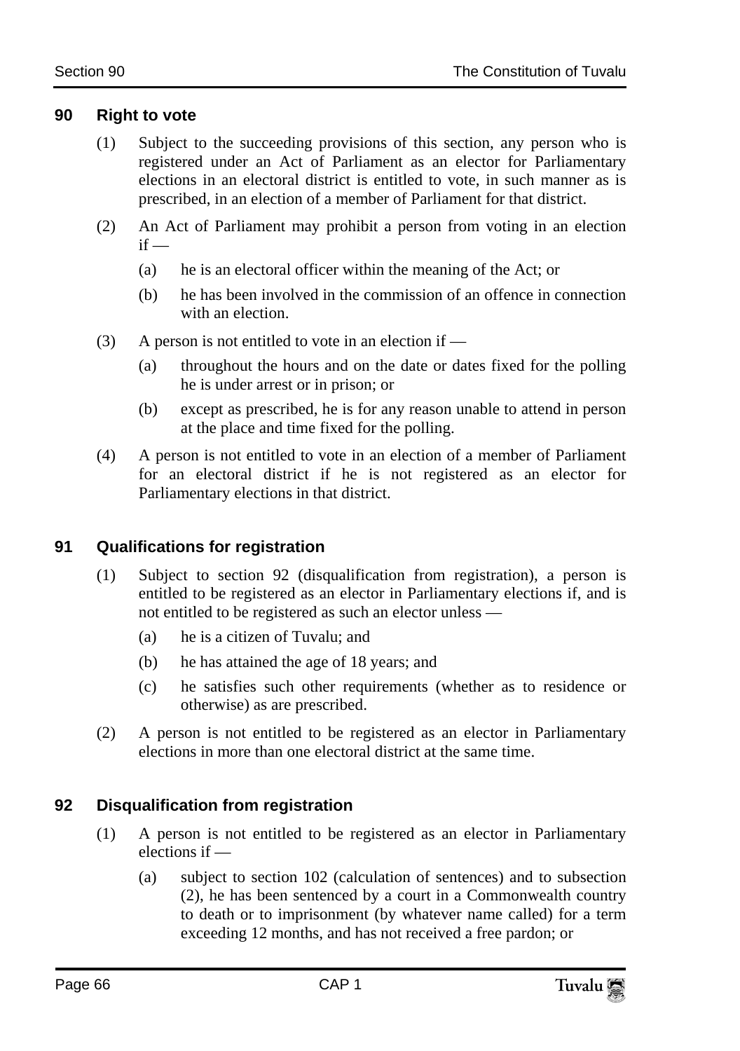### 90 Right to vote

(1) Subject to the succeeding provisions of this section, any person who is registered under an Act of Parliament as an elector for Parliamentary elections in an electoral district is entitled to vote, in such manner as is prescribed, in an election of a member of Parliament for that district.

(2) An Act of Parliament may prohibit a person from voting in an election if —

- (a) he is an electoral officer within the meaning of the Act; or
- (b) he has been involved in the commission of an offence in connection with an election.

(3) A person is not entitled to vote in an election if —

- (a) throughout the hours and on the date or dates fixed for the polling he is under arrest or in prison; or
- (b) except as prescribed, he is for any reason unable to attend in person at the place and time fixed for the polling.

(4) A person is not entitled to vote in an election of a member of Parliament for an electoral district if he is not registered as an elector for Parliamentary elections in that district.

### 91 Qualifications for registration

(1) Subject to section 92 (disqualification from registration), a person is entitled to be registered as an elector in Parliamentary elections if, and is not entitled to be registered as such an elector unless —

- (a) he is a citizen of Tuvalu; and
- (b) he has attained the age of 18 years; and
- (c) he satisfies such other requirements (whether as to residence or otherwise) as are prescribed.

(2) A person is not entitled to be registered as an elector in Parliamentary elections in more than one electoral district at the same time.

### 92 Disqualification from registration

(1) A person is not entitled to be registered as an elector in Parliamentary elections if —

- (a) subject to section 102 (calculation of sentences) and to subsection (2), he has been sentenced by a court in a Commonwealth country to death or to imprisonment (by whatever name called) for a term exceeding 12 months, and has not received a free pardon; or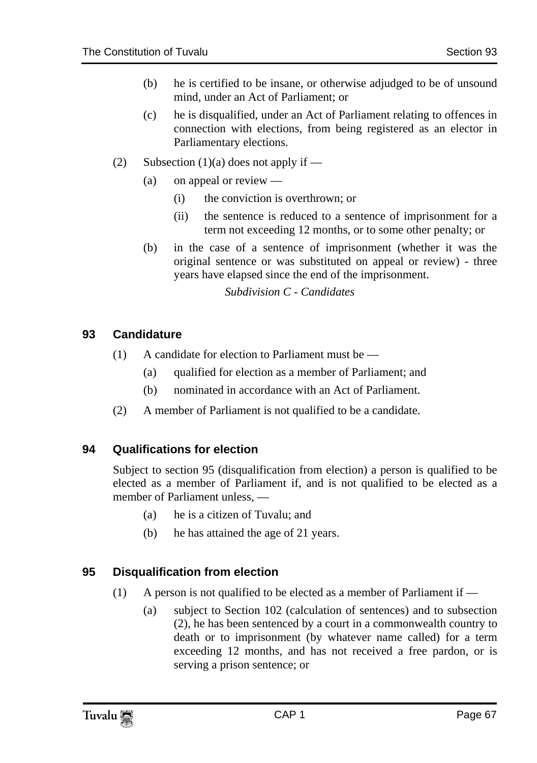(b) he is certified to be insane, or otherwise adjudged to be of unsound mind, under an Act of Parliament; or

(c) he is disqualified, under an Act of Parliament relating to offences in connection with elections, from being registered as an elector in Parliamentary elections.

(2) Subsection (1)(a) does not apply if —

(a) on appeal or review —

(i) the conviction is overthrown; or

(ii) the sentence is reduced to a sentence of imprisonment for a term not exceeding 12 months, or to some other penalty; or

(b) in the case of a sentence of imprisonment (whether it was the original sentence or was substituted on appeal or review) - three years have elapsed since the end of the imprisonment.

*Subdivision C - Candidates*

### 93 Candidature

(1) A candidate for election to Parliament must be —

(a) qualified for election as a member of Parliament; and

(b) nominated in accordance with an Act of Parliament.

(2) A member of Parliament is not qualified to be a candidate.

### 94 Qualifications for election

Subject to section 95 (disqualification from election) a person is qualified to be elected as a member of Parliament if, and is not qualified to be elected as a member of Parliament unless, —

(a) he is a citizen of Tuvalu; and

(b) he has attained the age of 21 years.

### 95 Disqualification from election

(1) A person is not qualified to be elected as a member of Parliament if —

(a) subject to Section 102 (calculation of sentences) and to subsection (2), he has been sentenced by a court in a commonwealth country to death or to imprisonment (by whatever name called) for a term exceeding 12 months, and has not received a free pardon, or is serving a prison sentence; or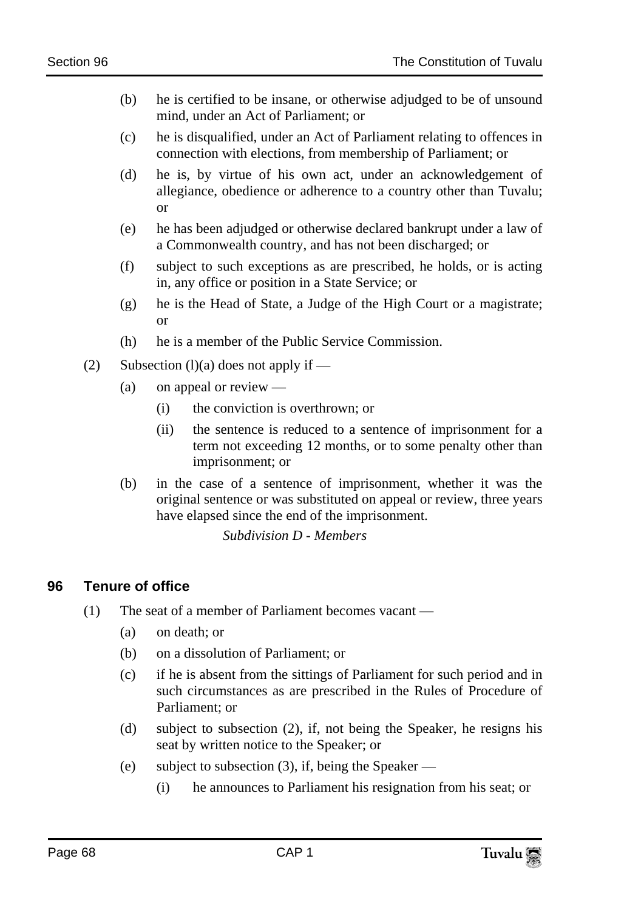(b) he is certified to be insane, or otherwise adjudged to be of unsound mind, under an Act of Parliament; or

(c) he is disqualified, under an Act of Parliament relating to offences in connection with elections, from membership of Parliament; or

(d) he is, by virtue of his own act, under an acknowledgement of allegiance, obedience or adherence to a country other than Tuvalu; or

(e) he has been adjudged or otherwise declared bankrupt under a law of a Commonwealth country, and has not been discharged; or

(f) subject to such exceptions as are prescribed, he holds, or is acting in, any office or position in a State Service; or

(g) he is the Head of State, a Judge of the High Court or a magistrate; or

(h) he is a member of the Public Service Commission.

(2) Subsection (l)(a) does not apply if —

(a) on appeal or review —

(i) the conviction is overthrown; or

(ii) the sentence is reduced to a sentence of imprisonment for a term not exceeding 12 months, or to some penalty other than imprisonment; or

(b) in the case of a sentence of imprisonment, whether it was the original sentence or was substituted on appeal or review, three years have elapsed since the end of the imprisonment.

*Subdivision D - Members*

### 96 Tenure of office

(1) The seat of a member of Parliament becomes vacant —

(a) on death; or

(b) on a dissolution of Parliament; or

(c) if he is absent from the sittings of Parliament for such period and in such circumstances as are prescribed in the Rules of Procedure of Parliament; or

(d) subject to subsection (2), if, not being the Speaker, he resigns his seat by written notice to the Speaker; or

(e) subject to subsection (3), if, being the Speaker —

(i) he announces to Parliament his resignation from his seat; or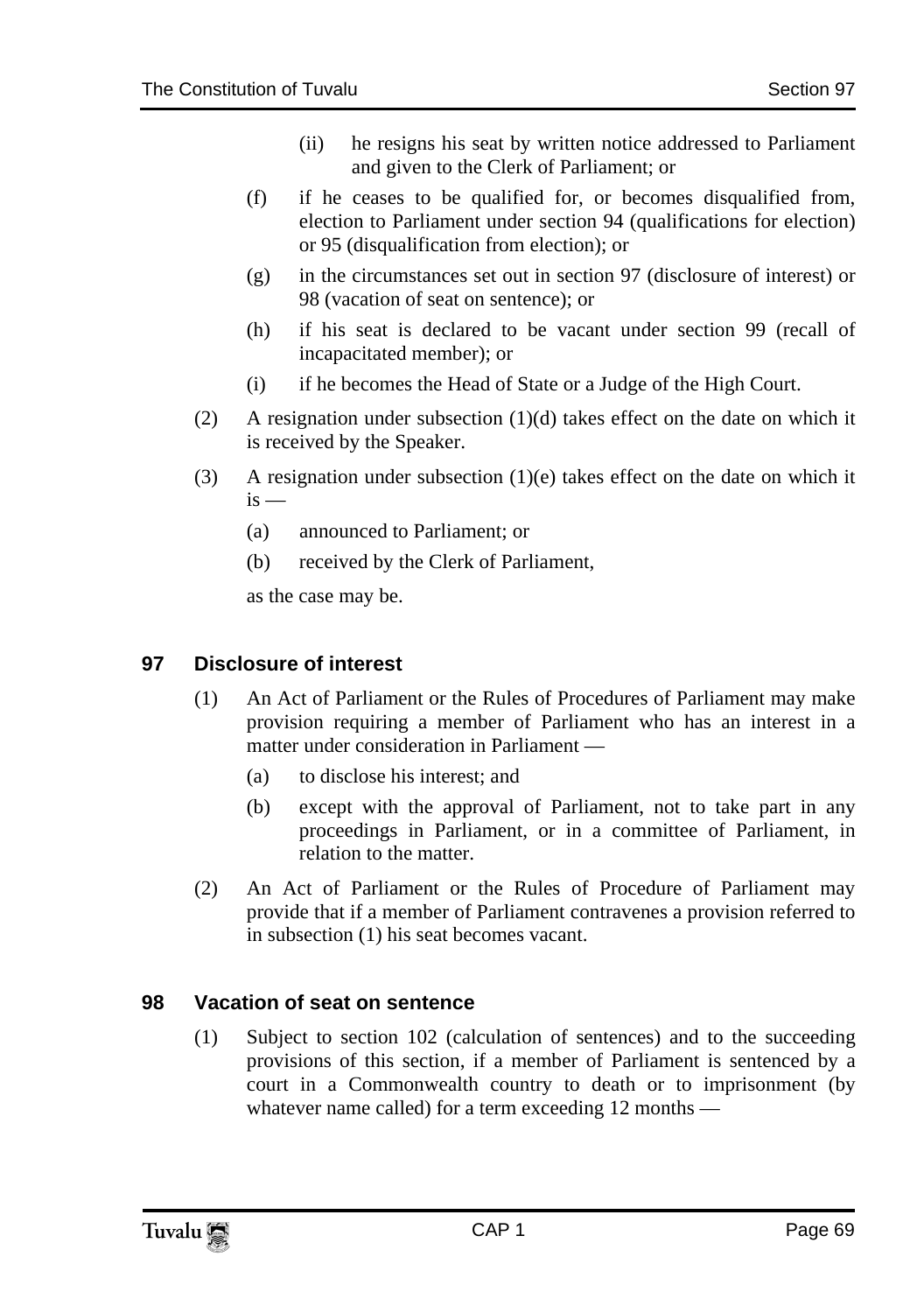(ii) he resigns his seat by written notice addressed to Parliament and given to the Clerk of Parliament; or

(f) if he ceases to be qualified for, or becomes disqualified from, election to Parliament under section 94 (qualifications for election) or 95 (disqualification from election); or

(g) in the circumstances set out in section 97 (disclosure of interest) or 98 (vacation of seat on sentence); or

(h) if his seat is declared to be vacant under section 99 (recall of incapacitated member); or

(i) if he becomes the Head of State or a Judge of the High Court.

(2) A resignation under subsection (1)(d) takes effect on the date on which it is received by the Speaker.

(3) A resignation under subsection (1)(e) takes effect on the date on which it is —

(a) announced to Parliament; or

(b) received by the Clerk of Parliament,

as the case may be.

### 97 Disclosure of interest

(1) An Act of Parliament or the Rules of Procedures of Parliament may make provision requiring a member of Parliament who has an interest in a matter under consideration in Parliament —

(a) to disclose his interest; and

(b) except with the approval of Parliament, not to take part in any proceedings in Parliament, or in a committee of Parliament, in relation to the matter.

(2) An Act of Parliament or the Rules of Procedure of Parliament may provide that if a member of Parliament contravenes a provision referred to in subsection (1) his seat becomes vacant.

### 98 Vacation of seat on sentence

(1) Subject to section 102 (calculation of sentences) and to the succeeding provisions of this section, if a member of Parliament is sentenced by a court in a Commonwealth country to death or to imprisonment (by whatever name called) for a term exceeding 12 months —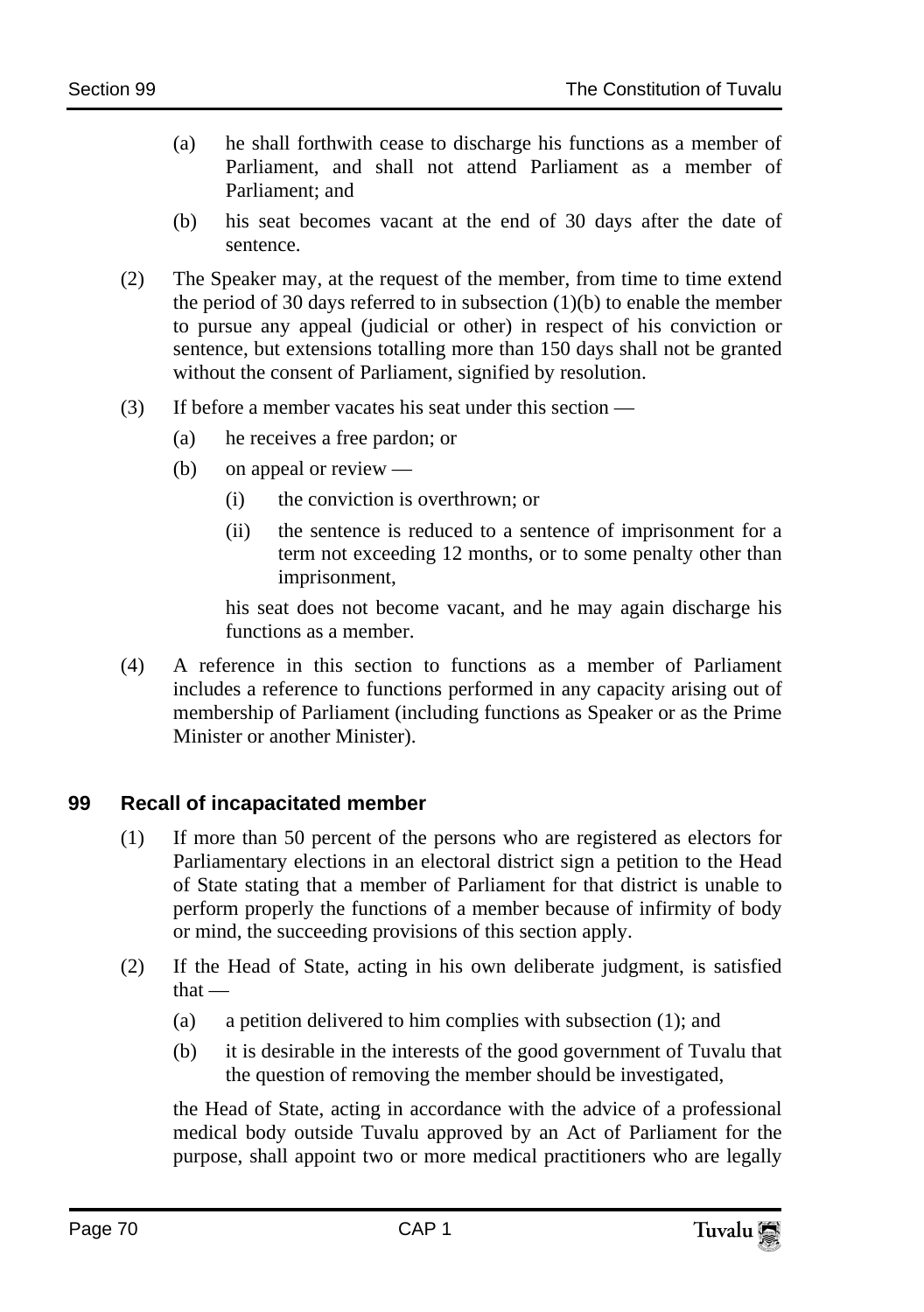(a) he shall forthwith cease to discharge his functions as a member of Parliament, and shall not attend Parliament as a member of Parliament; and

(b) his seat becomes vacant at the end of 30 days after the date of sentence.

(2) The Speaker may, at the request of the member, from time to time extend the period of 30 days referred to in subsection (1)(b) to enable the member to pursue any appeal (judicial or other) in respect of his conviction or sentence, but extensions totalling more than 150 days shall not be granted without the consent of Parliament, signified by resolution.

(3) If before a member vacates his seat under this section —

(a) he receives a free pardon; or

(b) on appeal or review —

(i) the conviction is overthrown; or

(ii) the sentence is reduced to a sentence of imprisonment for a term not exceeding 12 months, or to some penalty other than imprisonment,

his seat does not become vacant, and he may again discharge his functions as a member.

(4) A reference in this section to functions as a member of Parliament includes a reference to functions performed in any capacity arising out of membership of Parliament (including functions as Speaker or as the Prime Minister or another Minister).

### 99 Recall of incapacitated member

(1) If more than 50 percent of the persons who are registered as electors for Parliamentary elections in an electoral district sign a petition to the Head of State stating that a member of Parliament for that district is unable to perform properly the functions of a member because of infirmity of body or mind, the succeeding provisions of this section apply.

(2) If the Head of State, acting in his own deliberate judgment, is satisfied that —

(a) a petition delivered to him complies with subsection (1); and

(b) it is desirable in the interests of the good government of Tuvalu that the question of removing the member should be investigated,

the Head of State, acting in accordance with the advice of a professional medical body outside Tuvalu approved by an Act of Parliament for the purpose, shall appoint two or more medical practitioners who are legally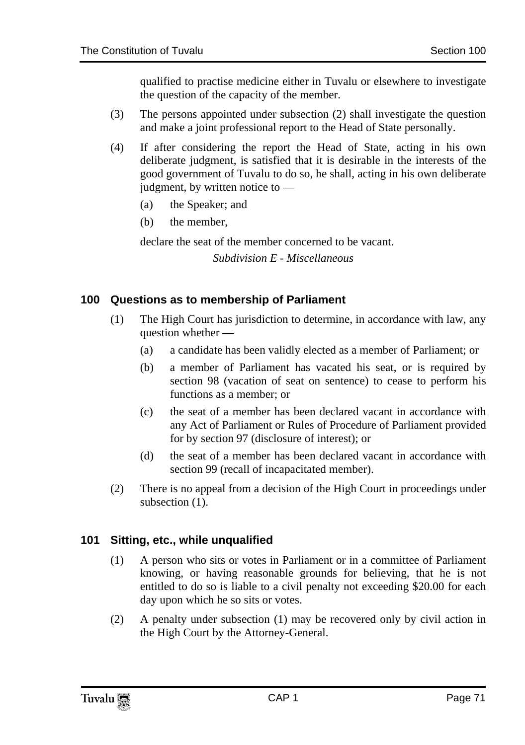qualified to practise medicine either in Tuvalu or elsewhere to investigate the question of the capacity of the member.

(3) The persons appointed under subsection (2) shall investigate the question and make a joint professional report to the Head of State personally.

(4) If after considering the report the Head of State, acting in his own deliberate judgment, is satisfied that it is desirable in the interests of the good government of Tuvalu to do so, he shall, acting in his own deliberate judgment, by written notice to —

(a) the Speaker; and

(b) the member,

declare the seat of the member concerned to be vacant.

*Subdivision E - Miscellaneous*

### 100 Questions as to membership of Parliament

(1) The High Court has jurisdiction to determine, in accordance with law, any question whether —

(a) a candidate has been validly elected as a member of Parliament; or

(b) a member of Parliament has vacated his seat, or is required by section 98 (vacation of seat on sentence) to cease to perform his functions as a member; or

(c) the seat of a member has been declared vacant in accordance with any Act of Parliament or Rules of Procedure of Parliament provided for by section 97 (disclosure of interest); or

(d) the seat of a member has been declared vacant in accordance with section 99 (recall of incapacitated member).

(2) There is no appeal from a decision of the High Court in proceedings under subsection (1).

### 101 Sitting, etc., while unqualified

(1) A person who sits or votes in Parliament or in a committee of Parliament knowing, or having reasonable grounds for believing, that he is not entitled to do so is liable to a civil penalty not exceeding $20.00 for each day upon which he so sits or votes.

(2) A penalty under subsection (1) may be recovered only by civil action in the High Court by the Attorney-General.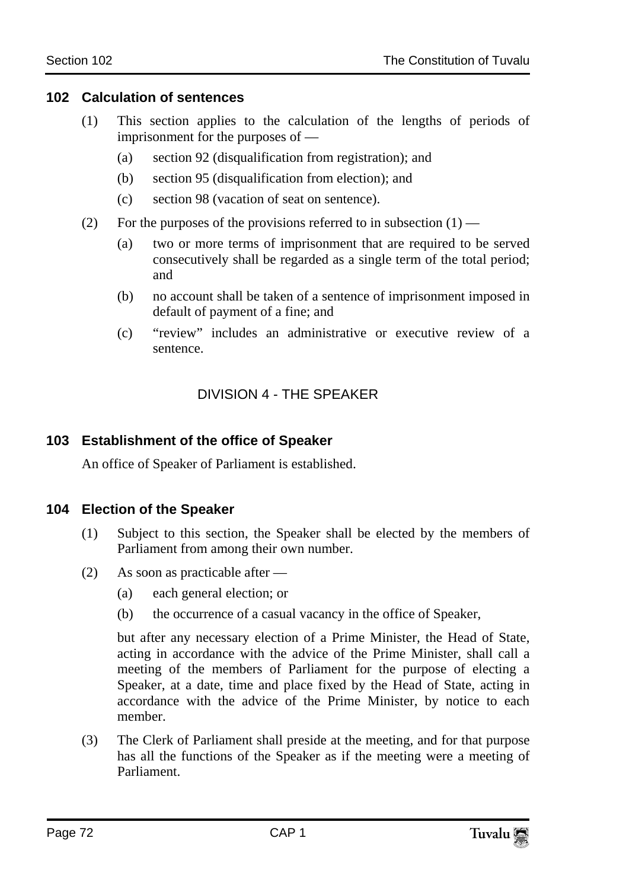### 102 Calculation of sentences

(1) This section applies to the calculation of the lengths of periods of imprisonment for the purposes of —

(a) section 92 (disqualification from registration); and

(b) section 95 (disqualification from election); and

(c) section 98 (vacation of seat on sentence).

(2) For the purposes of the provisions referred to in subsection (1) —

(a) two or more terms of imprisonment that are required to be served consecutively shall be regarded as a single term of the total period; and

(b) no account shall be taken of a sentence of imprisonment imposed in default of payment of a fine; and

(c) "review" includes an administrative or executive review of a sentence.

## DIVISION 4 - THE SPEAKER

### 103 Establishment of the office of Speaker

An office of Speaker of Parliament is established.

### 104 Election of the Speaker

(1) Subject to this section, the Speaker shall be elected by the members of Parliament from among their own number.

(2) As soon as practicable after —

(a) each general election; or

(b) the occurrence of a casual vacancy in the office of Speaker,

but after any necessary election of a Prime Minister, the Head of State, acting in accordance with the advice of the Prime Minister, shall call a meeting of the members of Parliament for the purpose of electing a Speaker, at a date, time and place fixed by the Head of State, acting in accordance with the advice of the Prime Minister, by notice to each member.

(3) The Clerk of Parliament shall preside at the meeting, and for that purpose has all the functions of the Speaker as if the meeting were a meeting of Parliament.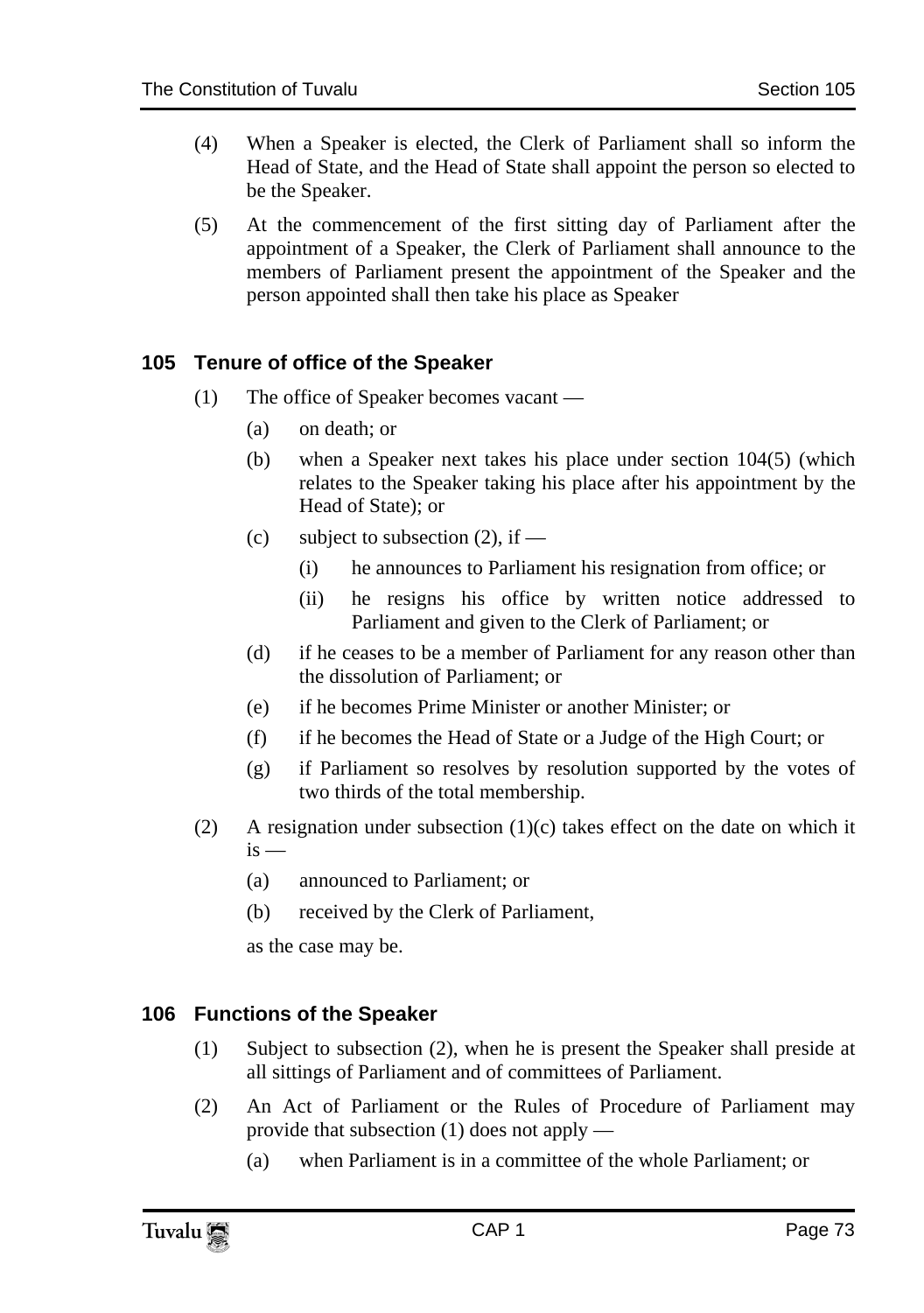(4) When a Speaker is elected, the Clerk of Parliament shall so inform the Head of State, and the Head of State shall appoint the person so elected to be the Speaker.

(5) At the commencement of the first sitting day of Parliament after the appointment of a Speaker, the Clerk of Parliament shall announce to the members of Parliament present the appointment of the Speaker and the person appointed shall then take his place as Speaker

### 105 Tenure of office of the Speaker

(1) The office of Speaker becomes vacant —

- (a) on death; or
- (b) when a Speaker next takes his place under section 104(5) (which relates to the Speaker taking his place after his appointment by the Head of State); or
- (c) subject to subsection (2), if —
  - (i) he announces to Parliament his resignation from office; or
  - (ii) he resigns his office by written notice addressed to Parliament and given to the Clerk of Parliament; or
- (d) if he ceases to be a member of Parliament for any reason other than the dissolution of Parliament; or
- (e) if he becomes Prime Minister or another Minister; or
- (f) if he becomes the Head of State or a Judge of the High Court; or
- (g) if Parliament so resolves by resolution supported by the votes of two thirds of the total membership.

(2) A resignation under subsection (1)(c) takes effect on the date on which it is —

- (a) announced to Parliament; or
- (b) received by the Clerk of Parliament,

as the case may be.

### 106 Functions of the Speaker

(1) Subject to subsection (2), when he is present the Speaker shall preside at all sittings of Parliament and of committees of Parliament.

(2) An Act of Parliament or the Rules of Procedure of Parliament may provide that subsection (1) does not apply —

- (a) when Parliament is in a committee of the whole Parliament; or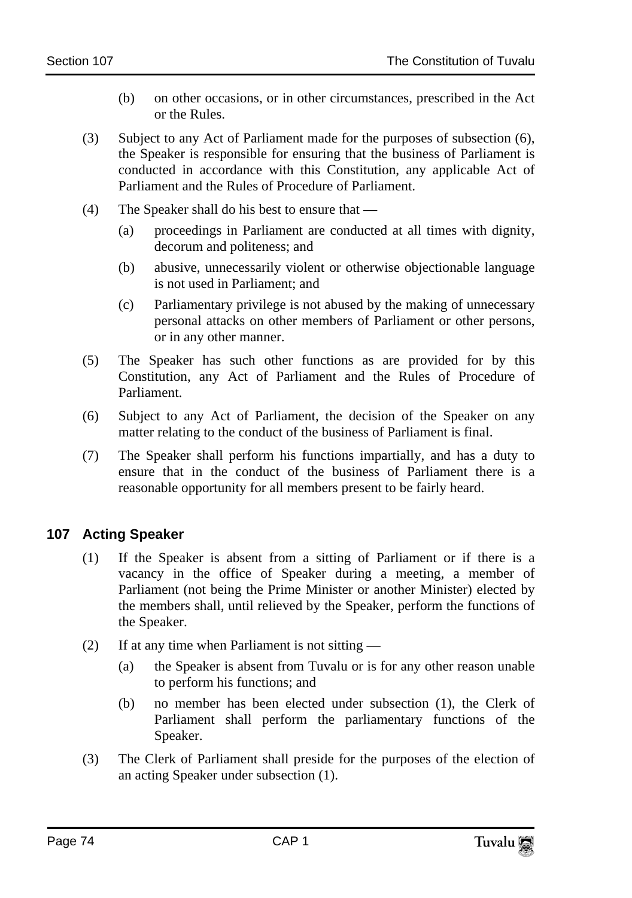(b) on other occasions, or in other circumstances, prescribed in the Act or the Rules.

(3) Subject to any Act of Parliament made for the purposes of subsection (6), the Speaker is responsible for ensuring that the business of Parliament is conducted in accordance with this Constitution, any applicable Act of Parliament and the Rules of Procedure of Parliament.

(4) The Speaker shall do his best to ensure that —

(a) proceedings in Parliament are conducted at all times with dignity, decorum and politeness; and

(b) abusive, unnecessarily violent or otherwise objectionable language is not used in Parliament; and

(c) Parliamentary privilege is not abused by the making of unnecessary personal attacks on other members of Parliament or other persons, or in any other manner.

(5) The Speaker has such other functions as are provided for by this Constitution, any Act of Parliament and the Rules of Procedure of Parliament.

(6) Subject to any Act of Parliament, the decision of the Speaker on any matter relating to the conduct of the business of Parliament is final.

(7) The Speaker shall perform his functions impartially, and has a duty to ensure that in the conduct of the business of Parliament there is a reasonable opportunity for all members present to be fairly heard.

## 107 Acting Speaker

(1) If the Speaker is absent from a sitting of Parliament or if there is a vacancy in the office of Speaker during a meeting, a member of Parliament (not being the Prime Minister or another Minister) elected by the members shall, until relieved by the Speaker, perform the functions of the Speaker.

(2) If at any time when Parliament is not sitting —

(a) the Speaker is absent from Tuvalu or is for any other reason unable to perform his functions; and

(b) no member has been elected under subsection (1), the Clerk of Parliament shall perform the parliamentary functions of the Speaker.

(3) The Clerk of Parliament shall preside for the purposes of the election of an acting Speaker under subsection (1).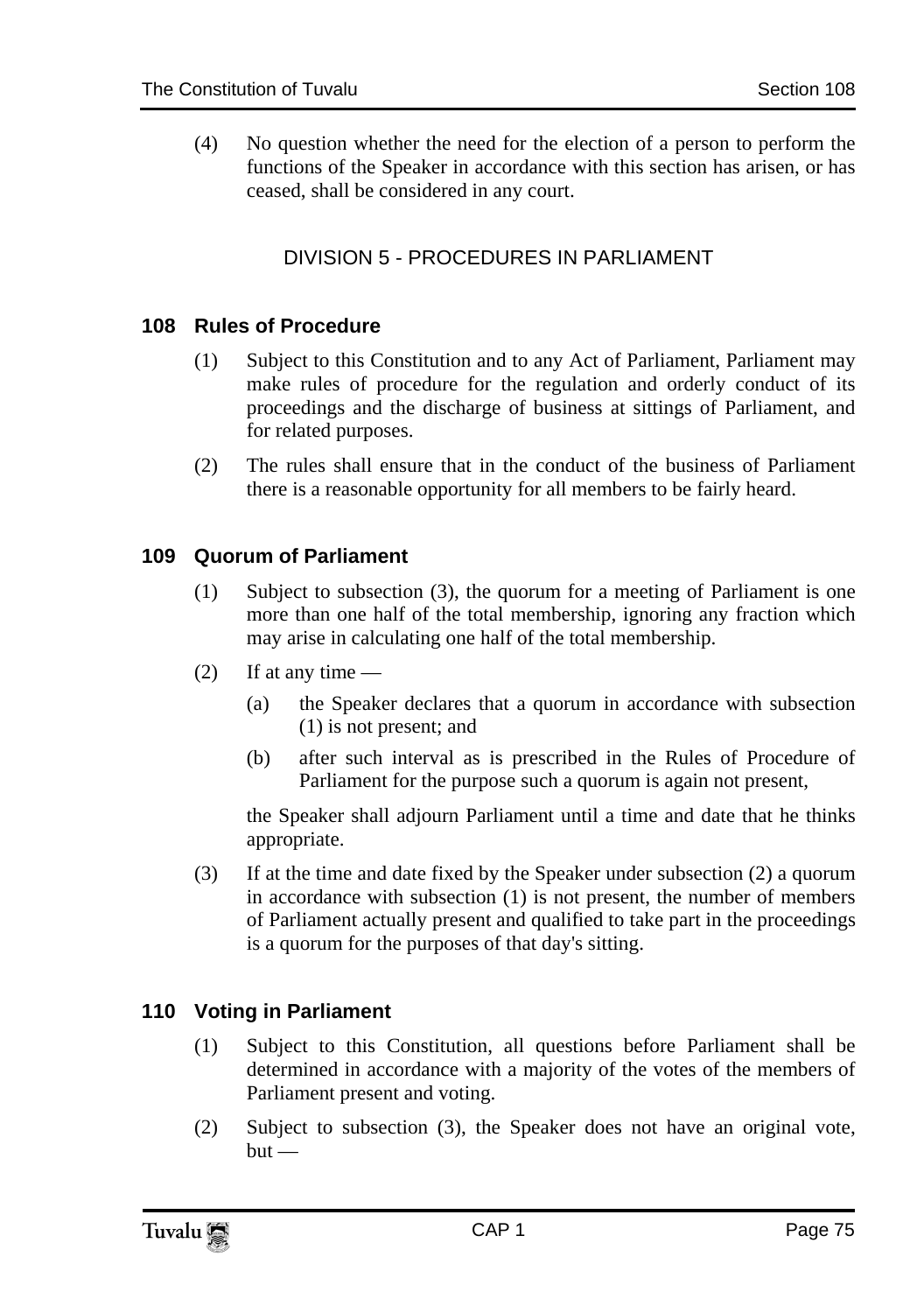(4) No question whether the need for the election of a person to perform the functions of the Speaker in accordance with this section has arisen, or has ceased, shall be considered in any court.

## DIVISION 5 - PROCEDURES IN PARLIAMENT

### 108 Rules of Procedure

(1) Subject to this Constitution and to any Act of Parliament, Parliament may make rules of procedure for the regulation and orderly conduct of its proceedings and the discharge of business at sittings of Parliament, and for related purposes.

(2) The rules shall ensure that in the conduct of the business of Parliament there is a reasonable opportunity for all members to be fairly heard.

### 109 Quorum of Parliament

(1) Subject to subsection (3), the quorum for a meeting of Parliament is one more than one half of the total membership, ignoring any fraction which may arise in calculating one half of the total membership.

(2) If at any time —

(a) the Speaker declares that a quorum in accordance with subsection (1) is not present; and

(b) after such interval as is prescribed in the Rules of Procedure of Parliament for the purpose such a quorum is again not present,

the Speaker shall adjourn Parliament until a time and date that he thinks appropriate.

(3) If at the time and date fixed by the Speaker under subsection (2) a quorum in accordance with subsection (1) is not present, the number of members of Parliament actually present and qualified to take part in the proceedings is a quorum for the purposes of that day's sitting.

### 110 Voting in Parliament

(1) Subject to this Constitution, all questions before Parliament shall be determined in accordance with a majority of the votes of the members of Parliament present and voting.

(2) Subject to subsection (3), the Speaker does not have an original vote, but —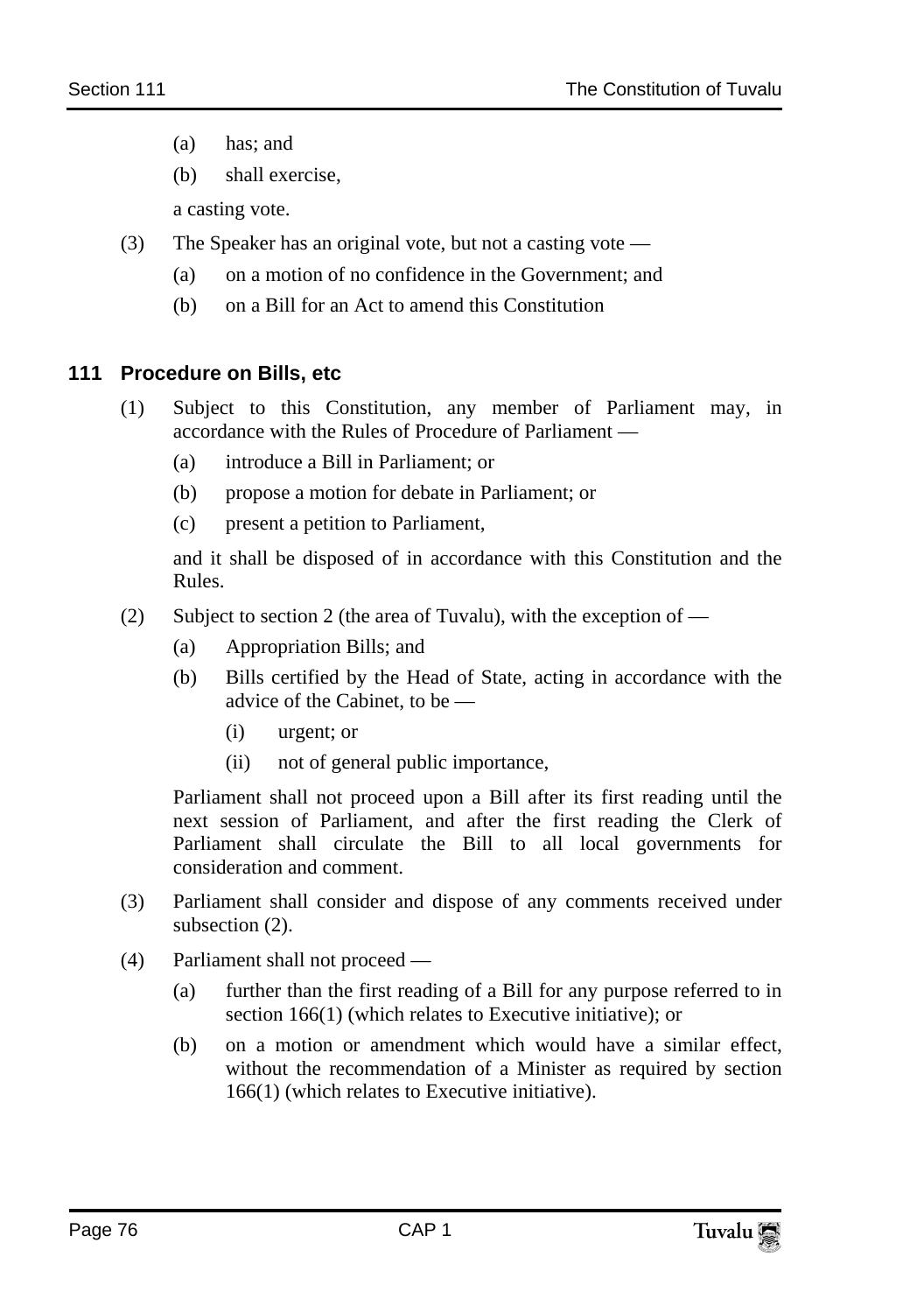(a) has; and

(b) shall exercise,

a casting vote.

(3) The Speaker has an original vote, but not a casting vote —

(a) on a motion of no confidence in the Government; and

(b) on a Bill for an Act to amend this Constitution

### 111 Procedure on Bills, etc

(1) Subject to this Constitution, any member of Parliament may, in accordance with the Rules of Procedure of Parliament —

(a) introduce a Bill in Parliament; or

(b) propose a motion for debate in Parliament; or

(c) present a petition to Parliament,

and it shall be disposed of in accordance with this Constitution and the Rules.

(2) Subject to section 2 (the area of Tuvalu), with the exception of —

(a) Appropriation Bills; and

(b) Bills certified by the Head of State, acting in accordance with the advice of the Cabinet, to be —

(i) urgent; or

(ii) not of general public importance,

Parliament shall not proceed upon a Bill after its first reading until the next session of Parliament, and after the first reading the Clerk of Parliament shall circulate the Bill to all local governments for consideration and comment.

(3) Parliament shall consider and dispose of any comments received under subsection (2).

(4) Parliament shall not proceed —

(a) further than the first reading of a Bill for any purpose referred to in section 166(1) (which relates to Executive initiative); or

(b) on a motion or amendment which would have a similar effect, without the recommendation of a Minister as required by section 166(1) (which relates to Executive initiative).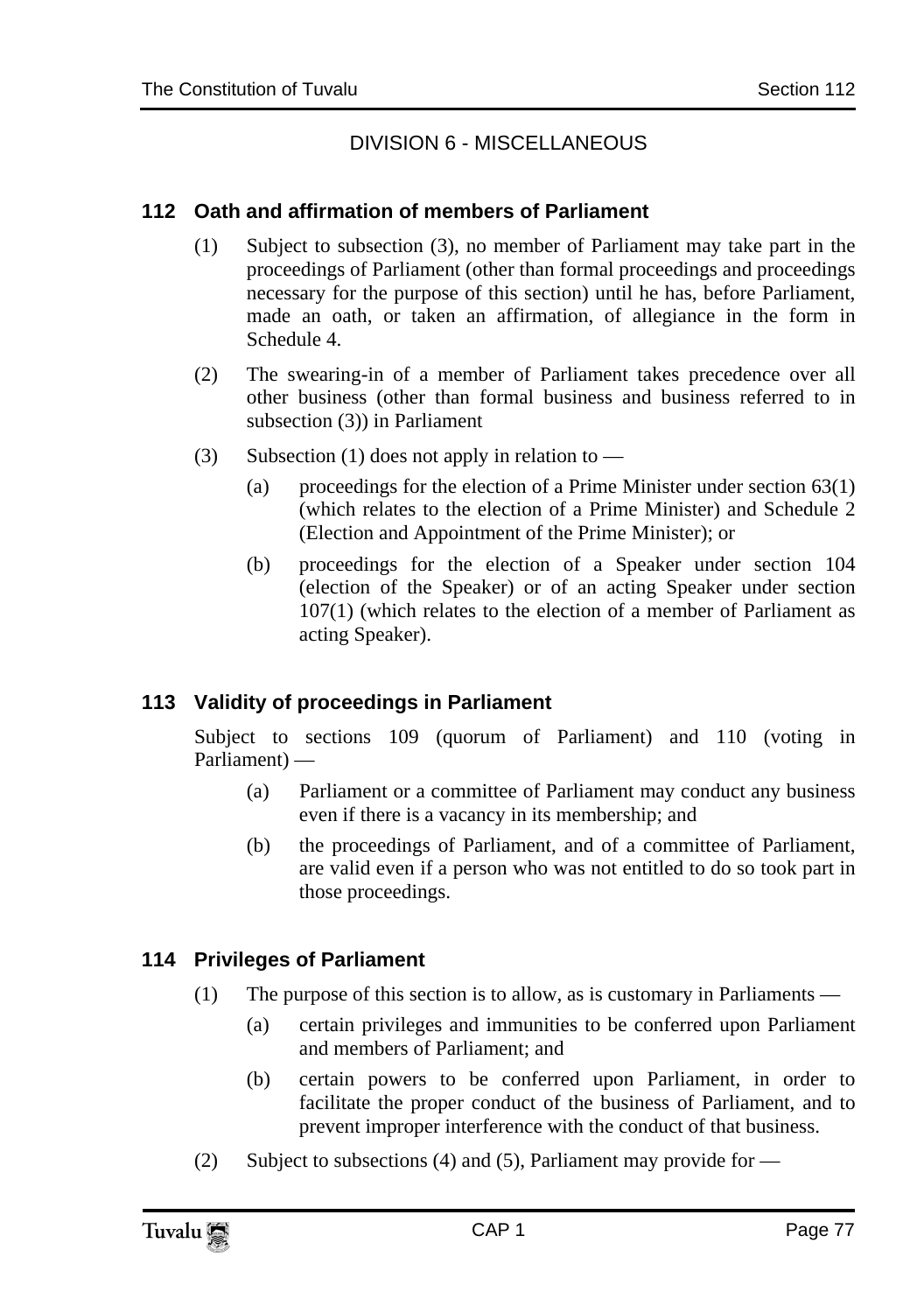## DIVISION 6 - MISCELLANEOUS

### 112 Oath and affirmation of members of Parliament

(1) Subject to subsection (3), no member of Parliament may take part in the proceedings of Parliament (other than formal proceedings and proceedings necessary for the purpose of this section) until he has, before Parliament, made an oath, or taken an affirmation, of allegiance in the form in Schedule 4.

(2) The swearing-in of a member of Parliament takes precedence over all other business (other than formal business and business referred to in subsection (3)) in Parliament

(3) Subsection (1) does not apply in relation to —

(a) proceedings for the election of a Prime Minister under section 63(1) (which relates to the election of a Prime Minister) and Schedule 2 (Election and Appointment of the Prime Minister); or

(b) proceedings for the election of a Speaker under section 104 (election of the Speaker) or of an acting Speaker under section 107(1) (which relates to the election of a member of Parliament as acting Speaker).

### 113 Validity of proceedings in Parliament

Subject to sections 109 (quorum of Parliament) and 110 (voting in Parliament) —

(a) Parliament or a committee of Parliament may conduct any business even if there is a vacancy in its membership; and

(b) the proceedings of Parliament, and of a committee of Parliament, are valid even if a person who was not entitled to do so took part in those proceedings.

### 114 Privileges of Parliament

(1) The purpose of this section is to allow, as is customary in Parliaments —

(a) certain privileges and immunities to be conferred upon Parliament and members of Parliament; and

(b) certain powers to be conferred upon Parliament, in order to facilitate the proper conduct of the business of Parliament, and to prevent improper interference with the conduct of that business.

(2) Subject to subsections (4) and (5), Parliament may provide for —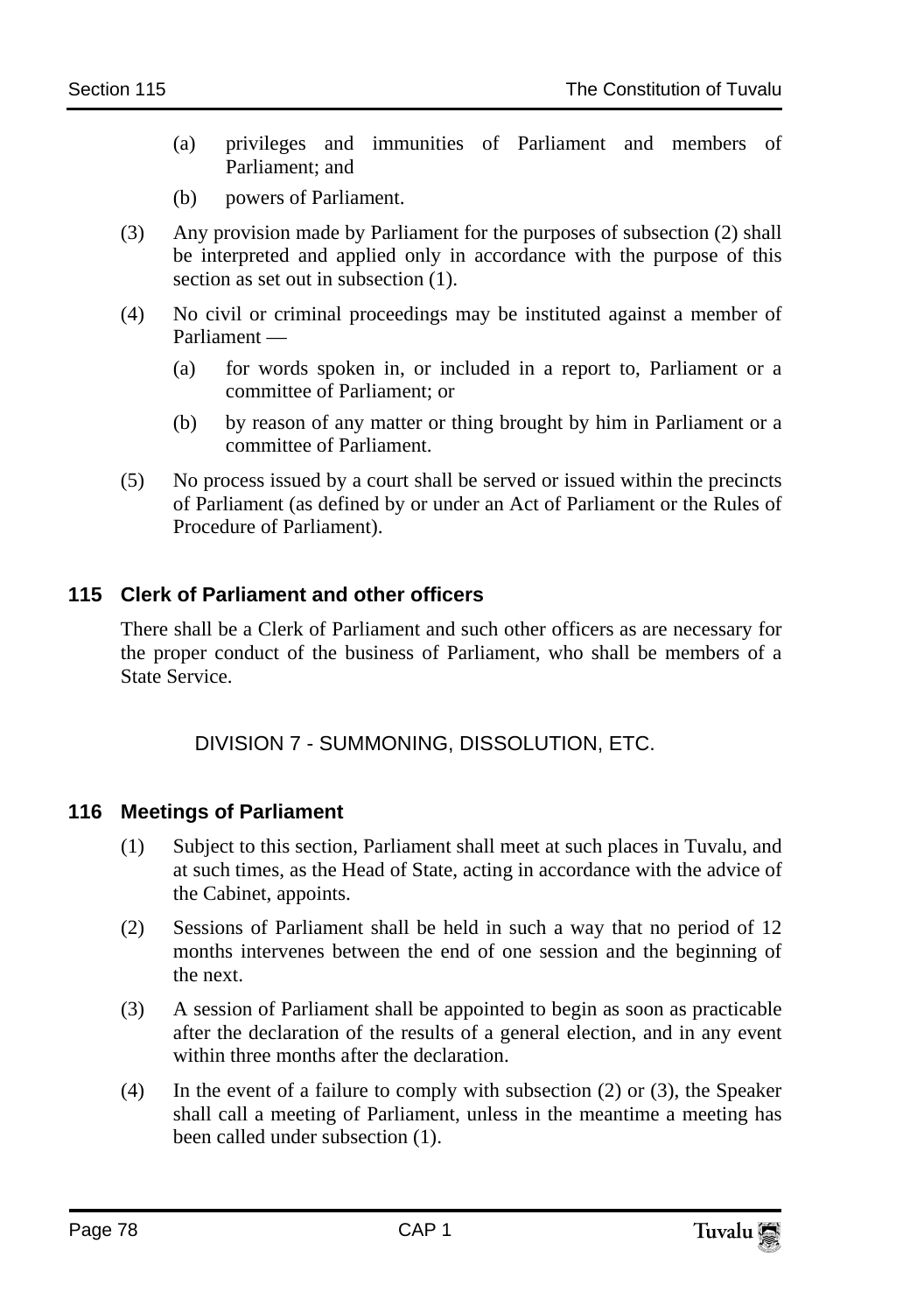(a) privileges and immunities of Parliament and members of Parliament; and

(b) powers of Parliament.

(3) Any provision made by Parliament for the purposes of subsection (2) shall be interpreted and applied only in accordance with the purpose of this section as set out in subsection (1).

(4) No civil or criminal proceedings may be instituted against a member of Parliament —

(a) for words spoken in, or included in a report to, Parliament or a committee of Parliament; or

(b) by reason of any matter or thing brought by him in Parliament or a committee of Parliament.

(5) No process issued by a court shall be served or issued within the precincts of Parliament (as defined by or under an Act of Parliament or the Rules of Procedure of Parliament).

### 115 Clerk of Parliament and other officers

There shall be a Clerk of Parliament and such other officers as are necessary for the proper conduct of the business of Parliament, who shall be members of a State Service.

## DIVISION 7 - SUMMONING, DISSOLUTION, ETC.

### 116 Meetings of Parliament

(1) Subject to this section, Parliament shall meet at such places in Tuvalu, and at such times, as the Head of State, acting in accordance with the advice of the Cabinet, appoints.

(2) Sessions of Parliament shall be held in such a way that no period of 12 months intervenes between the end of one session and the beginning of the next.

(3) A session of Parliament shall be appointed to begin as soon as practicable after the declaration of the results of a general election, and in any event within three months after the declaration.

(4) In the event of a failure to comply with subsection (2) or (3), the Speaker shall call a meeting of Parliament, unless in the meantime a meeting has been called under subsection (1).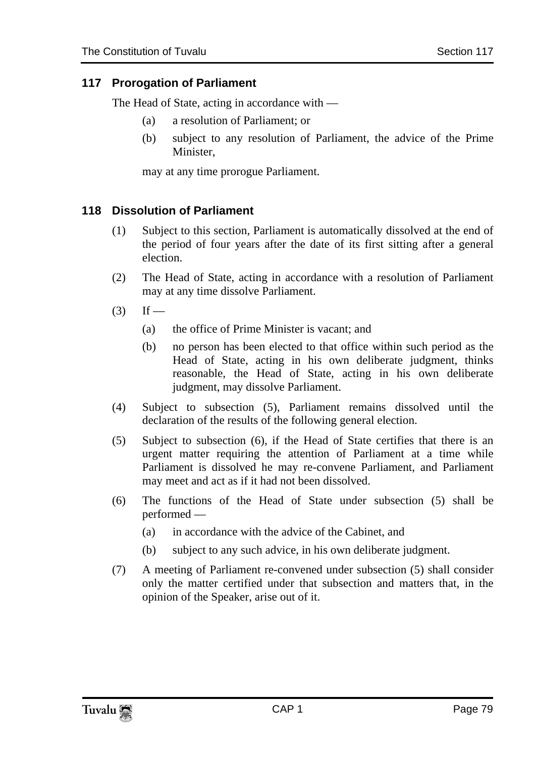### 117 Prorogation of Parliament

The Head of State, acting in accordance with —

- (a) a resolution of Parliament; or
- (b) subject to any resolution of Parliament, the advice of the Prime Minister,

may at any time prorogue Parliament.

### 118 Dissolution of Parliament

(1) Subject to this section, Parliament is automatically dissolved at the end of the period of four years after the date of its first sitting after a general election.

(2) The Head of State, acting in accordance with a resolution of Parliament may at any time dissolve Parliament.

(3) If —

- (a) the office of Prime Minister is vacant; and
- (b) no person has been elected to that office within such period as the Head of State, acting in his own deliberate judgment, thinks reasonable, the Head of State, acting in his own deliberate judgment, may dissolve Parliament.

(4) Subject to subsection (5), Parliament remains dissolved until the declaration of the results of the following general election.

(5) Subject to subsection (6), if the Head of State certifies that there is an urgent matter requiring the attention of Parliament at a time while Parliament is dissolved he may re-convene Parliament, and Parliament may meet and act as if it had not been dissolved.

(6) The functions of the Head of State under subsection (5) shall be performed —

- (a) in accordance with the advice of the Cabinet, and
- (b) subject to any such advice, in his own deliberate judgment.

(7) A meeting of Parliament re-convened under subsection (5) shall consider only the matter certified under that subsection and matters that, in the opinion of the Speaker, arise out of it.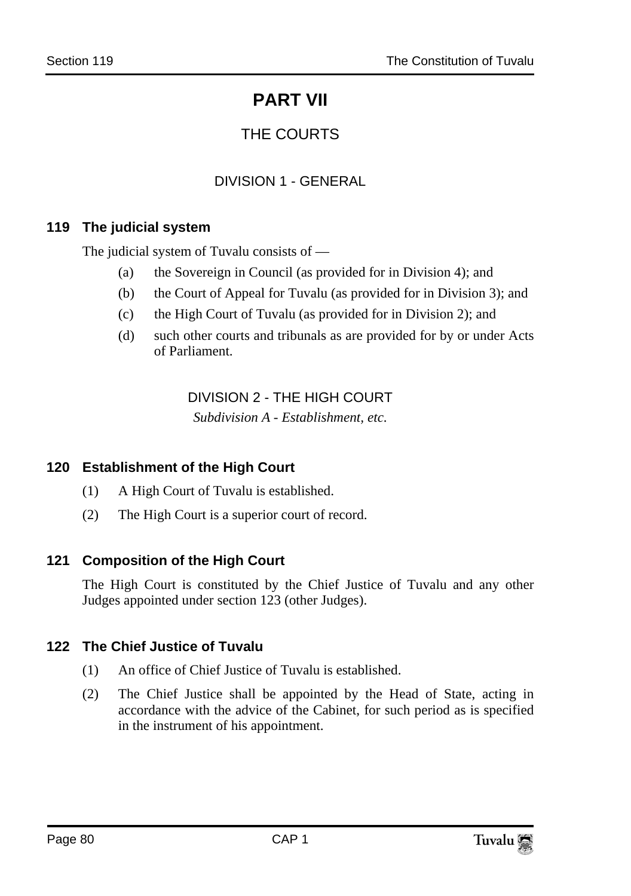# PART VII

## THE COURTS

### DIVISION 1 - GENERAL

#### 119 The judicial system

The judicial system of Tuvalu consists of —

(a) the Sovereign in Council (as provided for in Division 4); and

(b) the Court of Appeal for Tuvalu (as provided for in Division 3); and

(c) the High Court of Tuvalu (as provided for in Division 2); and

(d) such other courts and tribunals as are provided for by or under Acts of Parliament.

### DIVISION 2 - THE HIGH COURT

*Subdivision A - Establishment, etc.*

#### 120 Establishment of the High Court

(1) A High Court of Tuvalu is established.

(2) The High Court is a superior court of record.

#### 121 Composition of the High Court

The High Court is constituted by the Chief Justice of Tuvalu and any other Judges appointed under section 123 (other Judges).

#### 122 The Chief Justice of Tuvalu

(1) An office of Chief Justice of Tuvalu is established.

(2) The Chief Justice shall be appointed by the Head of State, acting in accordance with the advice of the Cabinet, for such period as is specified in the instrument of his appointment.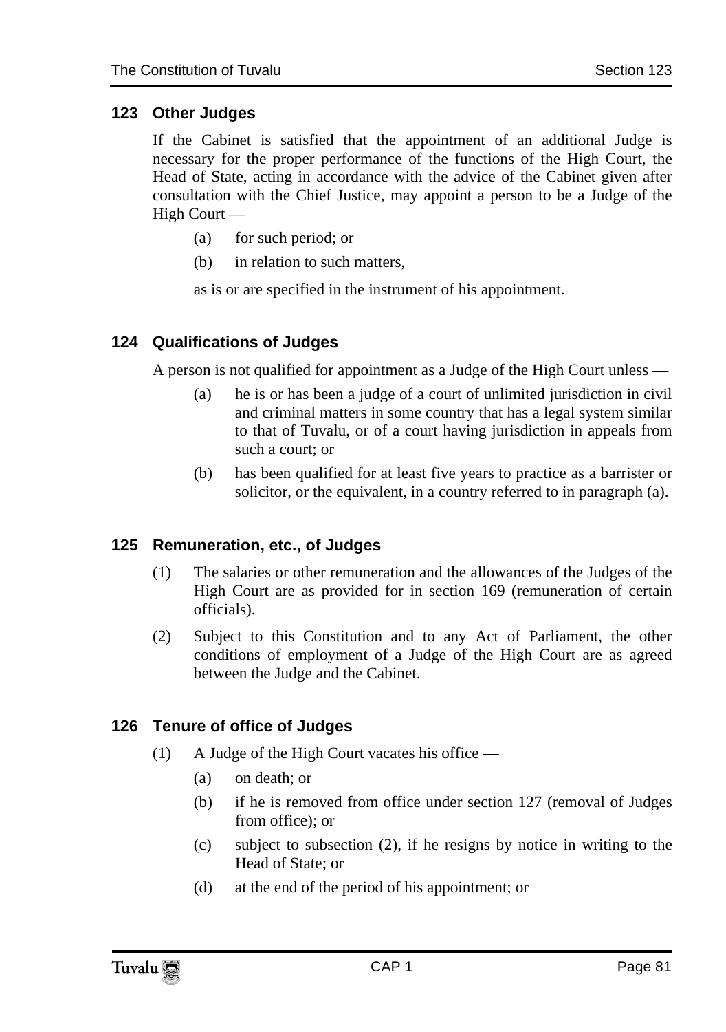### 123 Other Judges

If the Cabinet is satisfied that the appointment of an additional Judge is necessary for the proper performance of the functions of the High Court, the Head of State, acting in accordance with the advice of the Cabinet given after consultation with the Chief Justice, may appoint a person to be a Judge of the High Court —

(a) for such period; or

(b) in relation to such matters,

as is or are specified in the instrument of his appointment.

### 124 Qualifications of Judges

A person is not qualified for appointment as a Judge of the High Court unless —

(a) he is or has been a judge of a court of unlimited jurisdiction in civil and criminal matters in some country that has a legal system similar to that of Tuvalu, or of a court having jurisdiction in appeals from such a court; or

(b) has been qualified for at least five years to practice as a barrister or solicitor, or the equivalent, in a country referred to in paragraph (a).

### 125 Remuneration, etc., of Judges

(1) The salaries or other remuneration and the allowances of the Judges of the High Court are as provided for in section 169 (remuneration of certain officials).

(2) Subject to this Constitution and to any Act of Parliament, the other conditions of employment of a Judge of the High Court are as agreed between the Judge and the Cabinet.

### 126 Tenure of office of Judges

(1) A Judge of the High Court vacates his office —

(a) on death; or

(b) if he is removed from office under section 127 (removal of Judges from office); or

(c) subject to subsection (2), if he resigns by notice in writing to the Head of State; or

(d) at the end of the period of his appointment; or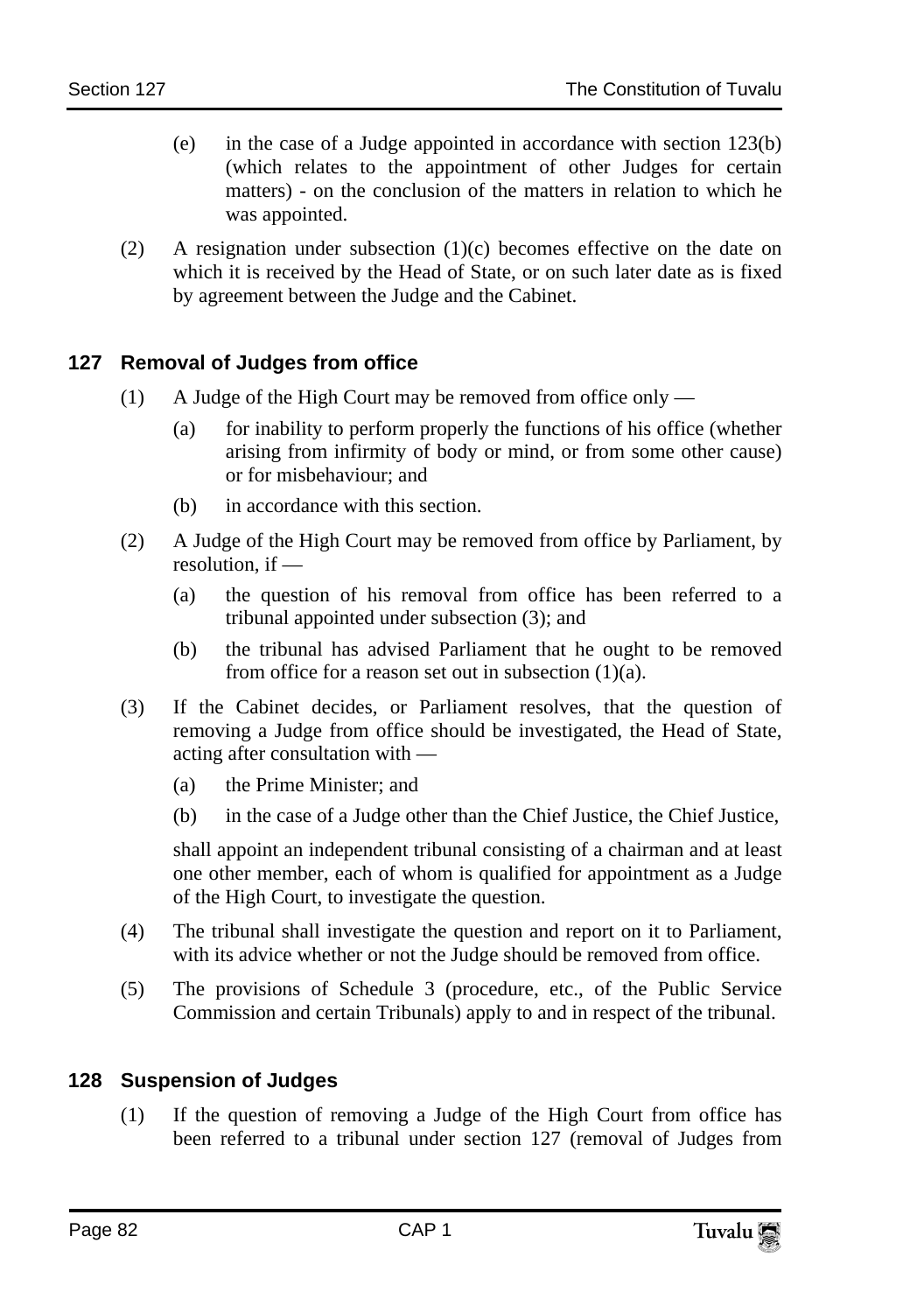(e) in the case of a Judge appointed in accordance with section 123(b) (which relates to the appointment of other Judges for certain matters) - on the conclusion of the matters in relation to which he was appointed.

(2) A resignation under subsection (1)(c) becomes effective on the date on which it is received by the Head of State, or on such later date as is fixed by agreement between the Judge and the Cabinet.

### 127 Removal of Judges from office

(1) A Judge of the High Court may be removed from office only —

(a) for inability to perform properly the functions of his office (whether arising from infirmity of body or mind, or from some other cause) or for misbehaviour; and

(b) in accordance with this section.

(2) A Judge of the High Court may be removed from office by Parliament, by resolution, if —

(a) the question of his removal from office has been referred to a tribunal appointed under subsection (3); and

(b) the tribunal has advised Parliament that he ought to be removed from office for a reason set out in subsection (1)(a).

(3) If the Cabinet decides, or Parliament resolves, that the question of removing a Judge from office should be investigated, the Head of State, acting after consultation with —

(a) the Prime Minister; and

(b) in the case of a Judge other than the Chief Justice, the Chief Justice,

shall appoint an independent tribunal consisting of a chairman and at least one other member, each of whom is qualified for appointment as a Judge of the High Court, to investigate the question.

(4) The tribunal shall investigate the question and report on it to Parliament, with its advice whether or not the Judge should be removed from office.

(5) The provisions of Schedule 3 (procedure, etc., of the Public Service Commission and certain Tribunals) apply to and in respect of the tribunal.

### 128 Suspension of Judges

(1) If the question of removing a Judge of the High Court from office has been referred to a tribunal under section 127 (removal of Judges from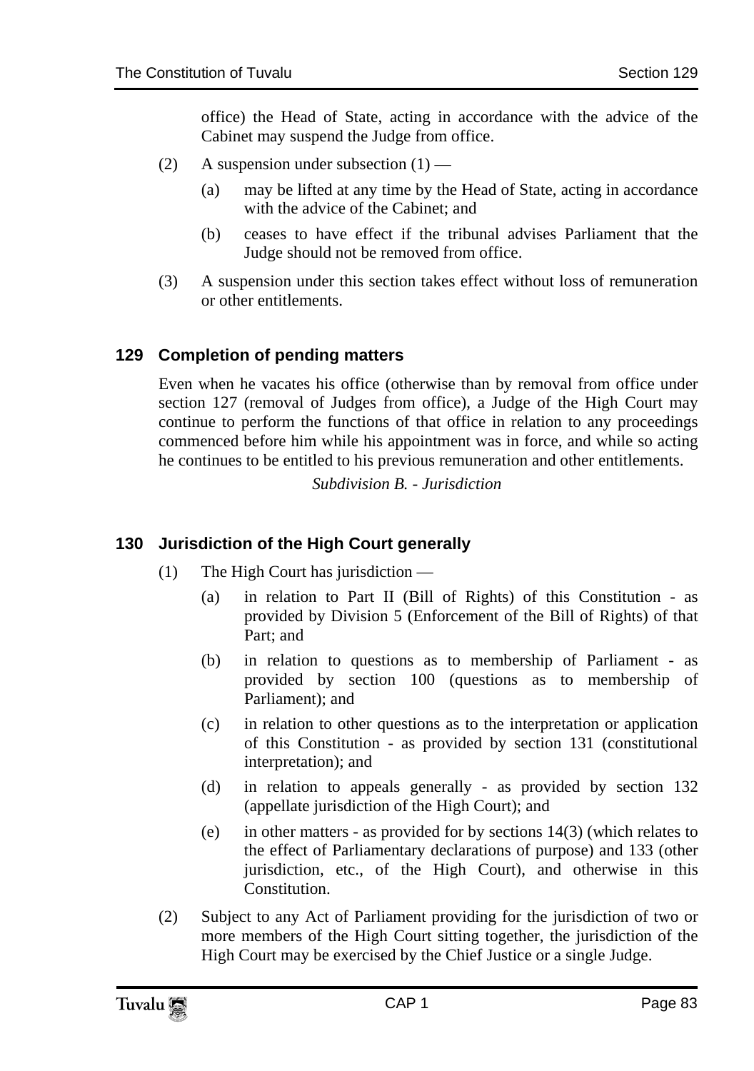office) the Head of State, acting in accordance with the advice of the Cabinet may suspend the Judge from office.

(2) A suspension under subsection (1) —

(a) may be lifted at any time by the Head of State, acting in accordance with the advice of the Cabinet; and

(b) ceases to have effect if the tribunal advises Parliament that the Judge should not be removed from office.

(3) A suspension under this section takes effect without loss of remuneration or other entitlements.

## 129 Completion of pending matters

Even when he vacates his office (otherwise than by removal from office under section 127 (removal of Judges from office), a Judge of the High Court may continue to perform the functions of that office in relation to any proceedings commenced before him while his appointment was in force, and while so acting he continues to be entitled to his previous remuneration and other entitlements.

*Subdivision B. - Jurisdiction*

## 130 Jurisdiction of the High Court generally

(1) The High Court has jurisdiction —

(a) in relation to Part II (Bill of Rights) of this Constitution - as provided by Division 5 (Enforcement of the Bill of Rights) of that Part; and

(b) in relation to questions as to membership of Parliament - as provided by section 100 (questions as to membership of Parliament); and

(c) in relation to other questions as to the interpretation or application of this Constitution - as provided by section 131 (constitutional interpretation); and

(d) in relation to appeals generally - as provided by section 132 (appellate jurisdiction of the High Court); and

(e) in other matters - as provided for by sections 14(3) (which relates to the effect of Parliamentary declarations of purpose) and 133 (other jurisdiction, etc., of the High Court), and otherwise in this Constitution.

(2) Subject to any Act of Parliament providing for the jurisdiction of two or more members of the High Court sitting together, the jurisdiction of the High Court may be exercised by the Chief Justice or a single Judge.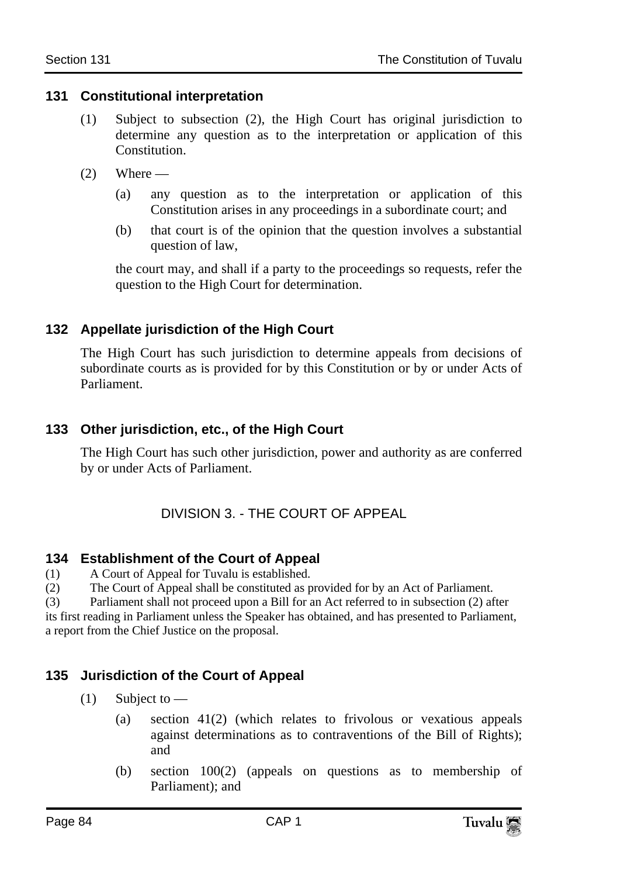### 131 Constitutional interpretation

(1) Subject to subsection (2), the High Court has original jurisdiction to determine any question as to the interpretation or application of this Constitution.

(2) Where —

(a) any question as to the interpretation or application of this Constitution arises in any proceedings in a subordinate court; and

(b) that court is of the opinion that the question involves a substantial question of law,

the court may, and shall if a party to the proceedings so requests, refer the question to the High Court for determination.

### 132 Appellate jurisdiction of the High Court

The High Court has such jurisdiction to determine appeals from decisions of subordinate courts as is provided for by this Constitution or by or under Acts of Parliament.

### 133 Other jurisdiction, etc., of the High Court

The High Court has such other jurisdiction, power and authority as are conferred by or under Acts of Parliament.

## DIVISION 3. - THE COURT OF APPEAL

### 134 Establishment of the Court of Appeal

(1) A Court of Appeal for Tuvalu is established.

(2) The Court of Appeal shall be constituted as provided for by an Act of Parliament.

(3) Parliament shall not proceed upon a Bill for an Act referred to in subsection (2) after its first reading in Parliament unless the Speaker has obtained, and has presented to Parliament, a report from the Chief Justice on the proposal.

### 135 Jurisdiction of the Court of Appeal

(1) Subject to —

(a) section 41(2) (which relates to frivolous or vexatious appeals against determinations as to contraventions of the Bill of Rights); and

(b) section 100(2) (appeals on questions as to membership of Parliament); and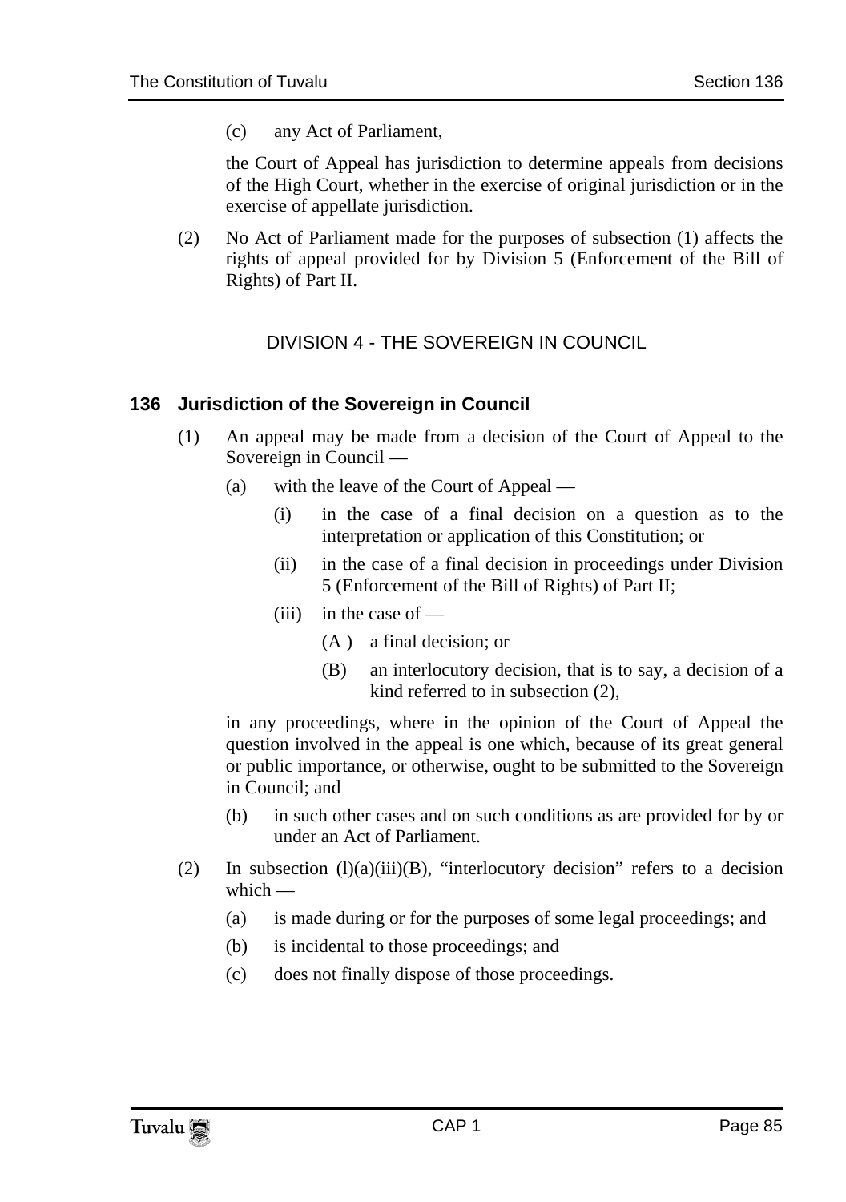(c) any Act of Parliament,

the Court of Appeal has jurisdiction to determine appeals from decisions of the High Court, whether in the exercise of original jurisdiction or in the exercise of appellate jurisdiction.

(2) No Act of Parliament made for the purposes of subsection (1) affects the rights of appeal provided for by Division 5 (Enforcement of the Bill of Rights) of Part II.

## DIVISION 4 - THE SOVEREIGN IN COUNCIL

### 136 Jurisdiction of the Sovereign in Council

(1) An appeal may be made from a decision of the Court of Appeal to the Sovereign in Council —

- (a) with the leave of the Court of Appeal —
  - (i) in the case of a final decision on a question as to the interpretation or application of this Constitution; or
  - (ii) in the case of a final decision in proceedings under Division 5 (Enforcement of the Bill of Rights) of Part II;
  - (iii) in the case of —
    - (A ) a final decision; or
    - (B) an interlocutory decision, that is to say, a decision of a kind referred to in subsection (2),

  in any proceedings, where in the opinion of the Court of Appeal the question involved in the appeal is one which, because of its great general or public importance, or otherwise, ought to be submitted to the Sovereign in Council; and

- (b) in such other cases and on such conditions as are provided for by or under an Act of Parliament.

(2) In subsection (l)(a)(iii)(B), "interlocutory decision" refers to a decision which —

- (a) is made during or for the purposes of some legal proceedings; and
- (b) is incidental to those proceedings; and
- (c) does not finally dispose of those proceedings.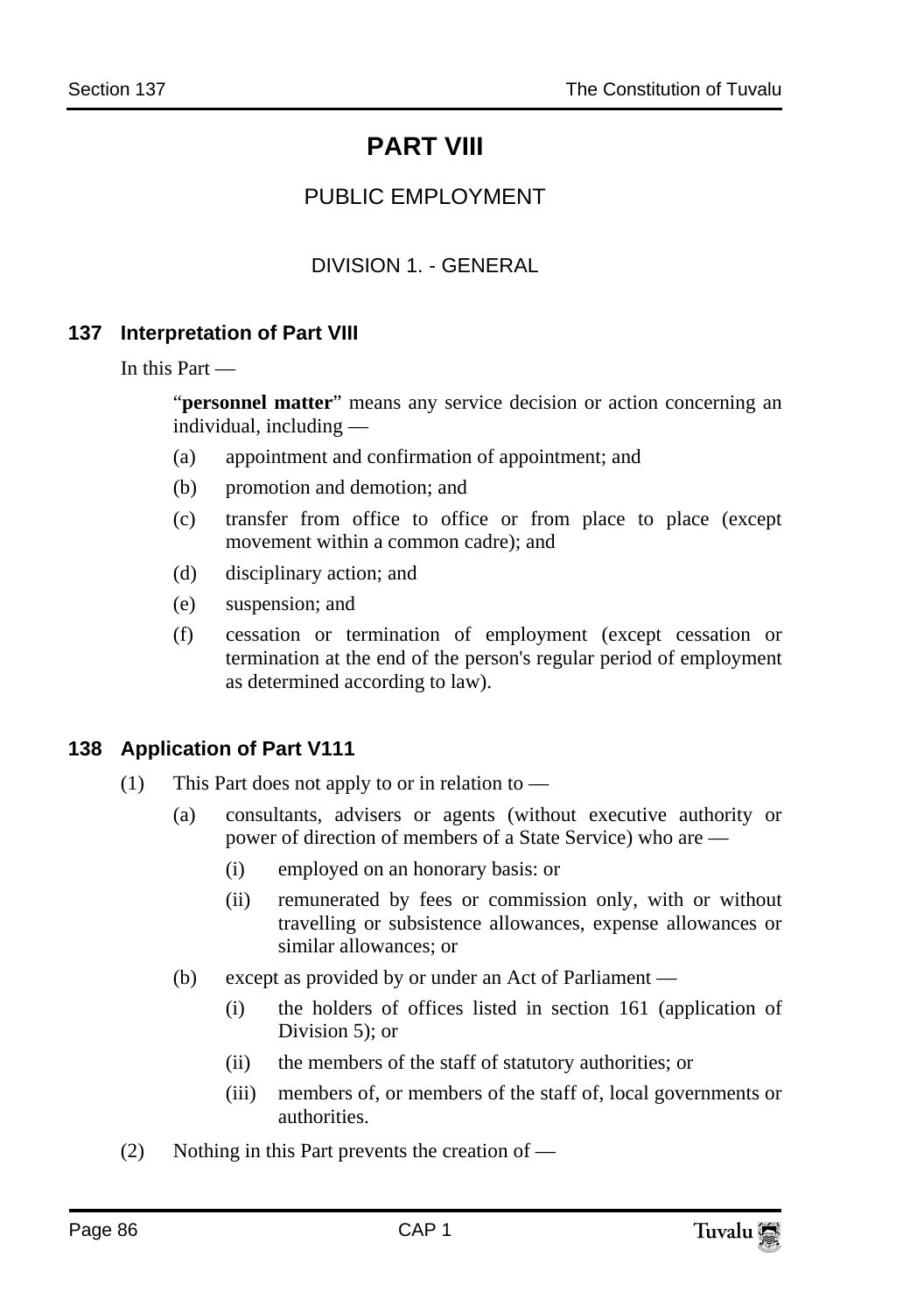# PART VIII

## PUBLIC EMPLOYMENT

### DIVISION 1. - GENERAL

**137 Interpretation of Part VIII**

In this Part —

"**personnel matter**" means any service decision or action concerning an individual, including —

(a) appointment and confirmation of appointment; and

(b) promotion and demotion; and

(c) transfer from office to office or from place to place (except movement within a common cadre); and

(d) disciplinary action; and

(e) suspension; and

(f) cessation or termination of employment (except cessation or termination at the end of the person's regular period of employment as determined according to law).

**138 Application of Part V111**

(1) This Part does not apply to or in relation to —

(a) consultants, advisers or agents (without executive authority or power of direction of members of a State Service) who are —

(i) employed on an honorary basis: or

(ii) remunerated by fees or commission only, with or without travelling or subsistence allowances, expense allowances or similar allowances; or

(b) except as provided by or under an Act of Parliament —

(i) the holders of offices listed in section 161 (application of Division 5); or

(ii) the members of the staff of statutory authorities; or

(iii) members of, or members of the staff of, local governments or authorities.

(2) Nothing in this Part prevents the creation of —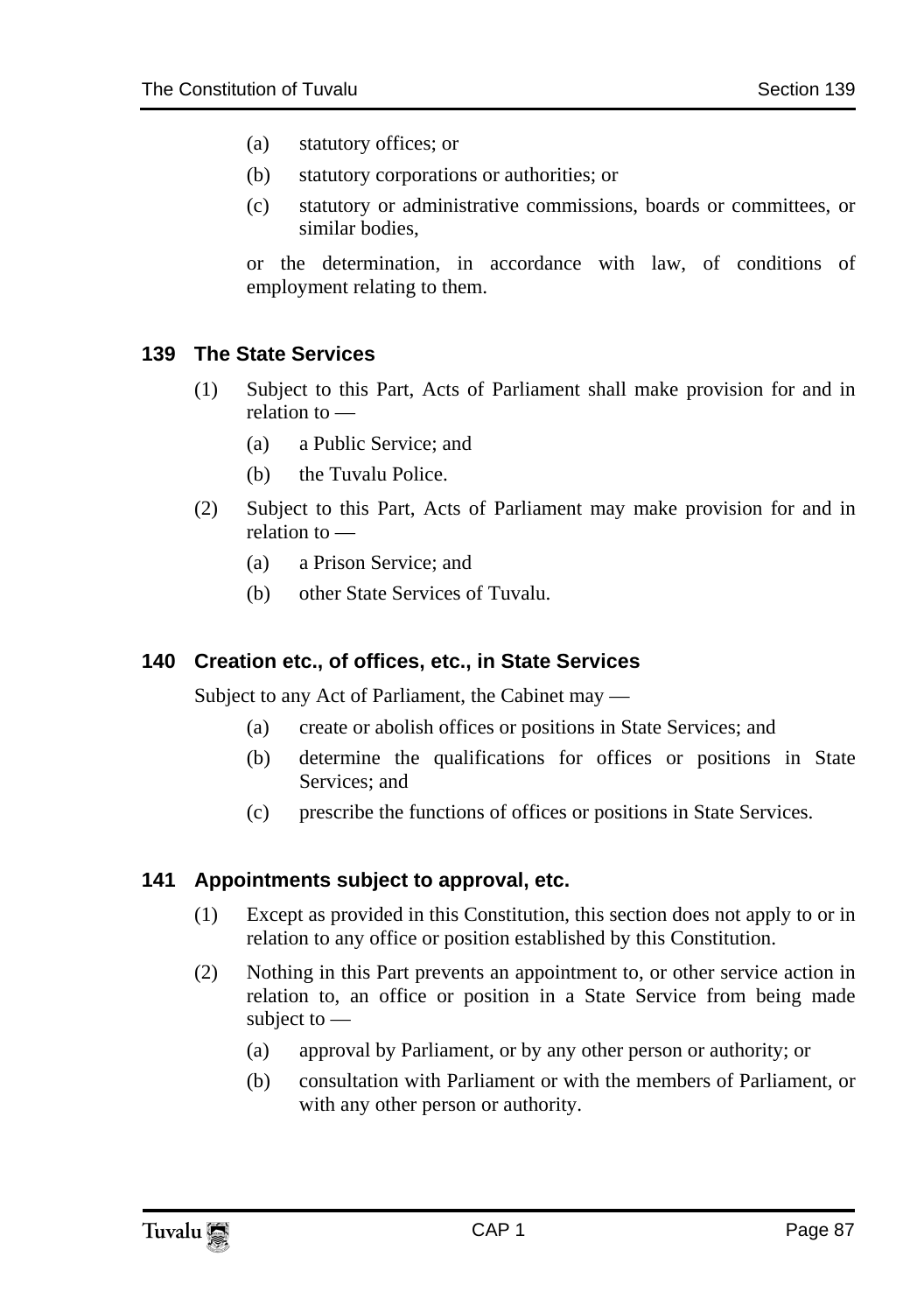(a) statutory offices; or

(b) statutory corporations or authorities; or

(c) statutory or administrative commissions, boards or committees, or similar bodies,

or the determination, in accordance with law, of conditions of employment relating to them.

## 139 The State Services

(1) Subject to this Part, Acts of Parliament shall make provision for and in relation to —

(a) a Public Service; and

(b) the Tuvalu Police.

(2) Subject to this Part, Acts of Parliament may make provision for and in relation to —

(a) a Prison Service; and

(b) other State Services of Tuvalu.

## 140 Creation etc., of offices, etc., in State Services

Subject to any Act of Parliament, the Cabinet may —

(a) create or abolish offices or positions in State Services; and

(b) determine the qualifications for offices or positions in State Services; and

(c) prescribe the functions of offices or positions in State Services.

## 141 Appointments subject to approval, etc.

(1) Except as provided in this Constitution, this section does not apply to or in relation to any office or position established by this Constitution.

(2) Nothing in this Part prevents an appointment to, or other service action in relation to, an office or position in a State Service from being made subject to —

(a) approval by Parliament, or by any other person or authority; or

(b) consultation with Parliament or with the members of Parliament, or with any other person or authority.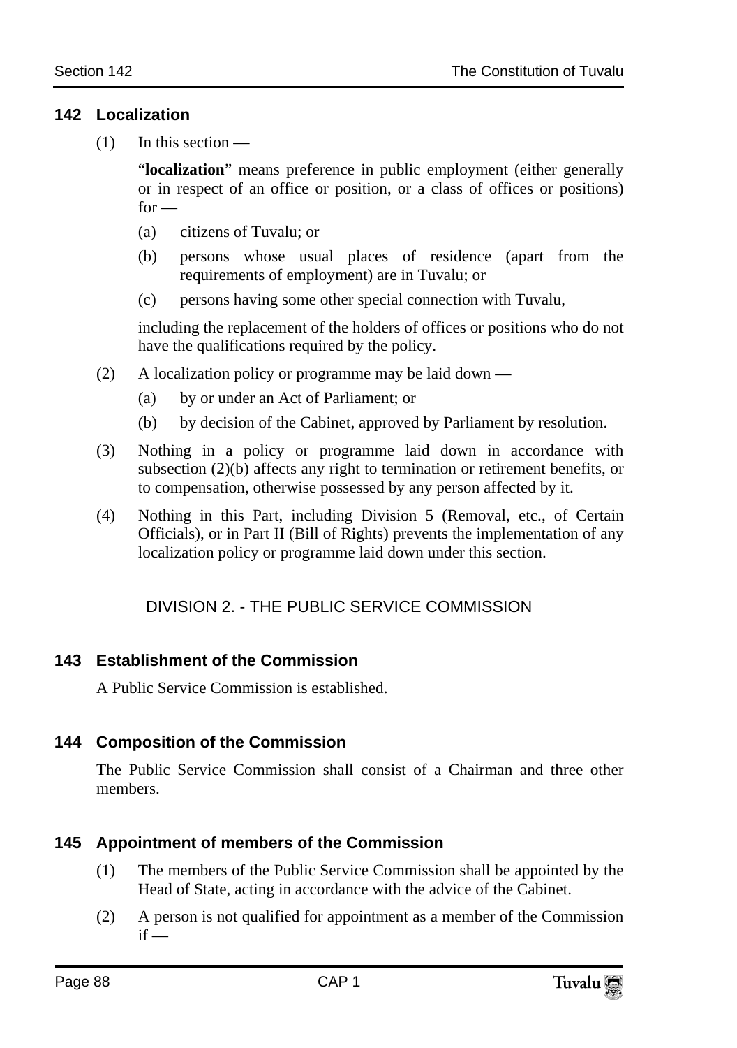### 142 Localization

(1) In this section —

"**localization**" means preference in public employment (either generally or in respect of an office or position, or a class of offices or positions) for —

(a) citizens of Tuvalu; or

(b) persons whose usual places of residence (apart from the requirements of employment) are in Tuvalu; or

(c) persons having some other special connection with Tuvalu,

including the replacement of the holders of offices or positions who do not have the qualifications required by the policy.

(2) A localization policy or programme may be laid down —

(a) by or under an Act of Parliament; or

(b) by decision of the Cabinet, approved by Parliament by resolution.

(3) Nothing in a policy or programme laid down in accordance with subsection (2)(b) affects any right to termination or retirement benefits, or to compensation, otherwise possessed by any person affected by it.

(4) Nothing in this Part, including Division 5 (Removal, etc., of Certain Officials), or in Part II (Bill of Rights) prevents the implementation of any localization policy or programme laid down under this section.

## DIVISION 2. - THE PUBLIC SERVICE COMMISSION

### 143 Establishment of the Commission

A Public Service Commission is established.

### 144 Composition of the Commission

The Public Service Commission shall consist of a Chairman and three other members.

### 145 Appointment of members of the Commission

(1) The members of the Public Service Commission shall be appointed by the Head of State, acting in accordance with the advice of the Cabinet.

(2) A person is not qualified for appointment as a member of the Commission if —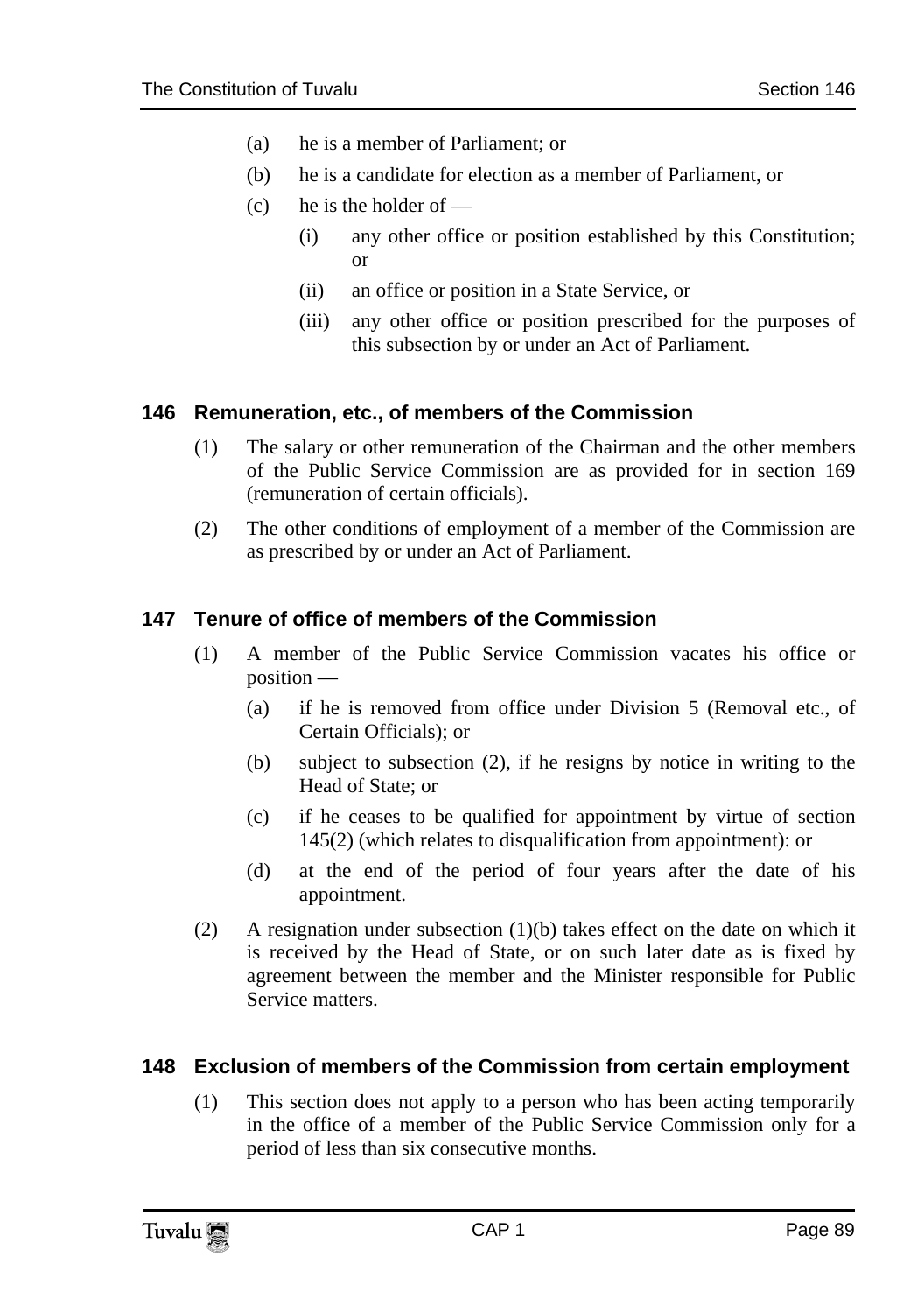(a) he is a member of Parliament; or

(b) he is a candidate for election as a member of Parliament, or

(c) he is the holder of —

  (i) any other office or position established by this Constitution; or

  (ii) an office or position in a State Service, or

  (iii) any other office or position prescribed for the purposes of this subsection by or under an Act of Parliament.

### 146 Remuneration, etc., of members of the Commission

(1) The salary or other remuneration of the Chairman and the other members of the Public Service Commission are as provided for in section 169 (remuneration of certain officials).

(2) The other conditions of employment of a member of the Commission are as prescribed by or under an Act of Parliament.

### 147 Tenure of office of members of the Commission

(1) A member of the Public Service Commission vacates his office or position —

  (a) if he is removed from office under Division 5 (Removal etc., of Certain Officials); or

  (b) subject to subsection (2), if he resigns by notice in writing to the Head of State; or

  (c) if he ceases to be qualified for appointment by virtue of section 145(2) (which relates to disqualification from appointment): or

  (d) at the end of the period of four years after the date of his appointment.

(2) A resignation under subsection (1)(b) takes effect on the date on which it is received by the Head of State, or on such later date as is fixed by agreement between the member and the Minister responsible for Public Service matters.

### 148 Exclusion of members of the Commission from certain employment

(1) This section does not apply to a person who has been acting temporarily in the office of a member of the Public Service Commission only for a period of less than six consecutive months.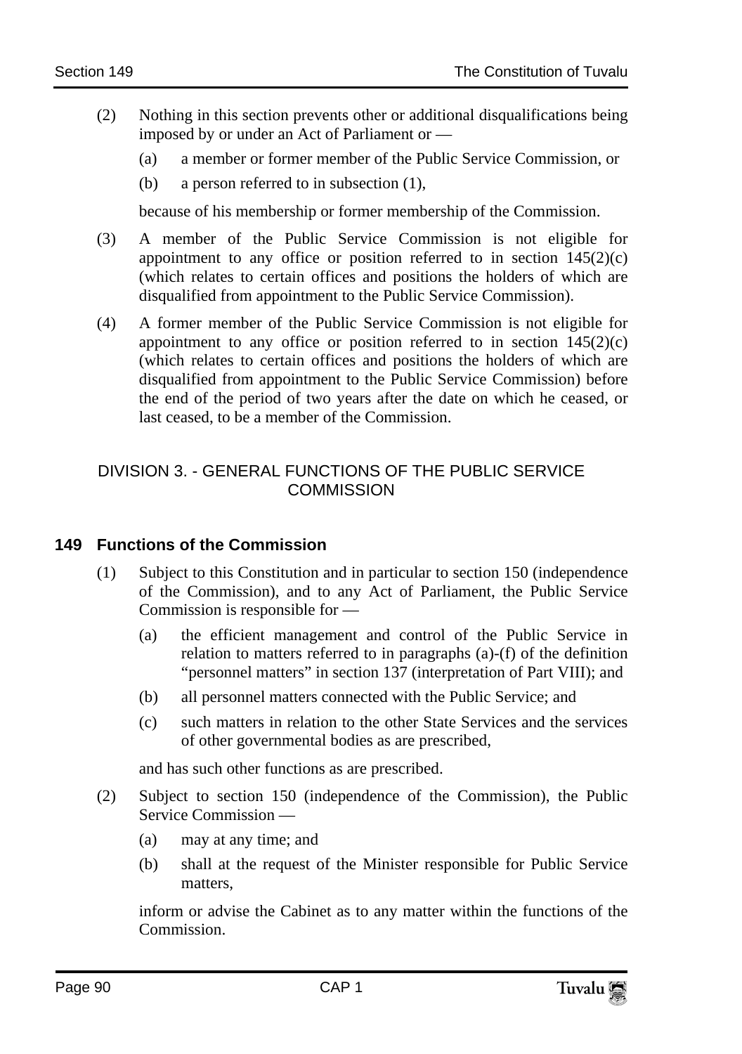(2) Nothing in this section prevents other or additional disqualifications being imposed by or under an Act of Parliament or —

   (a) a member or former member of the Public Service Commission, or

   (b) a person referred to in subsection (1),

   because of his membership or former membership of the Commission.

(3) A member of the Public Service Commission is not eligible for appointment to any office or position referred to in section 145(2)(c) (which relates to certain offices and positions the holders of which are disqualified from appointment to the Public Service Commission).

(4) A former member of the Public Service Commission is not eligible for appointment to any office or position referred to in section 145(2)(c) (which relates to certain offices and positions the holders of which are disqualified from appointment to the Public Service Commission) before the end of the period of two years after the date on which he ceased, or last ceased, to be a member of the Commission.

## DIVISION 3. - GENERAL FUNCTIONS OF THE PUBLIC SERVICE COMMISSION

### 149 Functions of the Commission

(1) Subject to this Constitution and in particular to section 150 (independence of the Commission), and to any Act of Parliament, the Public Service Commission is responsible for —

   (a) the efficient management and control of the Public Service in relation to matters referred to in paragraphs (a)-(f) of the definition "personnel matters" in section 137 (interpretation of Part VIII); and

   (b) all personnel matters connected with the Public Service; and

   (c) such matters in relation to the other State Services and the services of other governmental bodies as are prescribed,

   and has such other functions as are prescribed.

(2) Subject to section 150 (independence of the Commission), the Public Service Commission —

   (a) may at any time; and

   (b) shall at the request of the Minister responsible for Public Service matters,

   inform or advise the Cabinet as to any matter within the functions of the Commission.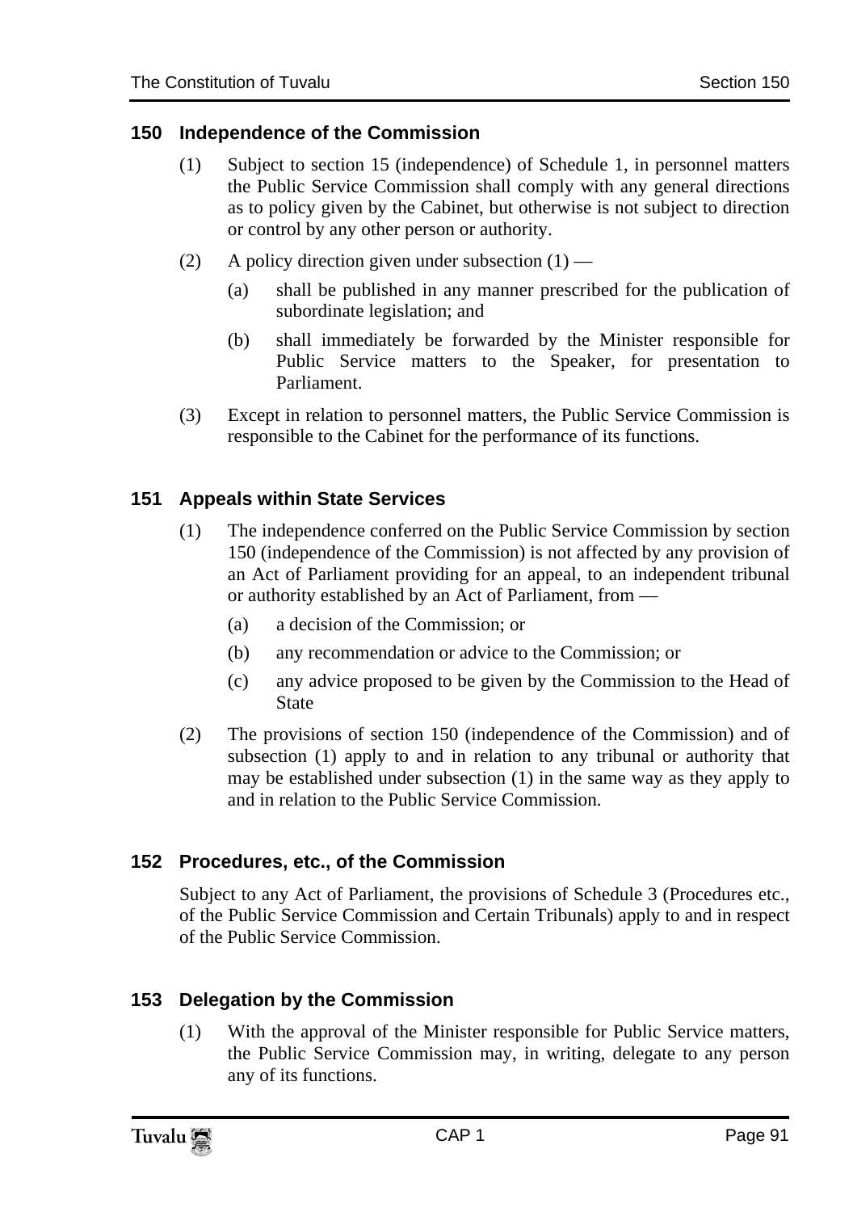### 150 Independence of the Commission

(1) Subject to section 15 (independence) of Schedule 1, in personnel matters the Public Service Commission shall comply with any general directions as to policy given by the Cabinet, but otherwise is not subject to direction or control by any other person or authority.

(2) A policy direction given under subsection (1) —

(a) shall be published in any manner prescribed for the publication of subordinate legislation; and

(b) shall immediately be forwarded by the Minister responsible for Public Service matters to the Speaker, for presentation to Parliament.

(3) Except in relation to personnel matters, the Public Service Commission is responsible to the Cabinet for the performance of its functions.

### 151 Appeals within State Services

(1) The independence conferred on the Public Service Commission by section 150 (independence of the Commission) is not affected by any provision of an Act of Parliament providing for an appeal, to an independent tribunal or authority established by an Act of Parliament, from —

(a) a decision of the Commission; or

(b) any recommendation or advice to the Commission; or

(c) any advice proposed to be given by the Commission to the Head of State

(2) The provisions of section 150 (independence of the Commission) and of subsection (1) apply to and in relation to any tribunal or authority that may be established under subsection (1) in the same way as they apply to and in relation to the Public Service Commission.

### 152 Procedures, etc., of the Commission

Subject to any Act of Parliament, the provisions of Schedule 3 (Procedures etc., of the Public Service Commission and Certain Tribunals) apply to and in respect of the Public Service Commission.

### 153 Delegation by the Commission

(1) With the approval of the Minister responsible for Public Service matters, the Public Service Commission may, in writing, delegate to any person any of its functions.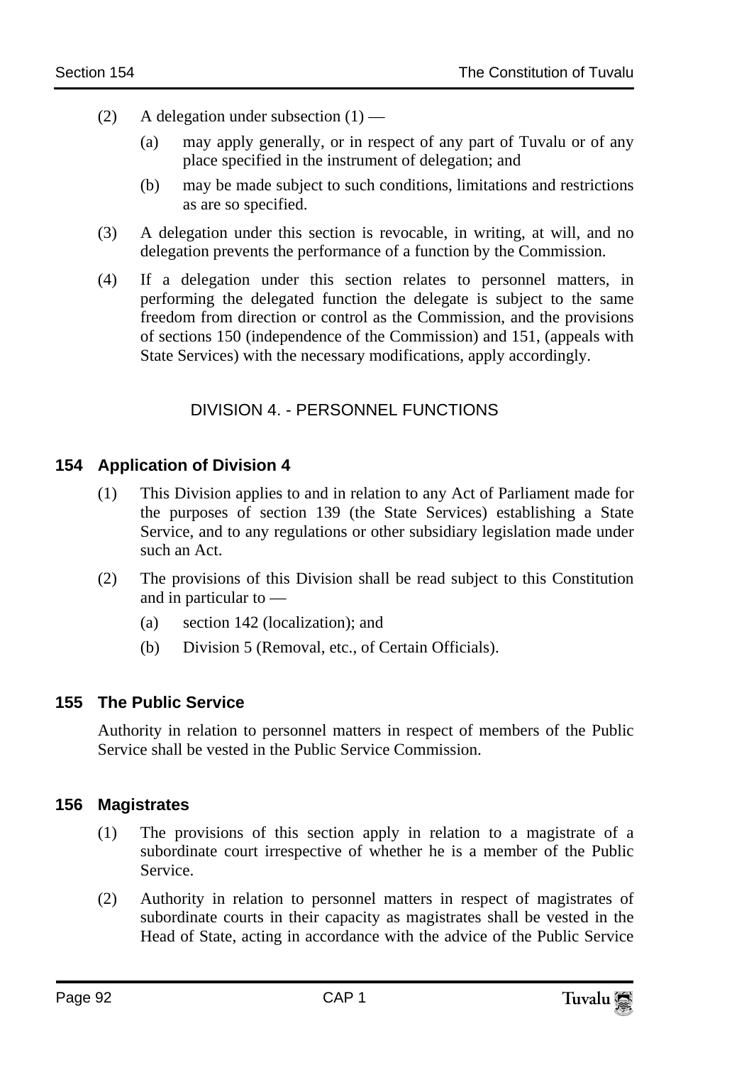(2) A delegation under subsection (1) —

(a) may apply generally, or in respect of any part of Tuvalu or of any place specified in the instrument of delegation; and

(b) may be made subject to such conditions, limitations and restrictions as are so specified.

(3) A delegation under this section is revocable, in writing, at will, and no delegation prevents the performance of a function by the Commission.

(4) If a delegation under this section relates to personnel matters, in performing the delegated function the delegate is subject to the same freedom from direction or control as the Commission, and the provisions of sections 150 (independence of the Commission) and 151, (appeals with State Services) with the necessary modifications, apply accordingly.

## DIVISION 4. - PERSONNEL FUNCTIONS

### 154 Application of Division 4

(1) This Division applies to and in relation to any Act of Parliament made for the purposes of section 139 (the State Services) establishing a State Service, and to any regulations or other subsidiary legislation made under such an Act.

(2) The provisions of this Division shall be read subject to this Constitution and in particular to —

(a) section 142 (localization); and

(b) Division 5 (Removal, etc., of Certain Officials).

### 155 The Public Service

Authority in relation to personnel matters in respect of members of the Public Service shall be vested in the Public Service Commission.

### 156 Magistrates

(1) The provisions of this section apply in relation to a magistrate of a subordinate court irrespective of whether he is a member of the Public Service.

(2) Authority in relation to personnel matters in respect of magistrates of subordinate courts in their capacity as magistrates shall be vested in the Head of State, acting in accordance with the advice of the Public Service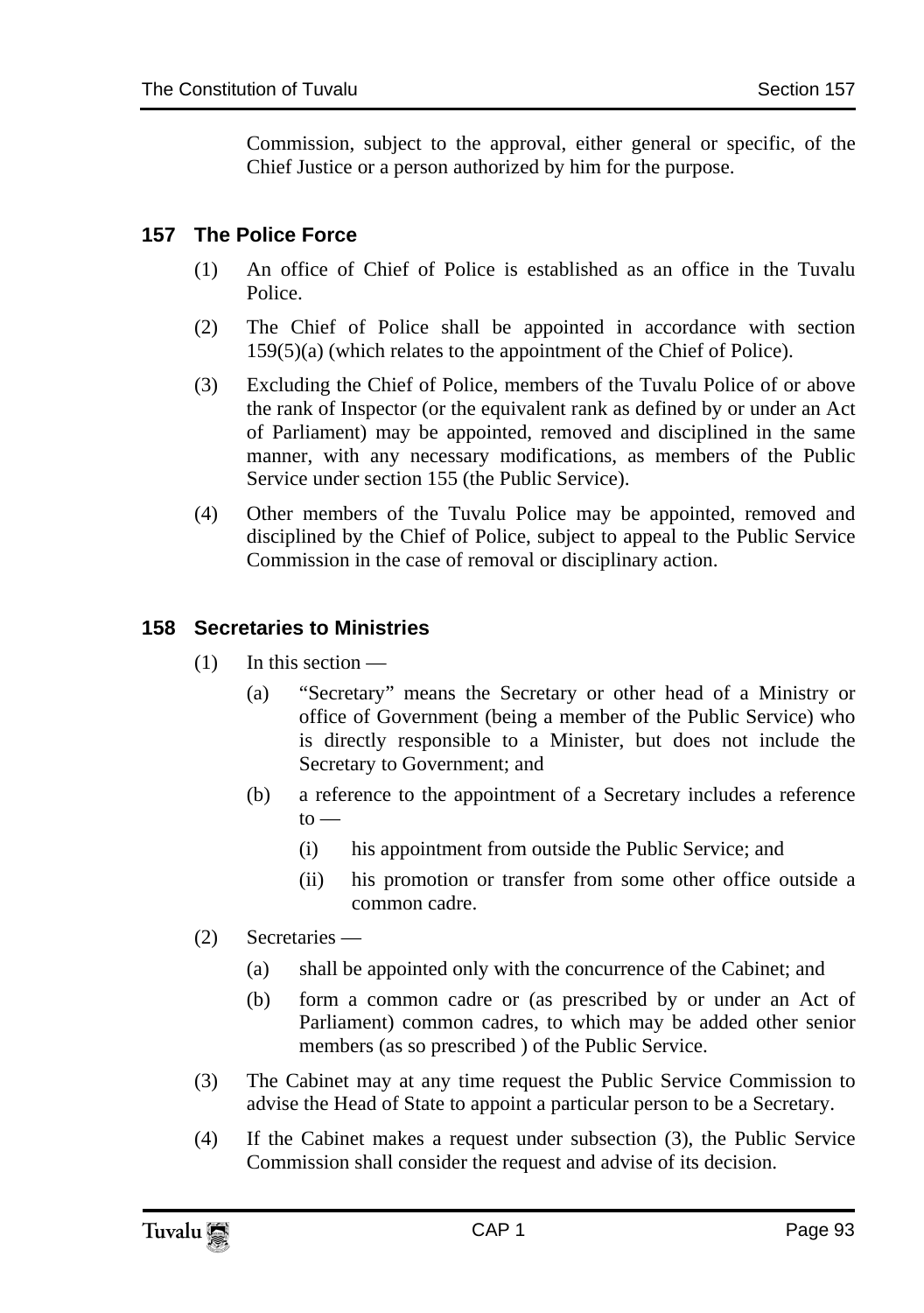Commission, subject to the approval, either general or specific, of the Chief Justice or a person authorized by him for the purpose.

### 157 The Police Force

(1) An office of Chief of Police is established as an office in the Tuvalu Police.

(2) The Chief of Police shall be appointed in accordance with section 159(5)(a) (which relates to the appointment of the Chief of Police).

(3) Excluding the Chief of Police, members of the Tuvalu Police of or above the rank of Inspector (or the equivalent rank as defined by or under an Act of Parliament) may be appointed, removed and disciplined in the same manner, with any necessary modifications, as members of the Public Service under section 155 (the Public Service).

(4) Other members of the Tuvalu Police may be appointed, removed and disciplined by the Chief of Police, subject to appeal to the Public Service Commission in the case of removal or disciplinary action.

### 158 Secretaries to Ministries

(1) In this section —

- (a) "Secretary" means the Secretary or other head of a Ministry or office of Government (being a member of the Public Service) who is directly responsible to a Minister, but does not include the Secretary to Government; and
- (b) a reference to the appointment of a Secretary includes a reference to —
  - (i) his appointment from outside the Public Service; and
  - (ii) his promotion or transfer from some other office outside a common cadre.

(2) Secretaries —

- (a) shall be appointed only with the concurrence of the Cabinet; and
- (b) form a common cadre or (as prescribed by or under an Act of Parliament) common cadres, to which may be added other senior members (as so prescribed ) of the Public Service.

(3) The Cabinet may at any time request the Public Service Commission to advise the Head of State to appoint a particular person to be a Secretary.

(4) If the Cabinet makes a request under subsection (3), the Public Service Commission shall consider the request and advise of its decision.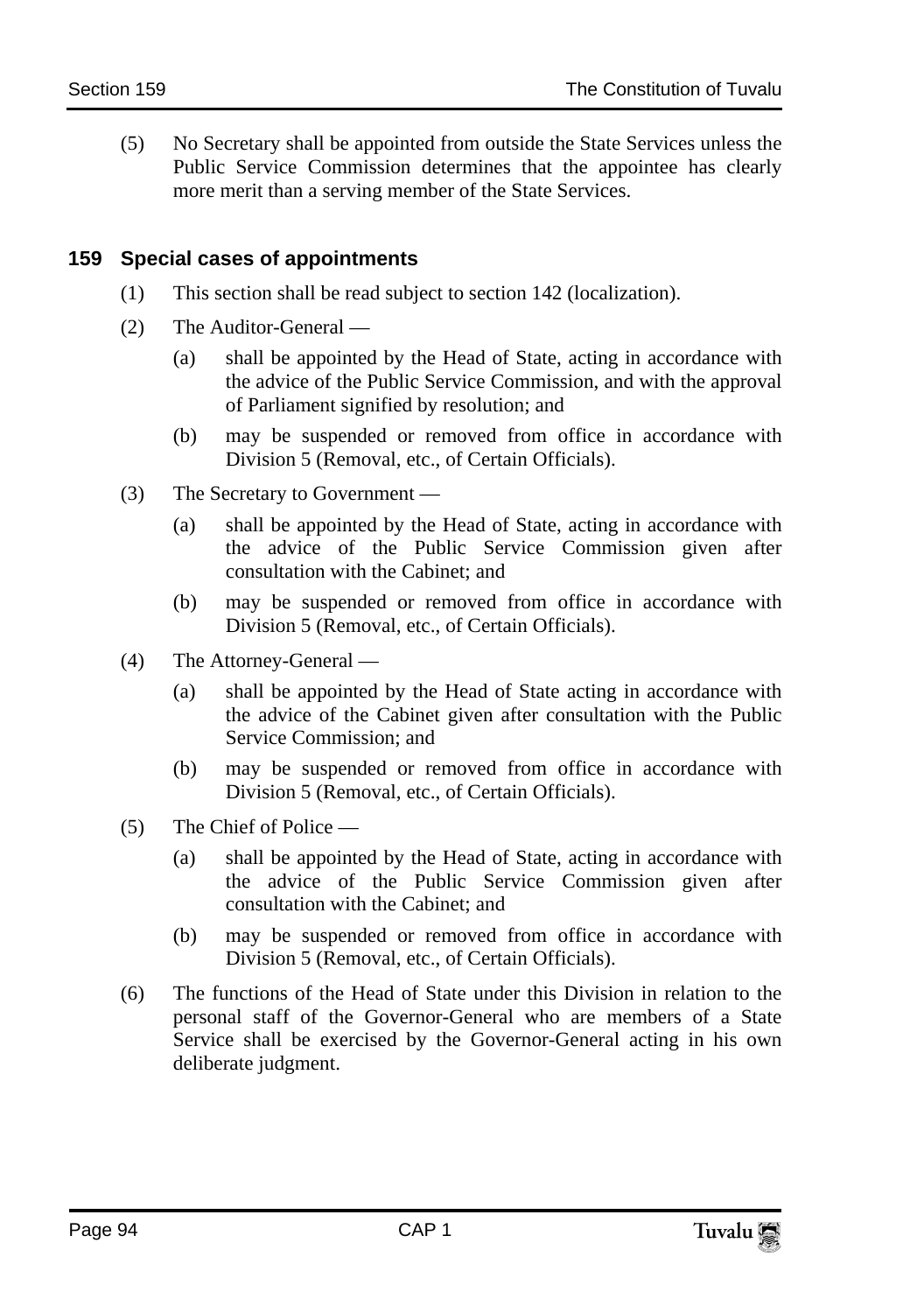(5) No Secretary shall be appointed from outside the State Services unless the Public Service Commission determines that the appointee has clearly more merit than a serving member of the State Services.

### 159 Special cases of appointments

(1) This section shall be read subject to section 142 (localization).

(2) The Auditor-General —

(a) shall be appointed by the Head of State, acting in accordance with the advice of the Public Service Commission, and with the approval of Parliament signified by resolution; and

(b) may be suspended or removed from office in accordance with Division 5 (Removal, etc., of Certain Officials).

(3) The Secretary to Government —

(a) shall be appointed by the Head of State, acting in accordance with the advice of the Public Service Commission given after consultation with the Cabinet; and

(b) may be suspended or removed from office in accordance with Division 5 (Removal, etc., of Certain Officials).

(4) The Attorney-General —

(a) shall be appointed by the Head of State acting in accordance with the advice of the Cabinet given after consultation with the Public Service Commission; and

(b) may be suspended or removed from office in accordance with Division 5 (Removal, etc., of Certain Officials).

(5) The Chief of Police —

(a) shall be appointed by the Head of State, acting in accordance with the advice of the Public Service Commission given after consultation with the Cabinet; and

(b) may be suspended or removed from office in accordance with Division 5 (Removal, etc., of Certain Officials).

(6) The functions of the Head of State under this Division in relation to the personal staff of the Governor-General who are members of a State Service shall be exercised by the Governor-General acting in his own deliberate judgment.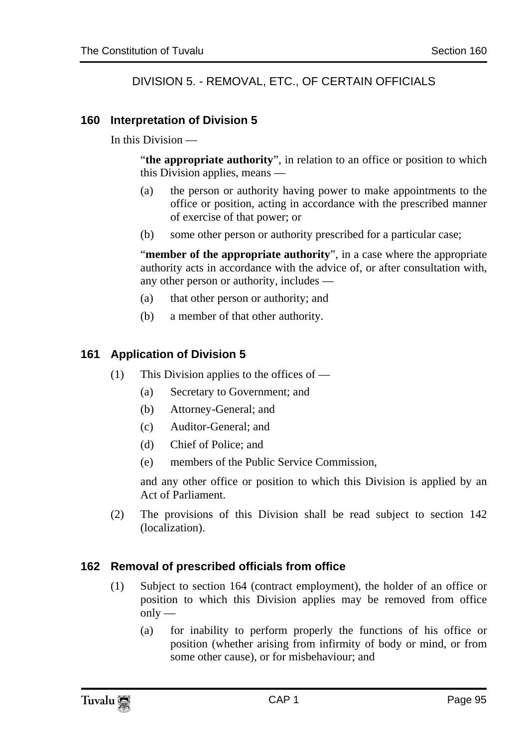## DIVISION 5. - REMOVAL, ETC., OF CERTAIN OFFICIALS

### 160 Interpretation of Division 5

In this Division —

"**the appropriate authority**", in relation to an office or position to which this Division applies, means —

(a) the person or authority having power to make appointments to the office or position, acting in accordance with the prescribed manner of exercise of that power; or

(b) some other person or authority prescribed for a particular case;

"**member of the appropriate authority**", in a case where the appropriate authority acts in accordance with the advice of, or after consultation with, any other person or authority, includes —

(a) that other person or authority; and

(b) a member of that other authority.

### 161 Application of Division 5

(1) This Division applies to the offices of —

(a) Secretary to Government; and

(b) Attorney-General; and

(c) Auditor-General; and

(d) Chief of Police; and

(e) members of the Public Service Commission,

and any other office or position to which this Division is applied by an Act of Parliament.

(2) The provisions of this Division shall be read subject to section 142 (localization).

### 162 Removal of prescribed officials from office

(1) Subject to section 164 (contract employment), the holder of an office or position to which this Division applies may be removed from office only —

(a) for inability to perform properly the functions of his office or position (whether arising from infirmity of body or mind, or from some other cause), or for misbehaviour; and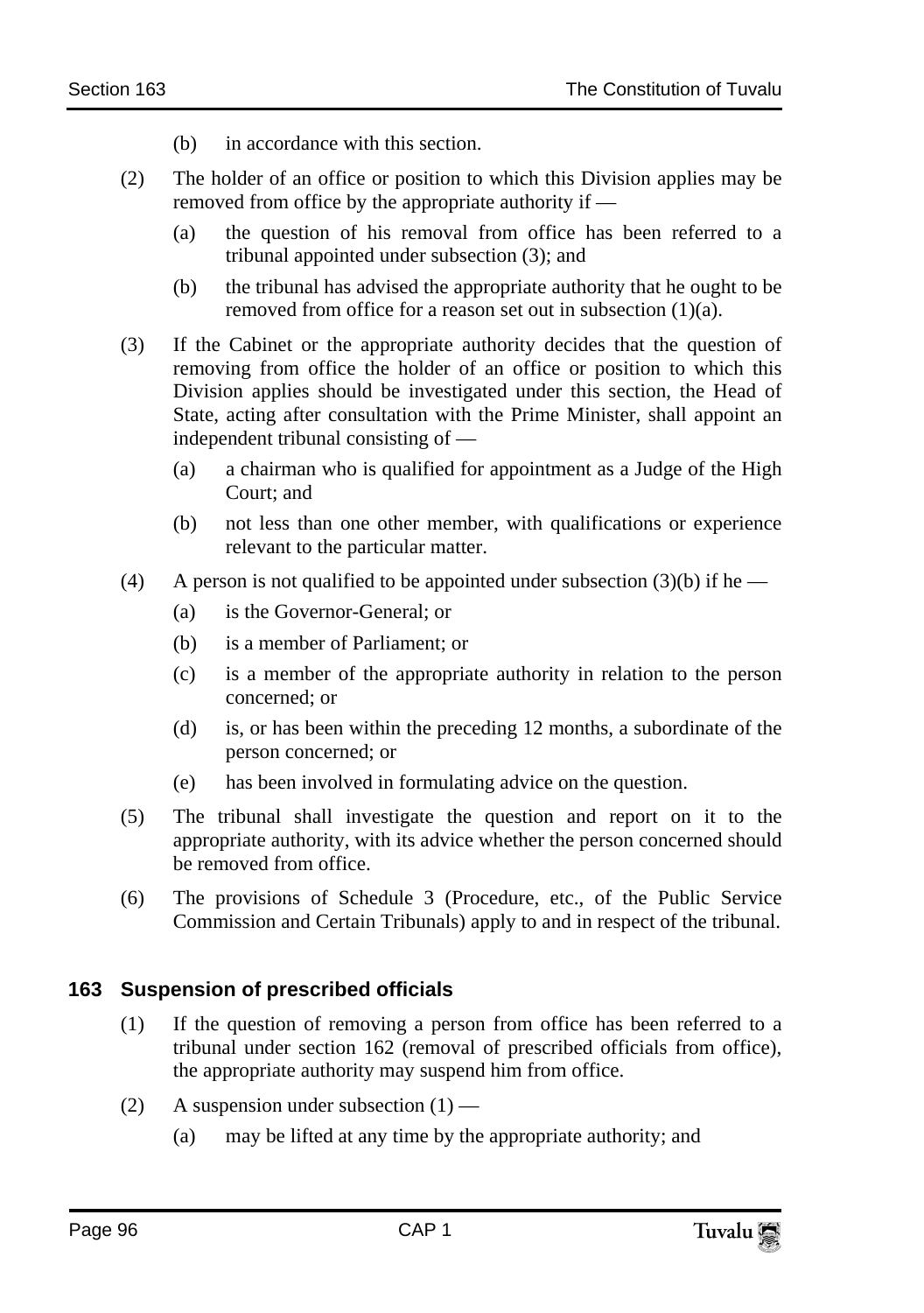(b) in accordance with this section.

(2) The holder of an office or position to which this Division applies may be removed from office by the appropriate authority if —

(a) the question of his removal from office has been referred to a tribunal appointed under subsection (3); and

(b) the tribunal has advised the appropriate authority that he ought to be removed from office for a reason set out in subsection (1)(a).

(3) If the Cabinet or the appropriate authority decides that the question of removing from office the holder of an office or position to which this Division applies should be investigated under this section, the Head of State, acting after consultation with the Prime Minister, shall appoint an independent tribunal consisting of —

(a) a chairman who is qualified for appointment as a Judge of the High Court; and

(b) not less than one other member, with qualifications or experience relevant to the particular matter.

(4) A person is not qualified to be appointed under subsection (3)(b) if he —

(a) is the Governor-General; or

(b) is a member of Parliament; or

(c) is a member of the appropriate authority in relation to the person concerned; or

(d) is, or has been within the preceding 12 months, a subordinate of the person concerned; or

(e) has been involved in formulating advice on the question.

(5) The tribunal shall investigate the question and report on it to the appropriate authority, with its advice whether the person concerned should be removed from office.

(6) The provisions of Schedule 3 (Procedure, etc., of the Public Service Commission and Certain Tribunals) apply to and in respect of the tribunal.

### 163 Suspension of prescribed officials

(1) If the question of removing a person from office has been referred to a tribunal under section 162 (removal of prescribed officials from office), the appropriate authority may suspend him from office.

(2) A suspension under subsection (1) —

(a) may be lifted at any time by the appropriate authority; and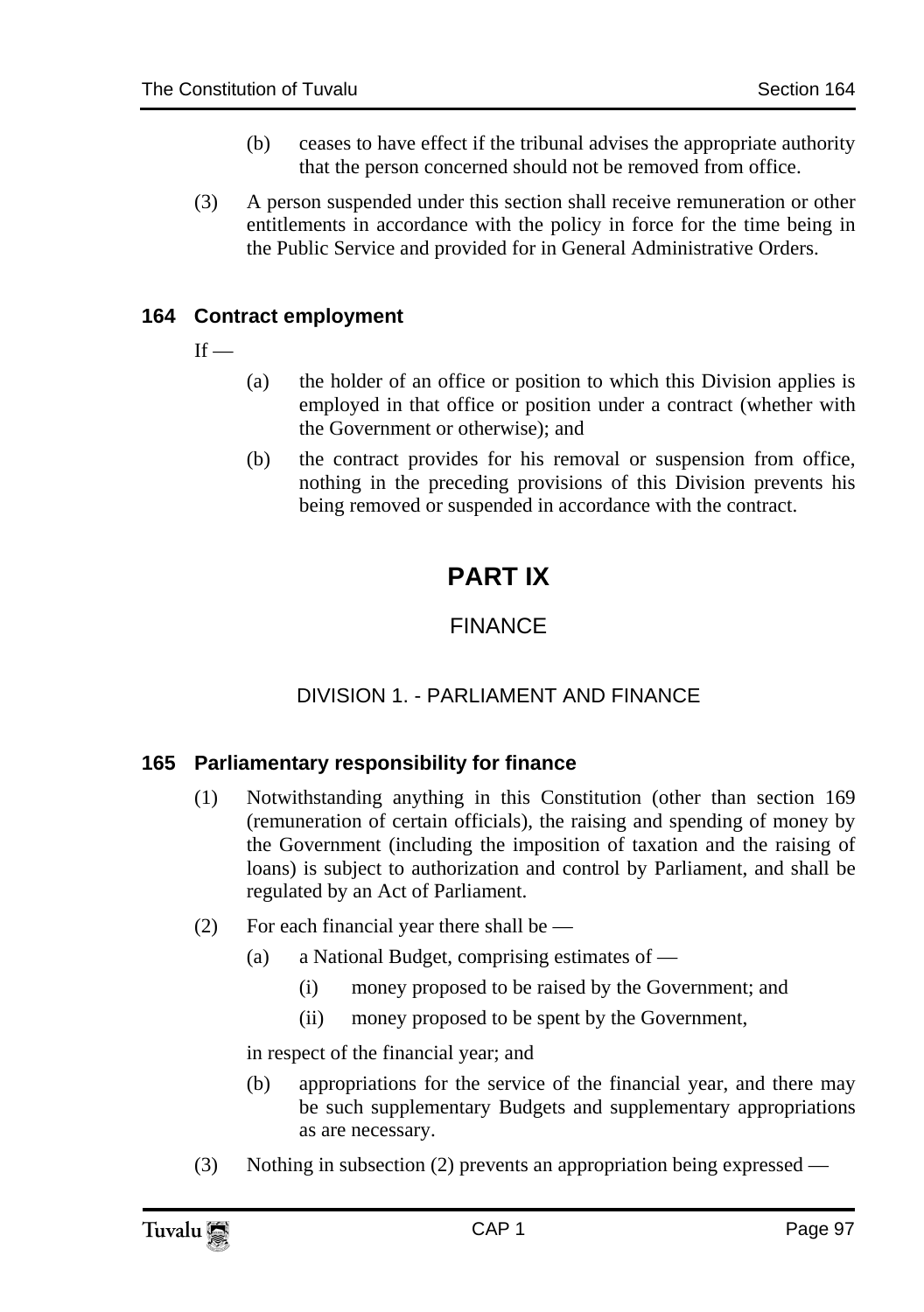(b) ceases to have effect if the tribunal advises the appropriate authority that the person concerned should not be removed from office.

(3) A person suspended under this section shall receive remuneration or other entitlements in accordance with the policy in force for the time being in the Public Service and provided for in General Administrative Orders.

### 164 Contract employment

If —

(a) the holder of an office or position to which this Division applies is employed in that office or position under a contract (whether with the Government or otherwise); and

(b) the contract provides for his removal or suspension from office, nothing in the preceding provisions of this Division prevents his being removed or suspended in accordance with the contract.

# PART IX

## FINANCE

### DIVISION 1. - PARLIAMENT AND FINANCE

### 165 Parliamentary responsibility for finance

(1) Notwithstanding anything in this Constitution (other than section 169 (remuneration of certain officials), the raising and spending of money by the Government (including the imposition of taxation and the raising of loans) is subject to authorization and control by Parliament, and shall be regulated by an Act of Parliament.

(2) For each financial year there shall be —

(a) a National Budget, comprising estimates of —

(i) money proposed to be raised by the Government; and

(ii) money proposed to be spent by the Government,

in respect of the financial year; and

(b) appropriations for the service of the financial year, and there may be such supplementary Budgets and supplementary appropriations as are necessary.

(3) Nothing in subsection (2) prevents an appropriation being expressed —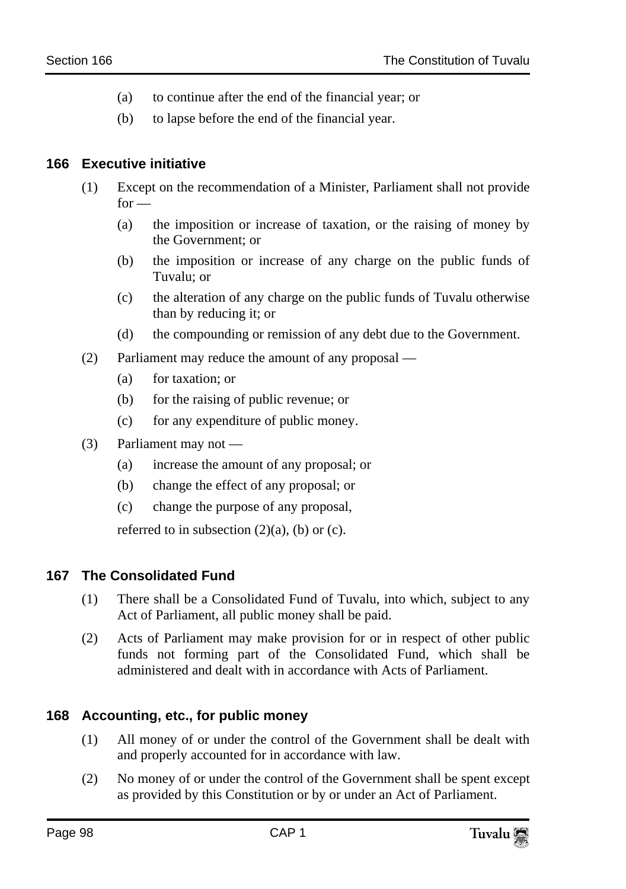(a) to continue after the end of the financial year; or

(b) to lapse before the end of the financial year.

### 166 Executive initiative

(1) Except on the recommendation of a Minister, Parliament shall not provide for —

(a) the imposition or increase of taxation, or the raising of money by the Government; or

(b) the imposition or increase of any charge on the public funds of Tuvalu; or

(c) the alteration of any charge on the public funds of Tuvalu otherwise than by reducing it; or

(d) the compounding or remission of any debt due to the Government.

(2) Parliament may reduce the amount of any proposal —

(a) for taxation; or

(b) for the raising of public revenue; or

(c) for any expenditure of public money.

(3) Parliament may not —

(a) increase the amount of any proposal; or

(b) change the effect of any proposal; or

(c) change the purpose of any proposal,

referred to in subsection (2)(a), (b) or (c).

### 167 The Consolidated Fund

(1) There shall be a Consolidated Fund of Tuvalu, into which, subject to any Act of Parliament, all public money shall be paid.

(2) Acts of Parliament may make provision for or in respect of other public funds not forming part of the Consolidated Fund, which shall be administered and dealt with in accordance with Acts of Parliament.

### 168 Accounting, etc., for public money

(1) All money of or under the control of the Government shall be dealt with and properly accounted for in accordance with law.

(2) No money of or under the control of the Government shall be spent except as provided by this Constitution or by or under an Act of Parliament.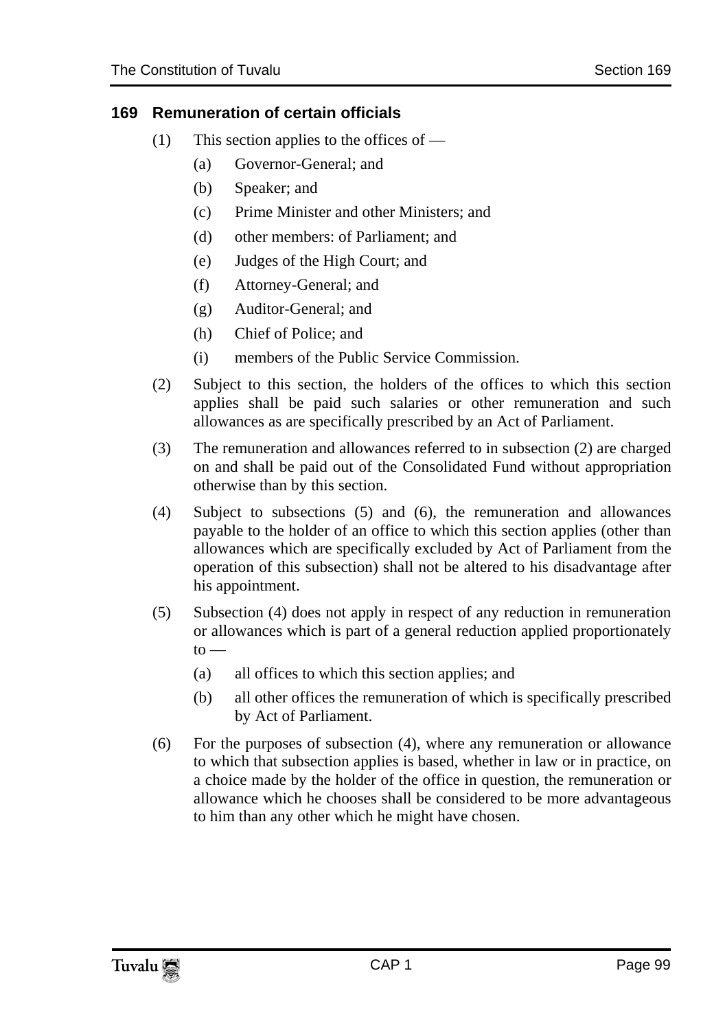## 169 Remuneration of certain officials

(1) This section applies to the offices of —

(a) Governor-General; and

(b) Speaker; and

(c) Prime Minister and other Ministers; and

(d) other members: of Parliament; and

(e) Judges of the High Court; and

(f) Attorney-General; and

(g) Auditor-General; and

(h) Chief of Police; and

(i) members of the Public Service Commission.

(2) Subject to this section, the holders of the offices to which this section applies shall be paid such salaries or other remuneration and such allowances as are specifically prescribed by an Act of Parliament.

(3) The remuneration and allowances referred to in subsection (2) are charged on and shall be paid out of the Consolidated Fund without appropriation otherwise than by this section.

(4) Subject to subsections (5) and (6), the remuneration and allowances payable to the holder of an office to which this section applies (other than allowances which are specifically excluded by Act of Parliament from the operation of this subsection) shall not be altered to his disadvantage after his appointment.

(5) Subsection (4) does not apply in respect of any reduction in remuneration or allowances which is part of a general reduction applied proportionately to —

(a) all offices to which this section applies; and

(b) all other offices the remuneration of which is specifically prescribed by Act of Parliament.

(6) For the purposes of subsection (4), where any remuneration or allowance to which that subsection applies is based, whether in law or in practice, on a choice made by the holder of the office in question, the remuneration or allowance which he chooses shall be considered to be more advantageous to him than any other which he might have chosen.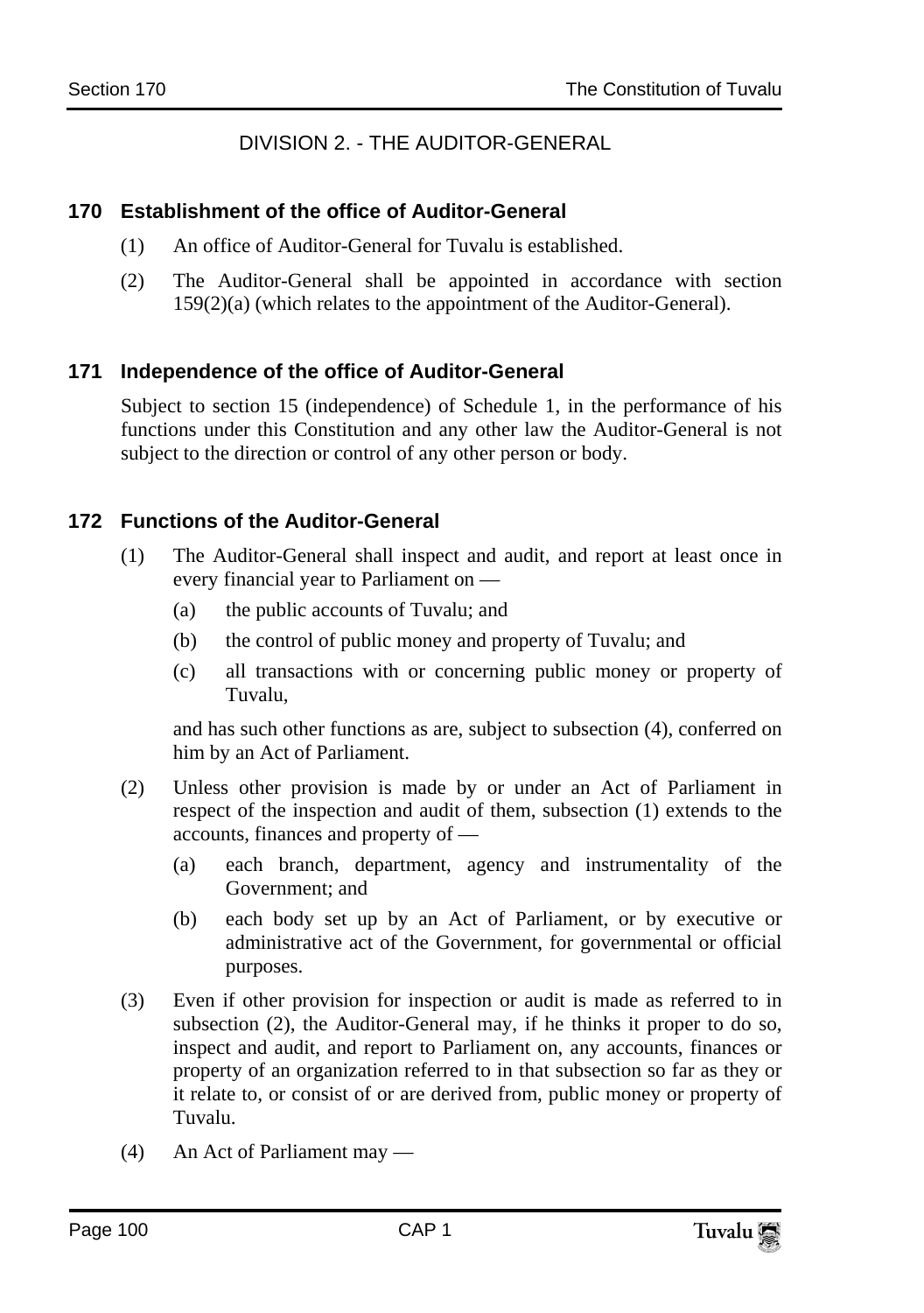## DIVISION 2. - THE AUDITOR-GENERAL

### 170 Establishment of the office of Auditor-General

(1) An office of Auditor-General for Tuvalu is established.

(2) The Auditor-General shall be appointed in accordance with section 159(2)(a) (which relates to the appointment of the Auditor-General).

### 171 Independence of the office of Auditor-General

Subject to section 15 (independence) of Schedule 1, in the performance of his functions under this Constitution and any other law the Auditor-General is not subject to the direction or control of any other person or body.

### 172 Functions of the Auditor-General

(1) The Auditor-General shall inspect and audit, and report at least once in every financial year to Parliament on —

- (a) the public accounts of Tuvalu; and
- (b) the control of public money and property of Tuvalu; and
- (c) all transactions with or concerning public money or property of Tuvalu,

and has such other functions as are, subject to subsection (4), conferred on him by an Act of Parliament.

(2) Unless other provision is made by or under an Act of Parliament in respect of the inspection and audit of them, subsection (1) extends to the accounts, finances and property of —

- (a) each branch, department, agency and instrumentality of the Government; and
- (b) each body set up by an Act of Parliament, or by executive or administrative act of the Government, for governmental or official purposes.

(3) Even if other provision for inspection or audit is made as referred to in subsection (2), the Auditor-General may, if he thinks it proper to do so, inspect and audit, and report to Parliament on, any accounts, finances or property of an organization referred to in that subsection so far as they or it relate to, or consist of or are derived from, public money or property of Tuvalu.

(4) An Act of Parliament may —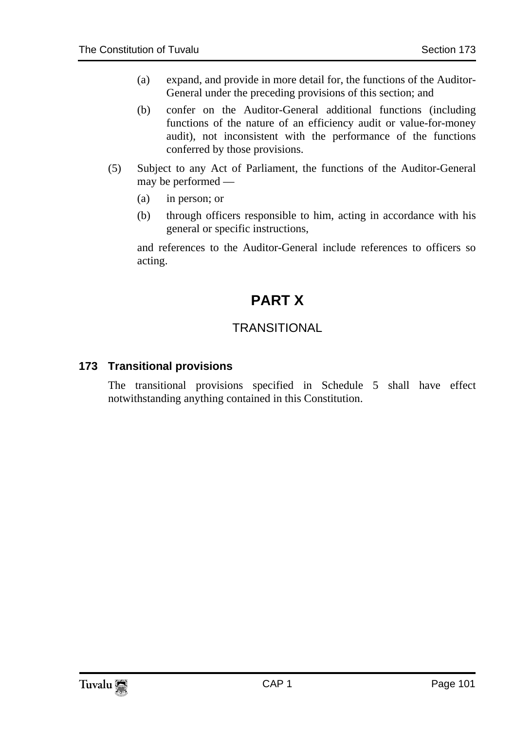(a) expand, and provide in more detail for, the functions of the Auditor-General under the preceding provisions of this section; and

(b) confer on the Auditor-General additional functions (including functions of the nature of an efficiency audit or value-for-money audit), not inconsistent with the performance of the functions conferred by those provisions.

(5) Subject to any Act of Parliament, the functions of the Auditor-General may be performed —

(a) in person; or

(b) through officers responsible to him, acting in accordance with his general or specific instructions,

and references to the Auditor-General include references to officers so acting.

# PART X

## TRANSITIONAL

### 173 Transitional provisions

The transitional provisions specified in Schedule 5 shall have effect notwithstanding anything contained in this Constitution.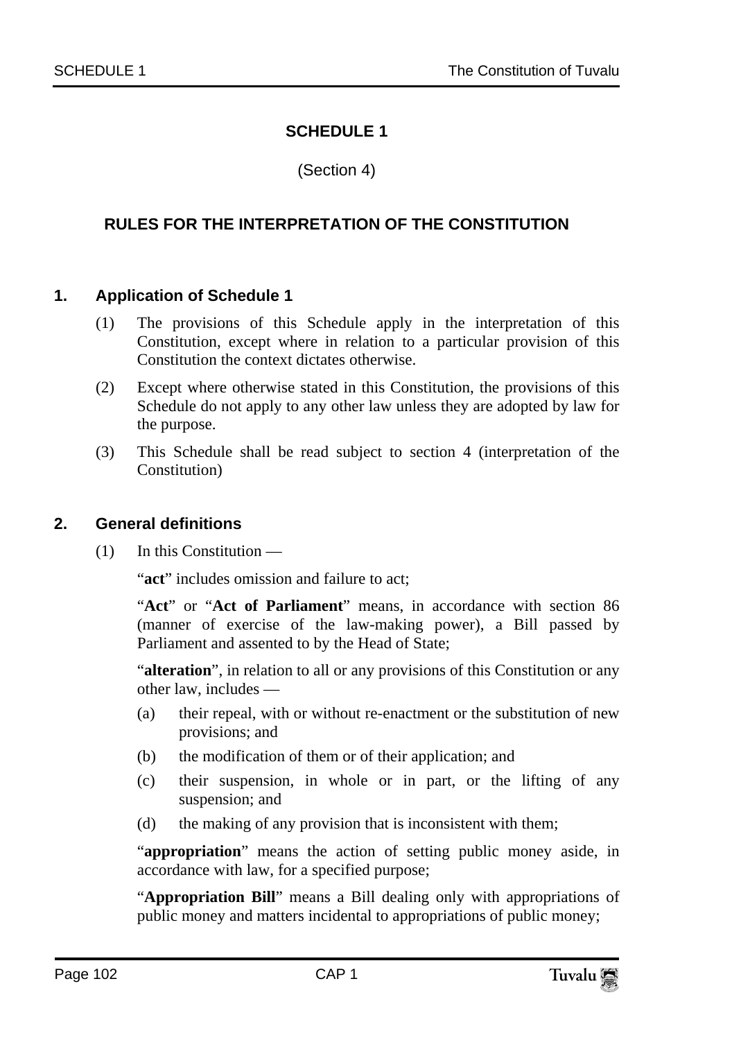# SCHEDULE 1

(Section 4)

## RULES FOR THE INTERPRETATION OF THE CONSTITUTION

### 1. Application of Schedule 1

(1) The provisions of this Schedule apply in the interpretation of this Constitution, except where in relation to a particular provision of this Constitution the context dictates otherwise.

(2) Except where otherwise stated in this Constitution, the provisions of this Schedule do not apply to any other law unless they are adopted by law for the purpose.

(3) This Schedule shall be read subject to section 4 (interpretation of the Constitution)

### 2. General definitions

(1) In this Constitution —

"**act**" includes omission and failure to act;

"**Act**" or "**Act of Parliament**" means, in accordance with section 86 (manner of exercise of the law-making power), a Bill passed by Parliament and assented to by the Head of State;

"**alteration**", in relation to all or any provisions of this Constitution or any other law, includes —

(a) their repeal, with or without re-enactment or the substitution of new provisions; and

(b) the modification of them or of their application; and

(c) their suspension, in whole or in part, or the lifting of any suspension; and

(d) the making of any provision that is inconsistent with them;

"**appropriation**" means the action of setting public money aside, in accordance with law, for a specified purpose;

"**Appropriation Bill**" means a Bill dealing only with appropriations of public money and matters incidental to appropriations of public money;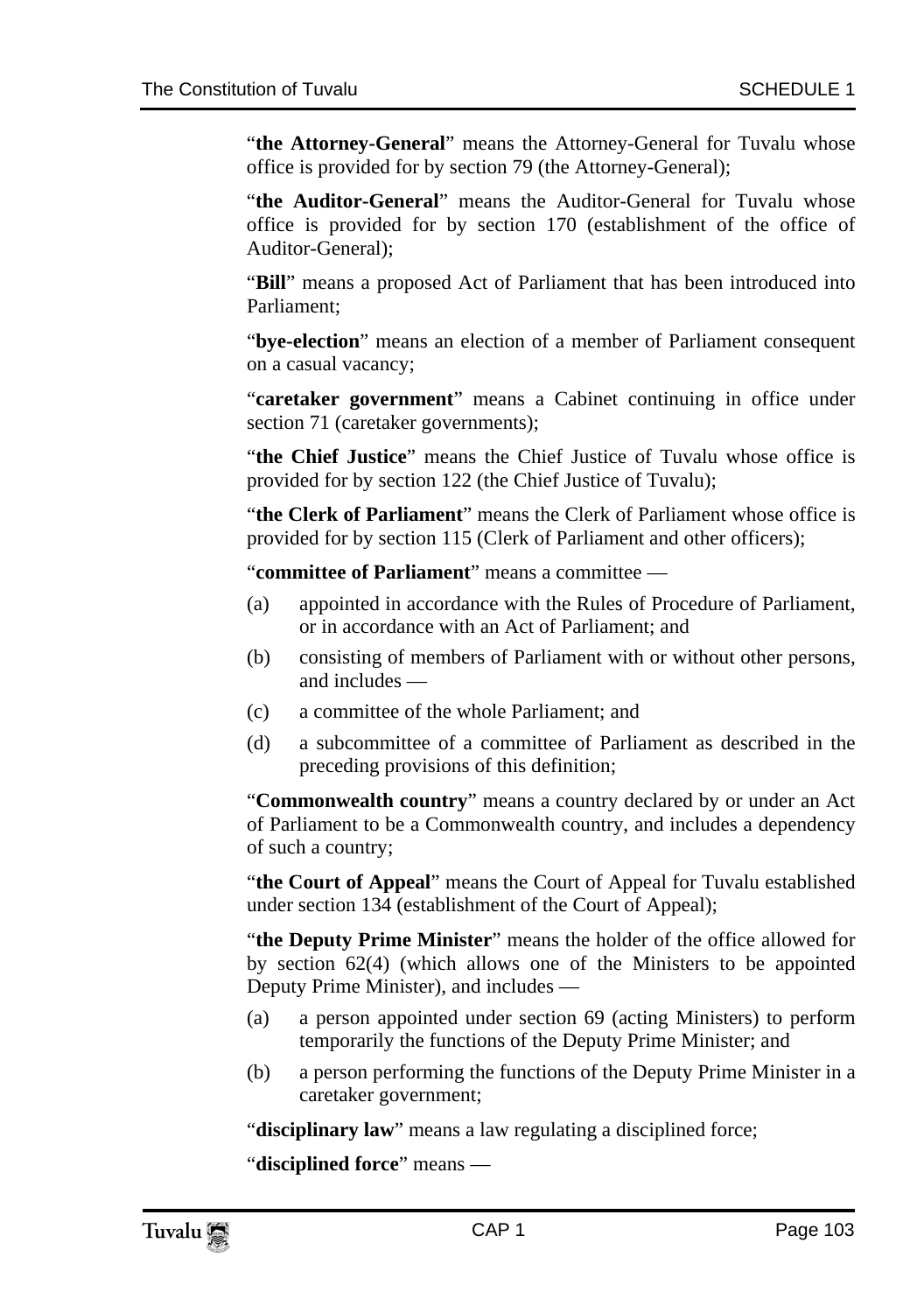"**the Attorney-General**" means the Attorney-General for Tuvalu whose office is provided for by section 79 (the Attorney-General);

"**the Auditor-General**" means the Auditor-General for Tuvalu whose office is provided for by section 170 (establishment of the office of Auditor-General);

"**Bill**" means a proposed Act of Parliament that has been introduced into Parliament;

"**bye-election**" means an election of a member of Parliament consequent on a casual vacancy;

"**caretaker government**" means a Cabinet continuing in office under section 71 (caretaker governments);

"**the Chief Justice**" means the Chief Justice of Tuvalu whose office is provided for by section 122 (the Chief Justice of Tuvalu);

"**the Clerk of Parliament**" means the Clerk of Parliament whose office is provided for by section 115 (Clerk of Parliament and other officers);

"**committee of Parliament**" means a committee —

(a) appointed in accordance with the Rules of Procedure of Parliament, or in accordance with an Act of Parliament; and

(b) consisting of members of Parliament with or without other persons, and includes —

(c) a committee of the whole Parliament; and

(d) a subcommittee of a committee of Parliament as described in the preceding provisions of this definition;

"**Commonwealth country**" means a country declared by or under an Act of Parliament to be a Commonwealth country, and includes a dependency of such a country;

"**the Court of Appeal**" means the Court of Appeal for Tuvalu established under section 134 (establishment of the Court of Appeal);

"**the Deputy Prime Minister**" means the holder of the office allowed for by section 62(4) (which allows one of the Ministers to be appointed Deputy Prime Minister), and includes —

(a) a person appointed under section 69 (acting Ministers) to perform temporarily the functions of the Deputy Prime Minister; and

(b) a person performing the functions of the Deputy Prime Minister in a caretaker government;

"**disciplinary law**" means a law regulating a disciplined force;

"**disciplined force**" means —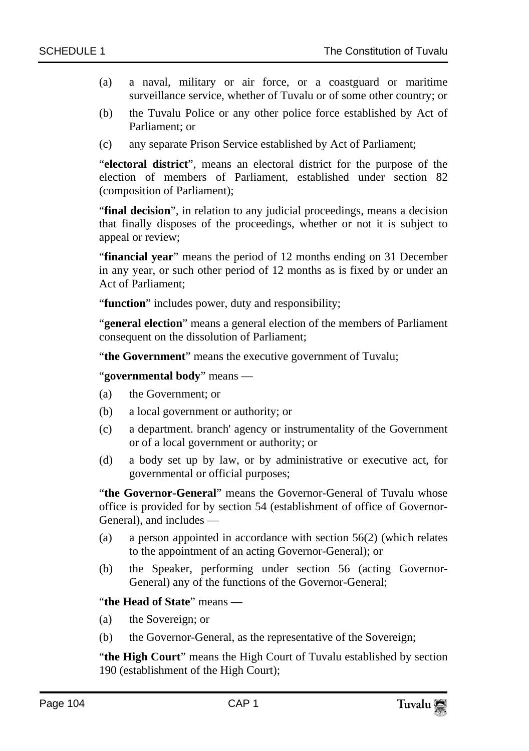(a) a naval, military or air force, or a coastguard or maritime surveillance service, whether of Tuvalu or of some other country; or

(b) the Tuvalu Police or any other police force established by Act of Parliament; or

(c) any separate Prison Service established by Act of Parliament;

"**electoral district**", means an electoral district for the purpose of the election of members of Parliament, established under section 82 (composition of Parliament);

"**final decision**", in relation to any judicial proceedings, means a decision that finally disposes of the proceedings, whether or not it is subject to appeal or review;

"**financial year**" means the period of 12 months ending on 31 December in any year, or such other period of 12 months as is fixed by or under an Act of Parliament;

"**function**" includes power, duty and responsibility;

"**general election**" means a general election of the members of Parliament consequent on the dissolution of Parliament;

"**the Government**" means the executive government of Tuvalu;

"**governmental body**" means —

(a) the Government; or

(b) a local government or authority; or

(c) a department. branch' agency or instrumentality of the Government or of a local government or authority; or

(d) a body set up by law, or by administrative or executive act, for governmental or official purposes;

"**the Governor-General**" means the Governor-General of Tuvalu whose office is provided for by section 54 (establishment of office of Governor-General), and includes —

(a) a person appointed in accordance with section 56(2) (which relates to the appointment of an acting Governor-General); or

(b) the Speaker, performing under section 56 (acting Governor-General) any of the functions of the Governor-General;

"**the Head of State**" means —

(a) the Sovereign; or

(b) the Governor-General, as the representative of the Sovereign;

"**the High Court**" means the High Court of Tuvalu established by section 190 (establishment of the High Court);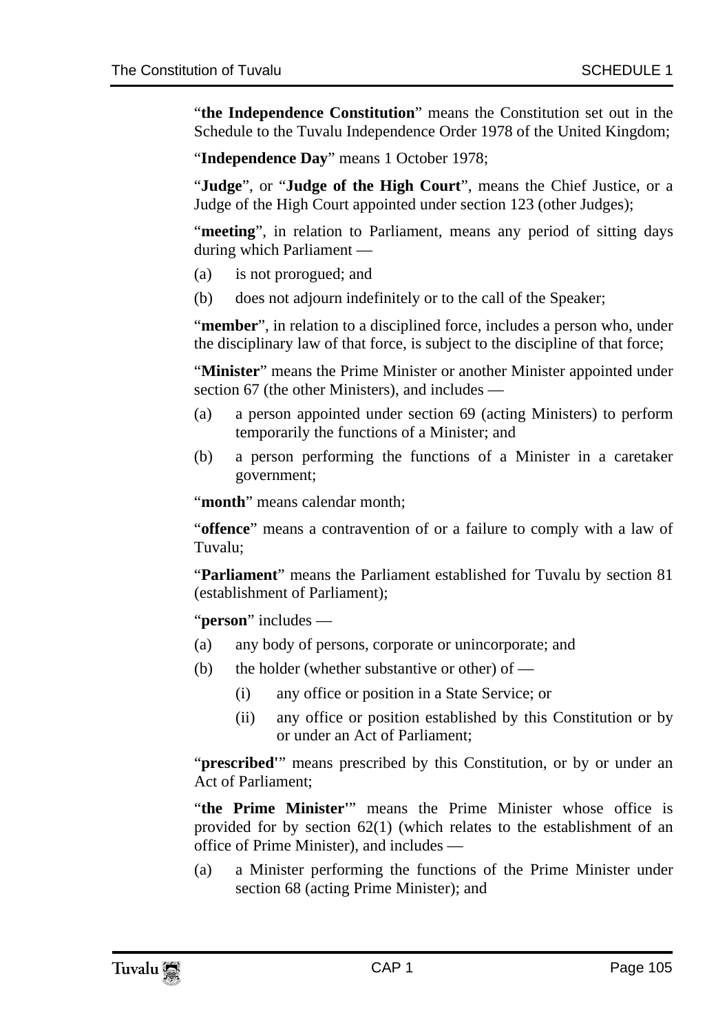"**the Independence Constitution**" means the Constitution set out in the Schedule to the Tuvalu Independence Order 1978 of the United Kingdom;

"**Independence Day**" means 1 October 1978;

"**Judge**", or "**Judge of the High Court**", means the Chief Justice, or a Judge of the High Court appointed under section 123 (other Judges);

"**meeting**", in relation to Parliament, means any period of sitting days during which Parliament —

(a) is not prorogued; and

(b) does not adjourn indefinitely or to the call of the Speaker;

"**member**", in relation to a disciplined force, includes a person who, under the disciplinary law of that force, is subject to the discipline of that force;

"**Minister**" means the Prime Minister or another Minister appointed under section 67 (the other Ministers), and includes —

(a) a person appointed under section 69 (acting Ministers) to perform temporarily the functions of a Minister; and

(b) a person performing the functions of a Minister in a caretaker government;

"**month**" means calendar month;

"**offence**" means a contravention of or a failure to comply with a law of Tuvalu;

"**Parliament**" means the Parliament established for Tuvalu by section 81 (establishment of Parliament);

"**person**" includes —

(a) any body of persons, corporate or unincorporate; and

(b) the holder (whether substantive or other) of —

  (i) any office or position in a State Service; or

  (ii) any office or position established by this Constitution or by or under an Act of Parliament;

"**prescribed'**" means prescribed by this Constitution, or by or under an Act of Parliament;

"**the Prime Minister'**" means the Prime Minister whose office is provided for by section 62(1) (which relates to the establishment of an office of Prime Minister), and includes —

(a) a Minister performing the functions of the Prime Minister under section 68 (acting Prime Minister); and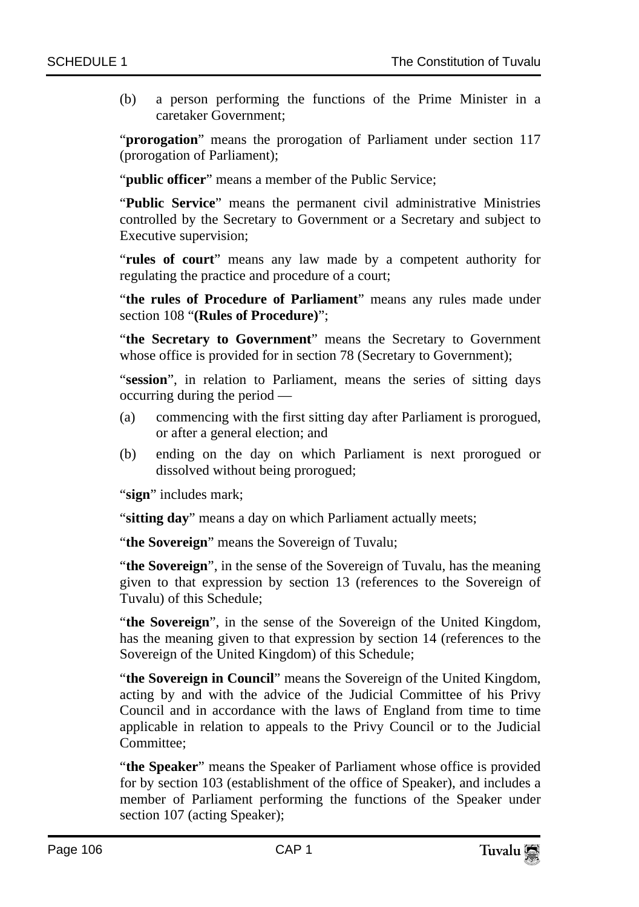(b) a person performing the functions of the Prime Minister in a caretaker Government;

"**prorogation**" means the prorogation of Parliament under section 117 (prorogation of Parliament);

"**public officer**" means a member of the Public Service;

"**Public Service**" means the permanent civil administrative Ministries controlled by the Secretary to Government or a Secretary and subject to Executive supervision;

"**rules of court**" means any law made by a competent authority for regulating the practice and procedure of a court;

"**the rules of Procedure of Parliament**" means any rules made under section 108 "**(Rules of Procedure)**";

"**the Secretary to Government**" means the Secretary to Government whose office is provided for in section 78 (Secretary to Government);

"**session**", in relation to Parliament, means the series of sitting days occurring during the period —

(a) commencing with the first sitting day after Parliament is prorogued, or after a general election; and

(b) ending on the day on which Parliament is next prorogued or dissolved without being prorogued;

"**sign**" includes mark;

"**sitting day**" means a day on which Parliament actually meets;

"**the Sovereign**" means the Sovereign of Tuvalu;

"**the Sovereign**", in the sense of the Sovereign of Tuvalu, has the meaning given to that expression by section 13 (references to the Sovereign of Tuvalu) of this Schedule;

"**the Sovereign**", in the sense of the Sovereign of the United Kingdom, has the meaning given to that expression by section 14 (references to the Sovereign of the United Kingdom) of this Schedule;

"**the Sovereign in Council**" means the Sovereign of the United Kingdom, acting by and with the advice of the Judicial Committee of his Privy Council and in accordance with the laws of England from time to time applicable in relation to appeals to the Privy Council or to the Judicial Committee;

"**the Speaker**" means the Speaker of Parliament whose office is provided for by section 103 (establishment of the office of Speaker), and includes a member of Parliament performing the functions of the Speaker under section 107 (acting Speaker);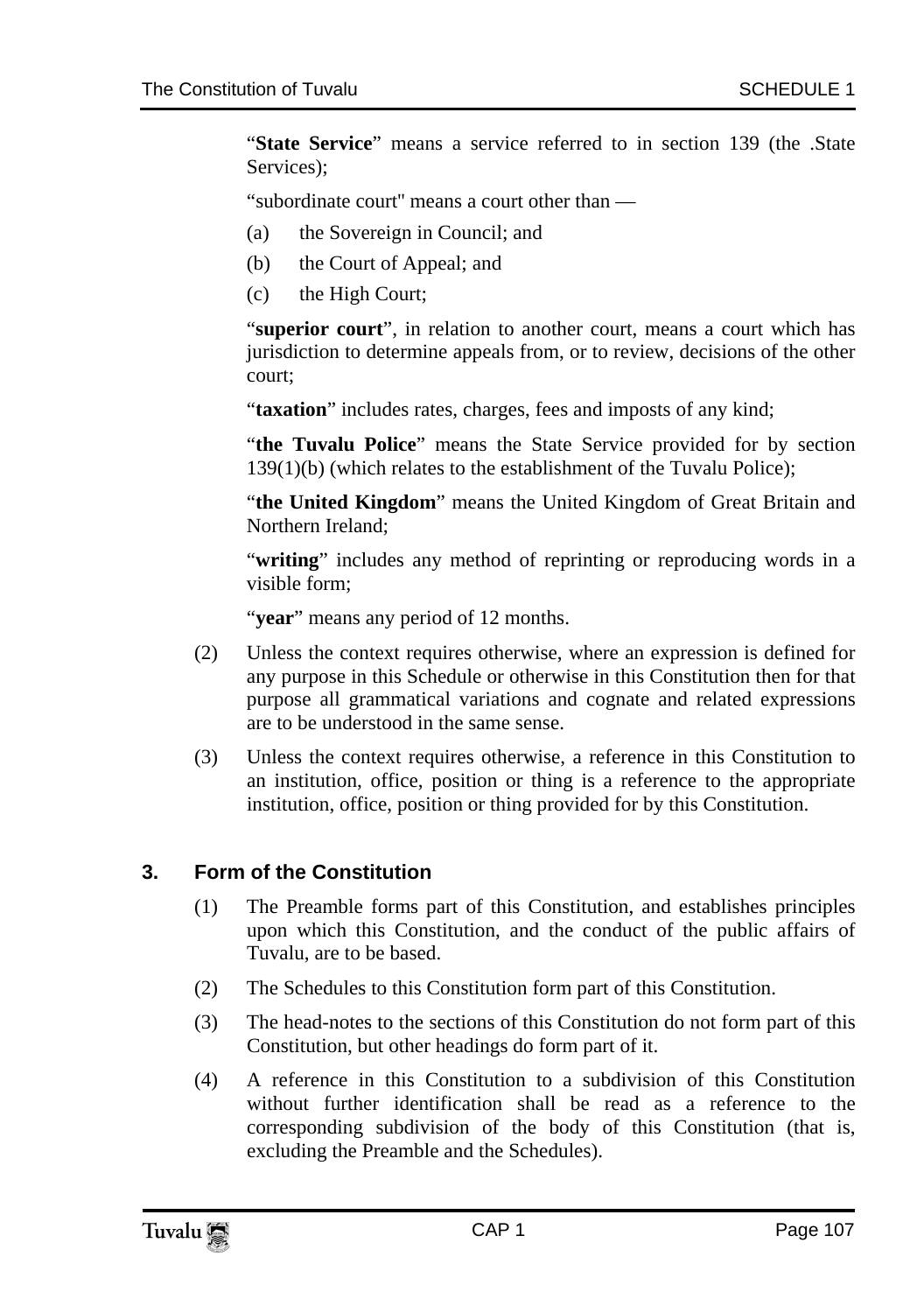"**State Service**" means a service referred to in section 139 (the .State Services);

"subordinate court" means a court other than —

(a) the Sovereign in Council; and

(b) the Court of Appeal; and

(c) the High Court;

"**superior court**", in relation to another court, means a court which has jurisdiction to determine appeals from, or to review, decisions of the other court;

"**taxation**" includes rates, charges, fees and imposts of any kind;

"**the Tuvalu Police**" means the State Service provided for by section 139(1)(b) (which relates to the establishment of the Tuvalu Police);

"**the United Kingdom**" means the United Kingdom of Great Britain and Northern Ireland;

"**writing**" includes any method of reprinting or reproducing words in a visible form;

"**year**" means any period of 12 months.

(2) Unless the context requires otherwise, where an expression is defined for any purpose in this Schedule or otherwise in this Constitution then for that purpose all grammatical variations and cognate and related expressions are to be understood in the same sense.

(3) Unless the context requires otherwise, a reference in this Constitution to an institution, office, position or thing is a reference to the appropriate institution, office, position or thing provided for by this Constitution.

### 3. Form of the Constitution

(1) The Preamble forms part of this Constitution, and establishes principles upon which this Constitution, and the conduct of the public affairs of Tuvalu, are to be based.

(2) The Schedules to this Constitution form part of this Constitution.

(3) The head-notes to the sections of this Constitution do not form part of this Constitution, but other headings do form part of it.

(4) A reference in this Constitution to a subdivision of this Constitution without further identification shall be read as a reference to the corresponding subdivision of the body of this Constitution (that is, excluding the Preamble and the Schedules).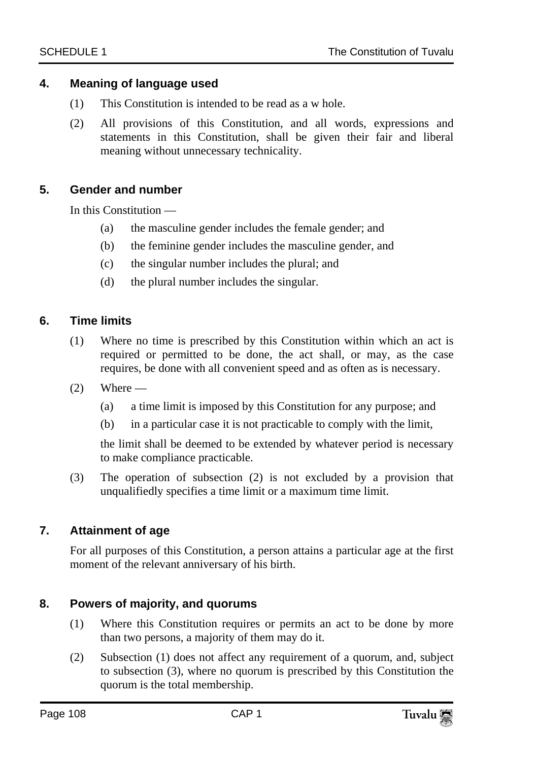### 4. Meaning of language used

(1) This Constitution is intended to be read as a w hole.

(2) All provisions of this Constitution, and all words, expressions and statements in this Constitution, shall be given their fair and liberal meaning without unnecessary technicality.

### 5. Gender and number

In this Constitution —

(a) the masculine gender includes the female gender; and

(b) the feminine gender includes the masculine gender, and

(c) the singular number includes the plural; and

(d) the plural number includes the singular.

### 6. Time limits

(1) Where no time is prescribed by this Constitution within which an act is required or permitted to be done, the act shall, or may, as the case requires, be done with all convenient speed and as often as is necessary.

(2) Where —

(a) a time limit is imposed by this Constitution for any purpose; and

(b) in a particular case it is not practicable to comply with the limit,

the limit shall be deemed to be extended by whatever period is necessary to make compliance practicable.

(3) The operation of subsection (2) is not excluded by a provision that unqualifiedly specifies a time limit or a maximum time limit.

### 7. Attainment of age

For all purposes of this Constitution, a person attains a particular age at the first moment of the relevant anniversary of his birth.

### 8. Powers of majority, and quorums

(1) Where this Constitution requires or permits an act to be done by more than two persons, a majority of them may do it.

(2) Subsection (1) does not affect any requirement of a quorum, and, subject to subsection (3), where no quorum is prescribed by this Constitution the quorum is the total membership.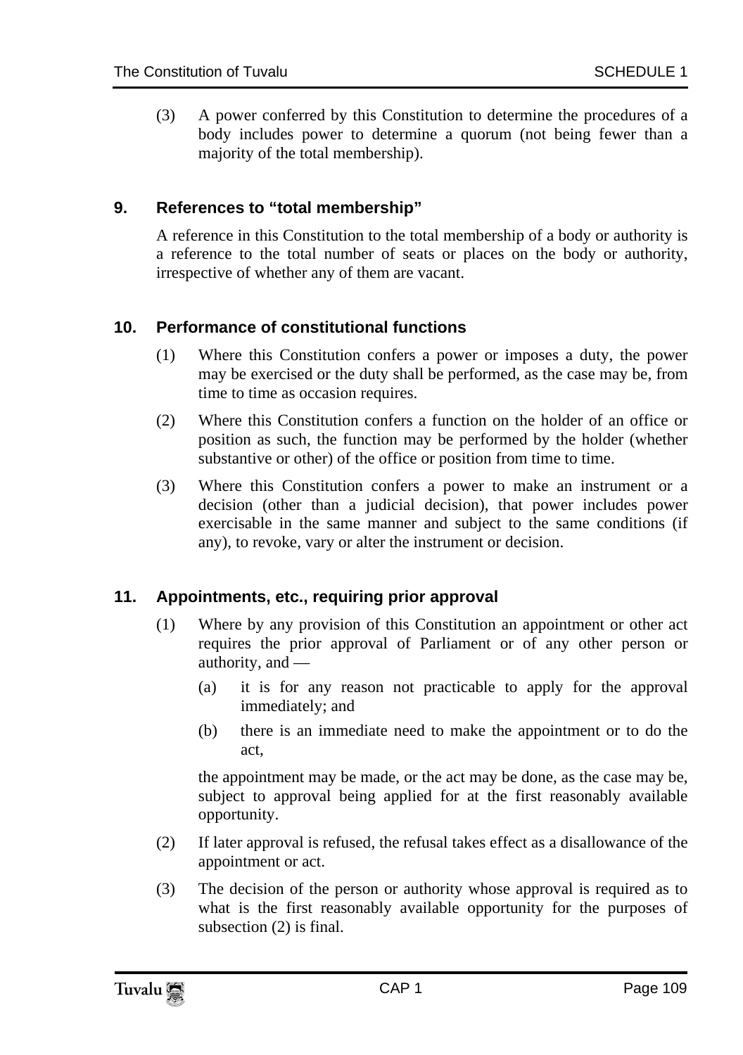(3) A power conferred by this Constitution to determine the procedures of a body includes power to determine a quorum (not being fewer than a majority of the total membership).

## 9. References to "total membership"

A reference in this Constitution to the total membership of a body or authority is a reference to the total number of seats or places on the body or authority, irrespective of whether any of them are vacant.

## 10. Performance of constitutional functions

(1) Where this Constitution confers a power or imposes a duty, the power may be exercised or the duty shall be performed, as the case may be, from time to time as occasion requires.

(2) Where this Constitution confers a function on the holder of an office or position as such, the function may be performed by the holder (whether substantive or other) of the office or position from time to time.

(3) Where this Constitution confers a power to make an instrument or a decision (other than a judicial decision), that power includes power exercisable in the same manner and subject to the same conditions (if any), to revoke, vary or alter the instrument or decision.

## 11. Appointments, etc., requiring prior approval

(1) Where by any provision of this Constitution an appointment or other act requires the prior approval of Parliament or of any other person or authority, and —

(a) it is for any reason not practicable to apply for the approval immediately; and

(b) there is an immediate need to make the appointment or to do the act,

the appointment may be made, or the act may be done, as the case may be, subject to approval being applied for at the first reasonably available opportunity.

(2) If later approval is refused, the refusal takes effect as a disallowance of the appointment or act.

(3) The decision of the person or authority whose approval is required as to what is the first reasonably available opportunity for the purposes of subsection (2) is final.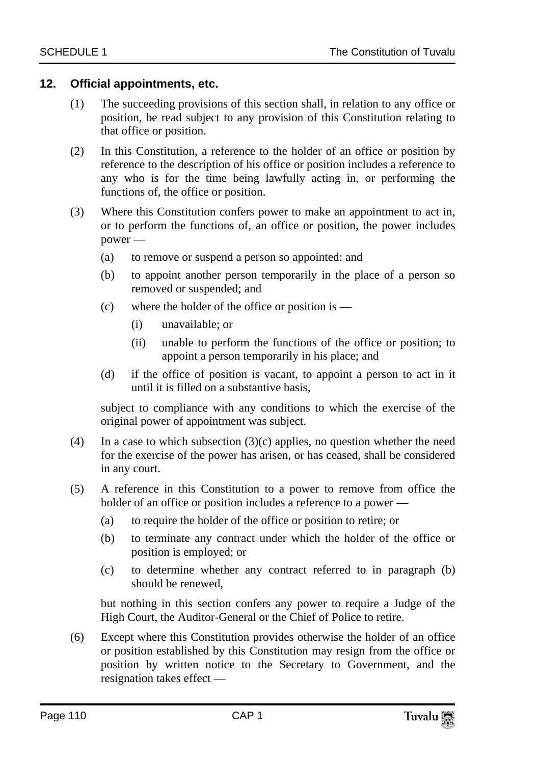## 12. Official appointments, etc.

(1) The succeeding provisions of this section shall, in relation to any office or position, be read subject to any provision of this Constitution relating to that office or position.

(2) In this Constitution, a reference to the holder of an office or position by reference to the description of his office or position includes a reference to any who is for the time being lawfully acting in, or performing the functions of, the office or position.

(3) Where this Constitution confers power to make an appointment to act in, or to perform the functions of, an office or position, the power includes power —

- (a) to remove or suspend a person so appointed: and
- (b) to appoint another person temporarily in the place of a person so removed or suspended; and
- (c) where the holder of the office or position is —
  - (i) unavailable; or
  - (ii) unable to perform the functions of the office or position; to appoint a person temporarily in his place; and
- (d) if the office of position is vacant, to appoint a person to act in it until it is filled on a substantive basis,

subject to compliance with any conditions to which the exercise of the original power of appointment was subject.

(4) In a case to which subsection (3)(c) applies, no question whether the need for the exercise of the power has arisen, or has ceased, shall be considered in any court.

(5) A reference in this Constitution to a power to remove from office the holder of an office or position includes a reference to a power —

- (a) to require the holder of the office or position to retire; or
- (b) to terminate any contract under which the holder of the office or position is employed; or
- (c) to determine whether any contract referred to in paragraph (b) should be renewed,

but nothing in this section confers any power to require a Judge of the High Court, the Auditor-General or the Chief of Police to retire.

(6) Except where this Constitution provides otherwise the holder of an office or position established by this Constitution may resign from the office or position by written notice to the Secretary to Government, and the resignation takes effect —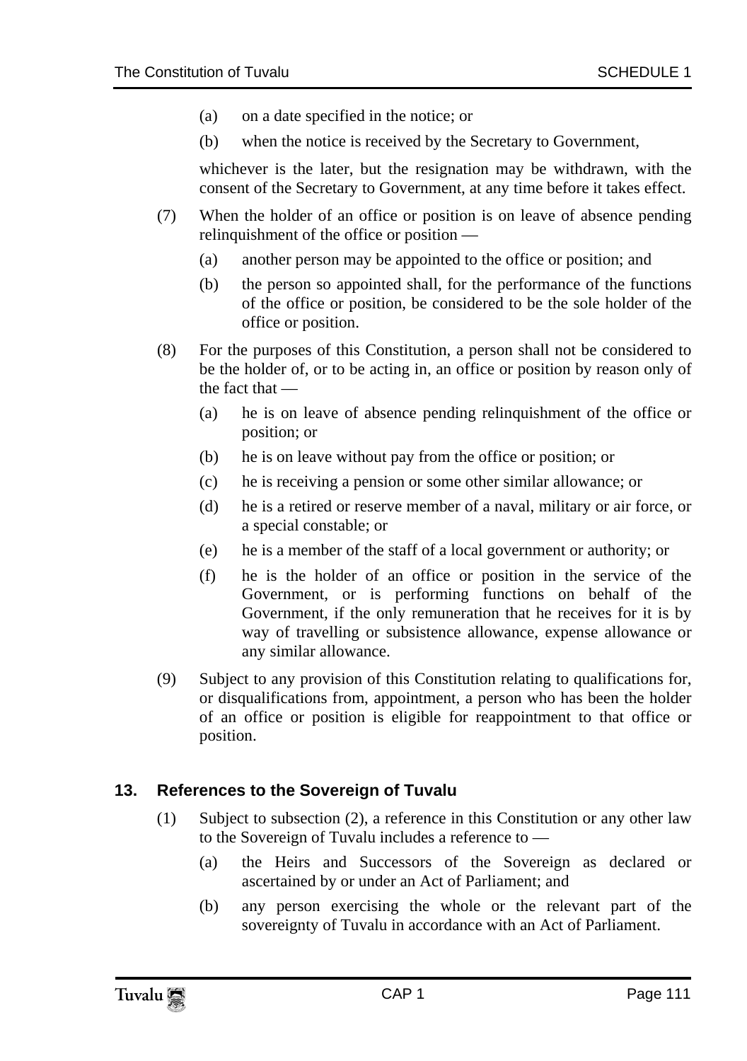(a) on a date specified in the notice; or

(b) when the notice is received by the Secretary to Government,

whichever is the later, but the resignation may be withdrawn, with the consent of the Secretary to Government, at any time before it takes effect.

(7) When the holder of an office or position is on leave of absence pending relinquishment of the office or position —

(a) another person may be appointed to the office or position; and

(b) the person so appointed shall, for the performance of the functions of the office or position, be considered to be the sole holder of the office or position.

(8) For the purposes of this Constitution, a person shall not be considered to be the holder of, or to be acting in, an office or position by reason only of the fact that —

(a) he is on leave of absence pending relinquishment of the office or position; or

(b) he is on leave without pay from the office or position; or

(c) he is receiving a pension or some other similar allowance; or

(d) he is a retired or reserve member of a naval, military or air force, or a special constable; or

(e) he is a member of the staff of a local government or authority; or

(f) he is the holder of an office or position in the service of the Government, or is performing functions on behalf of the Government, if the only remuneration that he receives for it is by way of travelling or subsistence allowance, expense allowance or any similar allowance.

(9) Subject to any provision of this Constitution relating to qualifications for, or disqualifications from, appointment, a person who has been the holder of an office or position is eligible for reappointment to that office or position.

### 13. References to the Sovereign of Tuvalu

(1) Subject to subsection (2), a reference in this Constitution or any other law to the Sovereign of Tuvalu includes a reference to —

(a) the Heirs and Successors of the Sovereign as declared or ascertained by or under an Act of Parliament; and

(b) any person exercising the whole or the relevant part of the sovereignty of Tuvalu in accordance with an Act of Parliament.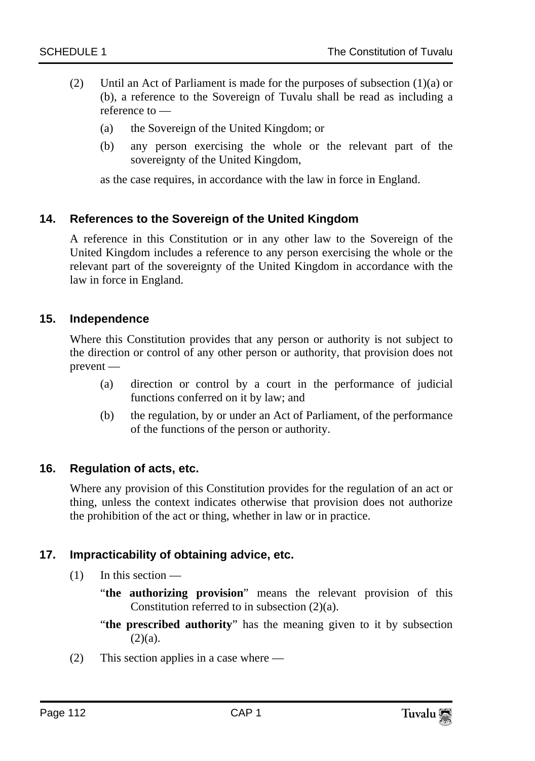(2) Until an Act of Parliament is made for the purposes of subsection (1)(a) or (b), a reference to the Sovereign of Tuvalu shall be read as including a reference to —

(a) the Sovereign of the United Kingdom; or

(b) any person exercising the whole or the relevant part of the sovereignty of the United Kingdom,

as the case requires, in accordance with the law in force in England.

### 14. References to the Sovereign of the United Kingdom

A reference in this Constitution or in any other law to the Sovereign of the United Kingdom includes a reference to any person exercising the whole or the relevant part of the sovereignty of the United Kingdom in accordance with the law in force in England.

### 15. Independence

Where this Constitution provides that any person or authority is not subject to the direction or control of any other person or authority, that provision does not prevent —

(a) direction or control by a court in the performance of judicial functions conferred on it by law; and

(b) the regulation, by or under an Act of Parliament, of the performance of the functions of the person or authority.

### 16. Regulation of acts, etc.

Where any provision of this Constitution provides for the regulation of an act or thing, unless the context indicates otherwise that provision does not authorize the prohibition of the act or thing, whether in law or in practice.

### 17. Impracticability of obtaining advice, etc.

(1) In this section —

"**the authorizing provision**" means the relevant provision of this Constitution referred to in subsection (2)(a).

"**the prescribed authority**" has the meaning given to it by subsection (2)(a).

(2) This section applies in a case where —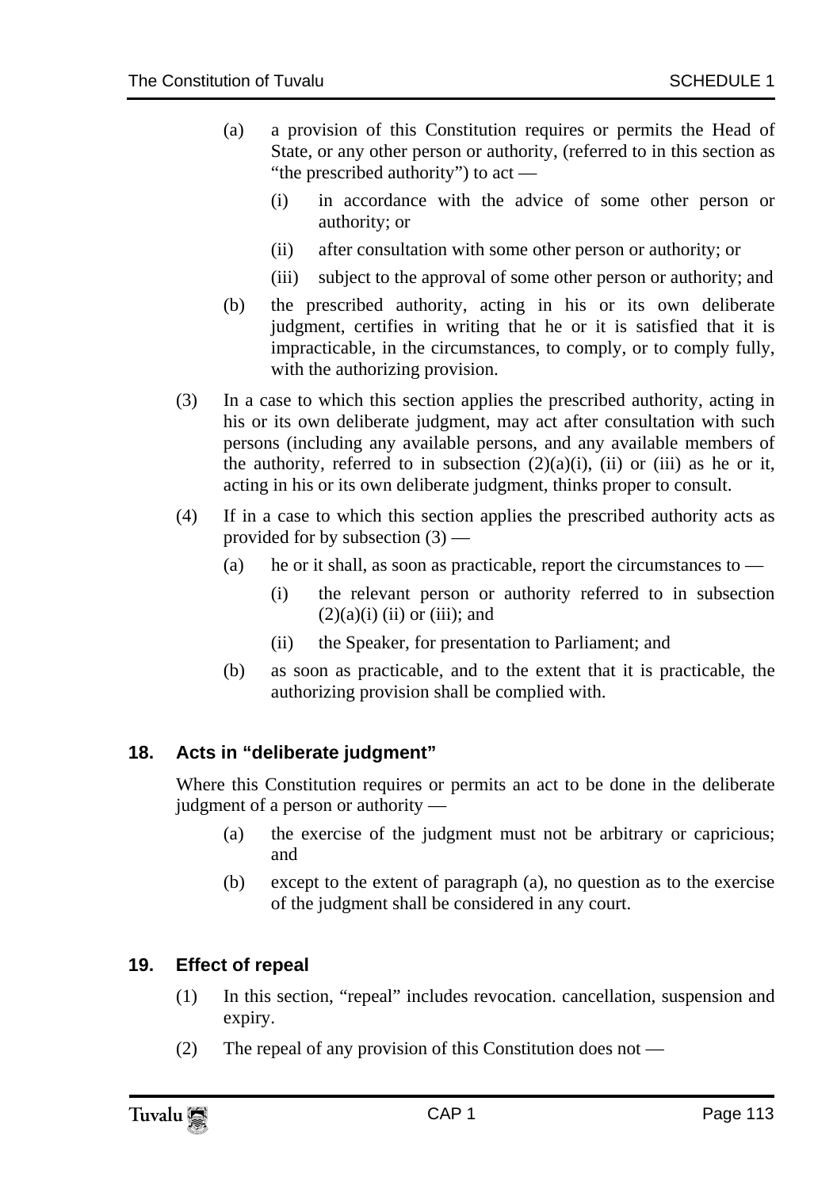(a) a provision of this Constitution requires or permits the Head of State, or any other person or authority, (referred to in this section as "the prescribed authority") to act —

   (i) in accordance with the advice of some other person or authority; or

   (ii) after consultation with some other person or authority; or

   (iii) subject to the approval of some other person or authority; and

(b) the prescribed authority, acting in his or its own deliberate judgment, certifies in writing that he or it is satisfied that it is impracticable, in the circumstances, to comply, or to comply fully, with the authorizing provision.

(3) In a case to which this section applies the prescribed authority, acting in his or its own deliberate judgment, may act after consultation with such persons (including any available persons, and any available members of the authority, referred to in subsection (2)(a)(i), (ii) or (iii) as he or it, acting in his or its own deliberate judgment, thinks proper to consult.

(4) If in a case to which this section applies the prescribed authority acts as provided for by subsection (3) —

(a) he or it shall, as soon as practicable, report the circumstances to —

   (i) the relevant person or authority referred to in subsection (2)(a)(i) (ii) or (iii); and

   (ii) the Speaker, for presentation to Parliament; and

(b) as soon as practicable, and to the extent that it is practicable, the authorizing provision shall be complied with.

### 18. Acts in "deliberate judgment"

Where this Constitution requires or permits an act to be done in the deliberate judgment of a person or authority —

(a) the exercise of the judgment must not be arbitrary or capricious; and

(b) except to the extent of paragraph (a), no question as to the exercise of the judgment shall be considered in any court.

### 19. Effect of repeal

(1) In this section, "repeal" includes revocation. cancellation, suspension and expiry.

(2) The repeal of any provision of this Constitution does not —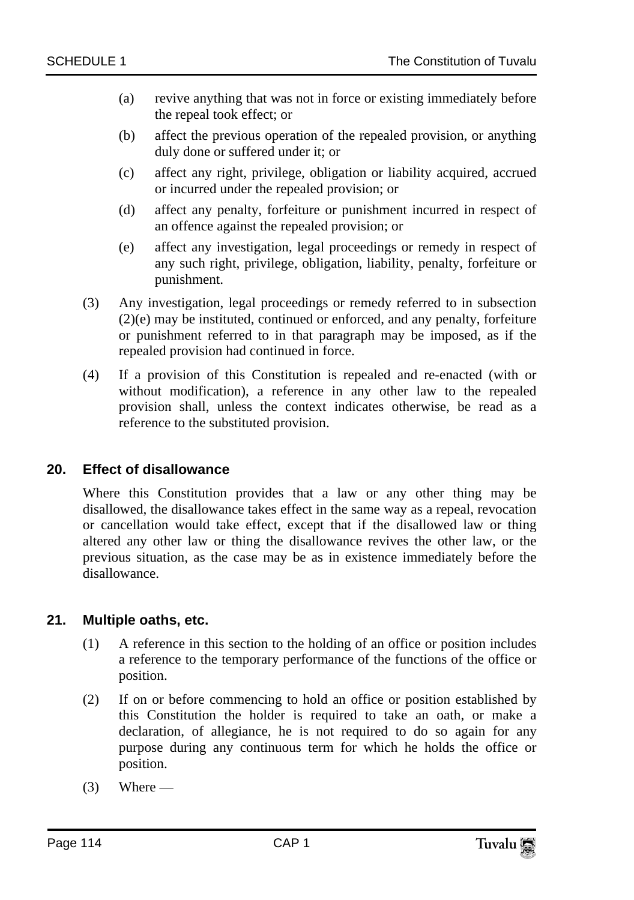(a) revive anything that was not in force or existing immediately before the repeal took effect; or

(b) affect the previous operation of the repealed provision, or anything duly done or suffered under it; or

(c) affect any right, privilege, obligation or liability acquired, accrued or incurred under the repealed provision; or

(d) affect any penalty, forfeiture or punishment incurred in respect of an offence against the repealed provision; or

(e) affect any investigation, legal proceedings or remedy in respect of any such right, privilege, obligation, liability, penalty, forfeiture or punishment.

(3) Any investigation, legal proceedings or remedy referred to in subsection (2)(e) may be instituted, continued or enforced, and any penalty, forfeiture or punishment referred to in that paragraph may be imposed, as if the repealed provision had continued in force.

(4) If a provision of this Constitution is repealed and re-enacted (with or without modification), a reference in any other law to the repealed provision shall, unless the context indicates otherwise, be read as a reference to the substituted provision.

## 20. Effect of disallowance

Where this Constitution provides that a law or any other thing may be disallowed, the disallowance takes effect in the same way as a repeal, revocation or cancellation would take effect, except that if the disallowed law or thing altered any other law or thing the disallowance revives the other law, or the previous situation, as the case may be as in existence immediately before the disallowance.

## 21. Multiple oaths, etc.

(1) A reference in this section to the holding of an office or position includes a reference to the temporary performance of the functions of the office or position.

(2) If on or before commencing to hold an office or position established by this Constitution the holder is required to take an oath, or make a declaration, of allegiance, he is not required to do so again for any purpose during any continuous term for which he holds the office or position.

(3) Where —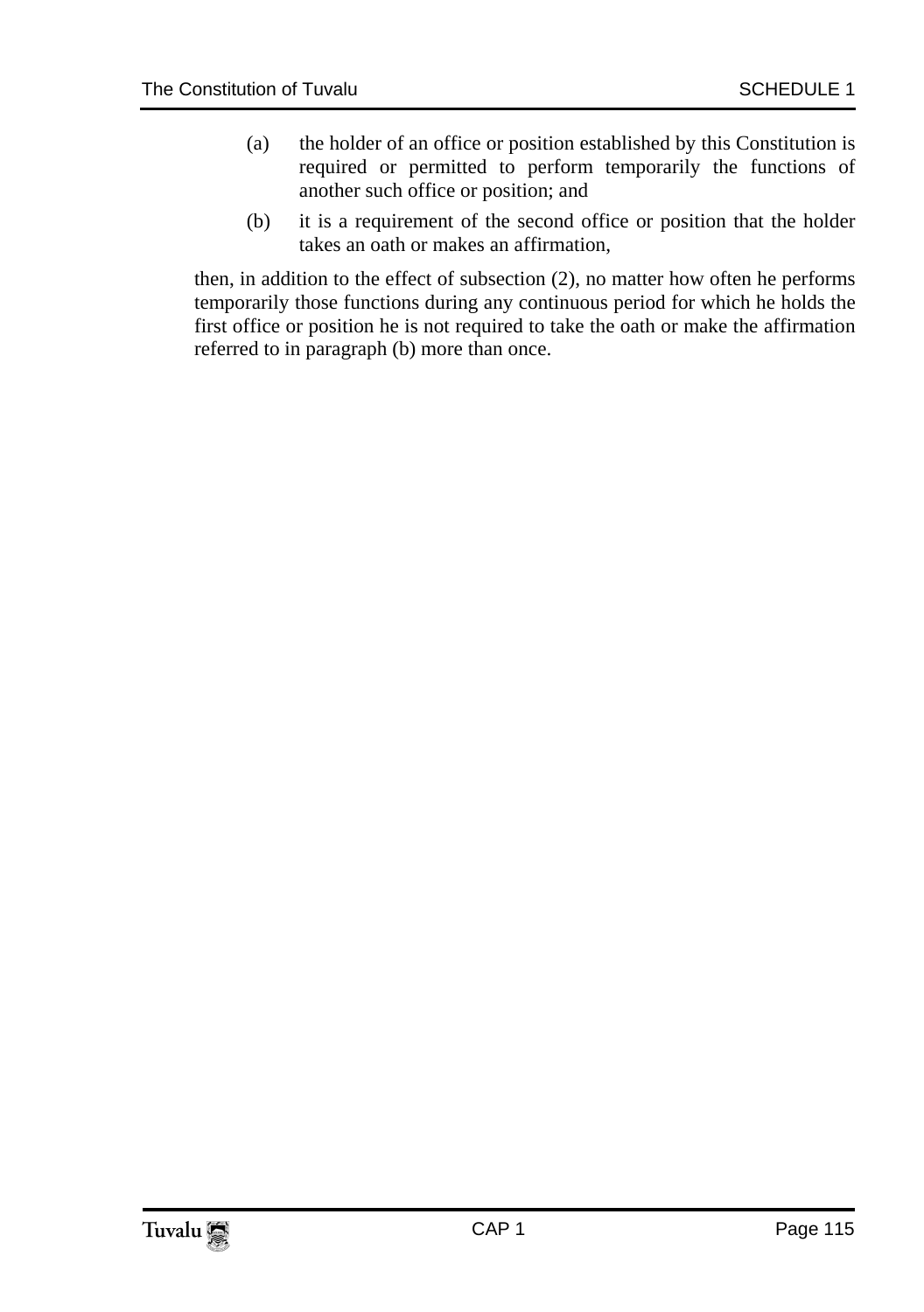(a) the holder of an office or position established by this Constitution is required or permitted to perform temporarily the functions of another such office or position; and

(b) it is a requirement of the second office or position that the holder takes an oath or makes an affirmation,

then, in addition to the effect of subsection (2), no matter how often he performs temporarily those functions during any continuous period for which he holds the first office or position he is not required to take the oath or make the affirmation referred to in paragraph (b) more than once.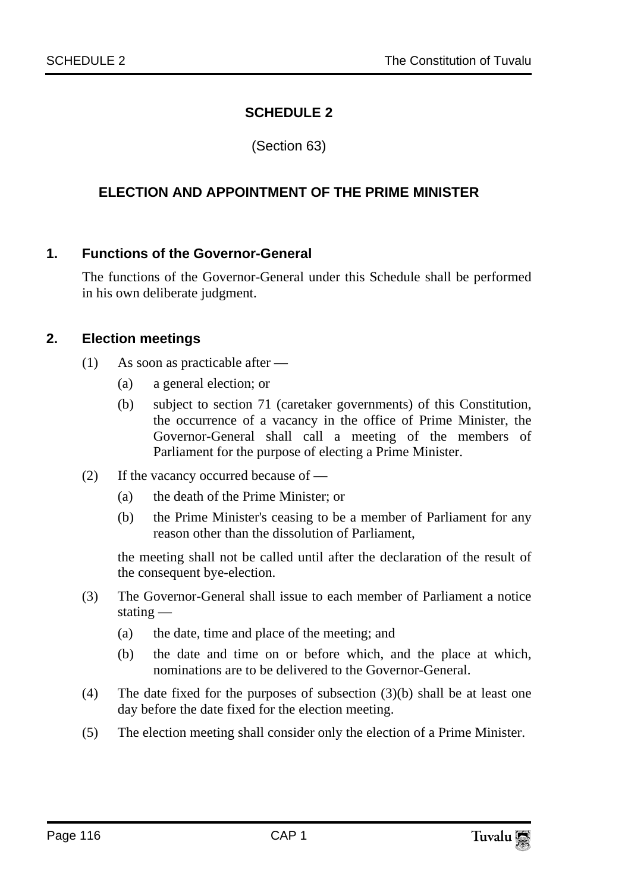# SCHEDULE 2

(Section 63)

## ELECTION AND APPOINTMENT OF THE PRIME MINISTER

### 1. Functions of the Governor-General

The functions of the Governor-General under this Schedule shall be performed in his own deliberate judgment.

### 2. Election meetings

(1) As soon as practicable after —

(a) a general election; or

(b) subject to section 71 (caretaker governments) of this Constitution, the occurrence of a vacancy in the office of Prime Minister, the Governor-General shall call a meeting of the members of Parliament for the purpose of electing a Prime Minister.

(2) If the vacancy occurred because of —

(a) the death of the Prime Minister; or

(b) the Prime Minister's ceasing to be a member of Parliament for any reason other than the dissolution of Parliament,

the meeting shall not be called until after the declaration of the result of the consequent bye-election.

(3) The Governor-General shall issue to each member of Parliament a notice stating —

(a) the date, time and place of the meeting; and

(b) the date and time on or before which, and the place at which, nominations are to be delivered to the Governor-General.

(4) The date fixed for the purposes of subsection (3)(b) shall be at least one day before the date fixed for the election meeting.

(5) The election meeting shall consider only the election of a Prime Minister.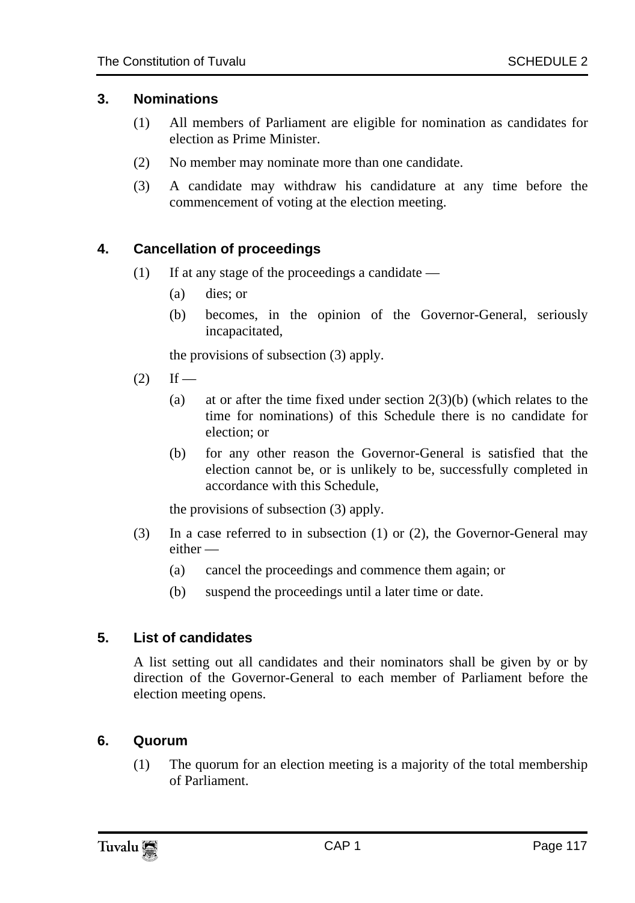### 3. Nominations

(1) All members of Parliament are eligible for nomination as candidates for election as Prime Minister.

(2) No member may nominate more than one candidate.

(3) A candidate may withdraw his candidature at any time before the commencement of voting at the election meeting.

### 4. Cancellation of proceedings

(1) If at any stage of the proceedings a candidate —

(a) dies; or

(b) becomes, in the opinion of the Governor-General, seriously incapacitated,

the provisions of subsection (3) apply.

(2) If —

(a) at or after the time fixed under section 2(3)(b) (which relates to the time for nominations) of this Schedule there is no candidate for election; or

(b) for any other reason the Governor-General is satisfied that the election cannot be, or is unlikely to be, successfully completed in accordance with this Schedule,

the provisions of subsection (3) apply.

(3) In a case referred to in subsection (1) or (2), the Governor-General may either —

(a) cancel the proceedings and commence them again; or

(b) suspend the proceedings until a later time or date.

### 5. List of candidates

A list setting out all candidates and their nominators shall be given by or by direction of the Governor-General to each member of Parliament before the election meeting opens.

### 6. Quorum

(1) The quorum for an election meeting is a majority of the total membership of Parliament.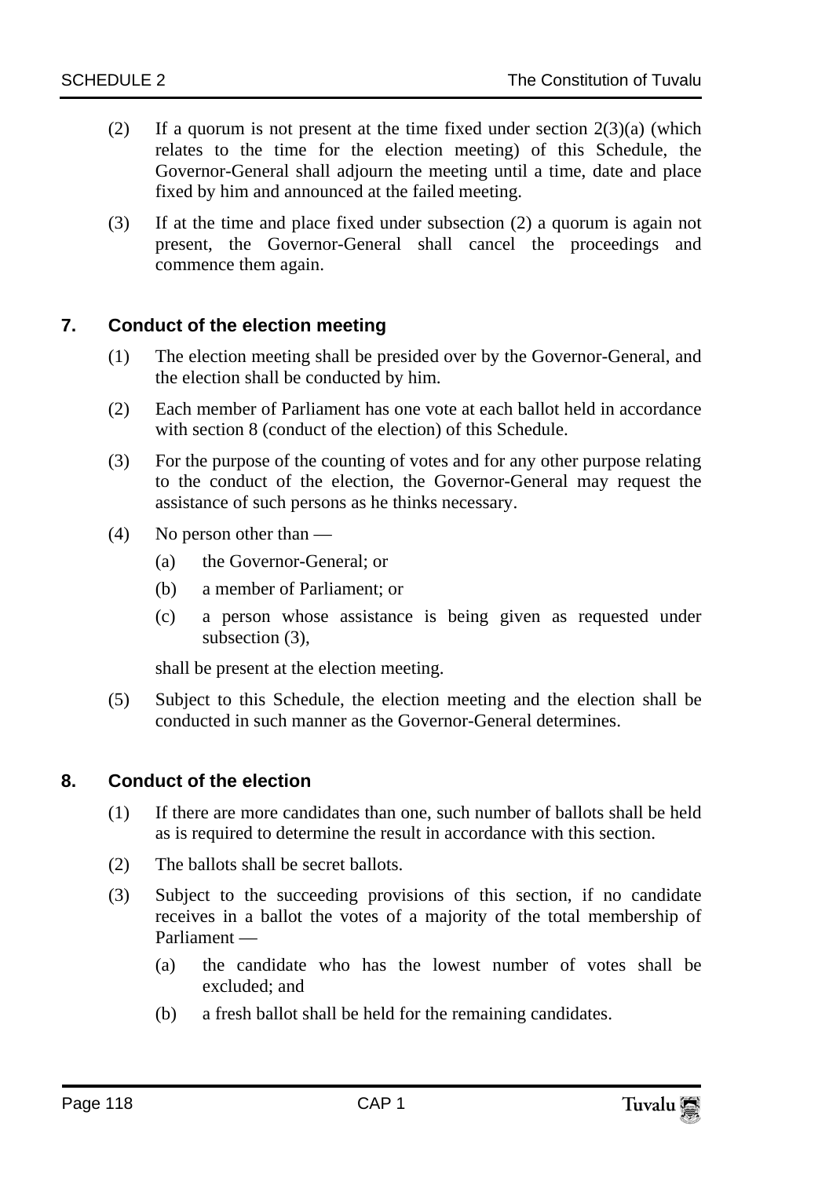(2) If a quorum is not present at the time fixed under section 2(3)(a) (which relates to the time for the election meeting) of this Schedule, the Governor-General shall adjourn the meeting until a time, date and place fixed by him and announced at the failed meeting.

(3) If at the time and place fixed under subsection (2) a quorum is again not present, the Governor-General shall cancel the proceedings and commence them again.

## 7. Conduct of the election meeting

(1) The election meeting shall be presided over by the Governor-General, and the election shall be conducted by him.

(2) Each member of Parliament has one vote at each ballot held in accordance with section 8 (conduct of the election) of this Schedule.

(3) For the purpose of the counting of votes and for any other purpose relating to the conduct of the election, the Governor-General may request the assistance of such persons as he thinks necessary.

(4) No person other than —

- (a) the Governor-General; or
- (b) a member of Parliament; or
- (c) a person whose assistance is being given as requested under subsection (3),

shall be present at the election meeting.

(5) Subject to this Schedule, the election meeting and the election shall be conducted in such manner as the Governor-General determines.

## 8. Conduct of the election

(1) If there are more candidates than one, such number of ballots shall be held as is required to determine the result in accordance with this section.

(2) The ballots shall be secret ballots.

(3) Subject to the succeeding provisions of this section, if no candidate receives in a ballot the votes of a majority of the total membership of Parliament —

- (a) the candidate who has the lowest number of votes shall be excluded; and
- (b) a fresh ballot shall be held for the remaining candidates.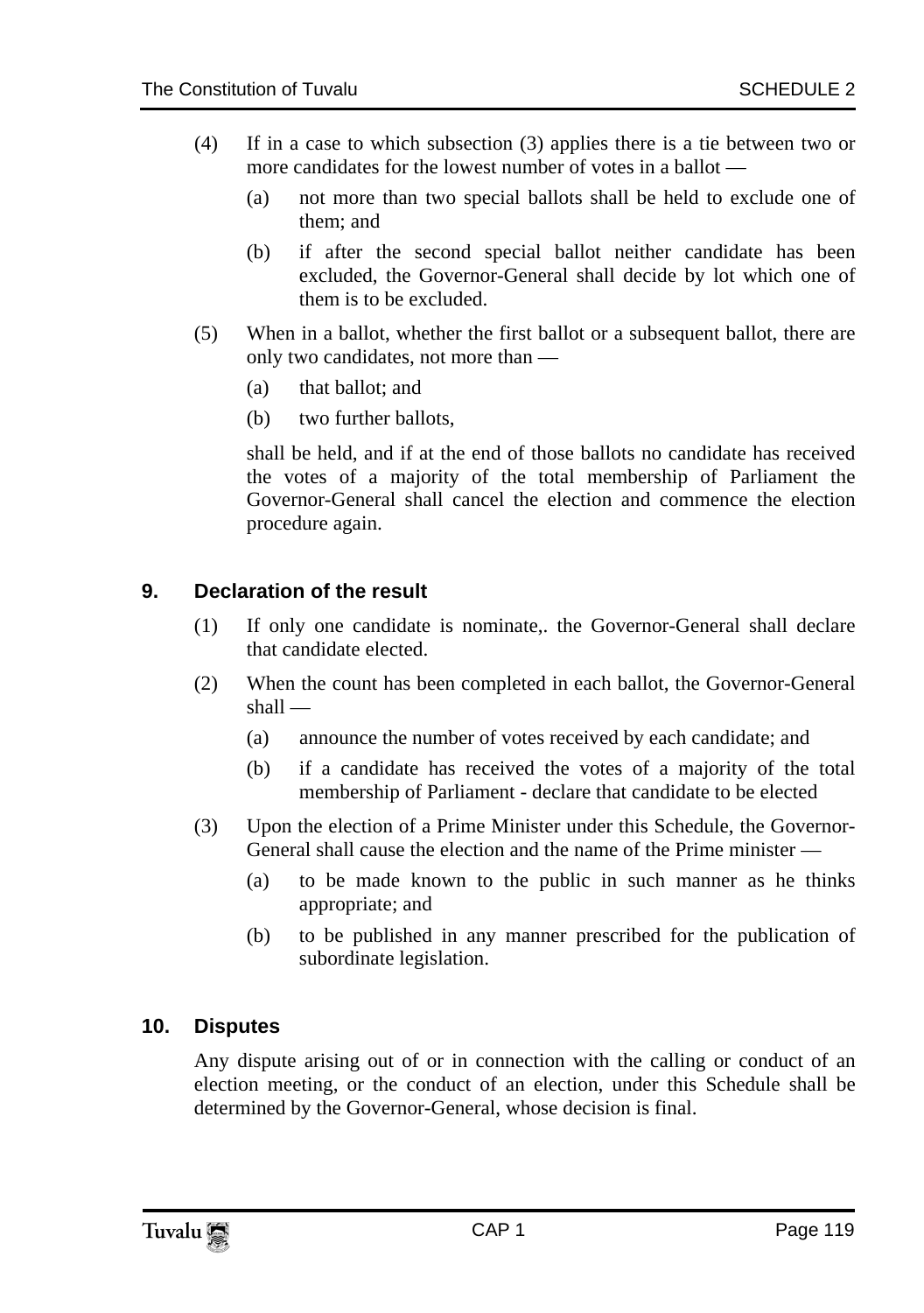(4) If in a case to which subsection (3) applies there is a tie between two or more candidates for the lowest number of votes in a ballot —

(a) not more than two special ballots shall be held to exclude one of them; and

(b) if after the second special ballot neither candidate has been excluded, the Governor-General shall decide by lot which one of them is to be excluded.

(5) When in a ballot, whether the first ballot or a subsequent ballot, there are only two candidates, not more than —

(a) that ballot; and

(b) two further ballots,

shall be held, and if at the end of those ballots no candidate has received the votes of a majority of the total membership of Parliament the Governor-General shall cancel the election and commence the election procedure again.

## 9. Declaration of the result

(1) If only one candidate is nominate,. the Governor-General shall declare that candidate elected.

(2) When the count has been completed in each ballot, the Governor-General shall —

(a) announce the number of votes received by each candidate; and

(b) if a candidate has received the votes of a majority of the total membership of Parliament - declare that candidate to be elected

(3) Upon the election of a Prime Minister under this Schedule, the Governor-General shall cause the election and the name of the Prime minister —

(a) to be made known to the public in such manner as he thinks appropriate; and

(b) to be published in any manner prescribed for the publication of subordinate legislation.

## 10. Disputes

Any dispute arising out of or in connection with the calling or conduct of an election meeting, or the conduct of an election, under this Schedule shall be determined by the Governor-General, whose decision is final.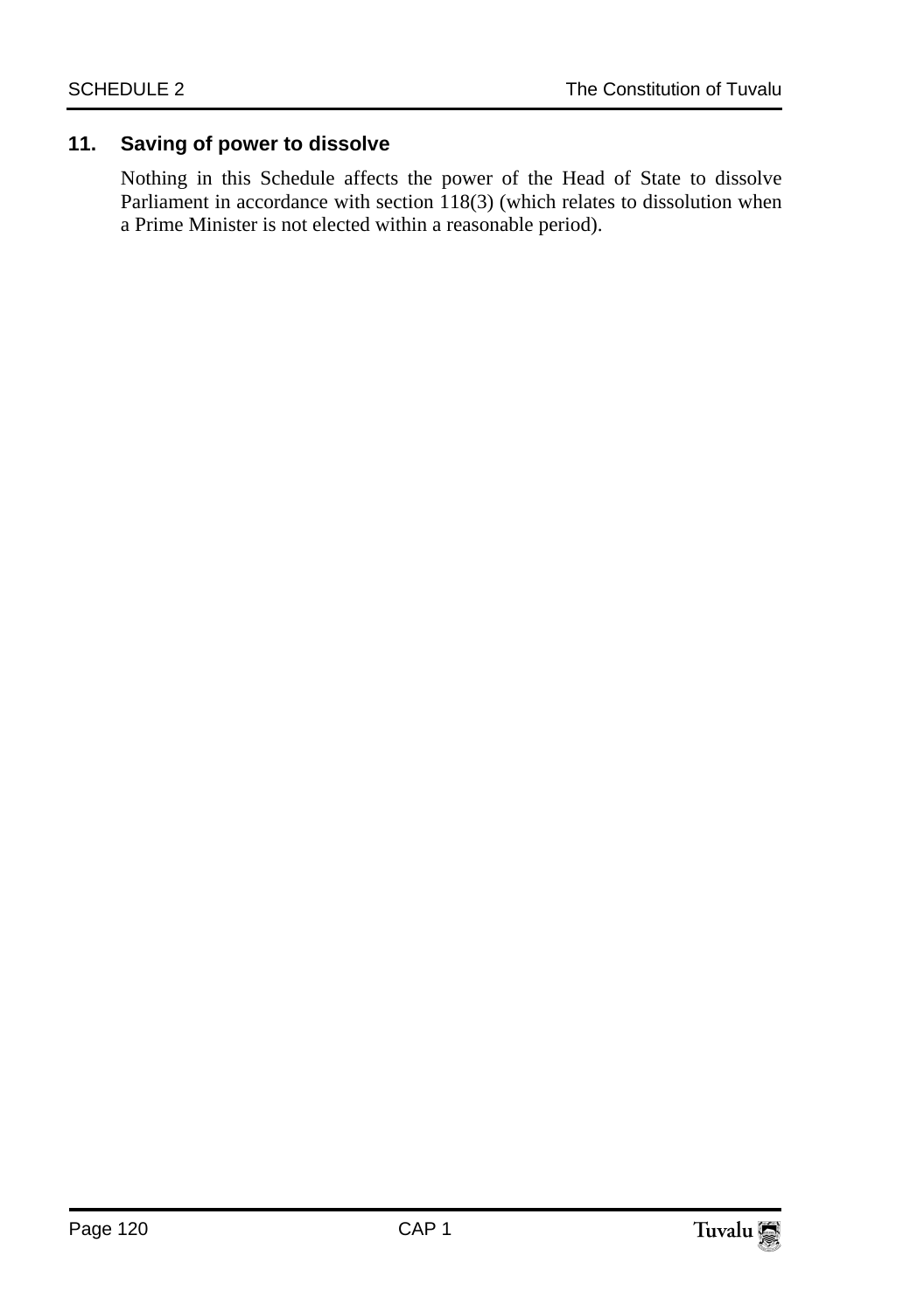### 11. Saving of power to dissolve

Nothing in this Schedule affects the power of the Head of State to dissolve Parliament in accordance with section 118(3) (which relates to dissolution when a Prime Minister is not elected within a reasonable period).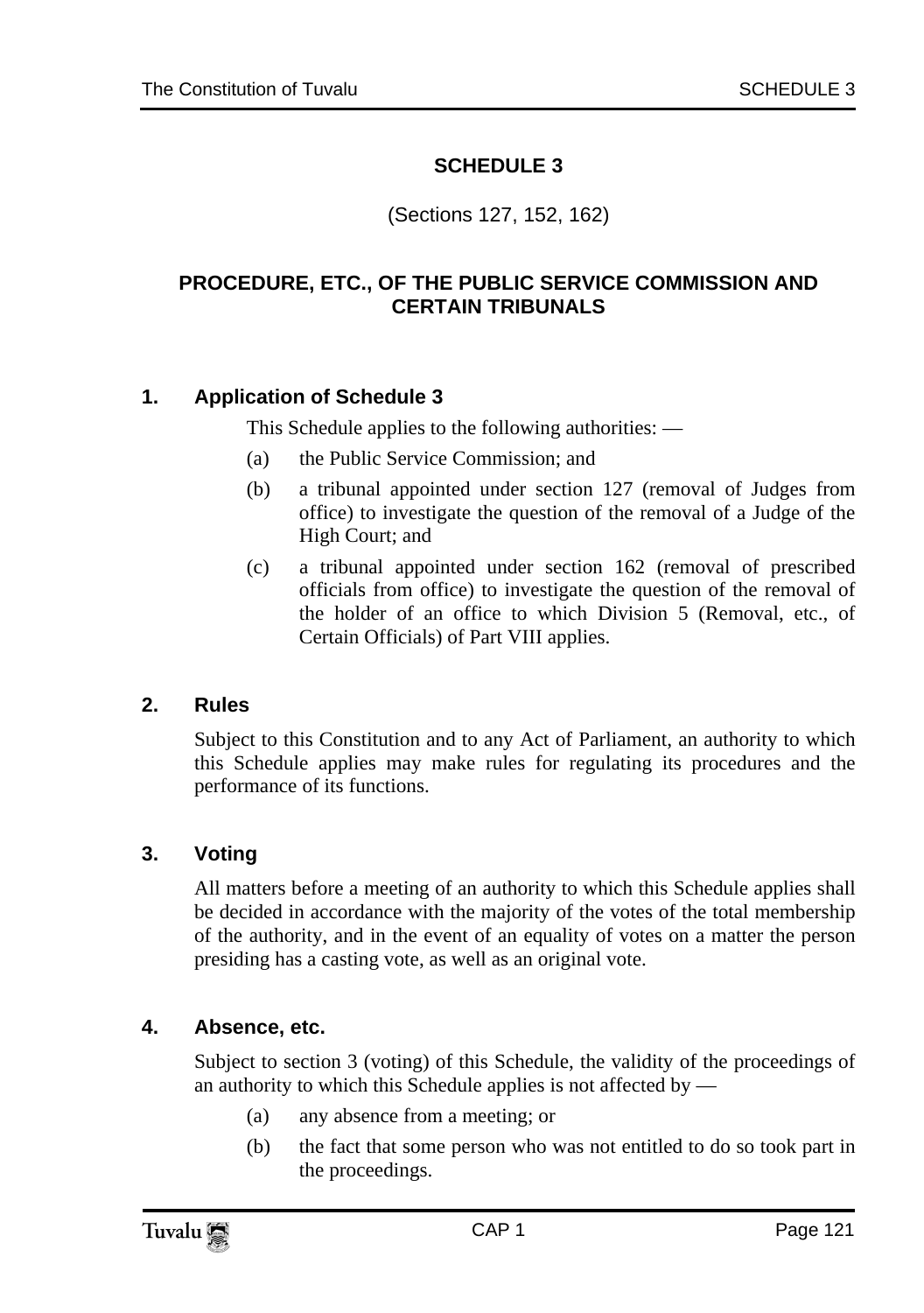# SCHEDULE 3

(Sections 127, 152, 162)

## PROCEDURE, ETC., OF THE PUBLIC SERVICE COMMISSION AND CERTAIN TRIBUNALS

### 1. Application of Schedule 3

This Schedule applies to the following authorities: —

(a) the Public Service Commission; and

(b) a tribunal appointed under section 127 (removal of Judges from office) to investigate the question of the removal of a Judge of the High Court; and

(c) a tribunal appointed under section 162 (removal of prescribed officials from office) to investigate the question of the removal of the holder of an office to which Division 5 (Removal, etc., of Certain Officials) of Part VIII applies.

### 2. Rules

Subject to this Constitution and to any Act of Parliament, an authority to which this Schedule applies may make rules for regulating its procedures and the performance of its functions.

### 3. Voting

All matters before a meeting of an authority to which this Schedule applies shall be decided in accordance with the majority of the votes of the total membership of the authority, and in the event of an equality of votes on a matter the person presiding has a casting vote, as well as an original vote.

### 4. Absence, etc.

Subject to section 3 (voting) of this Schedule, the validity of the proceedings of an authority to which this Schedule applies is not affected by —

(a) any absence from a meeting; or

(b) the fact that some person who was not entitled to do so took part in the proceedings.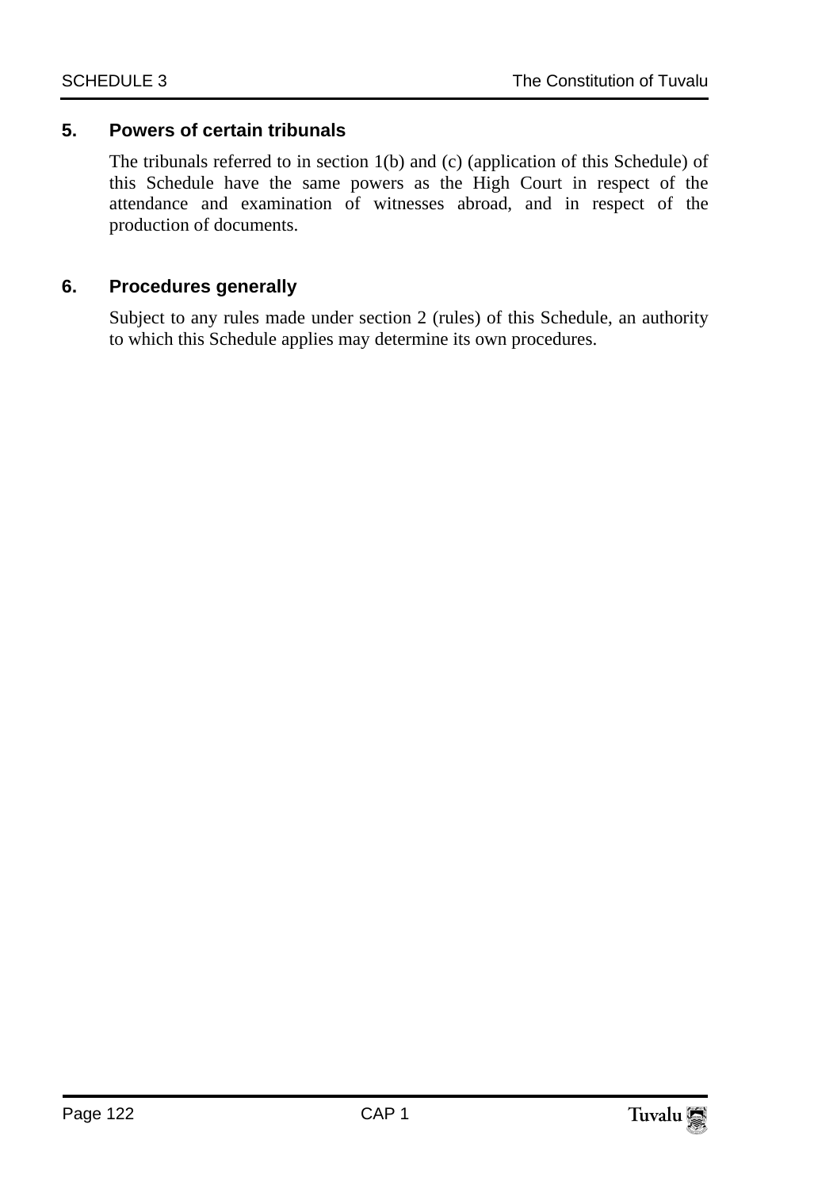### 5. Powers of certain tribunals

The tribunals referred to in section 1(b) and (c) (application of this Schedule) of this Schedule have the same powers as the High Court in respect of the attendance and examination of witnesses abroad, and in respect of the production of documents.

### 6. Procedures generally

Subject to any rules made under section 2 (rules) of this Schedule, an authority to which this Schedule applies may determine its own procedures.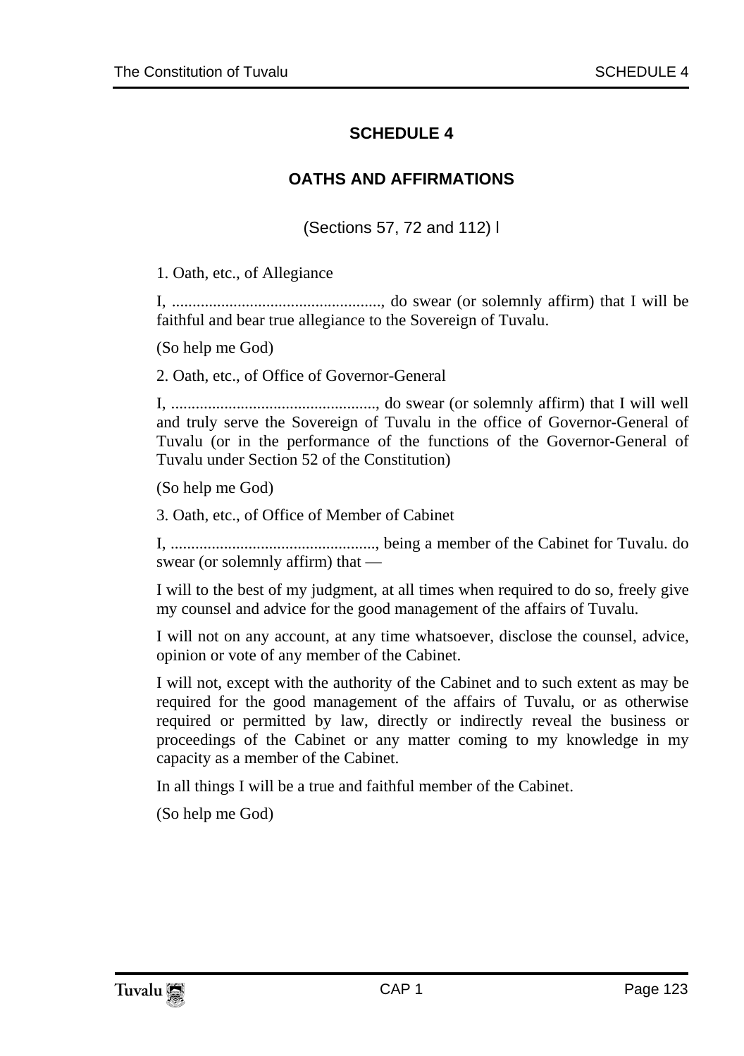# SCHEDULE 4

## OATHS AND AFFIRMATIONS

(Sections 57, 72 and 112) l

1. Oath, etc., of Allegiance

I, ..................................................., do swear (or solemnly affirm) that I will be faithful and bear true allegiance to the Sovereign of Tuvalu.

(So help me God)

2. Oath, etc., of Office of Governor-General

I, .................................................., do swear (or solemnly affirm) that I will well and truly serve the Sovereign of Tuvalu in the office of Governor-General of Tuvalu (or in the performance of the functions of the Governor-General of Tuvalu under Section 52 of the Constitution)

(So help me God)

3. Oath, etc., of Office of Member of Cabinet

I, .................................................., being a member of the Cabinet for Tuvalu. do swear (or solemnly affirm) that —

I will to the best of my judgment, at all times when required to do so, freely give my counsel and advice for the good management of the affairs of Tuvalu.

I will not on any account, at any time whatsoever, disclose the counsel, advice, opinion or vote of any member of the Cabinet.

I will not, except with the authority of the Cabinet and to such extent as may be required for the good management of the affairs of Tuvalu, or as otherwise required or permitted by law, directly or indirectly reveal the business or proceedings of the Cabinet or any matter coming to my knowledge in my capacity as a member of the Cabinet.

In all things I will be a true and faithful member of the Cabinet.

(So help me God)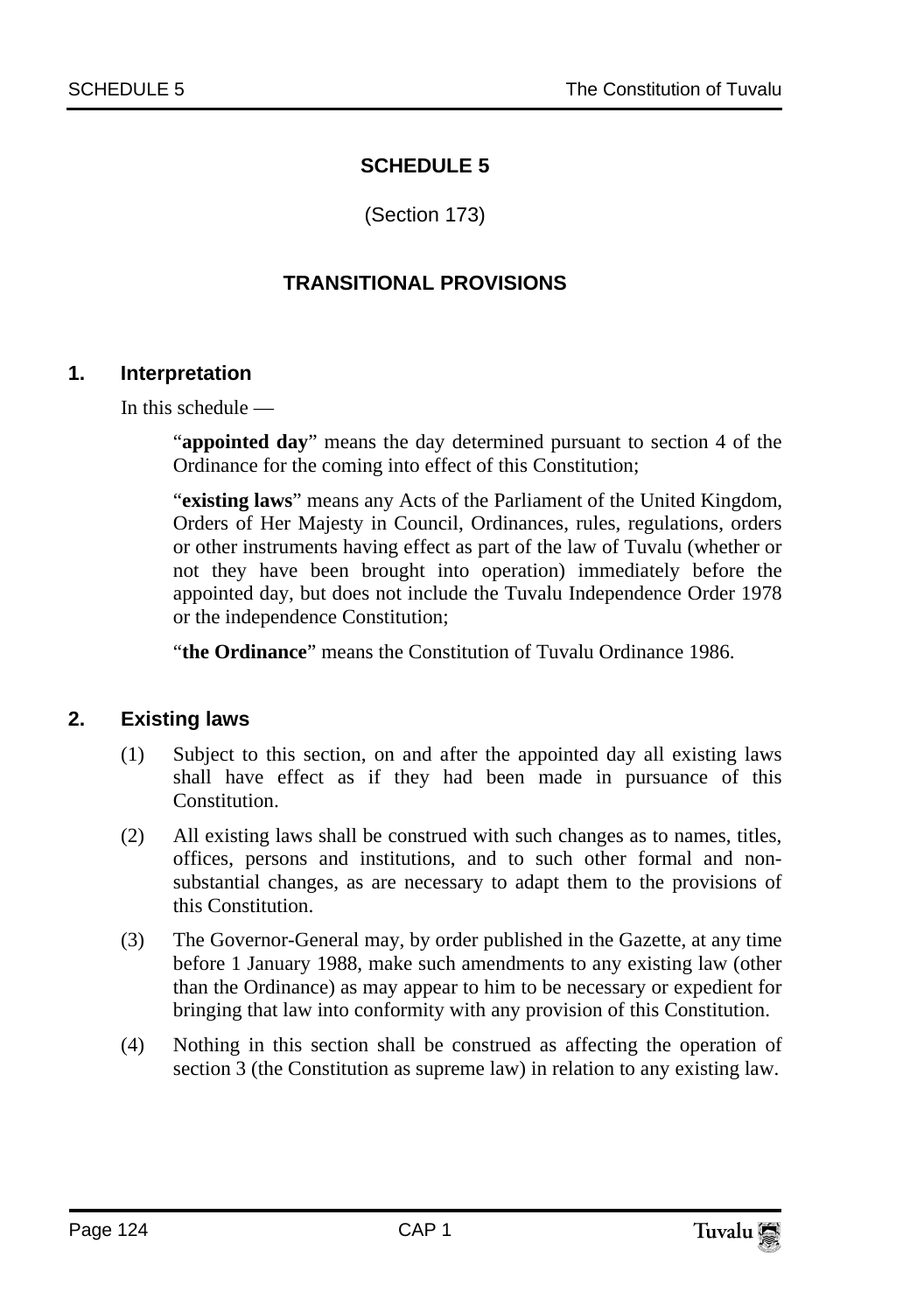# SCHEDULE 5

(Section 173)

## TRANSITIONAL PROVISIONS

### 1. Interpretation

In this schedule —

"**appointed day**" means the day determined pursuant to section 4 of the Ordinance for the coming into effect of this Constitution;

"**existing laws**" means any Acts of the Parliament of the United Kingdom, Orders of Her Majesty in Council, Ordinances, rules, regulations, orders or other instruments having effect as part of the law of Tuvalu (whether or not they have been brought into operation) immediately before the appointed day, but does not include the Tuvalu Independence Order 1978 or the independence Constitution;

"**the Ordinance**" means the Constitution of Tuvalu Ordinance 1986.

### 2. Existing laws

(1) Subject to this section, on and after the appointed day all existing laws shall have effect as if they had been made in pursuance of this Constitution.

(2) All existing laws shall be construed with such changes as to names, titles, offices, persons and institutions, and to such other formal and non-substantial changes, as are necessary to adapt them to the provisions of this Constitution.

(3) The Governor-General may, by order published in the Gazette, at any time before 1 January 1988, make such amendments to any existing law (other than the Ordinance) as may appear to him to be necessary or expedient for bringing that law into conformity with any provision of this Constitution.

(4) Nothing in this section shall be construed as affecting the operation of section 3 (the Constitution as supreme law) in relation to any existing law.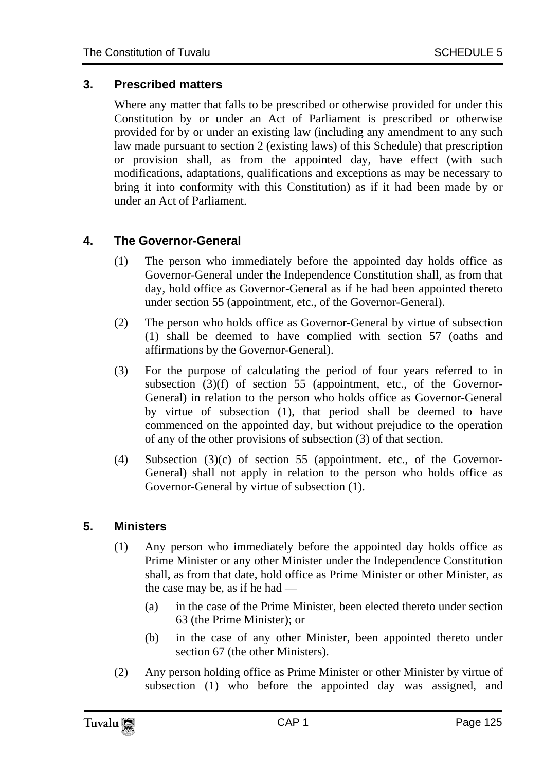### 3. Prescribed matters

Where any matter that falls to be prescribed or otherwise provided for under this Constitution by or under an Act of Parliament is prescribed or otherwise provided for by or under an existing law (including any amendment to any such law made pursuant to section 2 (existing laws) of this Schedule) that prescription or provision shall, as from the appointed day, have effect (with such modifications, adaptations, qualifications and exceptions as may be necessary to bring it into conformity with this Constitution) as if it had been made by or under an Act of Parliament.

### 4. The Governor-General

(1) The person who immediately before the appointed day holds office as Governor-General under the Independence Constitution shall, as from that day, hold office as Governor-General as if he had been appointed thereto under section 55 (appointment, etc., of the Governor-General).

(2) The person who holds office as Governor-General by virtue of subsection (1) shall be deemed to have complied with section 57 (oaths and affirmations by the Governor-General).

(3) For the purpose of calculating the period of four years referred to in subsection (3)(f) of section 55 (appointment, etc., of the Governor-General) in relation to the person who holds office as Governor-General by virtue of subsection (1), that period shall be deemed to have commenced on the appointed day, but without prejudice to the operation of any of the other provisions of subsection (3) of that section.

(4) Subsection (3)(c) of section 55 (appointment. etc., of the Governor-General) shall not apply in relation to the person who holds office as Governor-General by virtue of subsection (1).

### 5. Ministers

(1) Any person who immediately before the appointed day holds office as Prime Minister or any other Minister under the Independence Constitution shall, as from that date, hold office as Prime Minister or other Minister, as the case may be, as if he had —

(a) in the case of the Prime Minister, been elected thereto under section 63 (the Prime Minister); or

(b) in the case of any other Minister, been appointed thereto under section 67 (the other Ministers).

(2) Any person holding office as Prime Minister or other Minister by virtue of subsection (1) who before the appointed day was assigned, and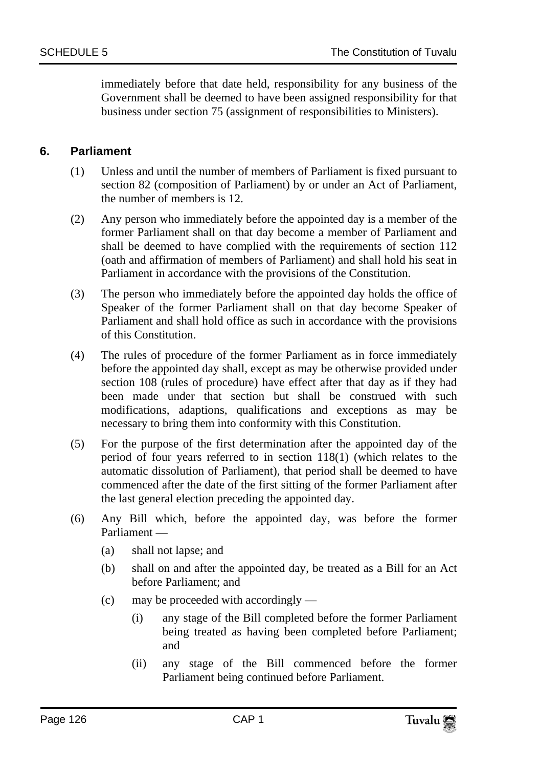immediately before that date held, responsibility for any business of the Government shall be deemed to have been assigned responsibility for that business under section 75 (assignment of responsibilities to Ministers).

### 6. Parliament

(1) Unless and until the number of members of Parliament is fixed pursuant to section 82 (composition of Parliament) by or under an Act of Parliament, the number of members is 12.

(2) Any person who immediately before the appointed day is a member of the former Parliament shall on that day become a member of Parliament and shall be deemed to have complied with the requirements of section 112 (oath and affirmation of members of Parliament) and shall hold his seat in Parliament in accordance with the provisions of the Constitution.

(3) The person who immediately before the appointed day holds the office of Speaker of the former Parliament shall on that day become Speaker of Parliament and shall hold office as such in accordance with the provisions of this Constitution.

(4) The rules of procedure of the former Parliament as in force immediately before the appointed day shall, except as may be otherwise provided under section 108 (rules of procedure) have effect after that day as if they had been made under that section but shall be construed with such modifications, adaptions, qualifications and exceptions as may be necessary to bring them into conformity with this Constitution.

(5) For the purpose of the first determination after the appointed day of the period of four years referred to in section 118(1) (which relates to the automatic dissolution of Parliament), that period shall be deemed to have commenced after the date of the first sitting of the former Parliament after the last general election preceding the appointed day.

(6) Any Bill which, before the appointed day, was before the former Parliament —

- (a) shall not lapse; and
- (b) shall on and after the appointed day, be treated as a Bill for an Act before Parliament; and
- (c) may be proceeded with accordingly —
  - (i) any stage of the Bill completed before the former Parliament being treated as having been completed before Parliament; and
  - (ii) any stage of the Bill commenced before the former Parliament being continued before Parliament.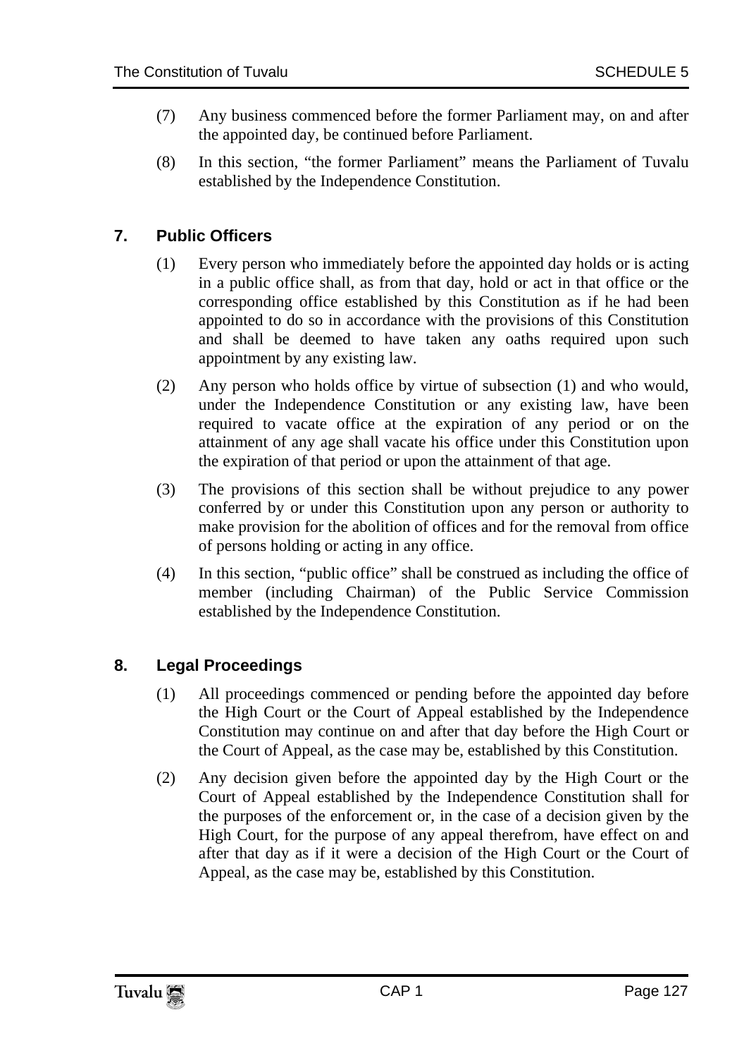(7) Any business commenced before the former Parliament may, on and after the appointed day, be continued before Parliament.

(8) In this section, "the former Parliament" means the Parliament of Tuvalu established by the Independence Constitution.

## 7. Public Officers

(1) Every person who immediately before the appointed day holds or is acting in a public office shall, as from that day, hold or act in that office or the corresponding office established by this Constitution as if he had been appointed to do so in accordance with the provisions of this Constitution and shall be deemed to have taken any oaths required upon such appointment by any existing law.

(2) Any person who holds office by virtue of subsection (1) and who would, under the Independence Constitution or any existing law, have been required to vacate office at the expiration of any period or on the attainment of any age shall vacate his office under this Constitution upon the expiration of that period or upon the attainment of that age.

(3) The provisions of this section shall be without prejudice to any power conferred by or under this Constitution upon any person or authority to make provision for the abolition of offices and for the removal from office of persons holding or acting in any office.

(4) In this section, "public office" shall be construed as including the office of member (including Chairman) of the Public Service Commission established by the Independence Constitution.

## 8. Legal Proceedings

(1) All proceedings commenced or pending before the appointed day before the High Court or the Court of Appeal established by the Independence Constitution may continue on and after that day before the High Court or the Court of Appeal, as the case may be, established by this Constitution.

(2) Any decision given before the appointed day by the High Court or the Court of Appeal established by the Independence Constitution shall for the purposes of the enforcement or, in the case of a decision given by the High Court, for the purpose of any appeal therefrom, have effect on and after that day as if it were a decision of the High Court or the Court of Appeal, as the case may be, established by this Constitution.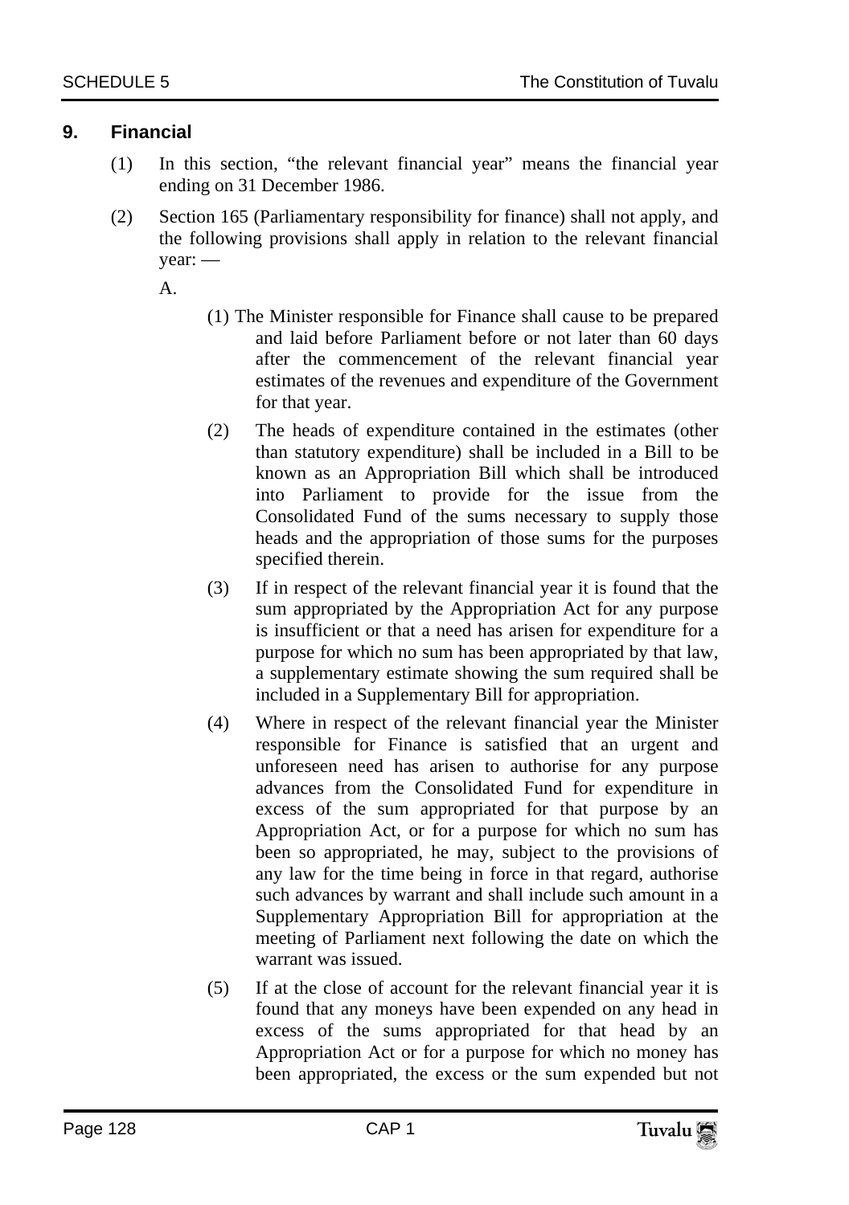## 9. Financial

(1) In this section, "the relevant financial year" means the financial year ending on 31 December 1986.

(2) Section 165 (Parliamentary responsibility for finance) shall not apply, and the following provisions shall apply in relation to the relevant financial year: —

A.

(1) The Minister responsible for Finance shall cause to be prepared and laid before Parliament before or not later than 60 days after the commencement of the relevant financial year estimates of the revenues and expenditure of the Government for that year.

(2) The heads of expenditure contained in the estimates (other than statutory expenditure) shall be included in a Bill to be known as an Appropriation Bill which shall be introduced into Parliament to provide for the issue from the Consolidated Fund of the sums necessary to supply those heads and the appropriation of those sums for the purposes specified therein.

(3) If in respect of the relevant financial year it is found that the sum appropriated by the Appropriation Act for any purpose is insufficient or that a need has arisen for expenditure for a purpose for which no sum has been appropriated by that law, a supplementary estimate showing the sum required shall be included in a Supplementary Bill for appropriation.

(4) Where in respect of the relevant financial year the Minister responsible for Finance is satisfied that an urgent and unforeseen need has arisen to authorise for any purpose advances from the Consolidated Fund for expenditure in excess of the sum appropriated for that purpose by an Appropriation Act, or for a purpose for which no sum has been so appropriated, he may, subject to the provisions of any law for the time being in force in that regard, authorise such advances by warrant and shall include such amount in a Supplementary Appropriation Bill for appropriation at the meeting of Parliament next following the date on which the warrant was issued.

(5) If at the close of account for the relevant financial year it is found that any moneys have been expended on any head in excess of the sums appropriated for that head by an Appropriation Act or for a purpose for which no money has been appropriated, the excess or the sum expended but not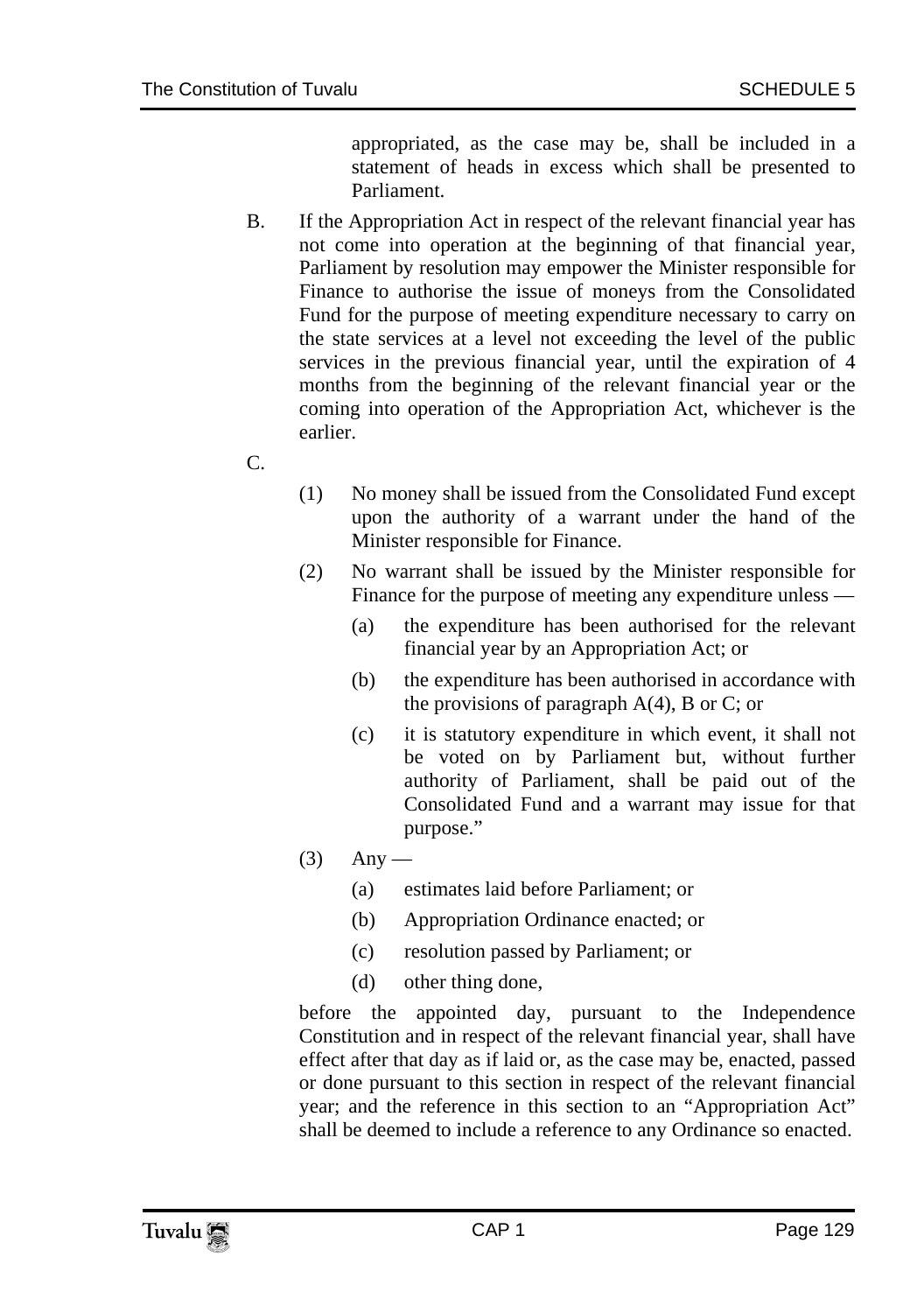appropriated, as the case may be, shall be included in a statement of heads in excess which shall be presented to Parliament.

B. If the Appropriation Act in respect of the relevant financial year has not come into operation at the beginning of that financial year, Parliament by resolution may empower the Minister responsible for Finance to authorise the issue of moneys from the Consolidated Fund for the purpose of meeting expenditure necessary to carry on the state services at a level not exceeding the level of the public services in the previous financial year, until the expiration of 4 months from the beginning of the relevant financial year or the coming into operation of the Appropriation Act, whichever is the earlier.

C.

(1) No money shall be issued from the Consolidated Fund except upon the authority of a warrant under the hand of the Minister responsible for Finance.

(2) No warrant shall be issued by the Minister responsible for Finance for the purpose of meeting any expenditure unless —

   (a) the expenditure has been authorised for the relevant financial year by an Appropriation Act; or

   (b) the expenditure has been authorised in accordance with the provisions of paragraph A(4), B or C; or

   (c) it is statutory expenditure in which event, it shall not be voted on by Parliament but, without further authority of Parliament, shall be paid out of the Consolidated Fund and a warrant may issue for that purpose."

(3) Any —

   (a) estimates laid before Parliament; or

   (b) Appropriation Ordinance enacted; or

   (c) resolution passed by Parliament; or

   (d) other thing done,

before the appointed day, pursuant to the Independence Constitution and in respect of the relevant financial year, shall have effect after that day as if laid or, as the case may be, enacted, passed or done pursuant to this section in respect of the relevant financial year; and the reference in this section to an "Appropriation Act" shall be deemed to include a reference to any Ordinance so enacted.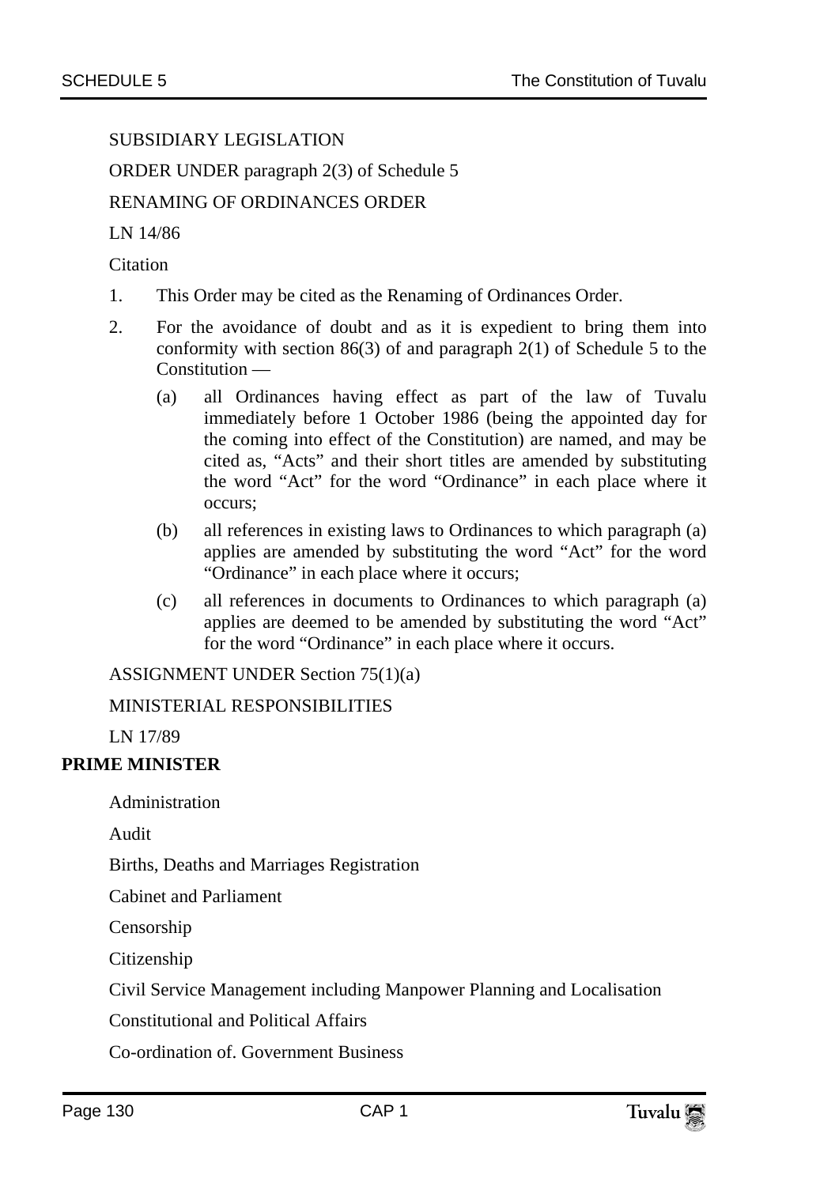SUBSIDIARY LEGISLATION

ORDER UNDER paragraph 2(3) of Schedule 5

RENAMING OF ORDINANCES ORDER

LN 14/86

Citation

1. This Order may be cited as the Renaming of Ordinances Order.

2. For the avoidance of doubt and as it is expedient to bring them into conformity with section 86(3) of and paragraph 2(1) of Schedule 5 to the Constitution —

   (a) all Ordinances having effect as part of the law of Tuvalu immediately before 1 October 1986 (being the appointed day for the coming into effect of the Constitution) are named, and may be cited as, "Acts" and their short titles are amended by substituting the word "Act" for the word "Ordinance" in each place where it occurs;

   (b) all references in existing laws to Ordinances to which paragraph (a) applies are amended by substituting the word "Act" for the word "Ordinance" in each place where it occurs;

   (c) all references in documents to Ordinances to which paragraph (a) applies are deemed to be amended by substituting the word "Act" for the word "Ordinance" in each place where it occurs.

ASSIGNMENT UNDER Section 75(1)(a)

MINISTERIAL RESPONSIBILITIES

LN 17/89

**PRIME MINISTER**

Administration

Audit

Births, Deaths and Marriages Registration

Cabinet and Parliament

Censorship

Citizenship

Civil Service Management including Manpower Planning and Localisation

Constitutional and Political Affairs

Co-ordination of. Government Business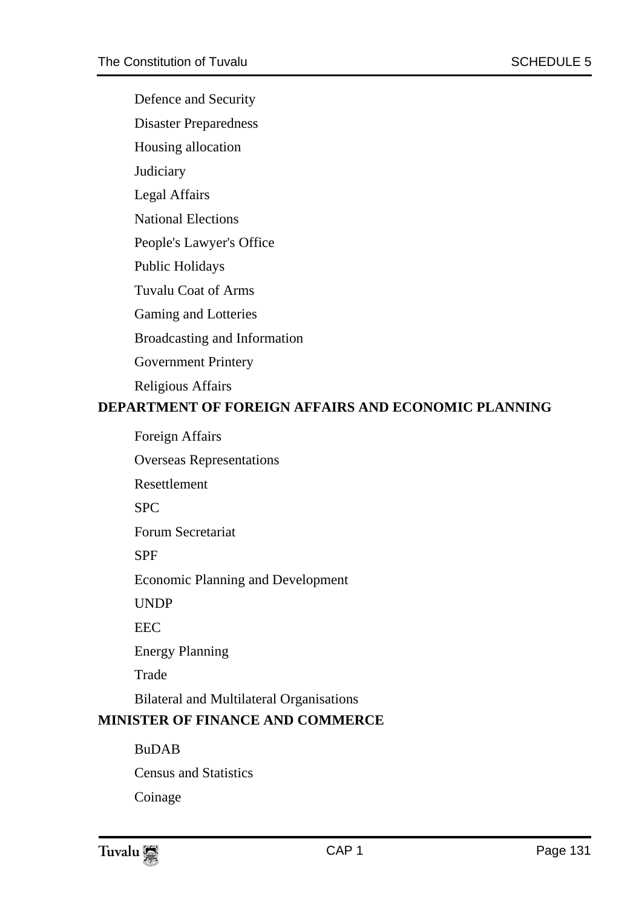Defence and Security

Disaster Preparedness

Housing allocation

Judiciary

Legal Affairs

National Elections

People's Lawyer's Office

Public Holidays

Tuvalu Coat of Arms

Gaming and Lotteries

Broadcasting and Information

Government Printery

Religious Affairs

**DEPARTMENT OF FOREIGN AFFAIRS AND ECONOMIC PLANNING**

Foreign Affairs

Overseas Representations

Resettlement

SPC

Forum Secretariat

SPF

Economic Planning and Development

UNDP

EEC

Energy Planning

Trade

Bilateral and Multilateral Organisations

**MINISTER OF FINANCE AND COMMERCE**

BuDAB

Census and Statistics

Coinage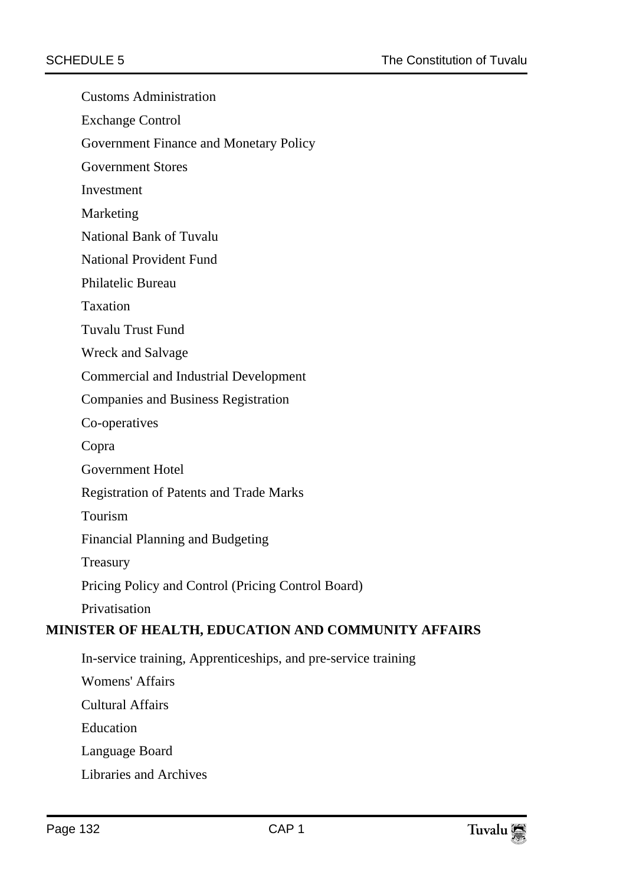Customs Administration

Exchange Control

Government Finance and Monetary Policy

Government Stores

Investment

Marketing

National Bank of Tuvalu

National Provident Fund

Philatelic Bureau

Taxation

Tuvalu Trust Fund

Wreck and Salvage

Commercial and Industrial Development

Companies and Business Registration

Co-operatives

Copra

Government Hotel

Registration of Patents and Trade Marks

Tourism

Financial Planning and Budgeting

Treasury

Pricing Policy and Control (Pricing Control Board)

Privatisation

**MINISTER OF HEALTH, EDUCATION AND COMMUNITY AFFAIRS**

In-service training, Apprenticeships, and pre-service training

Womens' Affairs

Cultural Affairs

Education

Language Board

Libraries and Archives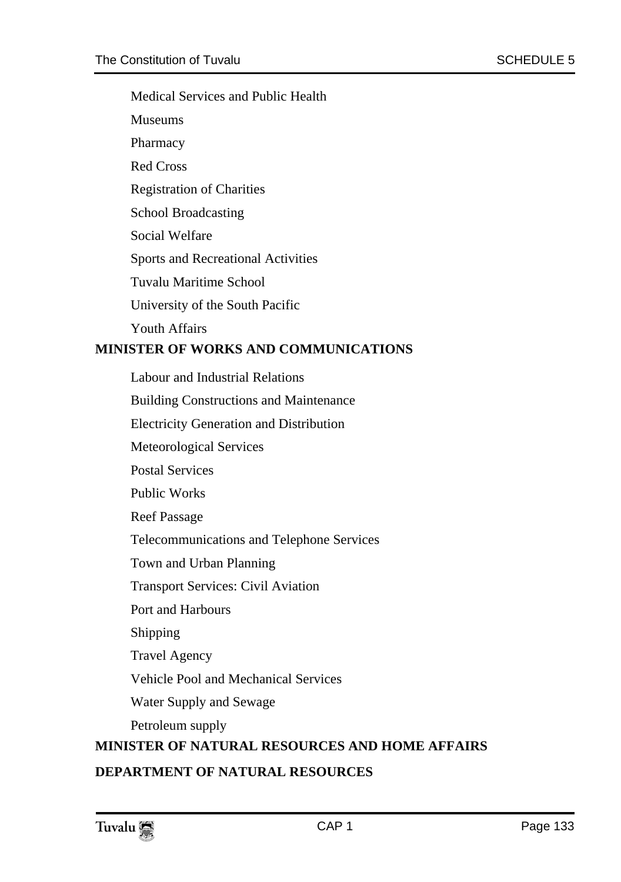Medical Services and Public Health

Museums

Pharmacy

Red Cross

Registration of Charities

School Broadcasting

Social Welfare

Sports and Recreational Activities

Tuvalu Maritime School

University of the South Pacific

Youth Affairs

**MINISTER OF WORKS AND COMMUNICATIONS**

Labour and Industrial Relations

Building Constructions and Maintenance

Electricity Generation and Distribution

Meteorological Services

Postal Services

Public Works

Reef Passage

Telecommunications and Telephone Services

Town and Urban Planning

Transport Services: Civil Aviation

Port and Harbours

Shipping

Travel Agency

Vehicle Pool and Mechanical Services

Water Supply and Sewage

Petroleum supply

**MINISTER OF NATURAL RESOURCES AND HOME AFFAIRS**

**DEPARTMENT OF NATURAL RESOURCES**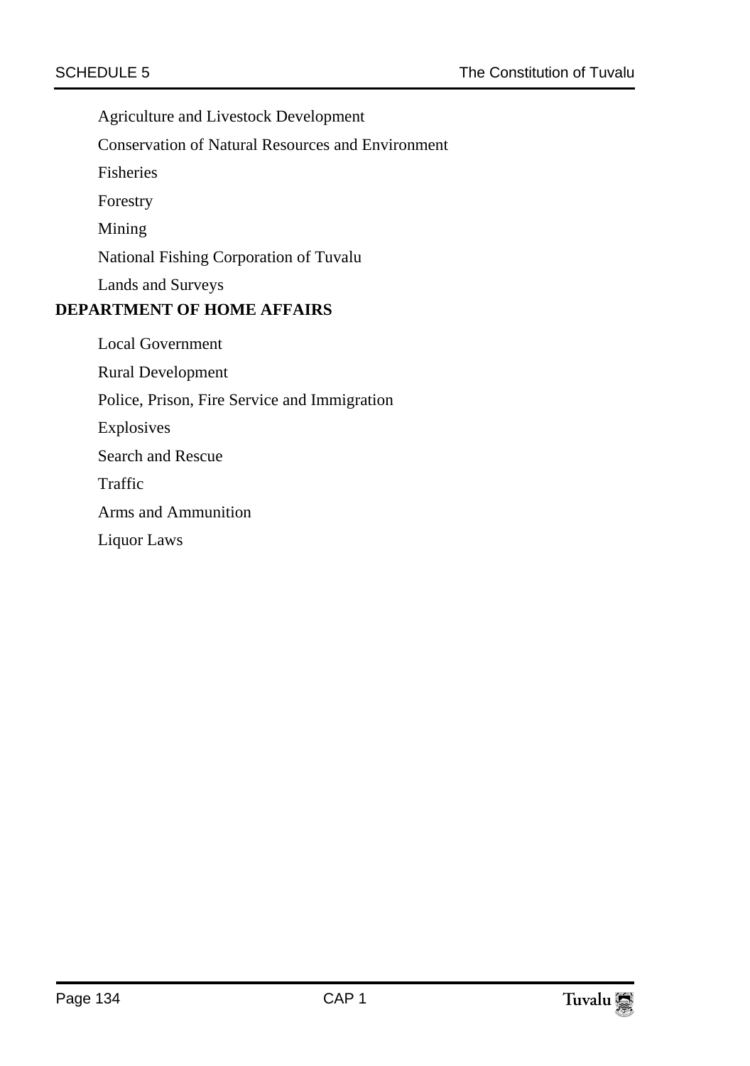Agriculture and Livestock Development

Conservation of Natural Resources and Environment

Fisheries

Forestry

Mining

National Fishing Corporation of Tuvalu

Lands and Surveys

**DEPARTMENT OF HOME AFFAIRS**

Local Government

Rural Development

Police, Prison, Fire Service and Immigration

Explosives

Search and Rescue

Traffic

Arms and Ammunition

Liquor Laws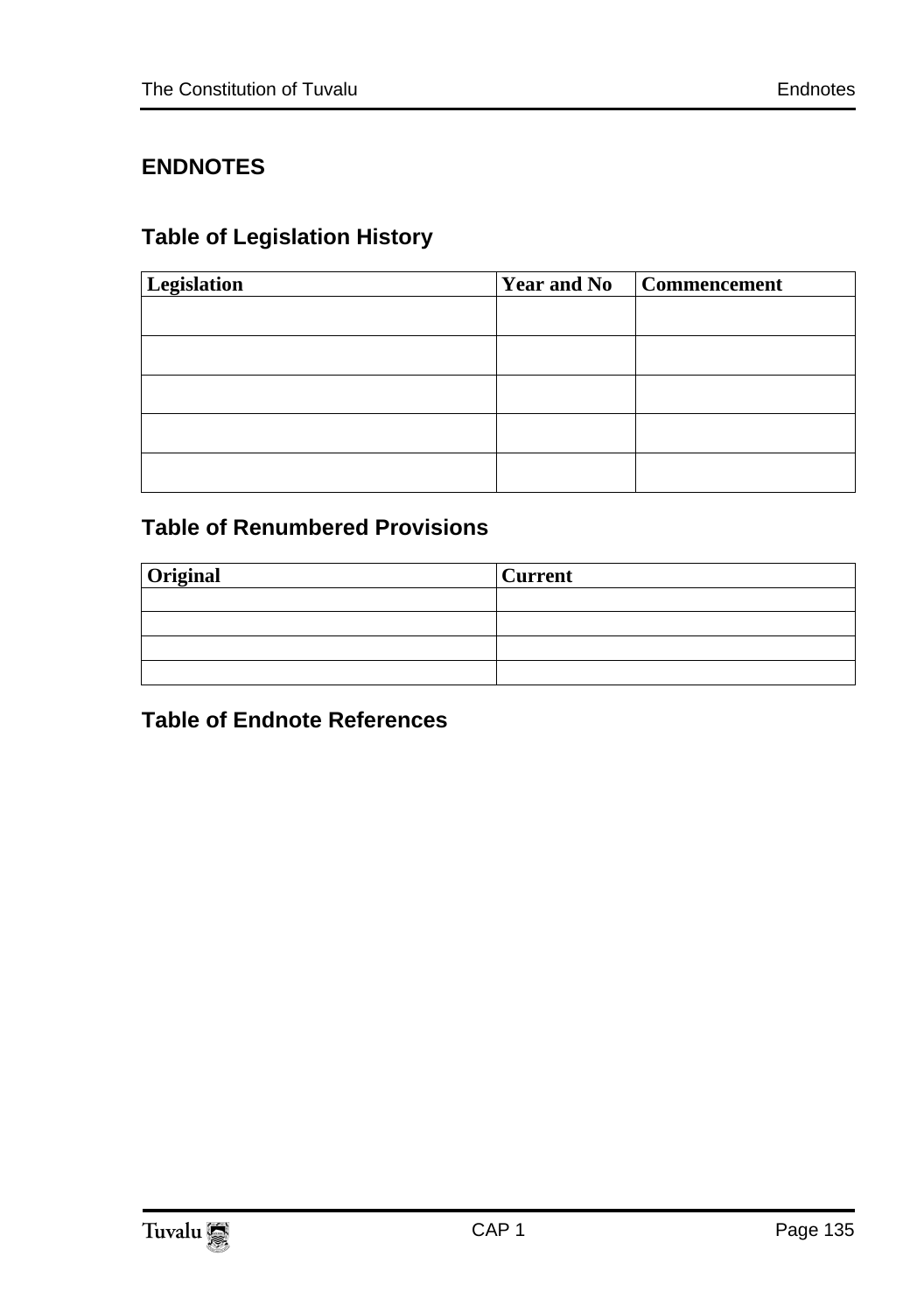# ENDNOTES

## Table of Legislation History

| Legislation | Year and No | Commencement |
|---|---|---|
| | | |
| | | |
| | | |
| | | |
| | | |

## Table of Renumbered Provisions

| Original | Current |
|---|---|
| | |
| | |
| | |
| | |

## Table of Endnote References